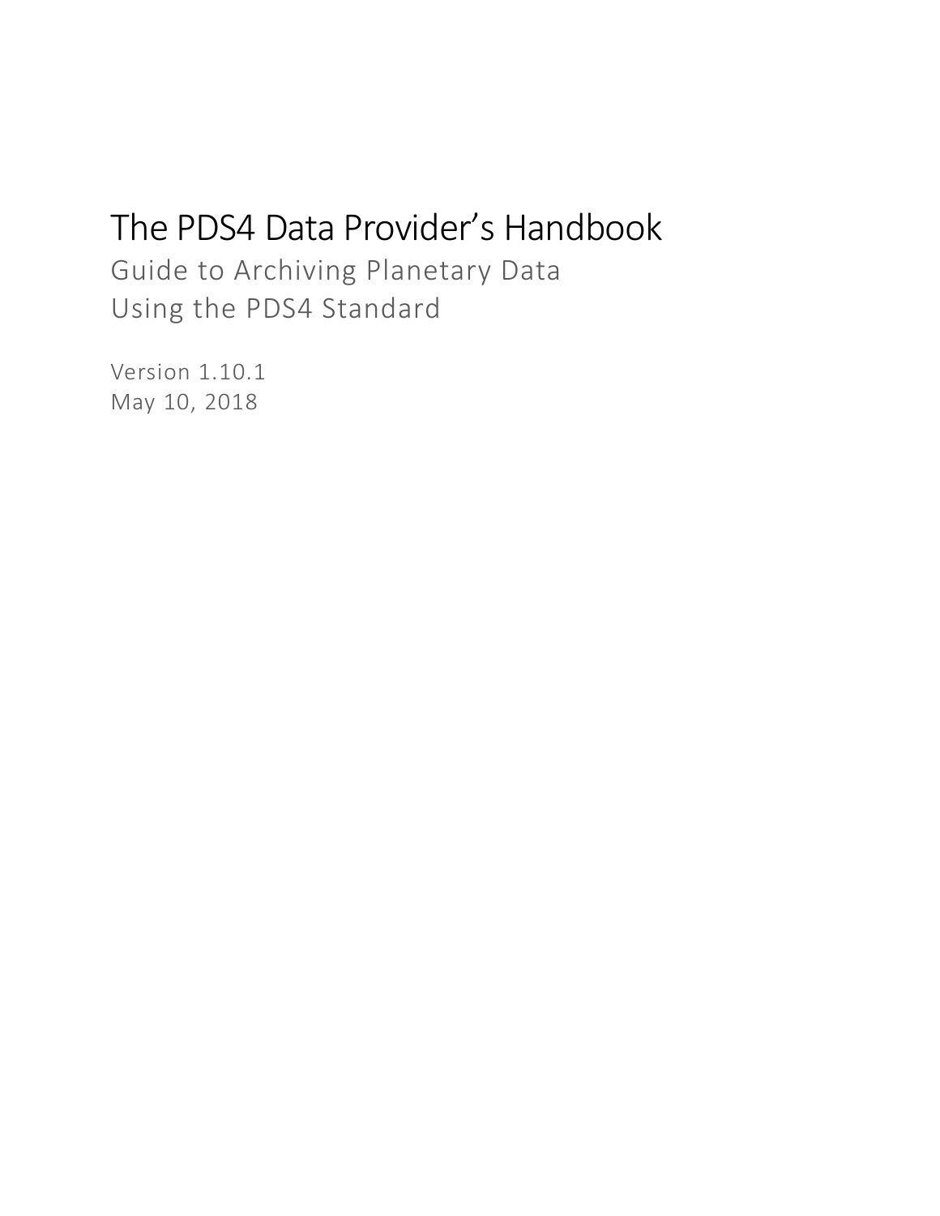# The PDS4 Data Provider's Handbook

## Guide to Archiving Planetary Data Using the PDS4 Standard

Version 1.10.1
May 10, 2018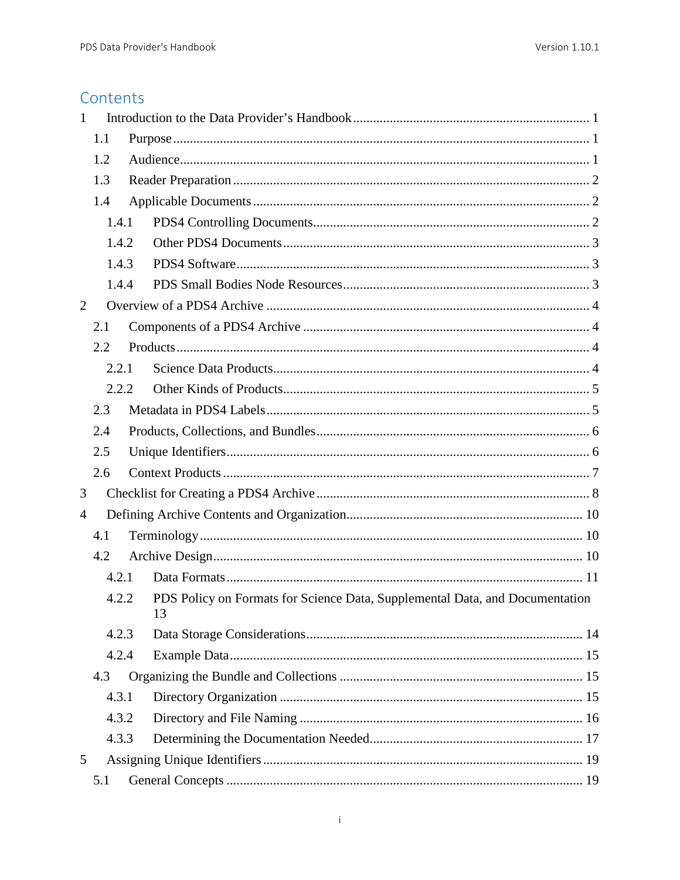# Contents

1 Introduction to the Data Provider's Handbook ........ 1
  - 1.1 Purpose ........ 1
  - 1.2 Audience ........ 1
  - 1.3 Reader Preparation ........ 2
  - 1.4 Applicable Documents ........ 2
    - 1.4.1 PDS4 Controlling Documents ........ 2
    - 1.4.2 Other PDS4 Documents ........ 3
    - 1.4.3 PDS4 Software ........ 3
    - 1.4.4 PDS Small Bodies Node Resources ........ 3

2 Overview of a PDS4 Archive ........ 4
  - 2.1 Components of a PDS4 Archive ........ 4
  - 2.2 Products ........ 4
    - 2.2.1 Science Data Products ........ 4
    - 2.2.2 Other Kinds of Products ........ 5
  - 2.3 Metadata in PDS4 Labels ........ 5
  - 2.4 Products, Collections, and Bundles ........ 6
  - 2.5 Unique Identifiers ........ 6
  - 2.6 Context Products ........ 7

3 Checklist for Creating a PDS4 Archive ........ 8

4 Defining Archive Contents and Organization ........ 10
  - 4.1 Terminology ........ 10
  - 4.2 Archive Design ........ 10
    - 4.2.1 Data Formats ........ 11
    - 4.2.2 PDS Policy on Formats for Science Data, Supplemental Data, and Documentation 13
    - 4.2.3 Data Storage Considerations ........ 14
    - 4.2.4 Example Data ........ 15
  - 4.3 Organizing the Bundle and Collections ........ 15
    - 4.3.1 Directory Organization ........ 15
    - 4.3.2 Directory and File Naming ........ 16
    - 4.3.3 Determining the Documentation Needed ........ 17

5 Assigning Unique Identifiers ........ 19
  - 5.1 General Concepts ........ 19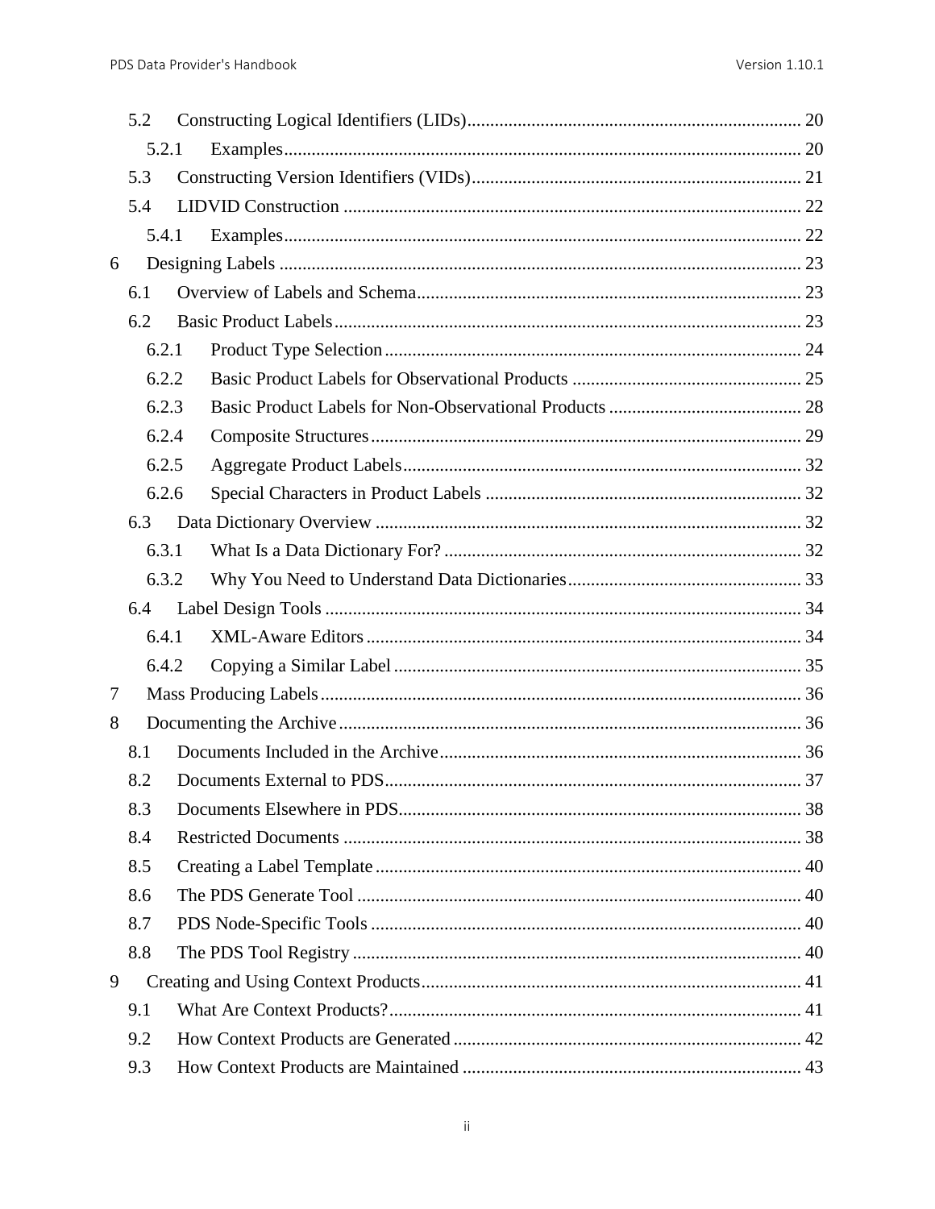5.2 Constructing Logical Identifiers (LIDs) ........................................................................ 20

5.2.1 Examples ................................................................................................................ 20

5.3 Constructing Version Identifiers (VIDs) ....................................................................... 21

5.4 LIDVID Construction ................................................................................................... 22

5.4.1 Examples ................................................................................................................ 22

6 Designing Labels ................................................................................................................. 23

6.1 Overview of Labels and Schema ................................................................................... 23

6.2 Basic Product Labels ..................................................................................................... 23

6.2.1 Product Type Selection .......................................................................................... 24

6.2.2 Basic Product Labels for Observational Products .................................................. 25

6.2.3 Basic Product Labels for Non-Observational Products .......................................... 28

6.2.4 Composite Structures ............................................................................................. 29

6.2.5 Aggregate Product Labels ...................................................................................... 32

6.2.6 Special Characters in Product Labels .................................................................... 32

6.3 Data Dictionary Overview ............................................................................................ 32

6.3.1 What Is a Data Dictionary For? ............................................................................. 32

6.3.2 Why You Need to Understand Data Dictionaries ................................................... 33

6.4 Label Design Tools ....................................................................................................... 34

6.4.1 XML-Aware Editors ............................................................................................... 34

6.4.2 Copying a Similar Label ........................................................................................ 35

7 Mass Producing Labels ........................................................................................................ 36

8 Documenting the Archive .................................................................................................... 36

8.1 Documents Included in the Archive .............................................................................. 36

8.2 Documents External to PDS .......................................................................................... 37

8.3 Documents Elsewhere in PDS ....................................................................................... 38

8.4 Restricted Documents ................................................................................................... 38

8.5 Creating a Label Template ............................................................................................ 40

8.6 The PDS Generate Tool ................................................................................................ 40

8.7 PDS Node-Specific Tools ............................................................................................. 40

8.8 The PDS Tool Registry ................................................................................................. 40

9 Creating and Using Context Products .................................................................................. 41

9.1 What Are Context Products? ......................................................................................... 41

9.2 How Context Products are Generated ........................................................................... 42

9.3 How Context Products are Maintained ......................................................................... 43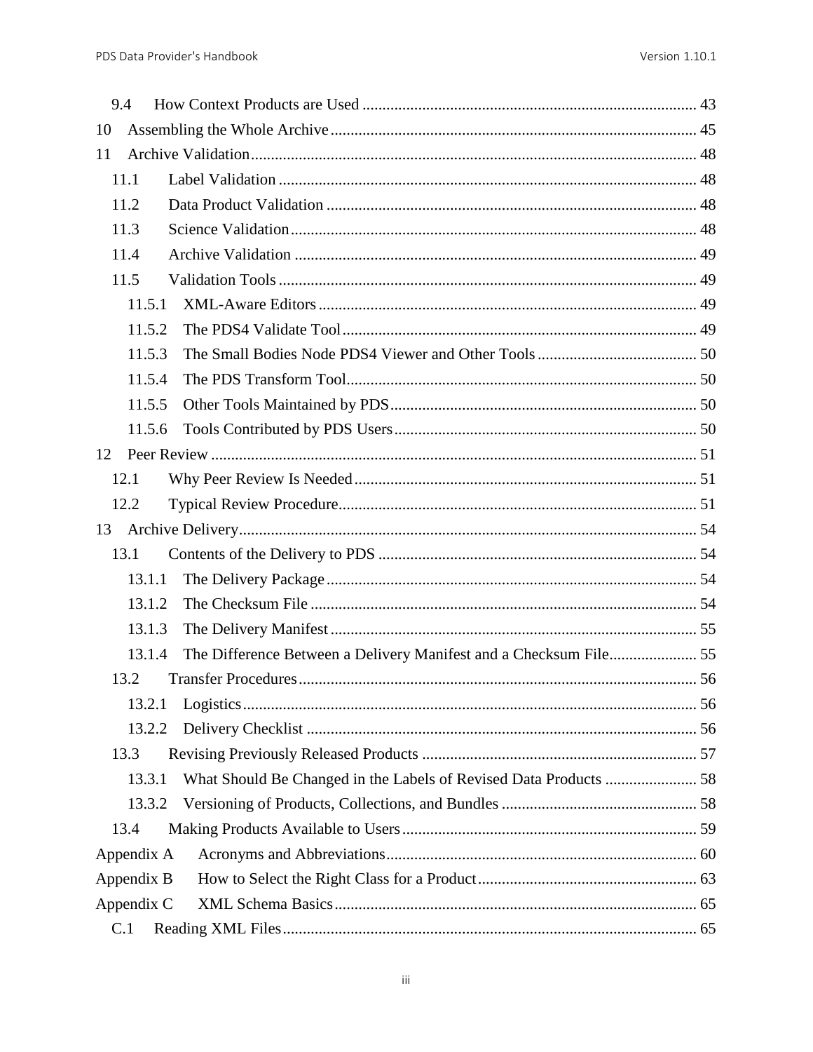9.4 How Context Products are Used ... 43

10 Assembling the Whole Archive ... 45

11 Archive Validation ... 48

11.1 Label Validation ... 48

11.2 Data Product Validation ... 48

11.3 Science Validation ... 48

11.4 Archive Validation ... 49

11.5 Validation Tools ... 49

11.5.1 XML-Aware Editors ... 49

11.5.2 The PDS4 Validate Tool ... 49

11.5.3 The Small Bodies Node PDS4 Viewer and Other Tools ... 50

11.5.4 The PDS Transform Tool ... 50

11.5.5 Other Tools Maintained by PDS ... 50

11.5.6 Tools Contributed by PDS Users ... 50

12 Peer Review ... 51

12.1 Why Peer Review Is Needed ... 51

12.2 Typical Review Procedure ... 51

13 Archive Delivery ... 54

13.1 Contents of the Delivery to PDS ... 54

13.1.1 The Delivery Package ... 54

13.1.2 The Checksum File ... 54

13.1.3 The Delivery Manifest ... 55

13.1.4 The Difference Between a Delivery Manifest and a Checksum File ... 55

13.2 Transfer Procedures ... 56

13.2.1 Logistics ... 56

13.2.2 Delivery Checklist ... 56

13.3 Revising Previously Released Products ... 57

13.3.1 What Should Be Changed in the Labels of Revised Data Products ... 58

13.3.2 Versioning of Products, Collections, and Bundles ... 58

13.4 Making Products Available to Users ... 59

Appendix A Acronyms and Abbreviations ... 60

Appendix B How to Select the Right Class for a Product ... 63

Appendix C XML Schema Basics ... 65

C.1 Reading XML Files ... 65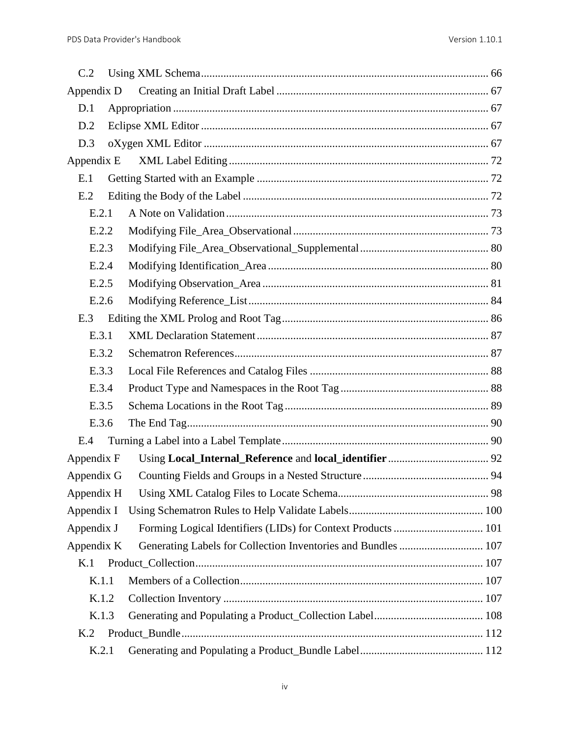C.2 Using XML Schema ..... 66

Appendix D Creating an Initial Draft Label ..... 67

D.1 Appropriation ..... 67

D.2 Eclipse XML Editor ..... 67

D.3 oXygen XML Editor ..... 67

Appendix E XML Label Editing ..... 72

E.1 Getting Started with an Example ..... 72

E.2 Editing the Body of the Label ..... 72

E.2.1 A Note on Validation ..... 73

E.2.2 Modifying File_Area_Observational ..... 73

E.2.3 Modifying File_Area_Observational_Supplemental ..... 80

E.2.4 Modifying Identification_Area ..... 80

E.2.5 Modifying Observation_Area ..... 81

E.2.6 Modifying Reference_List ..... 84

E.3 Editing the XML Prolog and Root Tag ..... 86

E.3.1 XML Declaration Statement ..... 87

E.3.2 Schematron References ..... 87

E.3.3 Local File References and Catalog Files ..... 88

E.3.4 Product Type and Namespaces in the Root Tag ..... 88

E.3.5 Schema Locations in the Root Tag ..... 89

E.3.6 The End Tag ..... 90

E.4 Turning a Label into a Label Template ..... 90

Appendix F Using **Local_Internal_Reference** and **local_identifier** ..... 92

Appendix G Counting Fields and Groups in a Nested Structure ..... 94

Appendix H Using XML Catalog Files to Locate Schema ..... 98

Appendix I Using Schematron Rules to Help Validate Labels ..... 100

Appendix J Forming Logical Identifiers (LIDs) for Context Products ..... 101

Appendix K Generating Labels for Collection Inventories and Bundles ..... 107

K.1 Product_Collection ..... 107

K.1.1 Members of a Collection ..... 107

K.1.2 Collection Inventory ..... 107

K.1.3 Generating and Populating a Product_Collection Label ..... 108

K.2 Product_Bundle ..... 112

K.2.1 Generating and Populating a Product_Bundle Label ..... 112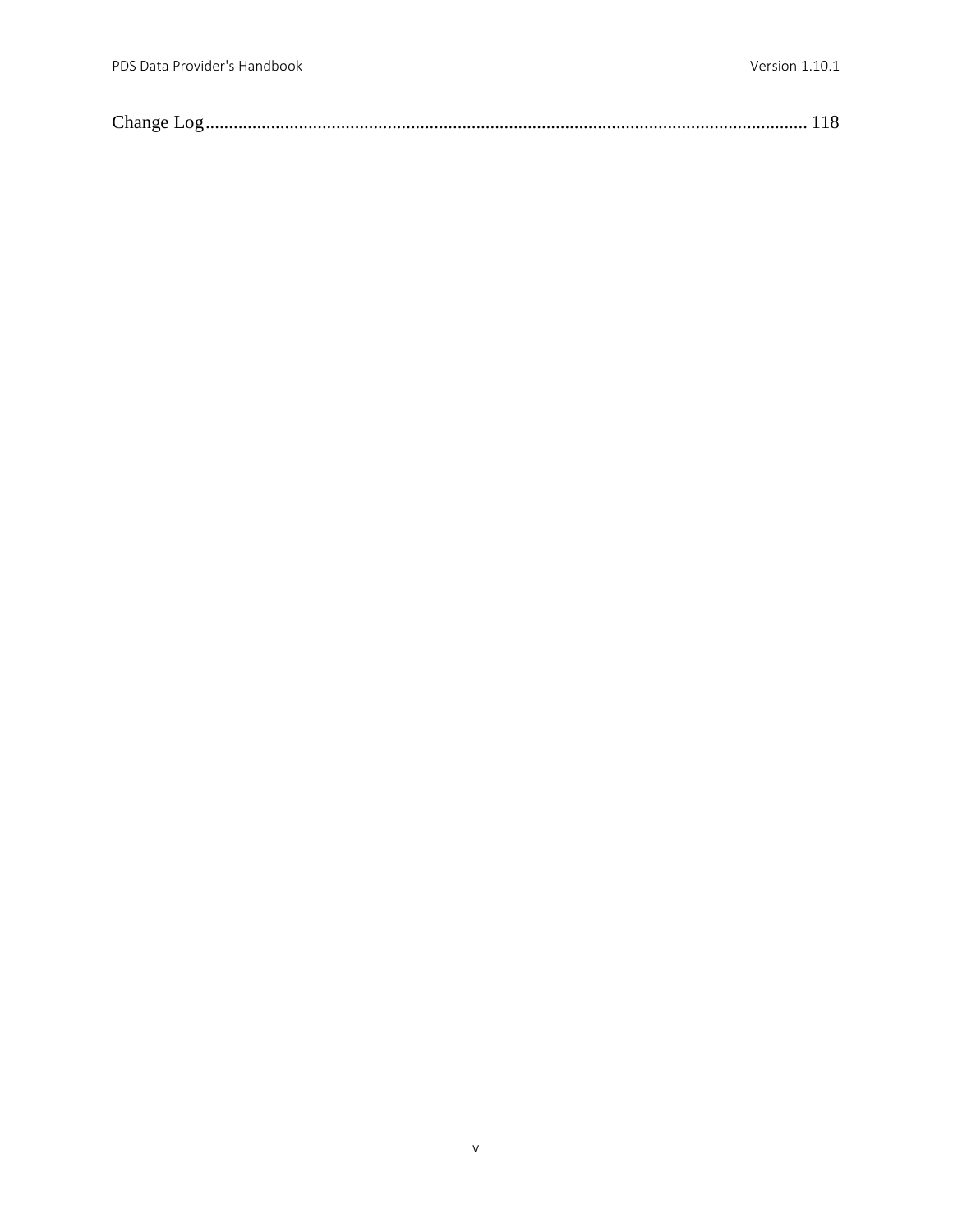Change Log....................................................................................................................................... 118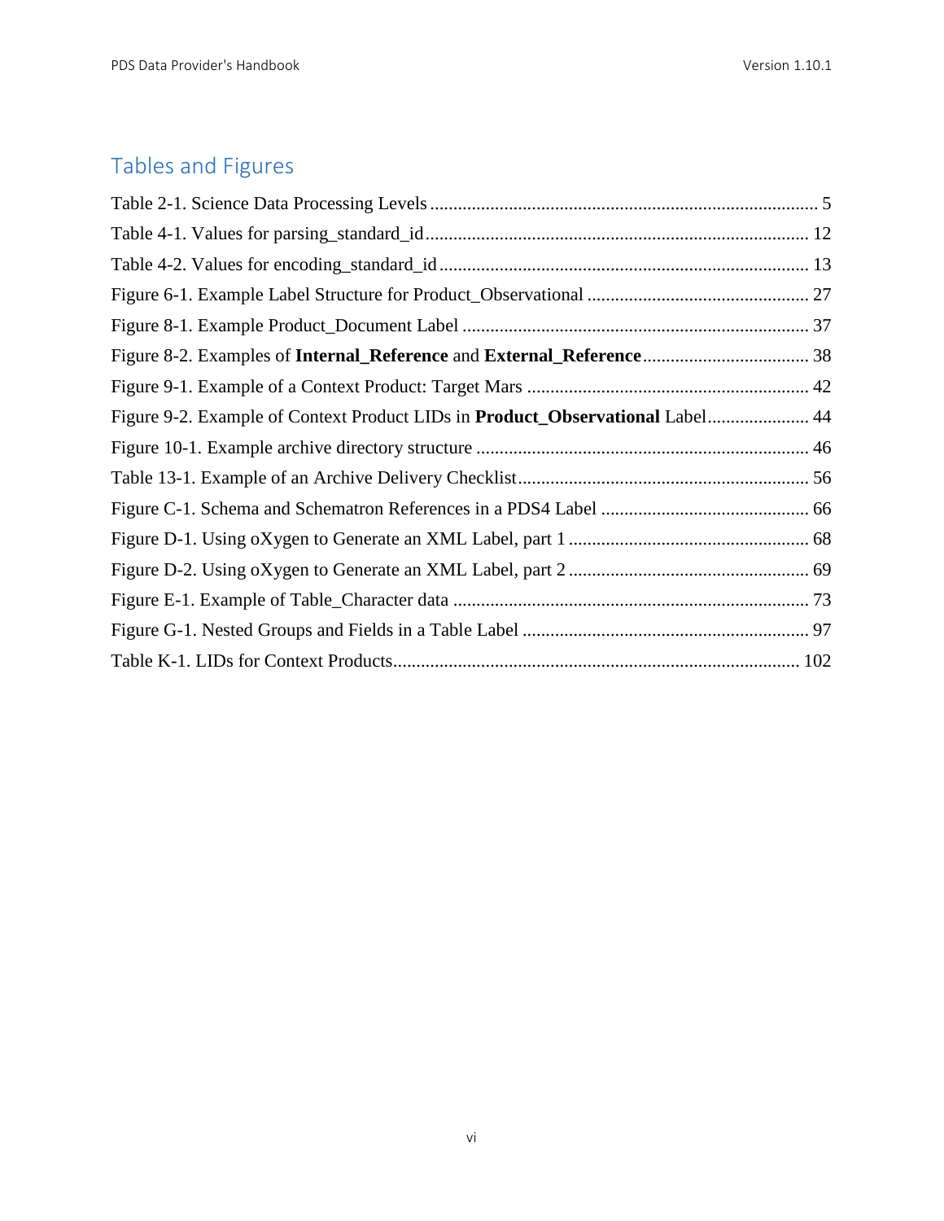## Tables and Figures

Table 2-1. Science Data Processing Levels .................................................................................... 5

Table 4-1. Values for parsing_standard_id.................................................................................. 12

Table 4-2. Values for encoding_standard_id ............................................................................... 13

Figure 6-1. Example Label Structure for Product_Observational ................................................ 27

Figure 8-1. Example Product_Document Label ........................................................................... 37

Figure 8-2. Examples of **Internal_Reference** and **External_Reference**.................................... 38

Figure 9-1. Example of a Context Product: Target Mars ............................................................. 42

Figure 9-2. Example of Context Product LIDs in **Product_Observational** Label...................... 44

Figure 10-1. Example archive directory structure ........................................................................ 46

Table 13-1. Example of an Archive Delivery Checklist............................................................... 56

Figure C-1. Schema and Schematron References in a PDS4 Label ............................................. 66

Figure D-1. Using oXygen to Generate an XML Label, part 1 .................................................... 68

Figure D-2. Using oXygen to Generate an XML Label, part 2 .................................................... 69

Figure E-1. Example of Table_Character data ............................................................................. 73

Figure G-1. Nested Groups and Fields in a Table Label .............................................................. 97

Table K-1. LIDs for Context Products........................................................................................ 102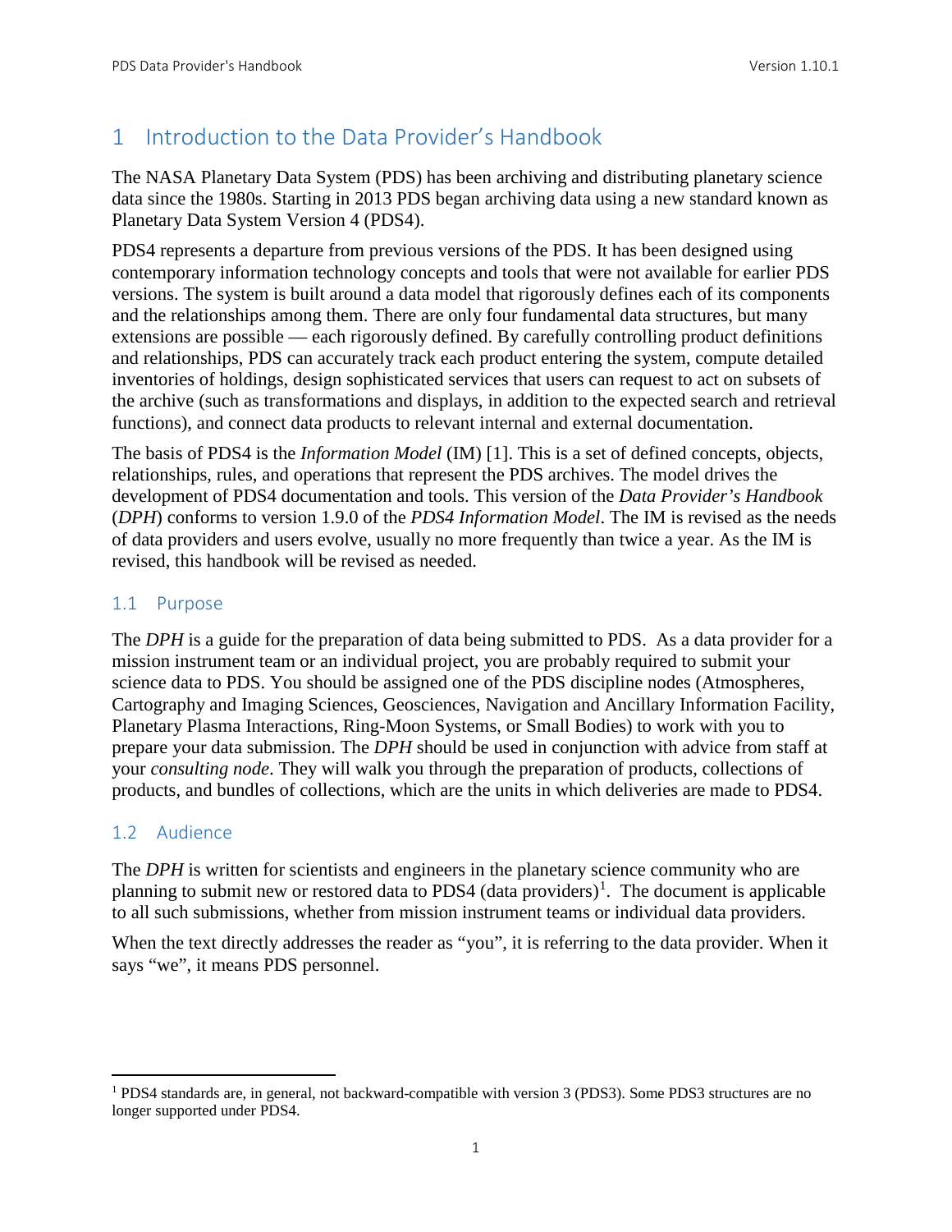# 1 Introduction to the Data Provider's Handbook

The NASA Planetary Data System (PDS) has been archiving and distributing planetary science data since the 1980s. Starting in 2013 PDS began archiving data using a new standard known as Planetary Data System Version 4 (PDS4).

PDS4 represents a departure from previous versions of the PDS. It has been designed using contemporary information technology concepts and tools that were not available for earlier PDS versions. The system is built around a data model that rigorously defines each of its components and the relationships among them. There are only four fundamental data structures, but many extensions are possible — each rigorously defined. By carefully controlling product definitions and relationships, PDS can accurately track each product entering the system, compute detailed inventories of holdings, design sophisticated services that users can request to act on subsets of the archive (such as transformations and displays, in addition to the expected search and retrieval functions), and connect data products to relevant internal and external documentation.

The basis of PDS4 is the *Information Model* (IM) [1]. This is a set of defined concepts, objects, relationships, rules, and operations that represent the PDS archives. The model drives the development of PDS4 documentation and tools. This version of the *Data Provider's Handbook* (*DPH*) conforms to version 1.9.0 of the *PDS4 Information Model*. The IM is revised as the needs of data providers and users evolve, usually no more frequently than twice a year. As the IM is revised, this handbook will be revised as needed.

## 1.1 Purpose

The *DPH* is a guide for the preparation of data being submitted to PDS. As a data provider for a mission instrument team or an individual project, you are probably required to submit your science data to PDS. You should be assigned one of the PDS discipline nodes (Atmospheres, Cartography and Imaging Sciences, Geosciences, Navigation and Ancillary Information Facility, Planetary Plasma Interactions, Ring-Moon Systems, or Small Bodies) to work with you to prepare your data submission. The *DPH* should be used in conjunction with advice from staff at your *consulting node*. They will walk you through the preparation of products, collections of products, and bundles of collections, which are the units in which deliveries are made to PDS4.

## 1.2 Audience

The *DPH* is written for scientists and engineers in the planetary science community who are planning to submit new or restored data to PDS4 (data providers)[1]. The document is applicable to all such submissions, whether from mission instrument teams or individual data providers.

When the text directly addresses the reader as "you", it is referring to the data provider. When it says "we", it means PDS personnel.

---

[1] PDS4 standards are, in general, not backward-compatible with version 3 (PDS3). Some PDS3 structures are no longer supported under PDS4.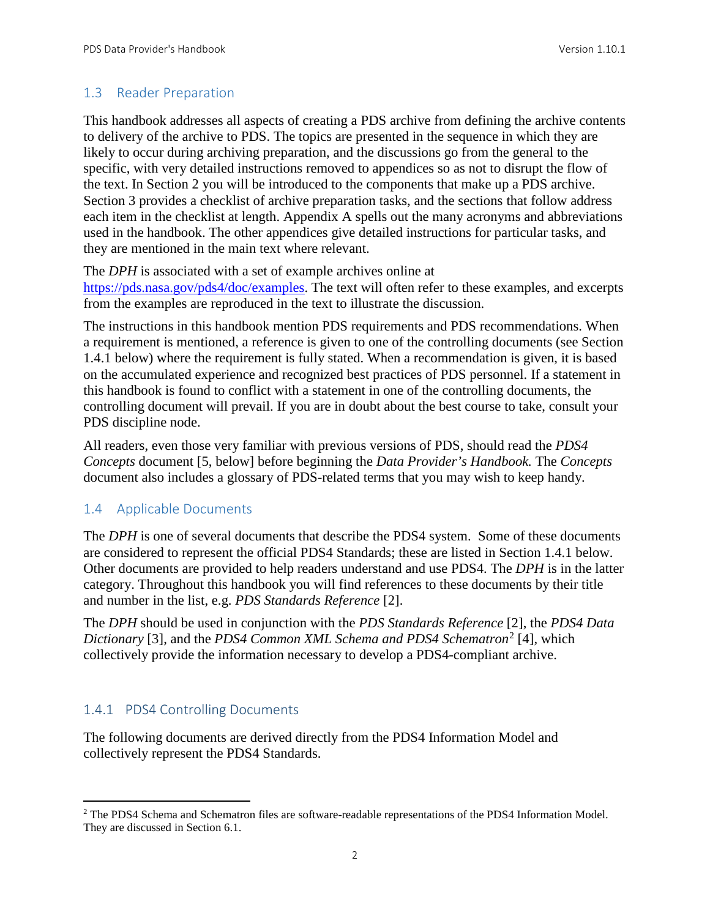## 1.3 Reader Preparation

This handbook addresses all aspects of creating a PDS archive from defining the archive contents to delivery of the archive to PDS. The topics are presented in the sequence in which they are likely to occur during archiving preparation, and the discussions go from the general to the specific, with very detailed instructions removed to appendices so as not to disrupt the flow of the text. In Section 2 you will be introduced to the components that make up a PDS archive. Section 3 provides a checklist of archive preparation tasks, and the sections that follow address each item in the checklist at length. Appendix A spells out the many acronyms and abbreviations used in the handbook. The other appendices give detailed instructions for particular tasks, and they are mentioned in the main text where relevant.

The *DPH* is associated with a set of example archives online at https://pds.nasa.gov/pds4/doc/examples. The text will often refer to these examples, and excerpts from the examples are reproduced in the text to illustrate the discussion.

The instructions in this handbook mention PDS requirements and PDS recommendations. When a requirement is mentioned, a reference is given to one of the controlling documents (see Section 1.4.1 below) where the requirement is fully stated. When a recommendation is given, it is based on the accumulated experience and recognized best practices of PDS personnel. If a statement in this handbook is found to conflict with a statement in one of the controlling documents, the controlling document will prevail. If you are in doubt about the best course to take, consult your PDS discipline node.

All readers, even those very familiar with previous versions of PDS, should read the *PDS4 Concepts* document [5, below] before beginning the *Data Provider's Handbook.* The *Concepts* document also includes a glossary of PDS-related terms that you may wish to keep handy.

## 1.4 Applicable Documents

The *DPH* is one of several documents that describe the PDS4 system. Some of these documents are considered to represent the official PDS4 Standards; these are listed in Section 1.4.1 below. Other documents are provided to help readers understand and use PDS4. The *DPH* is in the latter category. Throughout this handbook you will find references to these documents by their title and number in the list, e.g. *PDS Standards Reference* [2].

The *DPH* should be used in conjunction with the *PDS Standards Reference* [2], the *PDS4 Data Dictionary* [3], and the *PDS4 Common XML Schema and PDS4 Schematron*[2] [4], which collectively provide the information necessary to develop a PDS4-compliant archive.

### 1.4.1 PDS4 Controlling Documents

The following documents are derived directly from the PDS4 Information Model and collectively represent the PDS4 Standards.

---

[2] The PDS4 Schema and Schematron files are software-readable representations of the PDS4 Information Model. They are discussed in Section 6.1.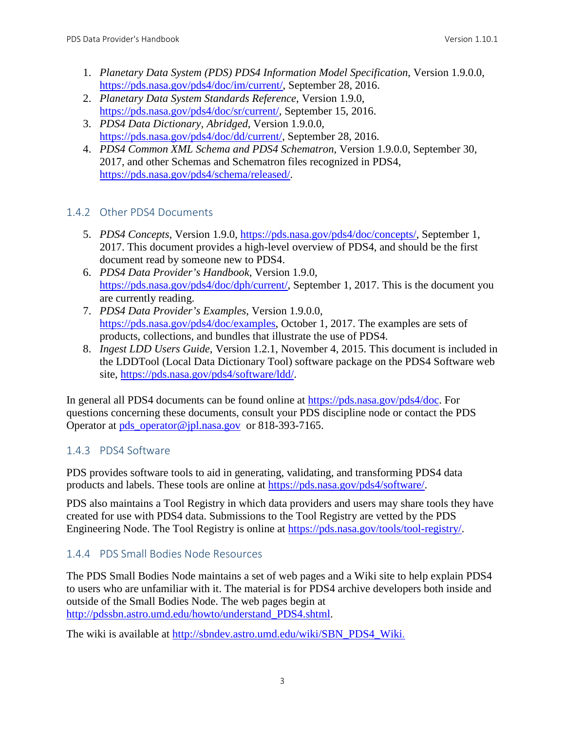1. *Planetary Data System (PDS) PDS4 Information Model Specification*, Version 1.9.0.0, https://pds.nasa.gov/pds4/doc/im/current/, September 28, 2016.
2. *Planetary Data System Standards Reference*, Version 1.9.0, https://pds.nasa.gov/pds4/doc/sr/current/, September 15, 2016.
3. *PDS4 Data Dictionary, Abridged*, Version 1.9.0.0, https://pds.nasa.gov/pds4/doc/dd/current/, September 28, 2016.
4. *PDS4 Common XML Schema and PDS4 Schematron*, Version 1.9.0.0, September 30, 2017, and other Schemas and Schematron files recognized in PDS4, https://pds.nasa.gov/pds4/schema/released/.

### 1.4.2 Other PDS4 Documents

5. *PDS4 Concepts*, Version 1.9.0, https://pds.nasa.gov/pds4/doc/concepts/, September 1, 2017. This document provides a high-level overview of PDS4, and should be the first document read by someone new to PDS4.
6. *PDS4 Data Provider's Handbook*, Version 1.9.0, https://pds.nasa.gov/pds4/doc/dph/current/, September 1, 2017. This is the document you are currently reading.
7. *PDS4 Data Provider's Examples*, Version 1.9.0.0, https://pds.nasa.gov/pds4/doc/examples, October 1, 2017. The examples are sets of products, collections, and bundles that illustrate the use of PDS4.
8. *Ingest LDD Users Guide*, Version 1.2.1, November 4, 2015. This document is included in the LDDTool (Local Data Dictionary Tool) software package on the PDS4 Software web site, https://pds.nasa.gov/pds4/software/ldd/.

In general all PDS4 documents can be found online at https://pds.nasa.gov/pds4/doc. For questions concerning these documents, consult your PDS discipline node or contact the PDS Operator at pds_operator@jpl.nasa.gov or 818-393-7165.

### 1.4.3 PDS4 Software

PDS provides software tools to aid in generating, validating, and transforming PDS4 data products and labels. These tools are online at https://pds.nasa.gov/pds4/software/.

PDS also maintains a Tool Registry in which data providers and users may share tools they have created for use with PDS4 data. Submissions to the Tool Registry are vetted by the PDS Engineering Node. The Tool Registry is online at https://pds.nasa.gov/tools/tool-registry/.

### 1.4.4 PDS Small Bodies Node Resources

The PDS Small Bodies Node maintains a set of web pages and a Wiki site to help explain PDS4 to users who are unfamiliar with it. The material is for PDS4 archive developers both inside and outside of the Small Bodies Node. The web pages begin at http://pdssbn.astro.umd.edu/howto/understand_PDS4.shtml.

The wiki is available at http://sbndev.astro.umd.edu/wiki/SBN_PDS4_Wiki.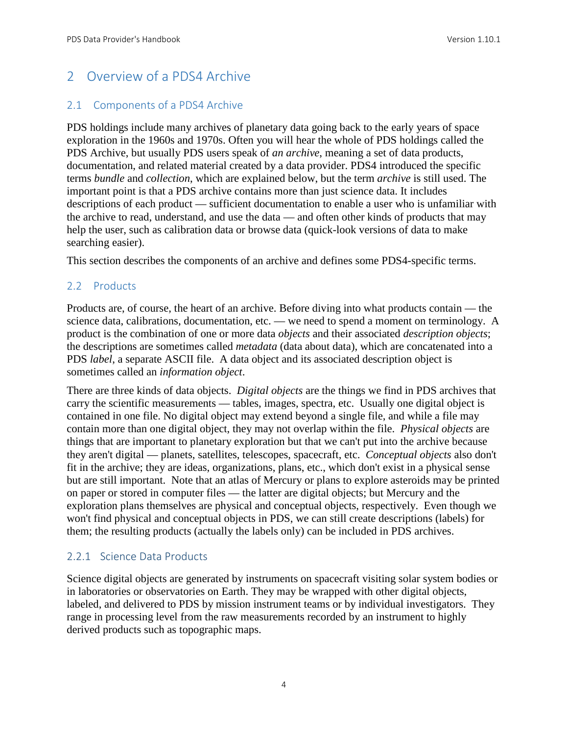# 2 Overview of a PDS4 Archive

## 2.1 Components of a PDS4 Archive

PDS holdings include many archives of planetary data going back to the early years of space exploration in the 1960s and 1970s. Often you will hear the whole of PDS holdings called the PDS Archive, but usually PDS users speak of *an archive*, meaning a set of data products, documentation, and related material created by a data provider. PDS4 introduced the specific terms *bundle* and *collection*, which are explained below, but the term *archive* is still used. The important point is that a PDS archive contains more than just science data. It includes descriptions of each product — sufficient documentation to enable a user who is unfamiliar with the archive to read, understand, and use the data — and often other kinds of products that may help the user, such as calibration data or browse data (quick-look versions of data to make searching easier).

This section describes the components of an archive and defines some PDS4-specific terms.

## 2.2 Products

Products are, of course, the heart of an archive. Before diving into what products contain — the science data, calibrations, documentation, etc. — we need to spend a moment on terminology. A product is the combination of one or more data *objects* and their associated *description objects*; the descriptions are sometimes called *metadata* (data about data), which are concatenated into a PDS *label*, a separate ASCII file. A data object and its associated description object is sometimes called an *information object*.

There are three kinds of data objects. *Digital objects* are the things we find in PDS archives that carry the scientific measurements — tables, images, spectra, etc. Usually one digital object is contained in one file. No digital object may extend beyond a single file, and while a file may contain more than one digital object, they may not overlap within the file. *Physical objects* are things that are important to planetary exploration but that we can't put into the archive because they aren't digital — planets, satellites, telescopes, spacecraft, etc. *Conceptual objects* also don't fit in the archive; they are ideas, organizations, plans, etc., which don't exist in a physical sense but are still important. Note that an atlas of Mercury or plans to explore asteroids may be printed on paper or stored in computer files — the latter are digital objects; but Mercury and the exploration plans themselves are physical and conceptual objects, respectively. Even though we won't find physical and conceptual objects in PDS, we can still create descriptions (labels) for them; the resulting products (actually the labels only) can be included in PDS archives.

### 2.2.1 Science Data Products

Science digital objects are generated by instruments on spacecraft visiting solar system bodies or in laboratories or observatories on Earth. They may be wrapped with other digital objects, labeled, and delivered to PDS by mission instrument teams or by individual investigators. They range in processing level from the raw measurements recorded by an instrument to highly derived products such as topographic maps.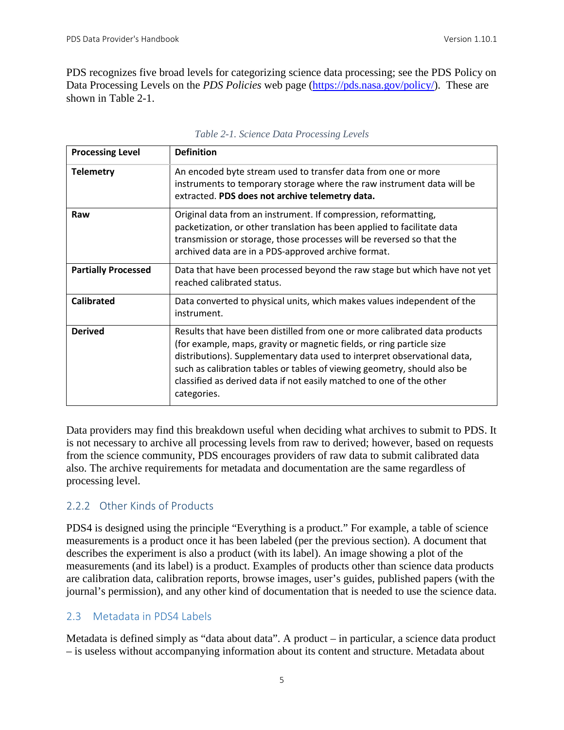PDS recognizes five broad levels for categorizing science data processing; see the PDS Policy on Data Processing Levels on the *PDS Policies* web page (https://pds.nasa.gov/policy/). These are shown in Table 2-1.

*Table 2-1. Science Data Processing Levels*

| Processing Level | Definition |
|---|---|
| **Telemetry** | An encoded byte stream used to transfer data from one or more instruments to temporary storage where the raw instrument data will be extracted. **PDS does not archive telemetry data.** |
| **Raw** | Original data from an instrument. If compression, reformatting, packetization, or other translation has been applied to facilitate data transmission or storage, those processes will be reversed so that the archived data are in a PDS-approved archive format. |
| **Partially Processed** | Data that have been processed beyond the raw stage but which have not yet reached calibrated status. |
| **Calibrated** | Data converted to physical units, which makes values independent of the instrument. |
| **Derived** | Results that have been distilled from one or more calibrated data products (for example, maps, gravity or magnetic fields, or ring particle size distributions). Supplementary data used to interpret observational data, such as calibration tables or tables of viewing geometry, should also be classified as derived data if not easily matched to one of the other categories. |

Data providers may find this breakdown useful when deciding what archives to submit to PDS. It is not necessary to archive all processing levels from raw to derived; however, based on requests from the science community, PDS encourages providers of raw data to submit calibrated data also. The archive requirements for metadata and documentation are the same regardless of processing level.

### 2.2.2 Other Kinds of Products

PDS4 is designed using the principle “Everything is a product.” For example, a table of science measurements is a product once it has been labeled (per the previous section). A document that describes the experiment is also a product (with its label). An image showing a plot of the measurements (and its label) is a product. Examples of products other than science data products are calibration data, calibration reports, browse images, user’s guides, published papers (with the journal’s permission), and any other kind of documentation that is needed to use the science data.

## 2.3 Metadata in PDS4 Labels

Metadata is defined simply as “data about data”. A product – in particular, a science data product – is useless without accompanying information about its content and structure. Metadata about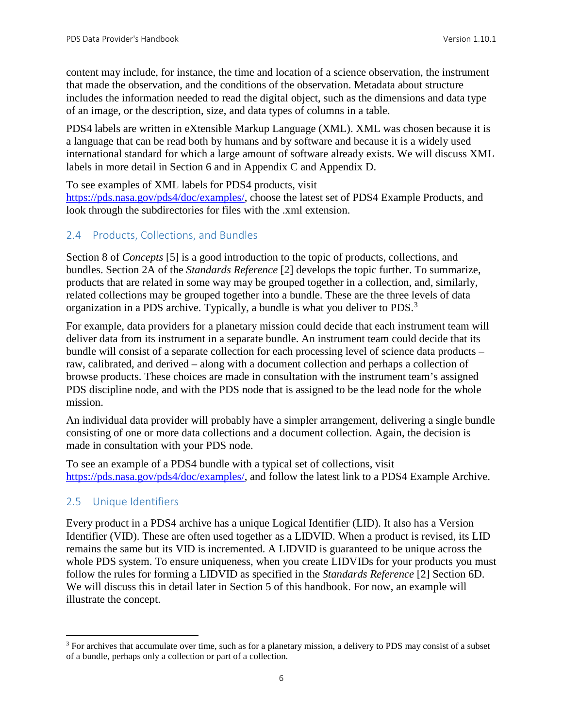content may include, for instance, the time and location of a science observation, the instrument that made the observation, and the conditions of the observation. Metadata about structure includes the information needed to read the digital object, such as the dimensions and data type of an image, or the description, size, and data types of columns in a table.

PDS4 labels are written in eXtensible Markup Language (XML). XML was chosen because it is a language that can be read both by humans and by software and because it is a widely used international standard for which a large amount of software already exists. We will discuss XML labels in more detail in Section 6 and in Appendix C and Appendix D.

To see examples of XML labels for PDS4 products, visit https://pds.nasa.gov/pds4/doc/examples/, choose the latest set of PDS4 Example Products, and look through the subdirectories for files with the .xml extension.

## 2.4 Products, Collections, and Bundles

Section 8 of *Concepts* [5] is a good introduction to the topic of products, collections, and bundles. Section 2A of the *Standards Reference* [2] develops the topic further. To summarize, products that are related in some way may be grouped together in a collection, and, similarly, related collections may be grouped together into a bundle. These are the three levels of data organization in a PDS archive. Typically, a bundle is what you deliver to PDS.[3]

For example, data providers for a planetary mission could decide that each instrument team will deliver data from its instrument in a separate bundle. An instrument team could decide that its bundle will consist of a separate collection for each processing level of science data products – raw, calibrated, and derived – along with a document collection and perhaps a collection of browse products. These choices are made in consultation with the instrument team's assigned PDS discipline node, and with the PDS node that is assigned to be the lead node for the whole mission.

An individual data provider will probably have a simpler arrangement, delivering a single bundle consisting of one or more data collections and a document collection. Again, the decision is made in consultation with your PDS node.

To see an example of a PDS4 bundle with a typical set of collections, visit https://pds.nasa.gov/pds4/doc/examples/, and follow the latest link to a PDS4 Example Archive.

## 2.5 Unique Identifiers

Every product in a PDS4 archive has a unique Logical Identifier (LID). It also has a Version Identifier (VID). These are often used together as a LIDVID. When a product is revised, its LID remains the same but its VID is incremented. A LIDVID is guaranteed to be unique across the whole PDS system. To ensure uniqueness, when you create LIDVIDs for your products you must follow the rules for forming a LIDVID as specified in the *Standards Reference* [2] Section 6D. We will discuss this in detail later in Section 5 of this handbook. For now, an example will illustrate the concept.

---

[3] For archives that accumulate over time, such as for a planetary mission, a delivery to PDS may consist of a subset of a bundle, perhaps only a collection or part of a collection.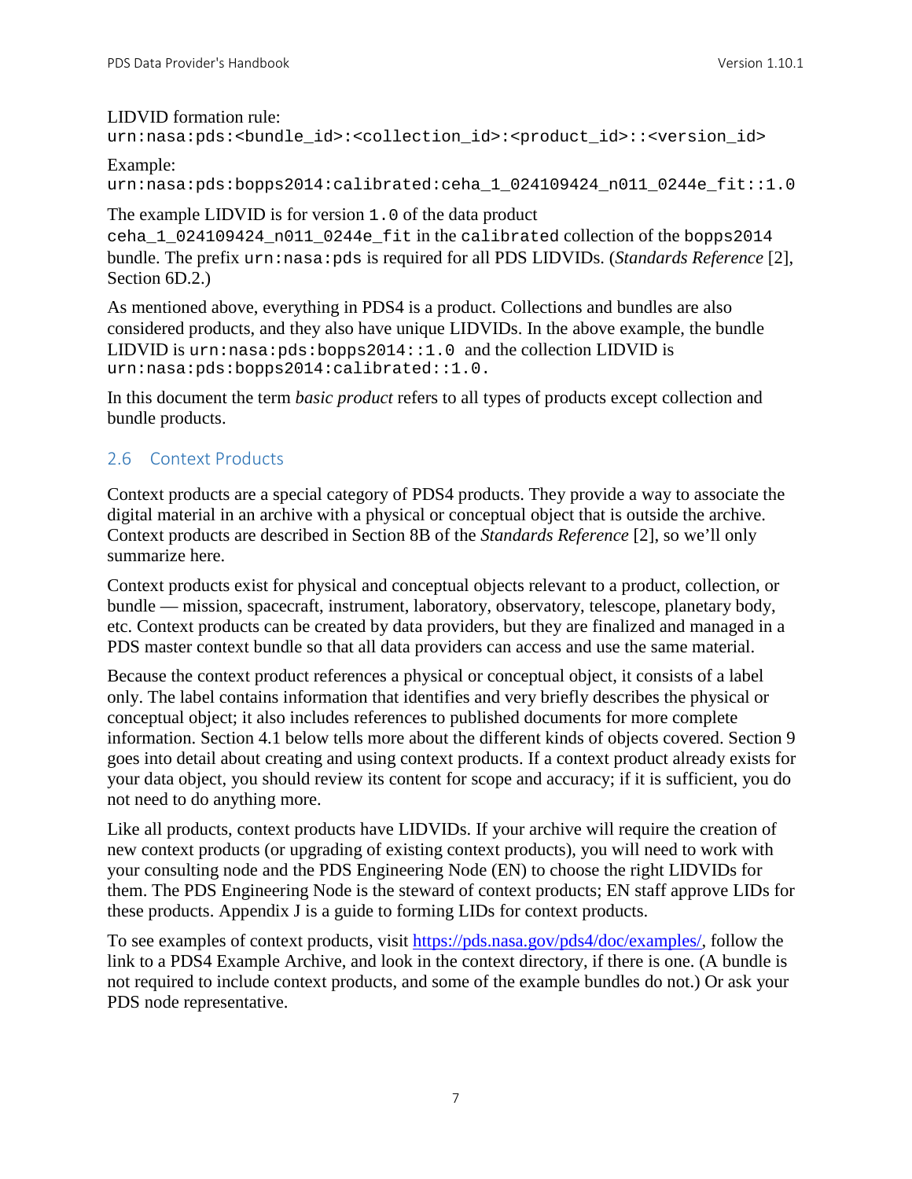LIDVID formation rule:
`urn:nasa:pds:<bundle_id>:<collection_id>:<product_id>::<version_id>`

Example:
`urn:nasa:pds:bopps2014:calibrated:ceha_1_024109424_n011_0244e_fit::1.0`

The example LIDVID is for version `1.0` of the data product `ceha_1_024109424_n011_0244e_fit` in the `calibrated` collection of the `bopps2014` bundle. The prefix `urn:nasa:pds` is required for all PDS LIDVIDs. (*Standards Reference* [2], Section 6D.2.)

As mentioned above, everything in PDS4 is a product. Collections and bundles are also considered products, and they also have unique LIDVIDs. In the above example, the bundle LIDVID is `urn:nasa:pds:bopps2014::1.0` and the collection LIDVID is `urn:nasa:pds:bopps2014:calibrated::1.0`.

In this document the term *basic product* refers to all types of products except collection and bundle products.

## 2.6 Context Products

Context products are a special category of PDS4 products. They provide a way to associate the digital material in an archive with a physical or conceptual object that is outside the archive. Context products are described in Section 8B of the *Standards Reference* [2], so we'll only summarize here.

Context products exist for physical and conceptual objects relevant to a product, collection, or bundle — mission, spacecraft, instrument, laboratory, observatory, telescope, planetary body, etc. Context products can be created by data providers, but they are finalized and managed in a PDS master context bundle so that all data providers can access and use the same material.

Because the context product references a physical or conceptual object, it consists of a label only. The label contains information that identifies and very briefly describes the physical or conceptual object; it also includes references to published documents for more complete information. Section 4.1 below tells more about the different kinds of objects covered. Section 9 goes into detail about creating and using context products. If a context product already exists for your data object, you should review its content for scope and accuracy; if it is sufficient, you do not need to do anything more.

Like all products, context products have LIDVIDs. If your archive will require the creation of new context products (or upgrading of existing context products), you will need to work with your consulting node and the PDS Engineering Node (EN) to choose the right LIDVIDs for them. The PDS Engineering Node is the steward of context products; EN staff approve LIDs for these products. Appendix J is a guide to forming LIDs for context products.

To see examples of context products, visit https://pds.nasa.gov/pds4/doc/examples/, follow the link to a PDS4 Example Archive, and look in the context directory, if there is one. (A bundle is not required to include context products, and some of the example bundles do not.) Or ask your PDS node representative.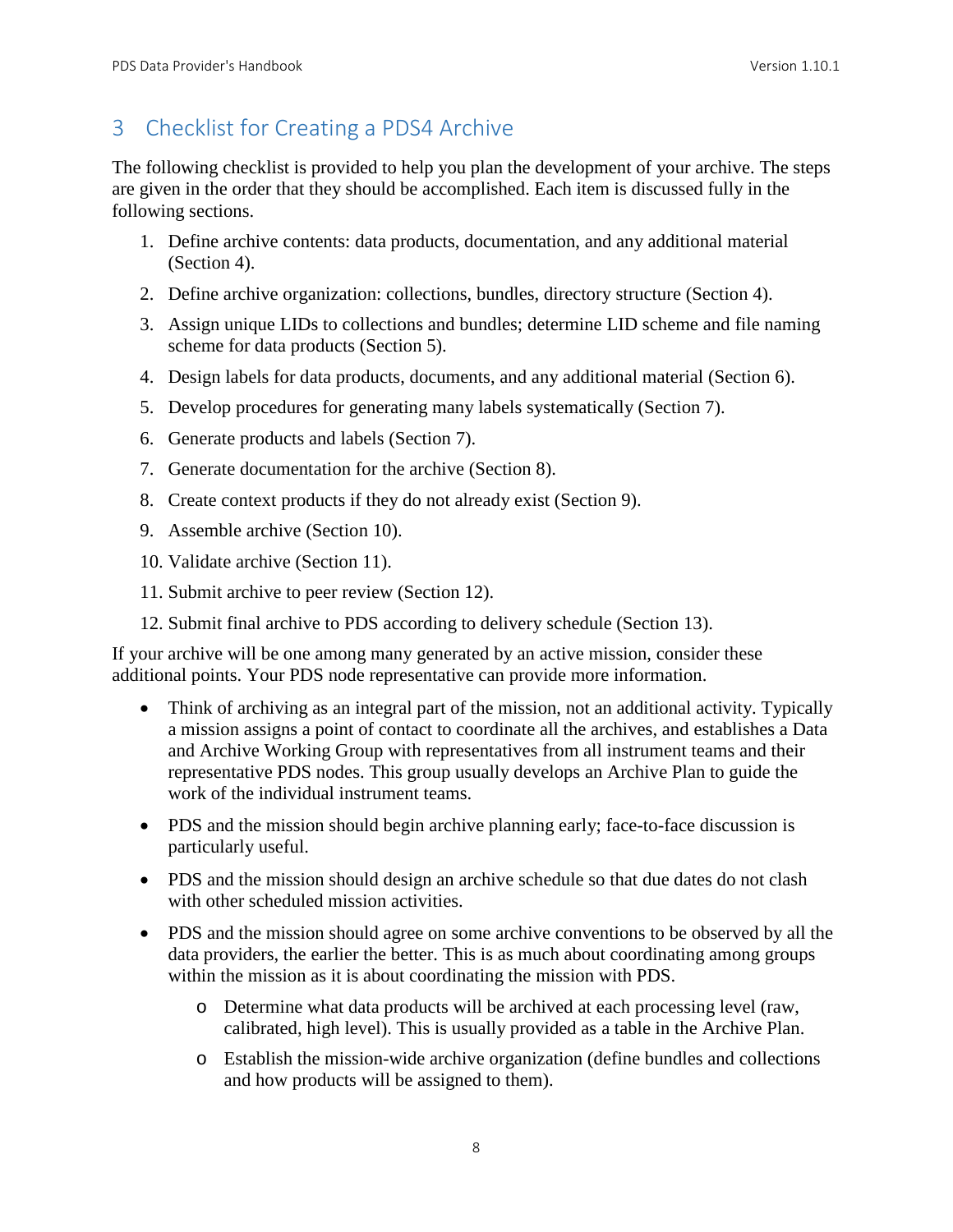# 3 Checklist for Creating a PDS4 Archive

The following checklist is provided to help you plan the development of your archive. The steps are given in the order that they should be accomplished. Each item is discussed fully in the following sections.

1. Define archive contents: data products, documentation, and any additional material (Section 4).
2. Define archive organization: collections, bundles, directory structure (Section 4).
3. Assign unique LIDs to collections and bundles; determine LID scheme and file naming scheme for data products (Section 5).
4. Design labels for data products, documents, and any additional material (Section 6).
5. Develop procedures for generating many labels systematically (Section 7).
6. Generate products and labels (Section 7).
7. Generate documentation for the archive (Section 8).
8. Create context products if they do not already exist (Section 9).
9. Assemble archive (Section 10).
10. Validate archive (Section 11).
11. Submit archive to peer review (Section 12).
12. Submit final archive to PDS according to delivery schedule (Section 13).

If your archive will be one among many generated by an active mission, consider these additional points. Your PDS node representative can provide more information.

- Think of archiving as an integral part of the mission, not an additional activity. Typically a mission assigns a point of contact to coordinate all the archives, and establishes a Data and Archive Working Group with representatives from all instrument teams and their representative PDS nodes. This group usually develops an Archive Plan to guide the work of the individual instrument teams.
- PDS and the mission should begin archive planning early; face-to-face discussion is particularly useful.
- PDS and the mission should design an archive schedule so that due dates do not clash with other scheduled mission activities.
- PDS and the mission should agree on some archive conventions to be observed by all the data providers, the earlier the better. This is as much about coordinating among groups within the mission as it is about coordinating the mission with PDS.
  - Determine what data products will be archived at each processing level (raw, calibrated, high level). This is usually provided as a table in the Archive Plan.
  - Establish the mission-wide archive organization (define bundles and collections and how products will be assigned to them).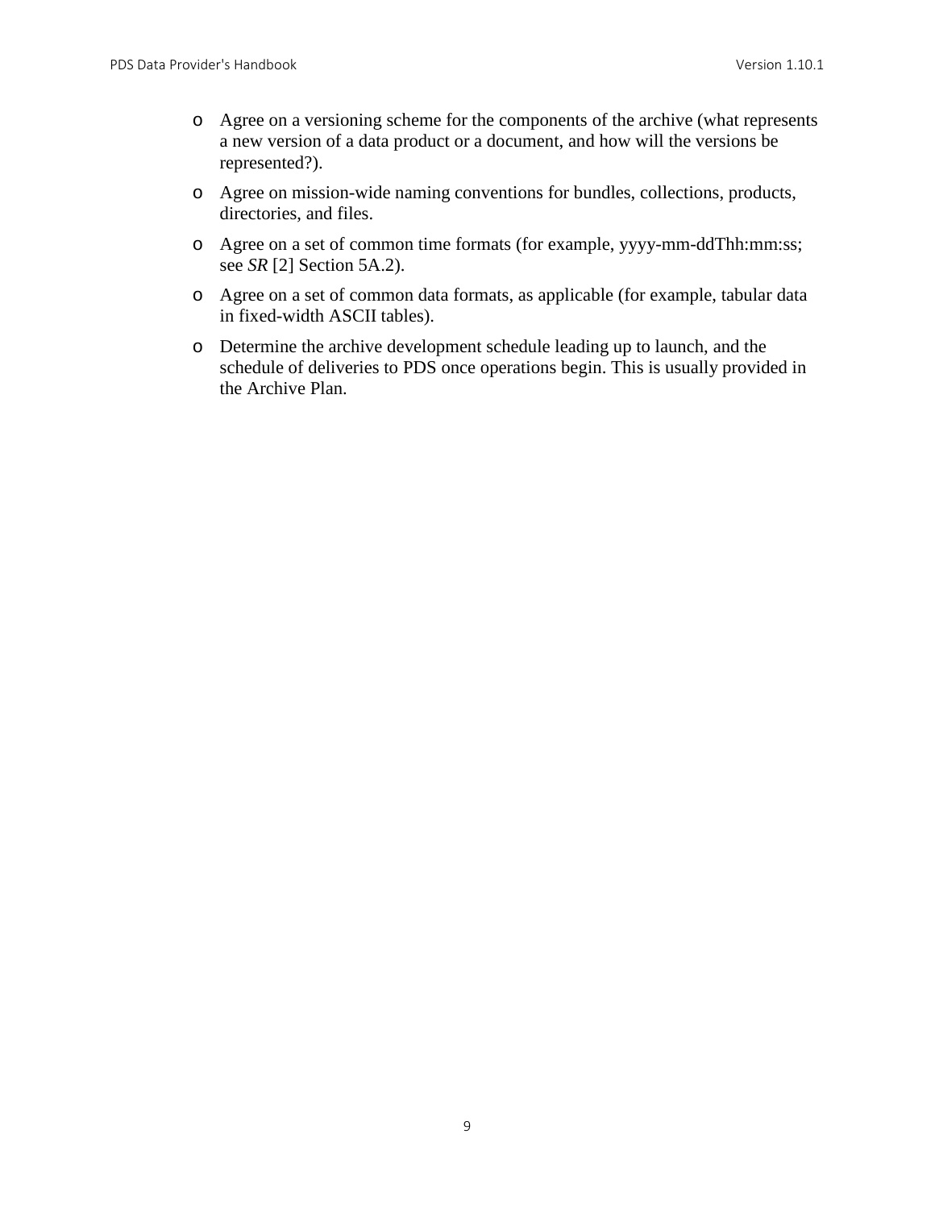- Agree on a versioning scheme for the components of the archive (what represents a new version of a data product or a document, and how will the versions be represented?).
- Agree on mission-wide naming conventions for bundles, collections, products, directories, and files.
- Agree on a set of common time formats (for example, yyyy-mm-ddThh:mm:ss; see *SR* [2] Section 5A.2).
- Agree on a set of common data formats, as applicable (for example, tabular data in fixed-width ASCII tables).
- Determine the archive development schedule leading up to launch, and the schedule of deliveries to PDS once operations begin. This is usually provided in the Archive Plan.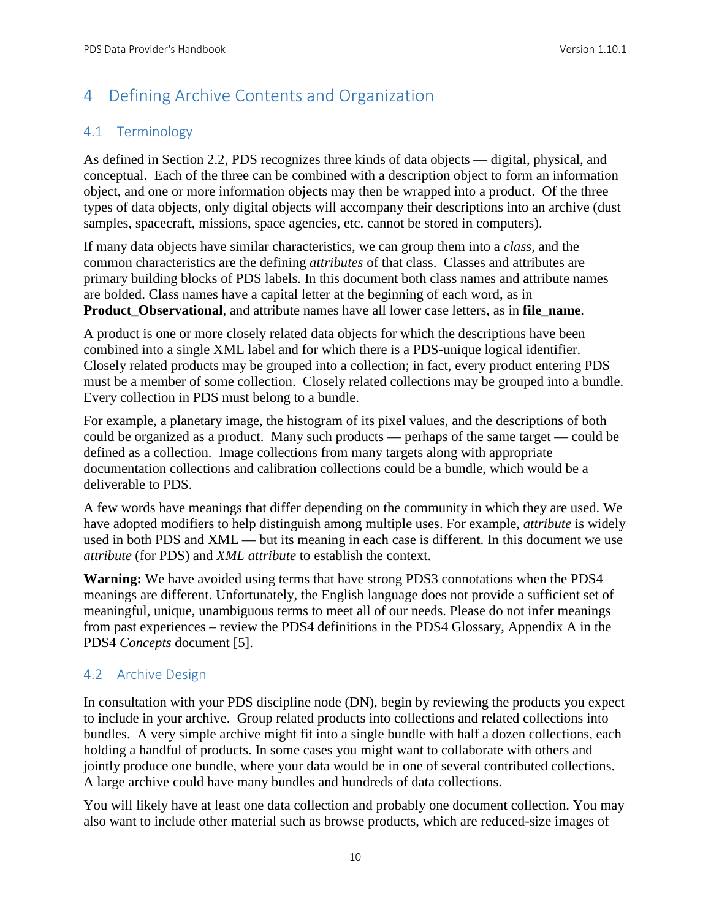# 4 Defining Archive Contents and Organization

## 4.1 Terminology

As defined in Section 2.2, PDS recognizes three kinds of data objects — digital, physical, and conceptual. Each of the three can be combined with a description object to form an information object, and one or more information objects may then be wrapped into a product. Of the three types of data objects, only digital objects will accompany their descriptions into an archive (dust samples, spacecraft, missions, space agencies, etc. cannot be stored in computers).

If many data objects have similar characteristics, we can group them into a *class*, and the common characteristics are the defining *attributes* of that class. Classes and attributes are primary building blocks of PDS labels. In this document both class names and attribute names are bolded. Class names have a capital letter at the beginning of each word, as in **Product_Observational**, and attribute names have all lower case letters, as in **file_name**.

A product is one or more closely related data objects for which the descriptions have been combined into a single XML label and for which there is a PDS-unique logical identifier. Closely related products may be grouped into a collection; in fact, every product entering PDS must be a member of some collection. Closely related collections may be grouped into a bundle. Every collection in PDS must belong to a bundle.

For example, a planetary image, the histogram of its pixel values, and the descriptions of both could be organized as a product. Many such products — perhaps of the same target — could be defined as a collection. Image collections from many targets along with appropriate documentation collections and calibration collections could be a bundle, which would be a deliverable to PDS.

A few words have meanings that differ depending on the community in which they are used. We have adopted modifiers to help distinguish among multiple uses. For example, *attribute* is widely used in both PDS and XML — but its meaning in each case is different. In this document we use *attribute* (for PDS) and *XML attribute* to establish the context.

**Warning:** We have avoided using terms that have strong PDS3 connotations when the PDS4 meanings are different. Unfortunately, the English language does not provide a sufficient set of meaningful, unique, unambiguous terms to meet all of our needs. Please do not infer meanings from past experiences – review the PDS4 definitions in the PDS4 Glossary, Appendix A in the PDS4 *Concepts* document [5].

## 4.2 Archive Design

In consultation with your PDS discipline node (DN), begin by reviewing the products you expect to include in your archive. Group related products into collections and related collections into bundles. A very simple archive might fit into a single bundle with half a dozen collections, each holding a handful of products. In some cases you might want to collaborate with others and jointly produce one bundle, where your data would be in one of several contributed collections. A large archive could have many bundles and hundreds of data collections.

You will likely have at least one data collection and probably one document collection. You may also want to include other material such as browse products, which are reduced-size images of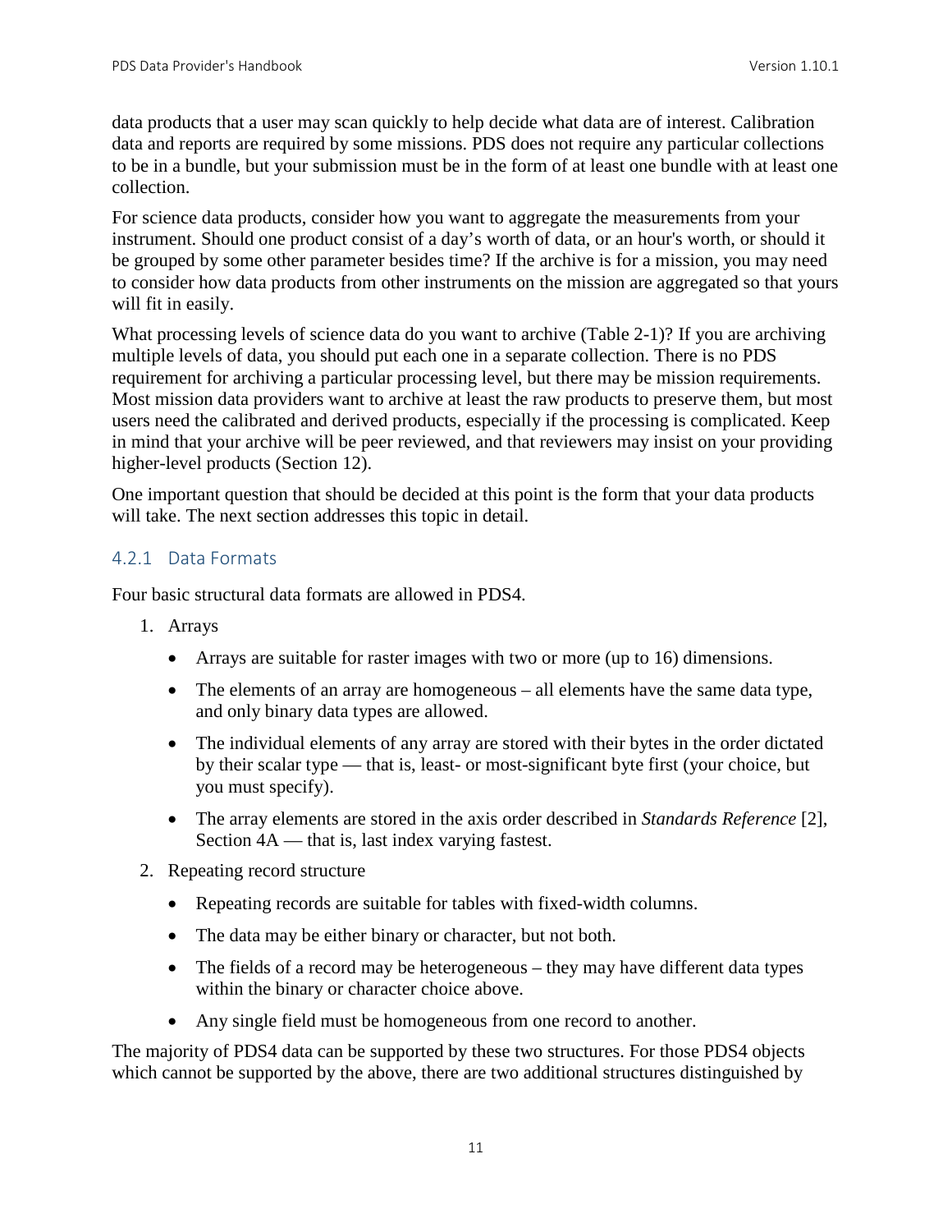data products that a user may scan quickly to help decide what data are of interest. Calibration data and reports are required by some missions. PDS does not require any particular collections to be in a bundle, but your submission must be in the form of at least one bundle with at least one collection.

For science data products, consider how you want to aggregate the measurements from your instrument. Should one product consist of a day's worth of data, or an hour's worth, or should it be grouped by some other parameter besides time? If the archive is for a mission, you may need to consider how data products from other instruments on the mission are aggregated so that yours will fit in easily.

What processing levels of science data do you want to archive (Table 2-1)? If you are archiving multiple levels of data, you should put each one in a separate collection. There is no PDS requirement for archiving a particular processing level, but there may be mission requirements. Most mission data providers want to archive at least the raw products to preserve them, but most users need the calibrated and derived products, especially if the processing is complicated. Keep in mind that your archive will be peer reviewed, and that reviewers may insist on your providing higher-level products (Section 12).

One important question that should be decided at this point is the form that your data products will take. The next section addresses this topic in detail.

### 4.2.1 Data Formats

Four basic structural data formats are allowed in PDS4.

1. Arrays
   - Arrays are suitable for raster images with two or more (up to 16) dimensions.
   - The elements of an array are homogeneous – all elements have the same data type, and only binary data types are allowed.
   - The individual elements of any array are stored with their bytes in the order dictated by their scalar type — that is, least- or most-significant byte first (your choice, but you must specify).
   - The array elements are stored in the axis order described in *Standards Reference* [2], Section 4A — that is, last index varying fastest.
2. Repeating record structure
   - Repeating records are suitable for tables with fixed-width columns.
   - The data may be either binary or character, but not both.
   - The fields of a record may be heterogeneous – they may have different data types within the binary or character choice above.
   - Any single field must be homogeneous from one record to another.

The majority of PDS4 data can be supported by these two structures. For those PDS4 objects which cannot be supported by the above, there are two additional structures distinguished by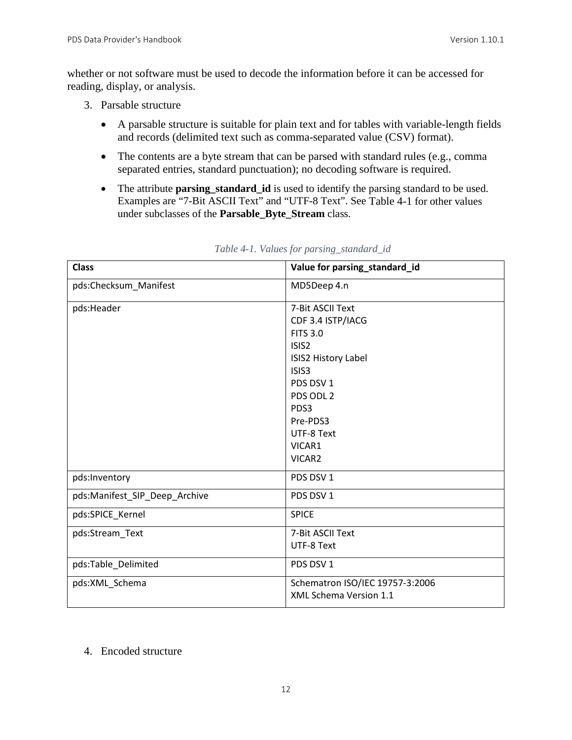whether or not software must be used to decode the information before it can be accessed for reading, display, or analysis.

3. Parsable structure

   - A parsable structure is suitable for plain text and for tables with variable-length fields and records (delimited text such as comma-separated value (CSV) format).
   - The contents are a byte stream that can be parsed with standard rules (e.g., comma separated entries, standard punctuation); no decoding software is required.
   - The attribute **parsing_standard_id** is used to identify the parsing standard to be used. Examples are "7-Bit ASCII Text" and "UTF-8 Text". See Table 4-1 for other values under subclasses of the **Parsable_Byte_Stream** class.

*Table 4-1. Values for parsing_standard_id*

| **Class** | **Value for parsing_standard_id** |
|---|---|
| pds:Checksum_Manifest | MD5Deep 4.n |
| pds:Header | 7-Bit ASCII Text<br>CDF 3.4 ISTP/IACG<br>FITS 3.0<br>ISIS2<br>ISIS2 History Label<br>ISIS3<br>PDS DSV 1<br>PDS ODL 2<br>PDS3<br>Pre-PDS3<br>UTF-8 Text<br>VICAR1<br>VICAR2 |
| pds:Inventory | PDS DSV 1 |
| pds:Manifest_SIP_Deep_Archive | PDS DSV 1 |
| pds:SPICE_Kernel | SPICE |
| pds:Stream_Text | 7-Bit ASCII Text<br>UTF-8 Text |
| pds:Table_Delimited | PDS DSV 1 |
| pds:XML_Schema | Schematron ISO/IEC 19757-3:2006<br>XML Schema Version 1.1 |

4. Encoded structure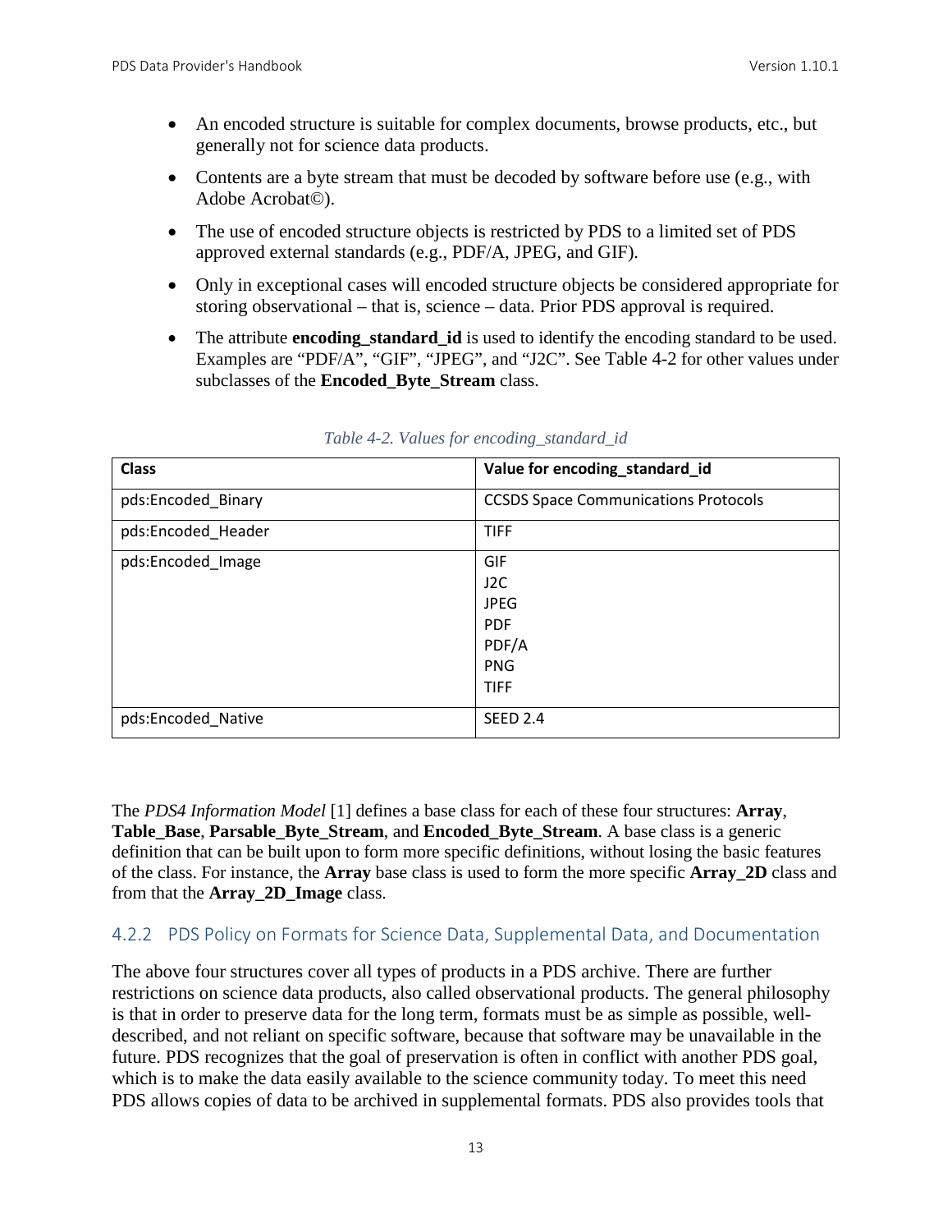- An encoded structure is suitable for complex documents, browse products, etc., but generally not for science data products.
- Contents are a byte stream that must be decoded by software before use (e.g., with Adobe Acrobat©).
- The use of encoded structure objects is restricted by PDS to a limited set of PDS approved external standards (e.g., PDF/A, JPEG, and GIF).
- Only in exceptional cases will encoded structure objects be considered appropriate for storing observational – that is, science – data. Prior PDS approval is required.
- The attribute **encoding_standard_id** is used to identify the encoding standard to be used. Examples are "PDF/A", "GIF", "JPEG", and "J2C". See Table 4-2 for other values under subclasses of the **Encoded_Byte_Stream** class.

*Table 4-2. Values for encoding_standard_id*

| Class | Value for encoding_standard_id |
| --- | --- |
| pds:Encoded_Binary | CCSDS Space Communications Protocols |
| pds:Encoded_Header | TIFF |
| pds:Encoded_Image | GIF<br>J2C<br>JPEG<br>PDF<br>PDF/A<br>PNG<br>TIFF |
| pds:Encoded_Native | SEED 2.4 |

The *PDS4 Information Model* [1] defines a base class for each of these four structures: **Array**, **Table_Base**, **Parsable_Byte_Stream**, and **Encoded_Byte_Stream**. A base class is a generic definition that can be built upon to form more specific definitions, without losing the basic features of the class. For instance, the **Array** base class is used to form the more specific **Array_2D** class and from that the **Array_2D_Image** class.

### 4.2.2 PDS Policy on Formats for Science Data, Supplemental Data, and Documentation

The above four structures cover all types of products in a PDS archive. There are further restrictions on science data products, also called observational products. The general philosophy is that in order to preserve data for the long term, formats must be as simple as possible, well-described, and not reliant on specific software, because that software may be unavailable in the future. PDS recognizes that the goal of preservation is often in conflict with another PDS goal, which is to make the data easily available to the science community today. To meet this need PDS allows copies of data to be archived in supplemental formats. PDS also provides tools that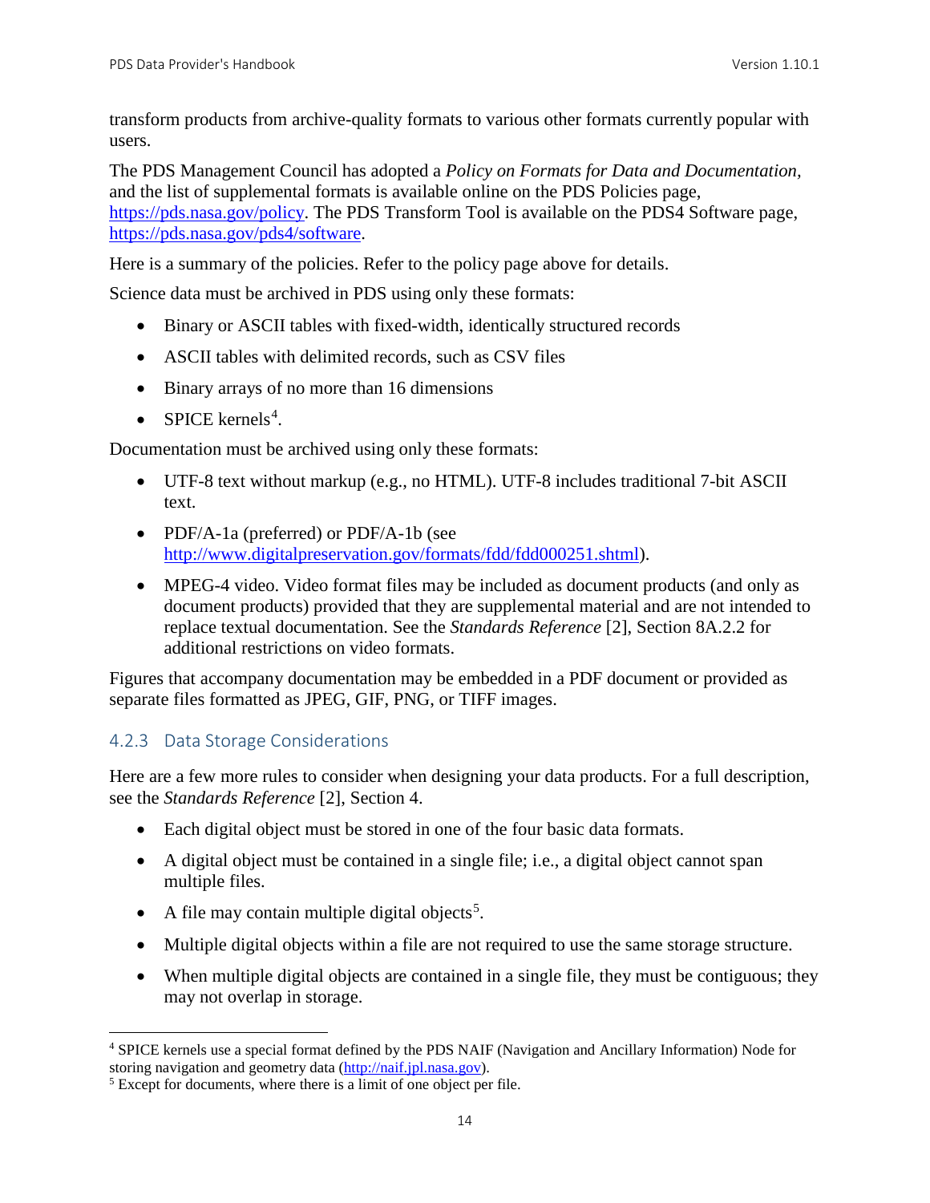transform products from archive-quality formats to various other formats currently popular with users.

The PDS Management Council has adopted a *Policy on Formats for Data and Documentation,* and the list of supplemental formats is available online on the PDS Policies page, https://pds.nasa.gov/policy. The PDS Transform Tool is available on the PDS4 Software page, https://pds.nasa.gov/pds4/software.

Here is a summary of the policies. Refer to the policy page above for details.

Science data must be archived in PDS using only these formats:

- Binary or ASCII tables with fixed-width, identically structured records
- ASCII tables with delimited records, such as CSV files
- Binary arrays of no more than 16 dimensions
- SPICE kernels[4].

Documentation must be archived using only these formats:

- UTF-8 text without markup (e.g., no HTML). UTF-8 includes traditional 7-bit ASCII text.
- PDF/A-1a (preferred) or PDF/A-1b (see http://www.digitalpreservation.gov/formats/fdd/fdd000251.shtml).
- MPEG-4 video. Video format files may be included as document products (and only as document products) provided that they are supplemental material and are not intended to replace textual documentation. See the *Standards Reference* [2], Section 8A.2.2 for additional restrictions on video formats.

Figures that accompany documentation may be embedded in a PDF document or provided as separate files formatted as JPEG, GIF, PNG, or TIFF images.

### 4.2.3 Data Storage Considerations

Here are a few more rules to consider when designing your data products. For a full description, see the *Standards Reference* [2], Section 4.

- Each digital object must be stored in one of the four basic data formats.
- A digital object must be contained in a single file; i.e., a digital object cannot span multiple files.
- A file may contain multiple digital objects[5].
- Multiple digital objects within a file are not required to use the same storage structure.
- When multiple digital objects are contained in a single file, they must be contiguous; they may not overlap in storage.

---

[4] SPICE kernels use a special format defined by the PDS NAIF (Navigation and Ancillary Information) Node for storing navigation and geometry data (http://naif.jpl.nasa.gov).

[5] Except for documents, where there is a limit of one object per file.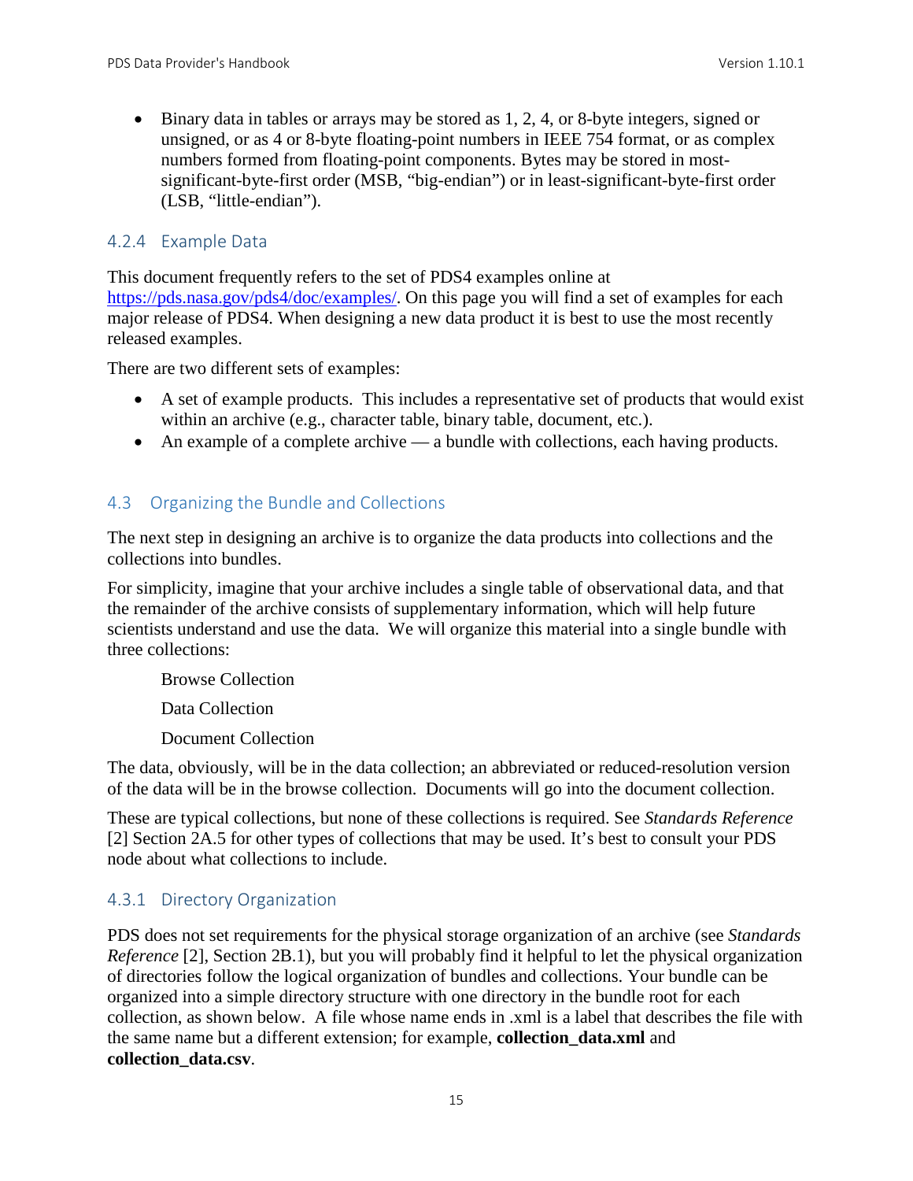- Binary data in tables or arrays may be stored as 1, 2, 4, or 8-byte integers, signed or unsigned, or as 4 or 8-byte floating-point numbers in IEEE 754 format, or as complex numbers formed from floating-point components. Bytes may be stored in most-significant-byte-first order (MSB, "big-endian") or in least-significant-byte-first order (LSB, "little-endian").

### 4.2.4 Example Data

This document frequently refers to the set of PDS4 examples online at [https://pds.nasa.gov/pds4/doc/examples/](https://pds.nasa.gov/pds4/doc/examples/). On this page you will find a set of examples for each major release of PDS4. When designing a new data product it is best to use the most recently released examples.

There are two different sets of examples:

- A set of example products. This includes a representative set of products that would exist within an archive (e.g., character table, binary table, document, etc.).
- An example of a complete archive — a bundle with collections, each having products.

## 4.3 Organizing the Bundle and Collections

The next step in designing an archive is to organize the data products into collections and the collections into bundles.

For simplicity, imagine that your archive includes a single table of observational data, and that the remainder of the archive consists of supplementary information, which will help future scientists understand and use the data. We will organize this material into a single bundle with three collections:

Browse Collection

Data Collection

Document Collection

The data, obviously, will be in the data collection; an abbreviated or reduced-resolution version of the data will be in the browse collection. Documents will go into the document collection.

These are typical collections, but none of these collections is required. See *Standards Reference* [2] Section 2A.5 for other types of collections that may be used. It's best to consult your PDS node about what collections to include.

### 4.3.1 Directory Organization

PDS does not set requirements for the physical storage organization of an archive (see *Standards Reference* [2], Section 2B.1), but you will probably find it helpful to let the physical organization of directories follow the logical organization of bundles and collections. Your bundle can be organized into a simple directory structure with one directory in the bundle root for each collection, as shown below. A file whose name ends in .xml is a label that describes the file with the same name but a different extension; for example, **collection_data.xml** and **collection_data.csv**.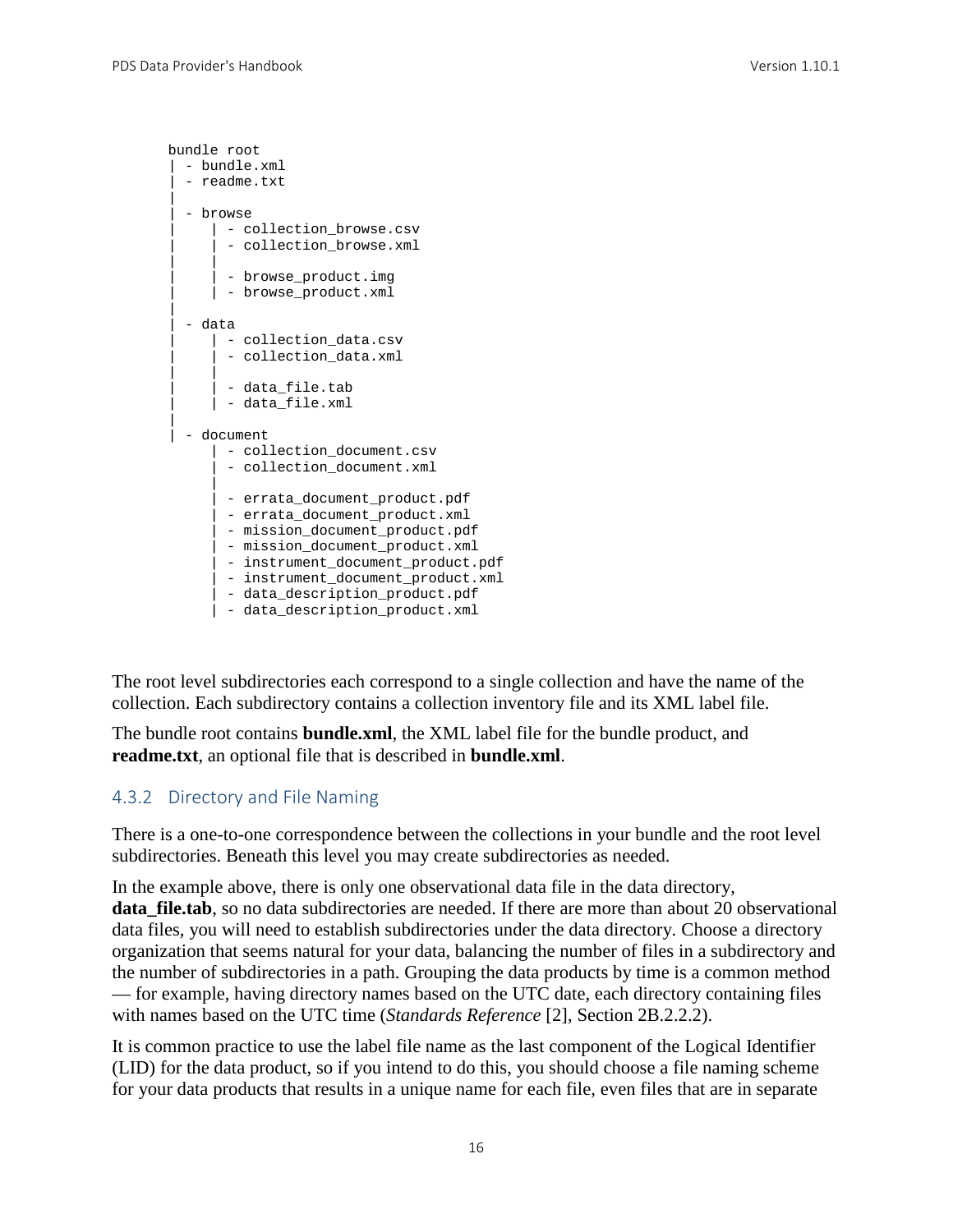```
bundle root
| - bundle.xml
| - readme.txt
|
| - browse
|     | - collection_browse.csv
|     | - collection_browse.xml
|     |
|     | - browse_product.img
|     | - browse_product.xml
|
| - data
|     | - collection_data.csv
|     | - collection_data.xml
|     |
|     | - data_file.tab
|     | - data_file.xml
|
| - document
      | - collection_document.csv
      | - collection_document.xml
      |
      | - errata_document_product.pdf
      | - errata_document_product.xml
      | - mission_document_product.pdf
      | - mission_document_product.xml
      | - instrument_document_product.pdf
      | - instrument_document_product.xml
      | - data_description_product.pdf
      | - data_description_product.xml
```

The root level subdirectories each correspond to a single collection and have the name of the collection. Each subdirectory contains a collection inventory file and its XML label file.

The bundle root contains **bundle.xml**, the XML label file for the bundle product, and **readme.txt**, an optional file that is described in **bundle.xml**.

### 4.3.2 Directory and File Naming

There is a one-to-one correspondence between the collections in your bundle and the root level subdirectories. Beneath this level you may create subdirectories as needed.

In the example above, there is only one observational data file in the data directory, **data_file.tab**, so no data subdirectories are needed. If there are more than about 20 observational data files, you will need to establish subdirectories under the data directory. Choose a directory organization that seems natural for your data, balancing the number of files in a subdirectory and the number of subdirectories in a path. Grouping the data products by time is a common method — for example, having directory names based on the UTC date, each directory containing files with names based on the UTC time (*Standards Reference* [2], Section 2B.2.2.2).

It is common practice to use the label file name as the last component of the Logical Identifier (LID) for the data product, so if you intend to do this, you should choose a file naming scheme for your data products that results in a unique name for each file, even files that are in separate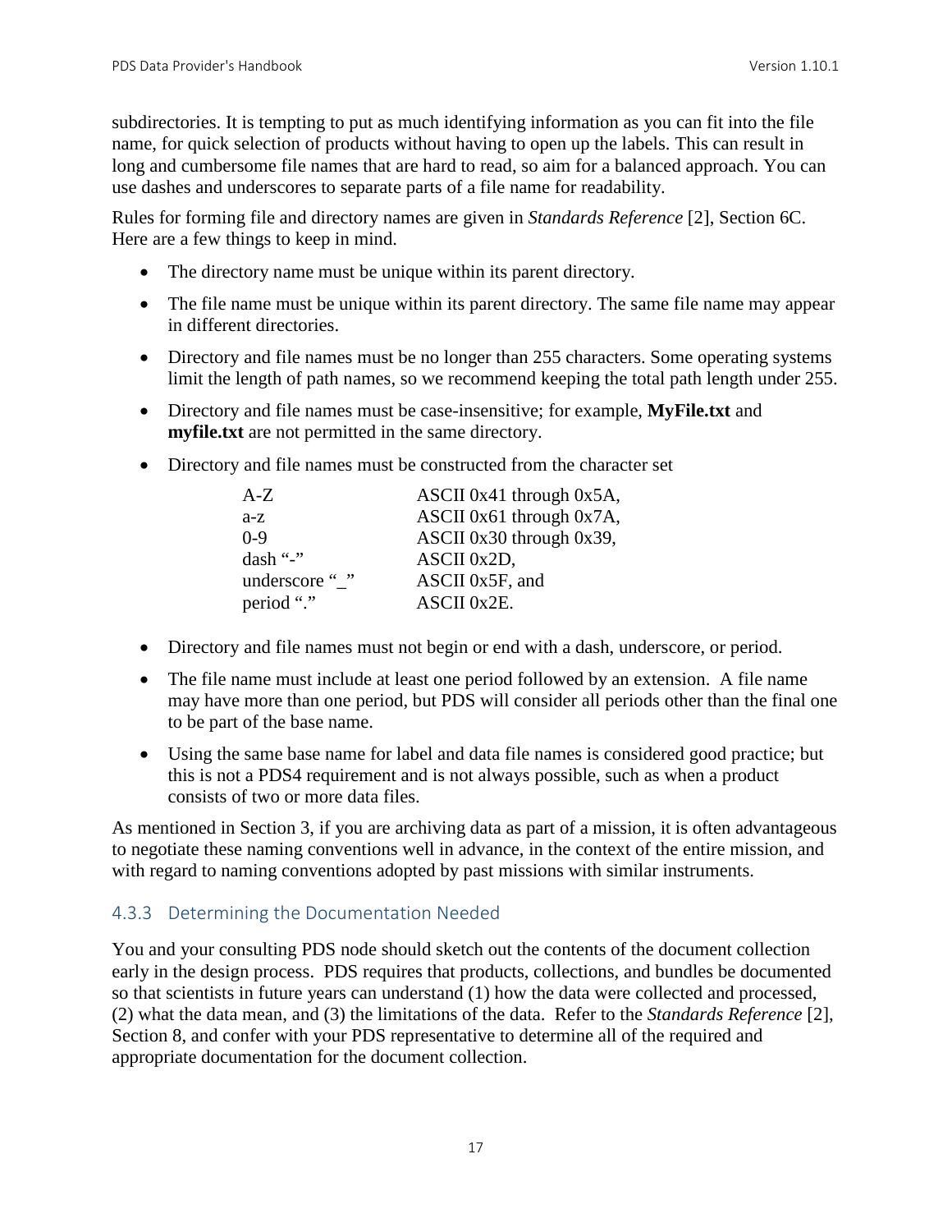subdirectories. It is tempting to put as much identifying information as you can fit into the file name, for quick selection of products without having to open up the labels. This can result in long and cumbersome file names that are hard to read, so aim for a balanced approach. You can use dashes and underscores to separate parts of a file name for readability.

Rules for forming file and directory names are given in *Standards Reference* [2], Section 6C. Here are a few things to keep in mind.

- The directory name must be unique within its parent directory.
- The file name must be unique within its parent directory. The same file name may appear in different directories.
- Directory and file names must be no longer than 255 characters. Some operating systems limit the length of path names, so we recommend keeping the total path length under 255.
- Directory and file names must be case-insensitive; for example, **MyFile.txt** and **myfile.txt** are not permitted in the same directory.
- Directory and file names must be constructed from the character set

| | |
|---|---|
| A-Z | ASCII 0x41 through 0x5A, |
| a-z | ASCII 0x61 through 0x7A, |
| 0-9 | ASCII 0x30 through 0x39, |
| dash "-" | ASCII 0x2D, |
| underscore "_" | ASCII 0x5F, and |
| period "." | ASCII 0x2E. |

- Directory and file names must not begin or end with a dash, underscore, or period.
- The file name must include at least one period followed by an extension. A file name may have more than one period, but PDS will consider all periods other than the final one to be part of the base name.
- Using the same base name for label and data file names is considered good practice; but this is not a PDS4 requirement and is not always possible, such as when a product consists of two or more data files.

As mentioned in Section 3, if you are archiving data as part of a mission, it is often advantageous to negotiate these naming conventions well in advance, in the context of the entire mission, and with regard to naming conventions adopted by past missions with similar instruments.

### 4.3.3 Determining the Documentation Needed

You and your consulting PDS node should sketch out the contents of the document collection early in the design process. PDS requires that products, collections, and bundles be documented so that scientists in future years can understand (1) how the data were collected and processed, (2) what the data mean, and (3) the limitations of the data. Refer to the *Standards Reference* [2], Section 8, and confer with your PDS representative to determine all of the required and appropriate documentation for the document collection.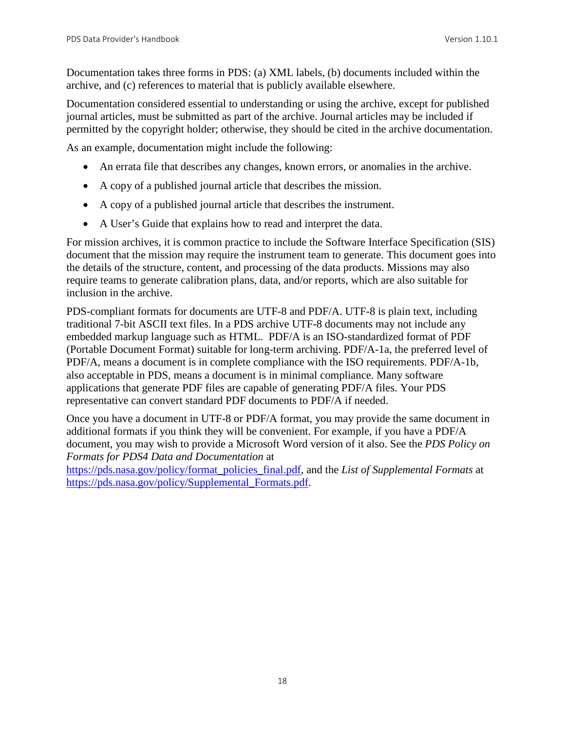Documentation takes three forms in PDS: (a) XML labels, (b) documents included within the archive, and (c) references to material that is publicly available elsewhere.

Documentation considered essential to understanding or using the archive, except for published journal articles, must be submitted as part of the archive. Journal articles may be included if permitted by the copyright holder; otherwise, they should be cited in the archive documentation.

As an example, documentation might include the following:

- An errata file that describes any changes, known errors, or anomalies in the archive.
- A copy of a published journal article that describes the mission.
- A copy of a published journal article that describes the instrument.
- A User's Guide that explains how to read and interpret the data.

For mission archives, it is common practice to include the Software Interface Specification (SIS) document that the mission may require the instrument team to generate. This document goes into the details of the structure, content, and processing of the data products. Missions may also require teams to generate calibration plans, data, and/or reports, which are also suitable for inclusion in the archive.

PDS-compliant formats for documents are UTF-8 and PDF/A. UTF-8 is plain text, including traditional 7-bit ASCII text files. In a PDS archive UTF-8 documents may not include any embedded markup language such as HTML. PDF/A is an ISO-standardized format of PDF (Portable Document Format) suitable for long-term archiving. PDF/A-1a, the preferred level of PDF/A, means a document is in complete compliance with the ISO requirements. PDF/A-1b, also acceptable in PDS, means a document is in minimal compliance. Many software applications that generate PDF files are capable of generating PDF/A files. Your PDS representative can convert standard PDF documents to PDF/A if needed.

Once you have a document in UTF-8 or PDF/A format, you may provide the same document in additional formats if you think they will be convenient. For example, if you have a PDF/A document, you may wish to provide a Microsoft Word version of it also. See the *PDS Policy on Formats for PDS4 Data and Documentation* at https://pds.nasa.gov/policy/format_policies_final.pdf, and the *List of Supplemental Formats* at https://pds.nasa.gov/policy/Supplemental_Formats.pdf.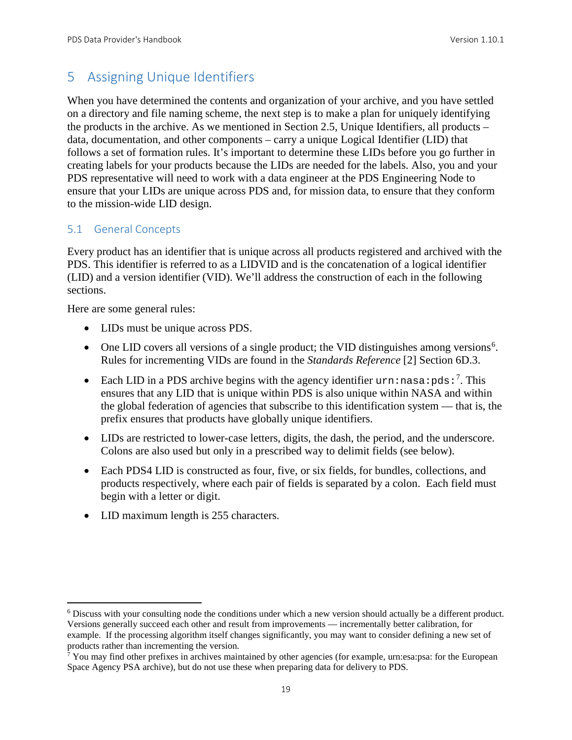# 5 Assigning Unique Identifiers

When you have determined the contents and organization of your archive, and you have settled on a directory and file naming scheme, the next step is to make a plan for uniquely identifying the products in the archive. As we mentioned in Section 2.5, Unique Identifiers, all products – data, documentation, and other components – carry a unique Logical Identifier (LID) that follows a set of formation rules. It's important to determine these LIDs before you go further in creating labels for your products because the LIDs are needed for the labels. Also, you and your PDS representative will need to work with a data engineer at the PDS Engineering Node to ensure that your LIDs are unique across PDS and, for mission data, to ensure that they conform to the mission-wide LID design.

## 5.1 General Concepts

Every product has an identifier that is unique across all products registered and archived with the PDS. This identifier is referred to as a LIDVID and is the concatenation of a logical identifier (LID) and a version identifier (VID). We'll address the construction of each in the following sections.

Here are some general rules:

- LIDs must be unique across PDS.
- One LID covers all versions of a single product; the VID distinguishes among versions[6]. Rules for incrementing VIDs are found in the *Standards Reference* [2] Section 6D.3.
- Each LID in a PDS archive begins with the agency identifier `urn:nasa:pds:`[7]. This ensures that any LID that is unique within PDS is also unique within NASA and within the global federation of agencies that subscribe to this identification system — that is, the prefix ensures that products have globally unique identifiers.
- LIDs are restricted to lower-case letters, digits, the dash, the period, and the underscore. Colons are also used but only in a prescribed way to delimit fields (see below).
- Each PDS4 LID is constructed as four, five, or six fields, for bundles, collections, and products respectively, where each pair of fields is separated by a colon. Each field must begin with a letter or digit.
- LID maximum length is 255 characters.

---

[6] Discuss with your consulting node the conditions under which a new version should actually be a different product. Versions generally succeed each other and result from improvements — incrementally better calibration, for example. If the processing algorithm itself changes significantly, you may want to consider defining a new set of products rather than incrementing the version.

[7] You may find other prefixes in archives maintained by other agencies (for example, urn:esa:psa: for the European Space Agency PSA archive), but do not use these when preparing data for delivery to PDS.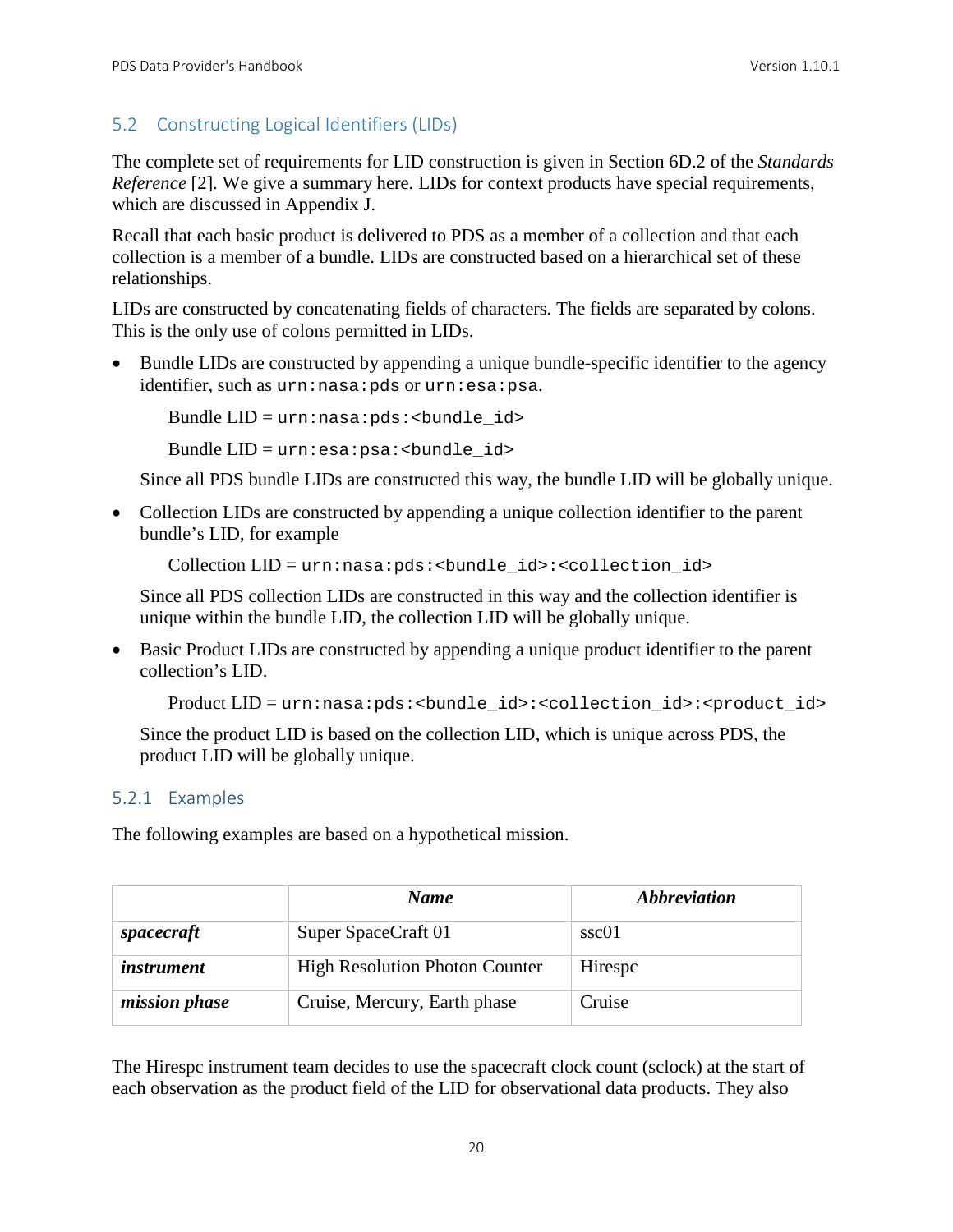## 5.2 Constructing Logical Identifiers (LIDs)

The complete set of requirements for LID construction is given in Section 6D.2 of the *Standards Reference* [2]. We give a summary here. LIDs for context products have special requirements, which are discussed in Appendix J.

Recall that each basic product is delivered to PDS as a member of a collection and that each collection is a member of a bundle. LIDs are constructed based on a hierarchical set of these relationships.

LIDs are constructed by concatenating fields of characters. The fields are separated by colons. This is the only use of colons permitted in LIDs.

- Bundle LIDs are constructed by appending a unique bundle-specific identifier to the agency identifier, such as `urn:nasa:pds` or `urn:esa:psa`.

  Bundle LID = `urn:nasa:pds:<bundle_id>`

  Bundle LID = `urn:esa:psa:<bundle_id>`

  Since all PDS bundle LIDs are constructed this way, the bundle LID will be globally unique.

- Collection LIDs are constructed by appending a unique collection identifier to the parent bundle's LID, for example

  Collection LID = `urn:nasa:pds:<bundle_id>:<collection_id>`

  Since all PDS collection LIDs are constructed in this way and the collection identifier is unique within the bundle LID, the collection LID will be globally unique.

- Basic Product LIDs are constructed by appending a unique product identifier to the parent collection's LID.

  Product LID = `urn:nasa:pds:<bundle_id>:<collection_id>:<product_id>`

  Since the product LID is based on the collection LID, which is unique across PDS, the product LID will be globally unique.

### 5.2.1 Examples

The following examples are based on a hypothetical mission.

| | ***Name*** | ***Abbreviation*** |
|---|---|---|
| ***spacecraft*** | Super SpaceCraft 01 | ssc01 |
| ***instrument*** | High Resolution Photon Counter | Hirespc |
| ***mission phase*** | Cruise, Mercury, Earth phase | Cruise |

The Hirespc instrument team decides to use the spacecraft clock count (sclock) at the start of each observation as the product field of the LID for observational data products. They also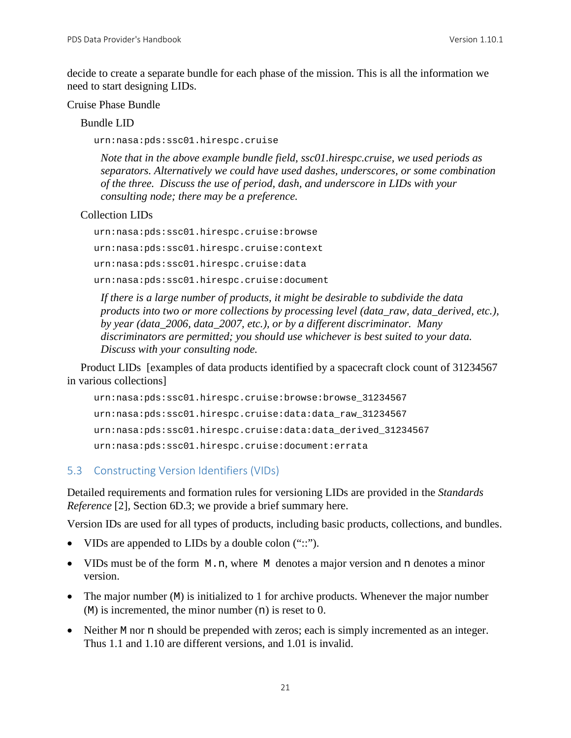decide to create a separate bundle for each phase of the mission. This is all the information we need to start designing LIDs.

Cruise Phase Bundle

Bundle LID

```
urn:nasa:pds:ssc01.hirespc.cruise
```

*Note that in the above example bundle field, ssc01.hirespc.cruise, we used periods as separators. Alternatively we could have used dashes, underscores, or some combination of the three. Discuss the use of period, dash, and underscore in LIDs with your consulting node; there may be a preference.*

Collection LIDs

```
urn:nasa:pds:ssc01.hirespc.cruise:browse
urn:nasa:pds:ssc01.hirespc.cruise:context
urn:nasa:pds:ssc01.hirespc.cruise:data
urn:nasa:pds:ssc01.hirespc.cruise:document
```

*If there is a large number of products, it might be desirable to subdivide the data products into two or more collections by processing level (data_raw, data_derived, etc.), by year (data_2006, data_2007, etc.), or by a different discriminator. Many discriminators are permitted; you should use whichever is best suited to your data. Discuss with your consulting node.*

Product LIDs [examples of data products identified by a spacecraft clock count of 31234567 in various collections]

```
urn:nasa:pds:ssc01.hirespc.cruise:browse:browse_31234567
urn:nasa:pds:ssc01.hirespc.cruise:data:data_raw_31234567
urn:nasa:pds:ssc01.hirespc.cruise:data:data_derived_31234567
urn:nasa:pds:ssc01.hirespc.cruise:document:errata
```

## 5.3 Constructing Version Identifiers (VIDs)

Detailed requirements and formation rules for versioning LIDs are provided in the *Standards Reference* [2], Section 6D.3; we provide a brief summary here.

Version IDs are used for all types of products, including basic products, collections, and bundles.

- VIDs are appended to LIDs by a double colon ("::").
- VIDs must be of the form `M.n`, where `M` denotes a major version and `n` denotes a minor version.
- The major number (`M`) is initialized to 1 for archive products. Whenever the major number (`M`) is incremented, the minor number (`n`) is reset to 0.
- Neither `M` nor `n` should be prepended with zeros; each is simply incremented as an integer. Thus 1.1 and 1.10 are different versions, and 1.01 is invalid.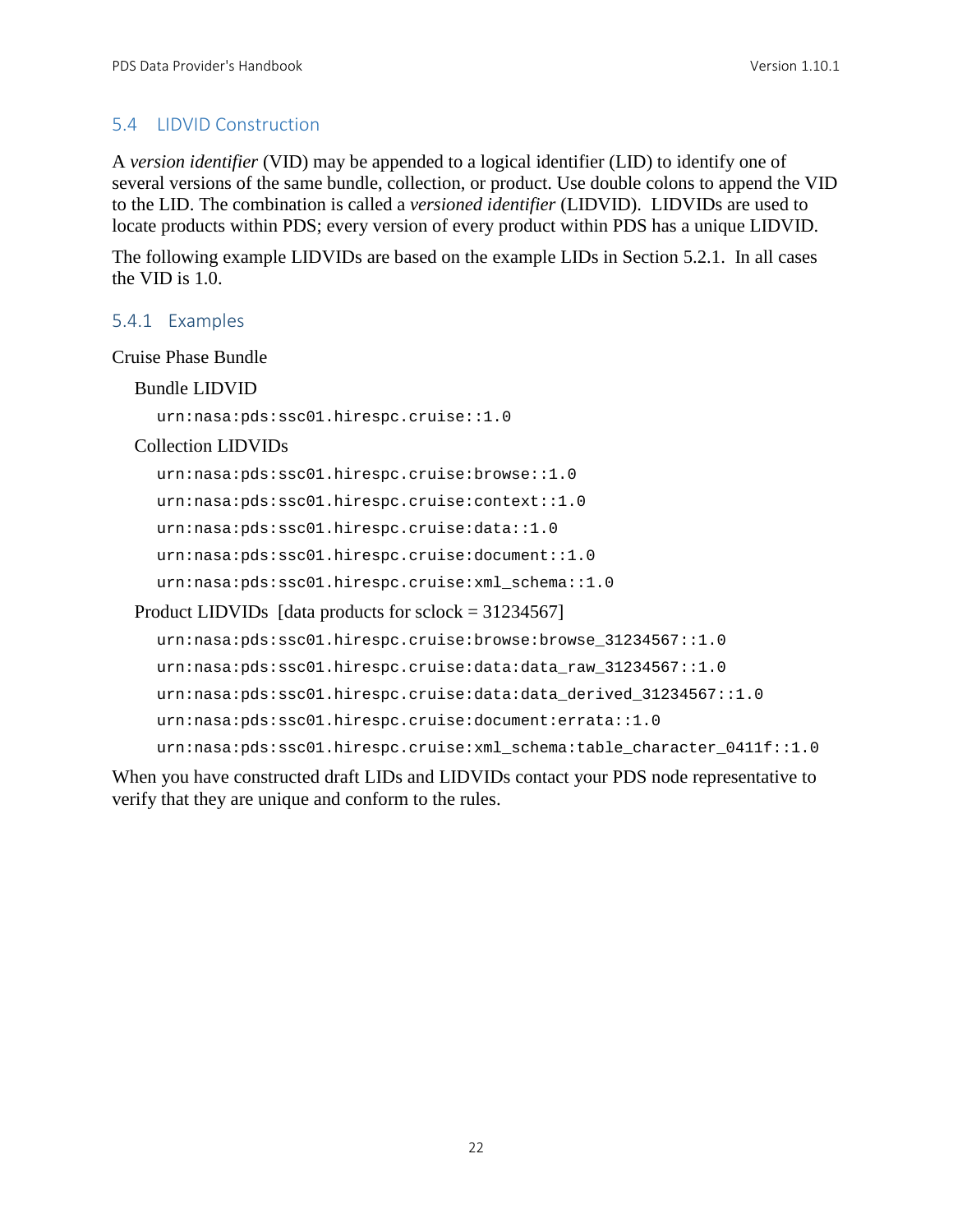## 5.4 LIDVID Construction

A *version identifier* (VID) may be appended to a logical identifier (LID) to identify one of several versions of the same bundle, collection, or product. Use double colons to append the VID to the LID. The combination is called a *versioned identifier* (LIDVID). LIDVIDs are used to locate products within PDS; every version of every product within PDS has a unique LIDVID.

The following example LIDVIDs are based on the example LIDs in Section 5.2.1. In all cases the VID is 1.0.

### 5.4.1 Examples

Cruise Phase Bundle

Bundle LIDVID

```
urn:nasa:pds:ssc01.hirespc.cruise::1.0
```

Collection LIDVIDs

```
urn:nasa:pds:ssc01.hirespc.cruise:browse::1.0
urn:nasa:pds:ssc01.hirespc.cruise:context::1.0
urn:nasa:pds:ssc01.hirespc.cruise:data::1.0
urn:nasa:pds:ssc01.hirespc.cruise:document::1.0
urn:nasa:pds:ssc01.hirespc.cruise:xml_schema::1.0
```

Product LIDVIDs [data products for sclock = 31234567]

```
urn:nasa:pds:ssc01.hirespc.cruise:browse:browse_31234567::1.0
urn:nasa:pds:ssc01.hirespc.cruise:data:data_raw_31234567::1.0
urn:nasa:pds:ssc01.hirespc.cruise:data:data_derived_31234567::1.0
urn:nasa:pds:ssc01.hirespc.cruise:document:errata::1.0
urn:nasa:pds:ssc01.hirespc.cruise:xml_schema:table_character_0411f::1.0
```

When you have constructed draft LIDs and LIDVIDs contact your PDS node representative to verify that they are unique and conform to the rules.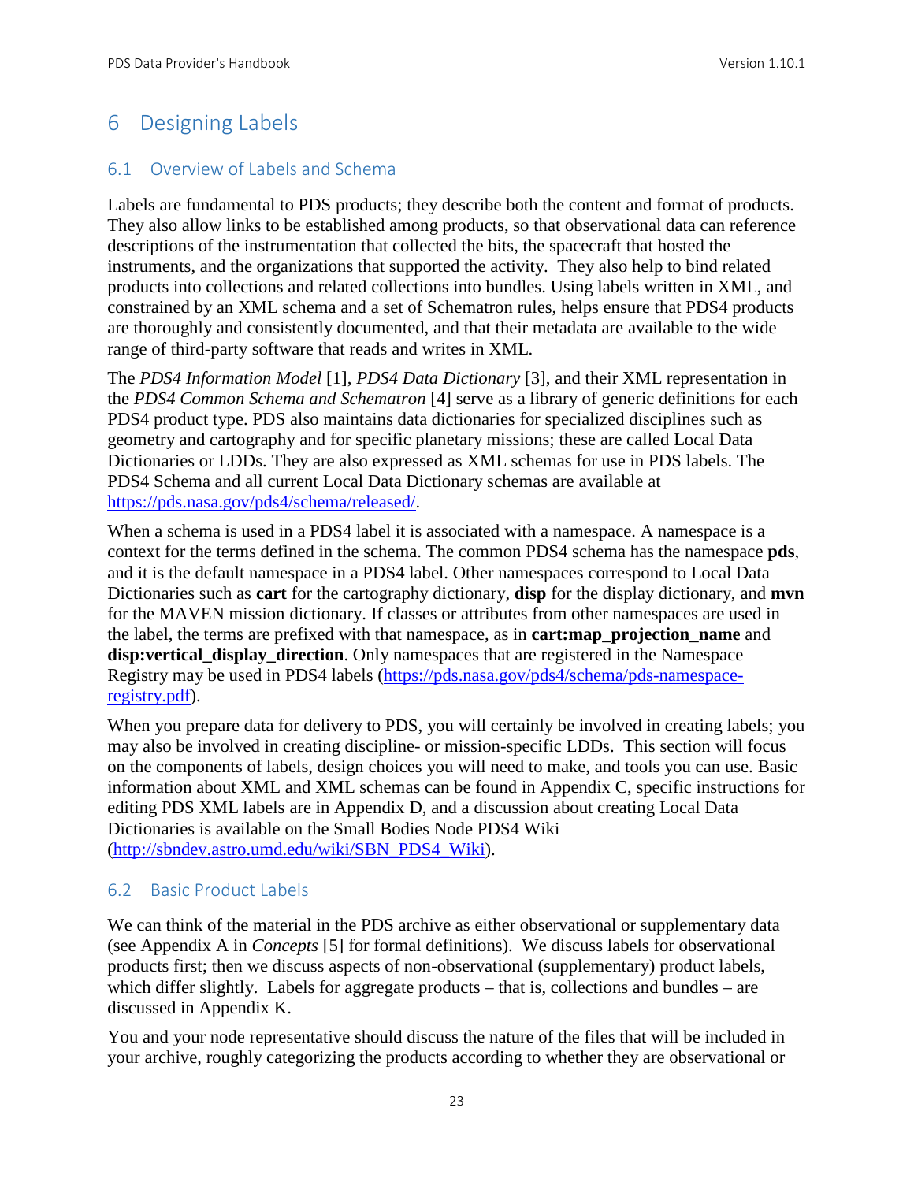# 6 Designing Labels

## 6.1 Overview of Labels and Schema

Labels are fundamental to PDS products; they describe both the content and format of products. They also allow links to be established among products, so that observational data can reference descriptions of the instrumentation that collected the bits, the spacecraft that hosted the instruments, and the organizations that supported the activity. They also help to bind related products into collections and related collections into bundles. Using labels written in XML, and constrained by an XML schema and a set of Schematron rules, helps ensure that PDS4 products are thoroughly and consistently documented, and that their metadata are available to the wide range of third-party software that reads and writes in XML.

The *PDS4 Information Model* [1], *PDS4 Data Dictionary* [3], and their XML representation in the *PDS4 Common Schema and Schematron* [4] serve as a library of generic definitions for each PDS4 product type. PDS also maintains data dictionaries for specialized disciplines such as geometry and cartography and for specific planetary missions; these are called Local Data Dictionaries or LDDs. They are also expressed as XML schemas for use in PDS labels. The PDS4 Schema and all current Local Data Dictionary schemas are available at https://pds.nasa.gov/pds4/schema/released/.

When a schema is used in a PDS4 label it is associated with a namespace. A namespace is a context for the terms defined in the schema. The common PDS4 schema has the namespace **pds**, and it is the default namespace in a PDS4 label. Other namespaces correspond to Local Data Dictionaries such as **cart** for the cartography dictionary, **disp** for the display dictionary, and **mvn** for the MAVEN mission dictionary. If classes or attributes from other namespaces are used in the label, the terms are prefixed with that namespace, as in **cart:map_projection_name** and **disp:vertical_display_direction**. Only namespaces that are registered in the Namespace Registry may be used in PDS4 labels (https://pds.nasa.gov/pds4/schema/pds-namespace-registry.pdf).

When you prepare data for delivery to PDS, you will certainly be involved in creating labels; you may also be involved in creating discipline- or mission-specific LDDs. This section will focus on the components of labels, design choices you will need to make, and tools you can use. Basic information about XML and XML schemas can be found in Appendix C, specific instructions for editing PDS XML labels are in Appendix D, and a discussion about creating Local Data Dictionaries is available on the Small Bodies Node PDS4 Wiki (http://sbndev.astro.umd.edu/wiki/SBN_PDS4_Wiki).

## 6.2 Basic Product Labels

We can think of the material in the PDS archive as either observational or supplementary data (see Appendix A in *Concepts* [5] for formal definitions). We discuss labels for observational products first; then we discuss aspects of non-observational (supplementary) product labels, which differ slightly. Labels for aggregate products – that is, collections and bundles – are discussed in Appendix K.

You and your node representative should discuss the nature of the files that will be included in your archive, roughly categorizing the products according to whether they are observational or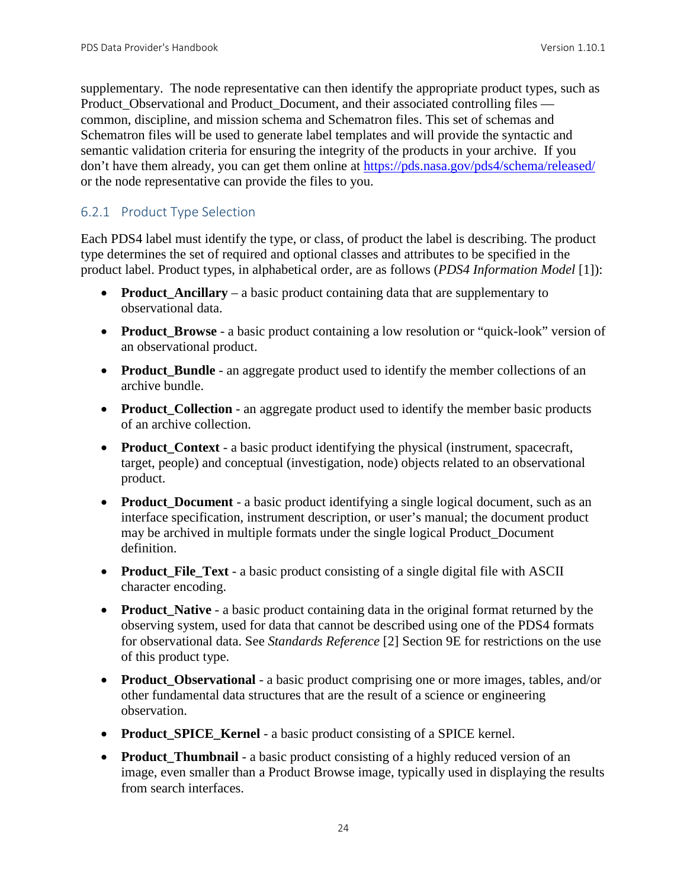supplementary. The node representative can then identify the appropriate product types, such as Product_Observational and Product_Document, and their associated controlling files — common, discipline, and mission schema and Schematron files. This set of schemas and Schematron files will be used to generate label templates and will provide the syntactic and semantic validation criteria for ensuring the integrity of the products in your archive. If you don't have them already, you can get them online at https://pds.nasa.gov/pds4/schema/released/ or the node representative can provide the files to you.

### 6.2.1 Product Type Selection

Each PDS4 label must identify the type, or class, of product the label is describing. The product type determines the set of required and optional classes and attributes to be specified in the product label. Product types, in alphabetical order, are as follows (*PDS4 Information Model* [1]):

- **Product_Ancillary** – a basic product containing data that are supplementary to observational data.
- **Product_Browse** - a basic product containing a low resolution or "quick-look" version of an observational product.
- **Product_Bundle** - an aggregate product used to identify the member collections of an archive bundle.
- **Product_Collection** - an aggregate product used to identify the member basic products of an archive collection.
- **Product_Context** - a basic product identifying the physical (instrument, spacecraft, target, people) and conceptual (investigation, node) objects related to an observational product.
- **Product_Document** - a basic product identifying a single logical document, such as an interface specification, instrument description, or user's manual; the document product may be archived in multiple formats under the single logical Product_Document definition.
- **Product_File_Text** - a basic product consisting of a single digital file with ASCII character encoding.
- **Product_Native** - a basic product containing data in the original format returned by the observing system, used for data that cannot be described using one of the PDS4 formats for observational data. See *Standards Reference* [2] Section 9E for restrictions on the use of this product type.
- **Product_Observational** - a basic product comprising one or more images, tables, and/or other fundamental data structures that are the result of a science or engineering observation.
- **Product_SPICE_Kernel** - a basic product consisting of a SPICE kernel.
- **Product_Thumbnail** - a basic product consisting of a highly reduced version of an image, even smaller than a Product Browse image, typically used in displaying the results from search interfaces.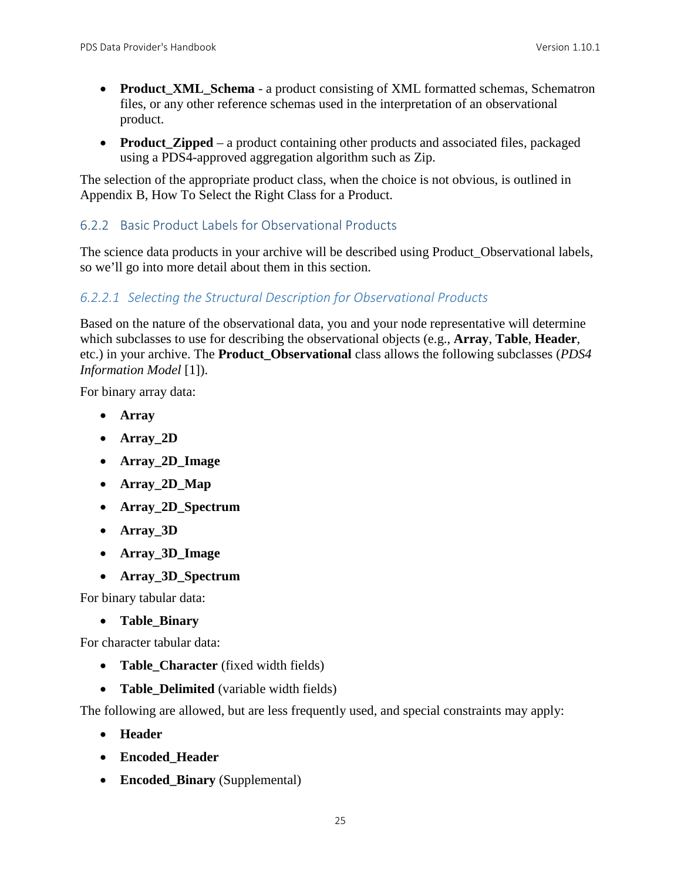- **Product_XML_Schema** - a product consisting of XML formatted schemas, Schematron files, or any other reference schemas used in the interpretation of an observational product.
- **Product_Zipped** – a product containing other products and associated files, packaged using a PDS4-approved aggregation algorithm such as Zip.

The selection of the appropriate product class, when the choice is not obvious, is outlined in Appendix B, How To Select the Right Class for a Product.

### 6.2.2 Basic Product Labels for Observational Products

The science data products in your archive will be described using Product_Observational labels, so we'll go into more detail about them in this section.

#### *6.2.2.1 Selecting the Structural Description for Observational Products*

Based on the nature of the observational data, you and your node representative will determine which subclasses to use for describing the observational objects (e.g., **Array**, **Table**, **Header**, etc.) in your archive. The **Product_Observational** class allows the following subclasses (*PDS4 Information Model* [1]).

For binary array data:

- **Array**
- **Array_2D**
- **Array_2D_Image**
- **Array_2D_Map**
- **Array_2D_Spectrum**
- **Array_3D**
- **Array_3D_Image**
- **Array_3D_Spectrum**

For binary tabular data:

- **Table_Binary**

For character tabular data:

- **Table_Character** (fixed width fields)
- **Table_Delimited** (variable width fields)

The following are allowed, but are less frequently used, and special constraints may apply:

- **Header**
- **Encoded_Header**
- **Encoded_Binary** (Supplemental)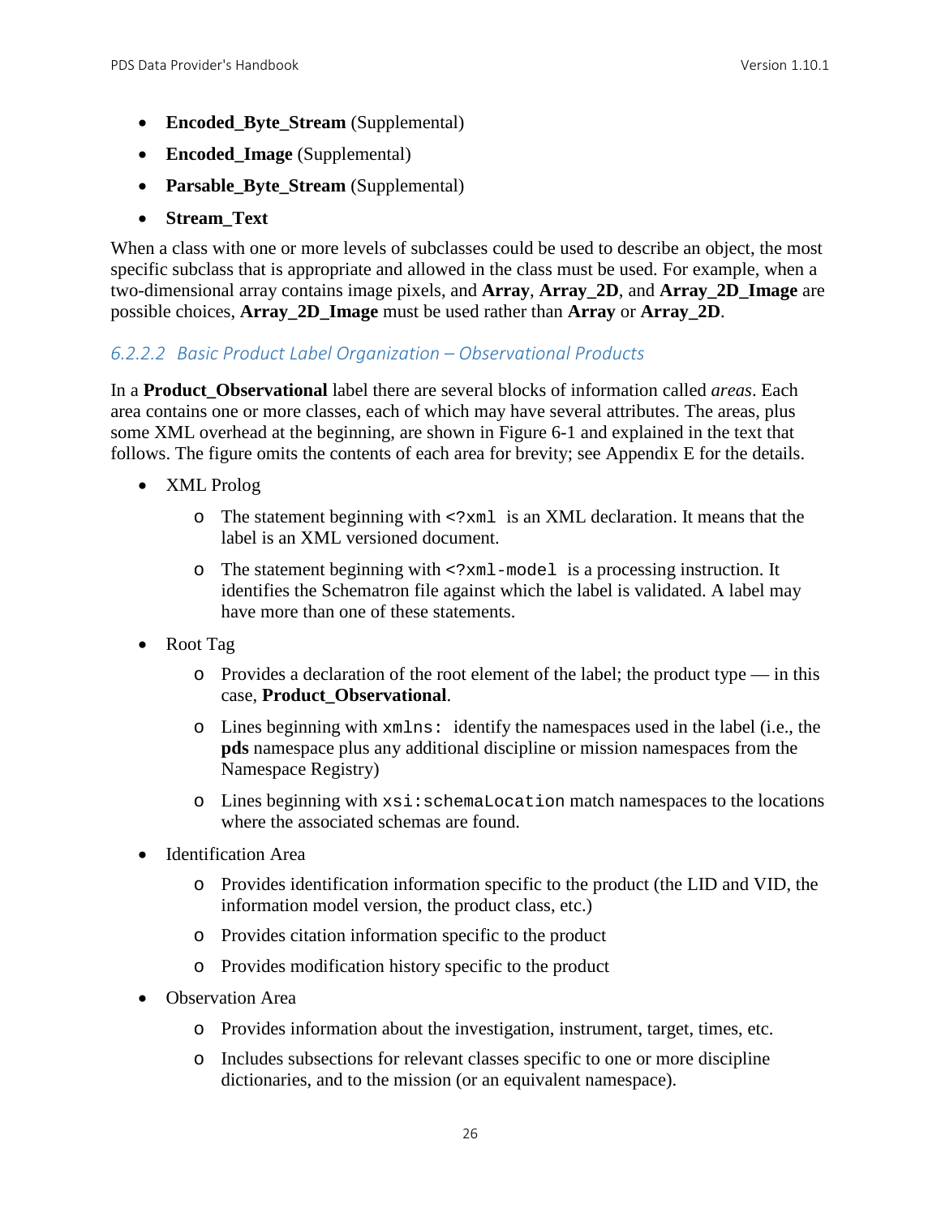- **Encoded_Byte_Stream** (Supplemental)
- **Encoded_Image** (Supplemental)
- **Parsable_Byte_Stream** (Supplemental)
- **Stream_Text**

When a class with one or more levels of subclasses could be used to describe an object, the most specific subclass that is appropriate and allowed in the class must be used. For example, when a two-dimensional array contains image pixels, and **Array**, **Array_2D**, and **Array_2D_Image** are possible choices, **Array_2D_Image** must be used rather than **Array** or **Array_2D**.

#### 6.2.2.2 Basic Product Label Organization – Observational Products

In a **Product_Observational** label there are several blocks of information called *areas*. Each area contains one or more classes, each of which may have several attributes. The areas, plus some XML overhead at the beginning, are shown in Figure 6-1 and explained in the text that follows. The figure omits the contents of each area for brevity; see Appendix E for the details.

- XML Prolog
  - The statement beginning with `<?xml` is an XML declaration. It means that the label is an XML versioned document.
  - The statement beginning with `<?xml-model` is a processing instruction. It identifies the Schematron file against which the label is validated. A label may have more than one of these statements.
- Root Tag
  - Provides a declaration of the root element of the label; the product type — in this case, **Product_Observational**.
  - Lines beginning with `xmlns:` identify the namespaces used in the label (i.e., the **pds** namespace plus any additional discipline or mission namespaces from the Namespace Registry)
  - Lines beginning with `xsi:schemaLocation` match namespaces to the locations where the associated schemas are found.
- Identification Area
  - Provides identification information specific to the product (the LID and VID, the information model version, the product class, etc.)
  - Provides citation information specific to the product
  - Provides modification history specific to the product
- Observation Area
  - Provides information about the investigation, instrument, target, times, etc.
  - Includes subsections for relevant classes specific to one or more discipline dictionaries, and to the mission (or an equivalent namespace).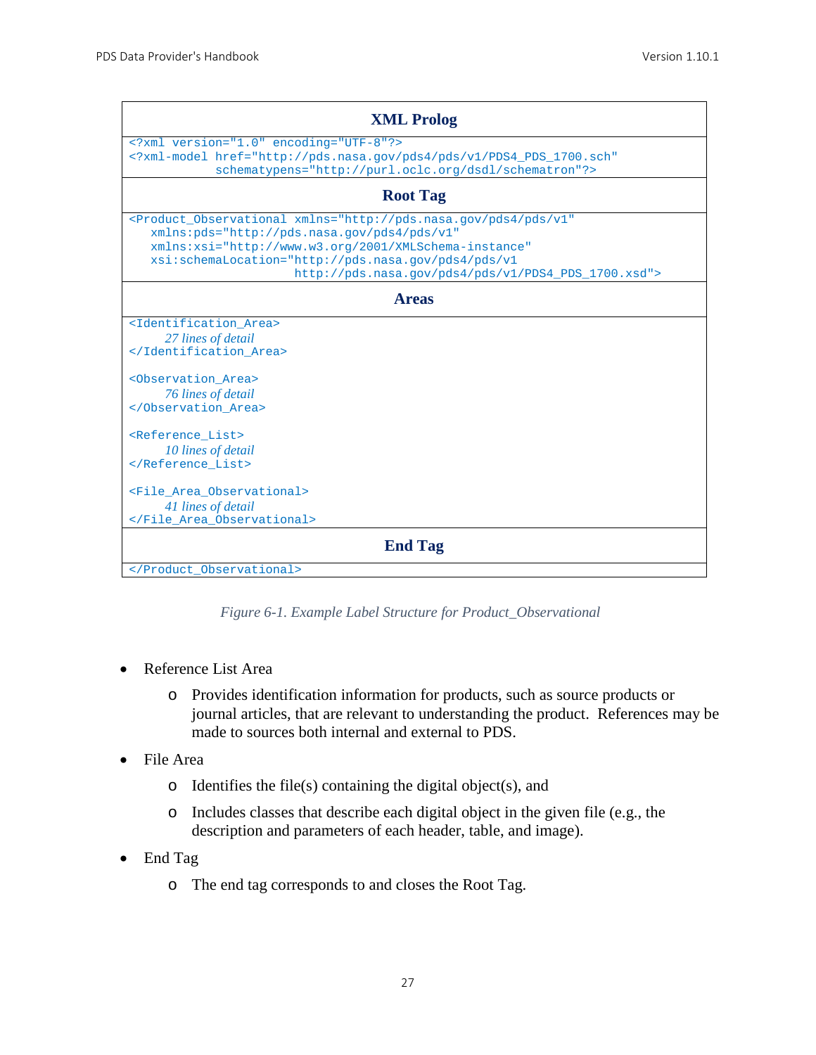| XML Prolog |
| --- |

```
<?xml version="1.0" encoding="UTF-8"?>
<?xml-model href="http://pds.nasa.gov/pds4/pds/v1/PDS4_PDS_1700.sch"
            schematypens="http://purl.oclc.org/dsdl/schematron"?>
```

| Root Tag |
| --- |

```
<Product_Observational xmlns="http://pds.nasa.gov/pds4/pds/v1"
   xmlns:pds="http://pds.nasa.gov/pds4/pds/v1"
   xmlns:xsi="http://www.w3.org/2001/XMLSchema-instance"
   xsi:schemaLocation="http://pds.nasa.gov/pds4/pds/v1
                       http://pds.nasa.gov/pds4/pds/v1/PDS4_PDS_1700.xsd">
```

| Areas |
| --- |

```
<Identification_Area>
     27 lines of detail
</Identification_Area>

<Observation_Area>
     76 lines of detail
</Observation_Area>

<Reference_List>
     10 lines of detail
</Reference_List>

<File_Area_Observational>
     41 lines of detail
</File_Area_Observational>
```

| End Tag |
| --- |

```
</Product_Observational>
```

*Figure 6-1. Example Label Structure for Product_Observational*

- Reference List Area
  - Provides identification information for products, such as source products or journal articles, that are relevant to understanding the product. References may be made to sources both internal and external to PDS.
- File Area
  - Identifies the file(s) containing the digital object(s), and
  - Includes classes that describe each digital object in the given file (e.g., the description and parameters of each header, table, and image).
- End Tag
  - The end tag corresponds to and closes the Root Tag.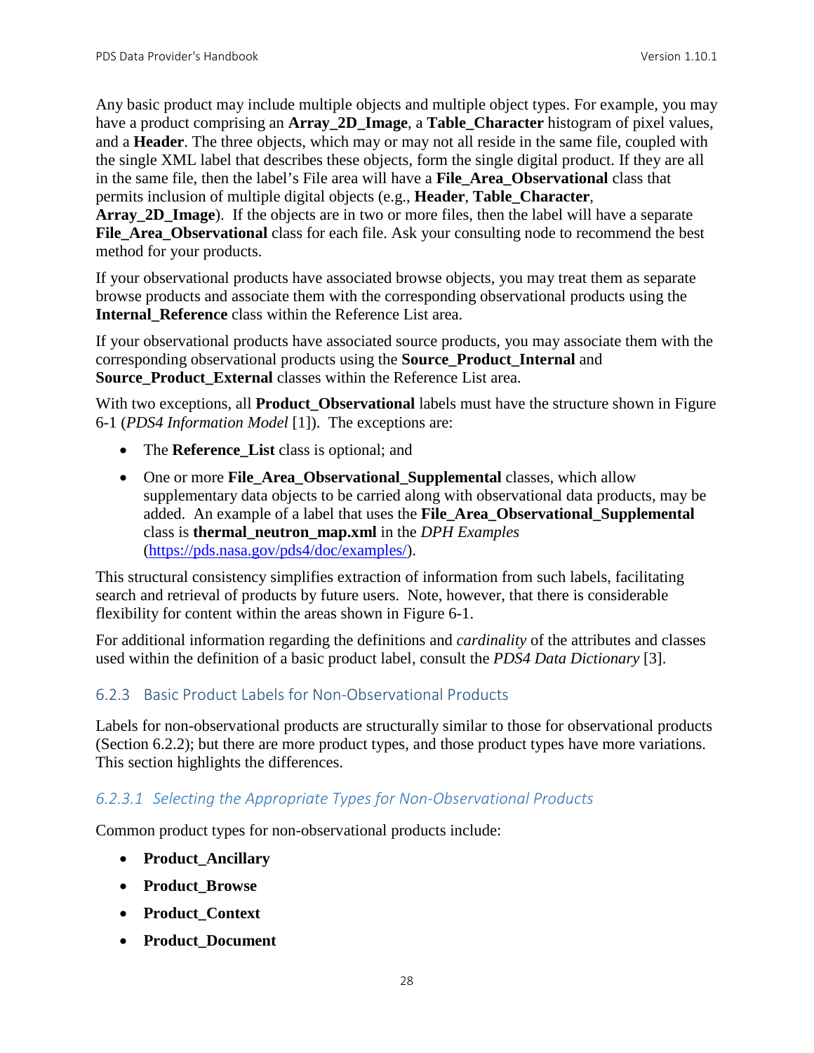Any basic product may include multiple objects and multiple object types. For example, you may have a product comprising an **Array_2D_Image**, a **Table_Character** histogram of pixel values, and a **Header**. The three objects, which may or may not all reside in the same file, coupled with the single XML label that describes these objects, form the single digital product. If they are all in the same file, then the label's File area will have a **File_Area_Observational** class that permits inclusion of multiple digital objects (e.g., **Header**, **Table_Character**, **Array_2D_Image**). If the objects are in two or more files, then the label will have a separate **File_Area_Observational** class for each file. Ask your consulting node to recommend the best method for your products.

If your observational products have associated browse objects, you may treat them as separate browse products and associate them with the corresponding observational products using the **Internal_Reference** class within the Reference List area.

If your observational products have associated source products, you may associate them with the corresponding observational products using the **Source_Product_Internal** and **Source_Product_External** classes within the Reference List area.

With two exceptions, all **Product_Observational** labels must have the structure shown in Figure 6-1 (*PDS4 Information Model* [1]). The exceptions are:

- The **Reference_List** class is optional; and
- One or more **File_Area_Observational_Supplemental** classes, which allow supplementary data objects to be carried along with observational data products, may be added. An example of a label that uses the **File_Area_Observational_Supplemental** class is **thermal_neutron_map.xml** in the *DPH Examples* (https://pds.nasa.gov/pds4/doc/examples/).

This structural consistency simplifies extraction of information from such labels, facilitating search and retrieval of products by future users. Note, however, that there is considerable flexibility for content within the areas shown in Figure 6-1.

For additional information regarding the definitions and *cardinality* of the attributes and classes used within the definition of a basic product label, consult the *PDS4 Data Dictionary* [3].

### 6.2.3 Basic Product Labels for Non-Observational Products

Labels for non-observational products are structurally similar to those for observational products (Section 6.2.2); but there are more product types, and those product types have more variations. This section highlights the differences.

#### *6.2.3.1 Selecting the Appropriate Types for Non-Observational Products*

Common product types for non-observational products include:

- **Product_Ancillary**
- **Product_Browse**
- **Product_Context**
- **Product_Document**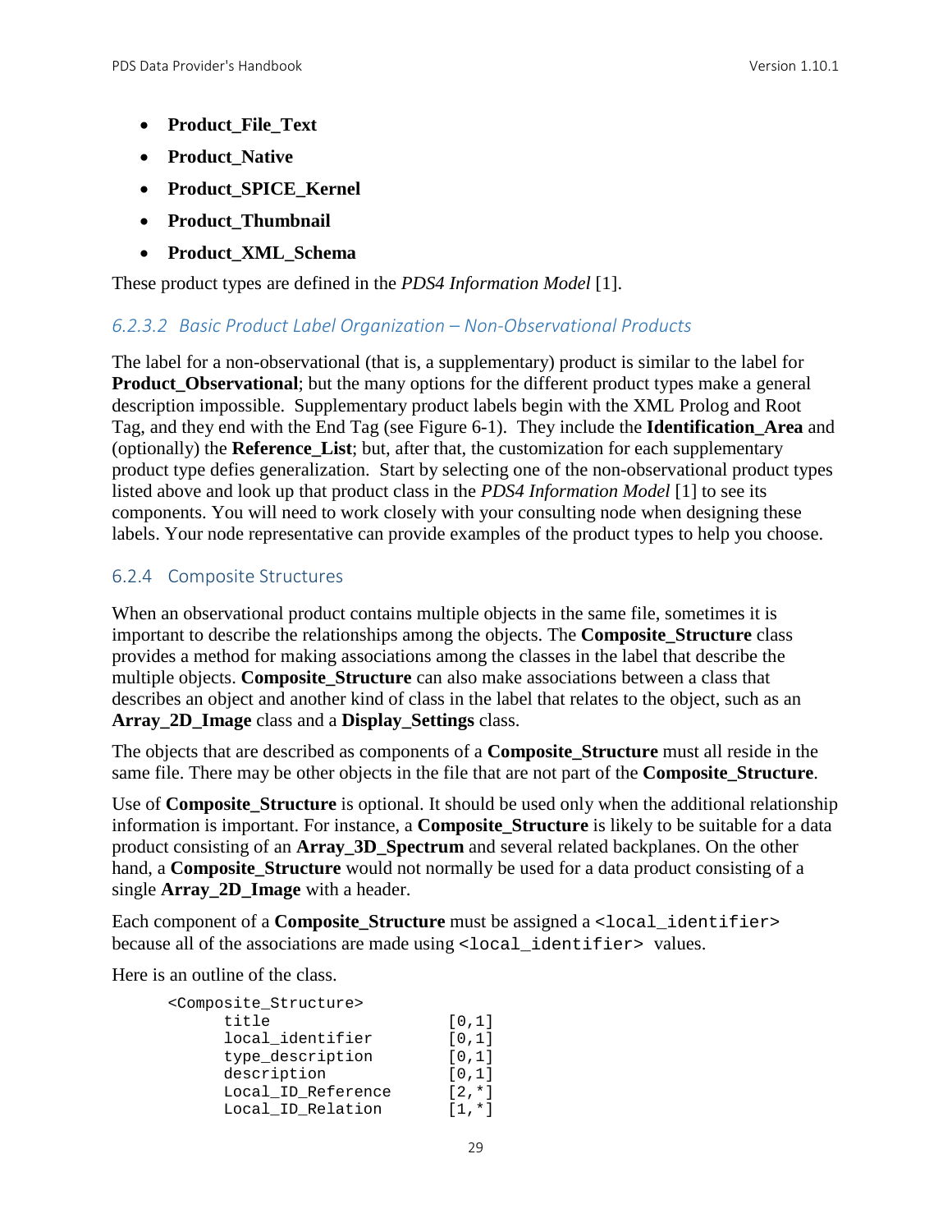- **Product_File_Text**
- **Product_Native**
- **Product_SPICE_Kernel**
- **Product_Thumbnail**
- **Product_XML_Schema**

These product types are defined in the *PDS4 Information Model* [1].

#### *6.2.3.2 Basic Product Label Organization – Non-Observational Products*

The label for a non-observational (that is, a supplementary) product is similar to the label for **Product_Observational**; but the many options for the different product types make a general description impossible. Supplementary product labels begin with the XML Prolog and Root Tag, and they end with the End Tag (see Figure 6-1). They include the **Identification_Area** and (optionally) the **Reference_List**; but, after that, the customization for each supplementary product type defies generalization. Start by selecting one of the non-observational product types listed above and look up that product class in the *PDS4 Information Model* [1] to see its components. You will need to work closely with your consulting node when designing these labels. Your node representative can provide examples of the product types to help you choose.

### 6.2.4 Composite Structures

When an observational product contains multiple objects in the same file, sometimes it is important to describe the relationships among the objects. The **Composite_Structure** class provides a method for making associations among the classes in the label that describe the multiple objects. **Composite_Structure** can also make associations between a class that describes an object and another kind of class in the label that relates to the object, such as an **Array_2D_Image** class and a **Display_Settings** class.

The objects that are described as components of a **Composite_Structure** must all reside in the same file. There may be other objects in the file that are not part of the **Composite_Structure**.

Use of **Composite_Structure** is optional. It should be used only when the additional relationship information is important. For instance, a **Composite_Structure** is likely to be suitable for a data product consisting of an **Array_3D_Spectrum** and several related backplanes. On the other hand, a **Composite_Structure** would not normally be used for a data product consisting of a single **Array_2D_Image** with a header.

Each component of a **Composite_Structure** must be assigned a `<local_identifier>` because all of the associations are made using `<local_identifier>` values.

Here is an outline of the class.

```
<Composite_Structure>
      title                   [0,1]
      local_identifier        [0,1]
      type_description        [0,1]
      description             [0,1]
      Local_ID_Reference      [2,*]
      Local_ID_Relation       [1,*]
```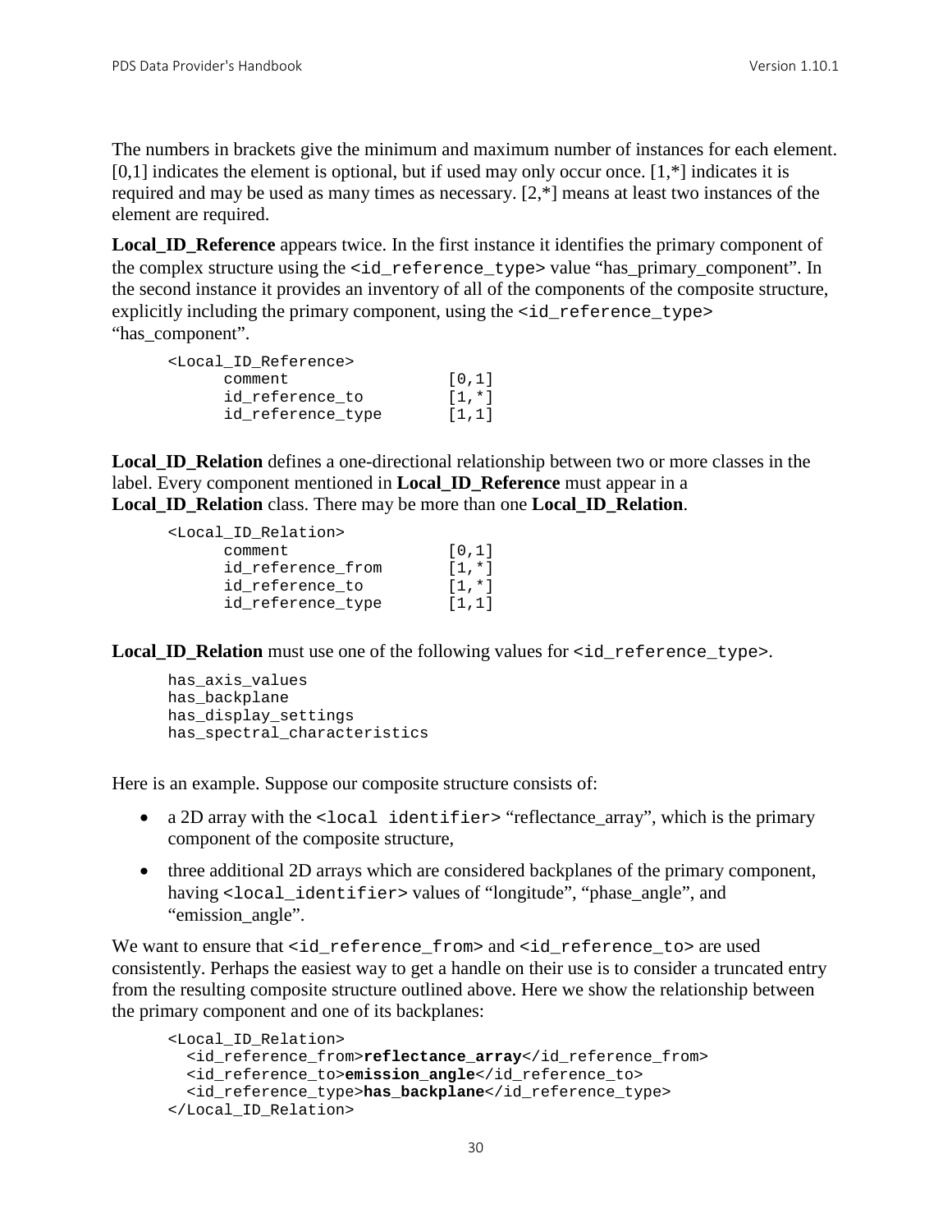The numbers in brackets give the minimum and maximum number of instances for each element. [0,1] indicates the element is optional, but if used may only occur once. [1,*] indicates it is required and may be used as many times as necessary. [2,*] means at least two instances of the element are required.

**Local_ID_Reference** appears twice. In the first instance it identifies the primary component of the complex structure using the `<id_reference_type>` value "has_primary_component". In the second instance it provides an inventory of all of the components of the composite structure, explicitly including the primary component, using the `<id_reference_type>` "has_component".

```
<Local_ID_Reference>
      comment                [0,1]
      id_reference_to        [1,*]
      id_reference_type      [1,1]
```

**Local_ID_Relation** defines a one-directional relationship between two or more classes in the label. Every component mentioned in **Local_ID_Reference** must appear in a **Local_ID_Relation** class. There may be more than one **Local_ID_Relation**.

```
<Local_ID_Relation>
      comment                [0,1]
      id_reference_from      [1,*]
      id_reference_to        [1,*]
      id_reference_type      [1,1]
```

**Local_ID_Relation** must use one of the following values for `<id_reference_type>`.

```
has_axis_values
has_backplane
has_display_settings
has_spectral_characteristics
```

Here is an example. Suppose our composite structure consists of:

- a 2D array with the `<local identifier>` "reflectance_array", which is the primary component of the composite structure,
- three additional 2D arrays which are considered backplanes of the primary component, having `<local_identifier>` values of "longitude", "phase_angle", and "emission_angle".

We want to ensure that `<id_reference_from>` and `<id_reference_to>` are used consistently. Perhaps the easiest way to get a handle on their use is to consider a truncated entry from the resulting composite structure outlined above. Here we show the relationship between the primary component and one of its backplanes:

```
<Local_ID_Relation>
  <id_reference_from>reflectance_array</id_reference_from>
  <id_reference_to>emission_angle</id_reference_to>
  <id_reference_type>has_backplane</id_reference_type>
</Local_ID_Relation>
```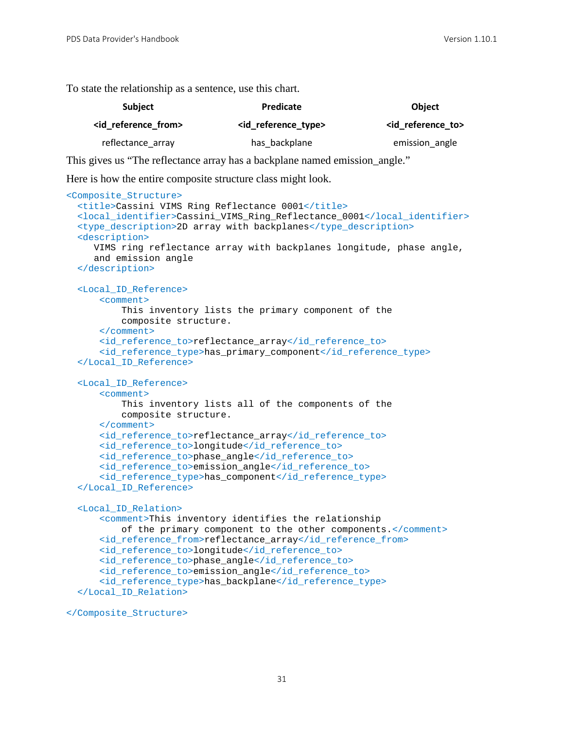To state the relationship as a sentence, use this chart.

| Subject | Predicate | Object |
|---|---|---|
| **<id_reference_from>** | **<id_reference_type>** | **<id_reference_to>** |
| reflectance_array | has_backplane | emission_angle |

This gives us "The reflectance array has a backplane named emission_angle."

Here is how the entire composite structure class might look.

```
<Composite_Structure>
  <title>Cassini VIMS Ring Reflectance 0001</title>
  <local_identifier>Cassini_VIMS_Ring_Reflectance_0001</local_identifier>
  <type_description>2D array with backplanes</type_description>
  <description>
     VIMS ring reflectance array with backplanes longitude, phase angle,
     and emission angle
  </description>

  <Local_ID_Reference>
      <comment>
          This inventory lists the primary component of the
          composite structure.
      </comment>
      <id_reference_to>reflectance_array</id_reference_to>
      <id_reference_type>has_primary_component</id_reference_type>
  </Local_ID_Reference>

  <Local_ID_Reference>
      <comment>
          This inventory lists all of the components of the
          composite structure.
      </comment>
      <id_reference_to>reflectance_array</id_reference_to>
      <id_reference_to>longitude</id_reference_to>
      <id_reference_to>phase_angle</id_reference_to>
      <id_reference_to>emission_angle</id_reference_to>
      <id_reference_type>has_component</id_reference_type>
  </Local_ID_Reference>

  <Local_ID_Relation>
      <comment>This inventory identifies the relationship
          of the primary component to the other components.</comment>
      <id_reference_from>reflectance_array</id_reference_from>
      <id_reference_to>longitude</id_reference_to>
      <id_reference_to>phase_angle</id_reference_to>
      <id_reference_to>emission_angle</id_reference_to>
      <id_reference_type>has_backplane</id_reference_type>
  </Local_ID_Relation>

</Composite_Structure>
```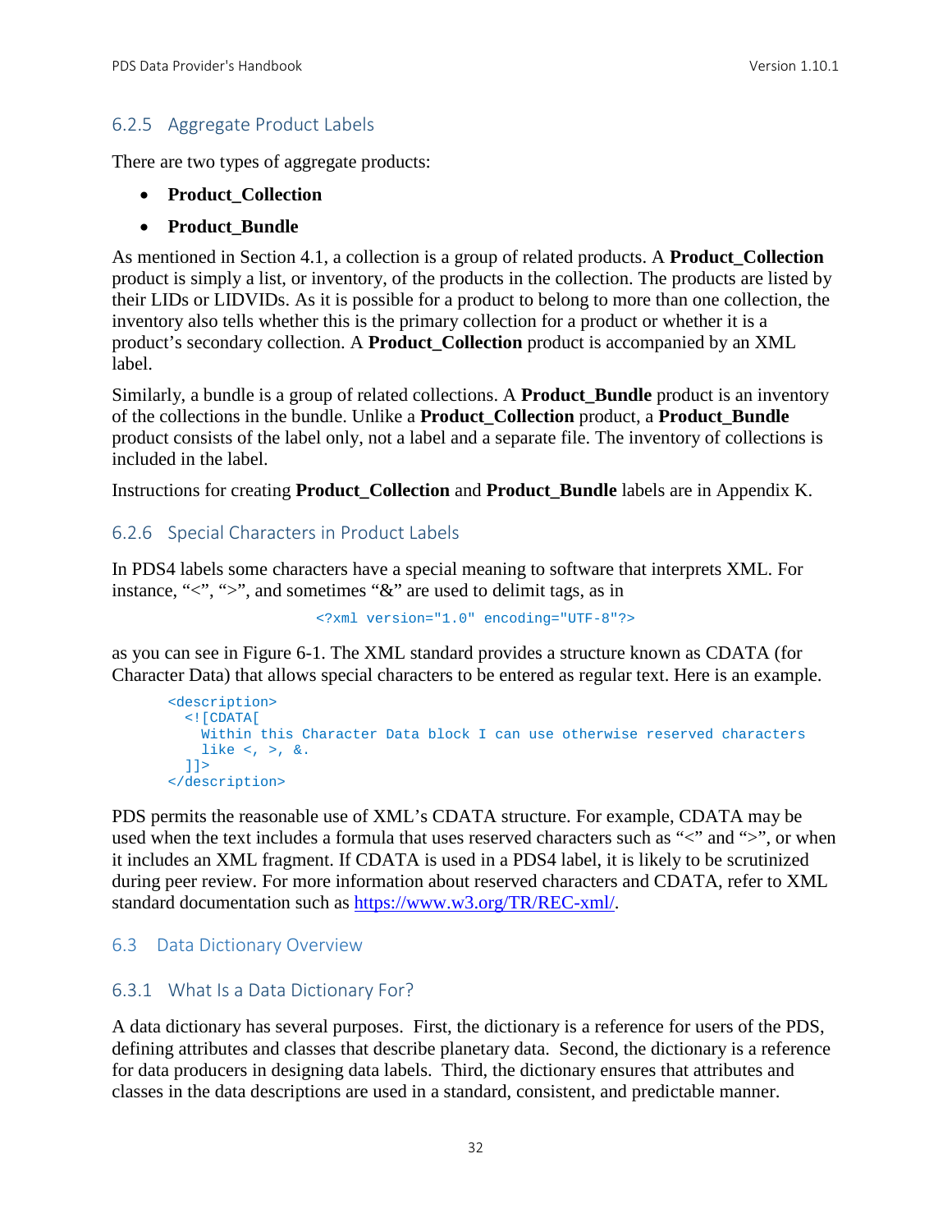### 6.2.5 Aggregate Product Labels

There are two types of aggregate products:

- **Product_Collection**
- **Product_Bundle**

As mentioned in Section 4.1, a collection is a group of related products. A **Product_Collection** product is simply a list, or inventory, of the products in the collection. The products are listed by their LIDs or LIDVIDs. As it is possible for a product to belong to more than one collection, the inventory also tells whether this is the primary collection for a product or whether it is a product's secondary collection. A **Product_Collection** product is accompanied by an XML label.

Similarly, a bundle is a group of related collections. A **Product_Bundle** product is an inventory of the collections in the bundle. Unlike a **Product_Collection** product, a **Product_Bundle** product consists of the label only, not a label and a separate file. The inventory of collections is included in the label.

Instructions for creating **Product_Collection** and **Product_Bundle** labels are in Appendix K.

### 6.2.6 Special Characters in Product Labels

In PDS4 labels some characters have a special meaning to software that interprets XML. For instance, "<", ">", and sometimes "&" are used to delimit tags, as in

```
<?xml version="1.0" encoding="UTF-8"?>
```

as you can see in Figure 6-1. The XML standard provides a structure known as CDATA (for Character Data) that allows special characters to be entered as regular text. Here is an example.

```
<description>
  <![CDATA[
    Within this Character Data block I can use otherwise reserved characters
    like <, >, &.
  ]]>
</description>
```

PDS permits the reasonable use of XML's CDATA structure. For example, CDATA may be used when the text includes a formula that uses reserved characters such as "<" and ">", or when it includes an XML fragment. If CDATA is used in a PDS4 label, it is likely to be scrutinized during peer review. For more information about reserved characters and CDATA, refer to XML standard documentation such as https://www.w3.org/TR/REC-xml/.

## 6.3 Data Dictionary Overview

### 6.3.1 What Is a Data Dictionary For?

A data dictionary has several purposes. First, the dictionary is a reference for users of the PDS, defining attributes and classes that describe planetary data. Second, the dictionary is a reference for data producers in designing data labels. Third, the dictionary ensures that attributes and classes in the data descriptions are used in a standard, consistent, and predictable manner.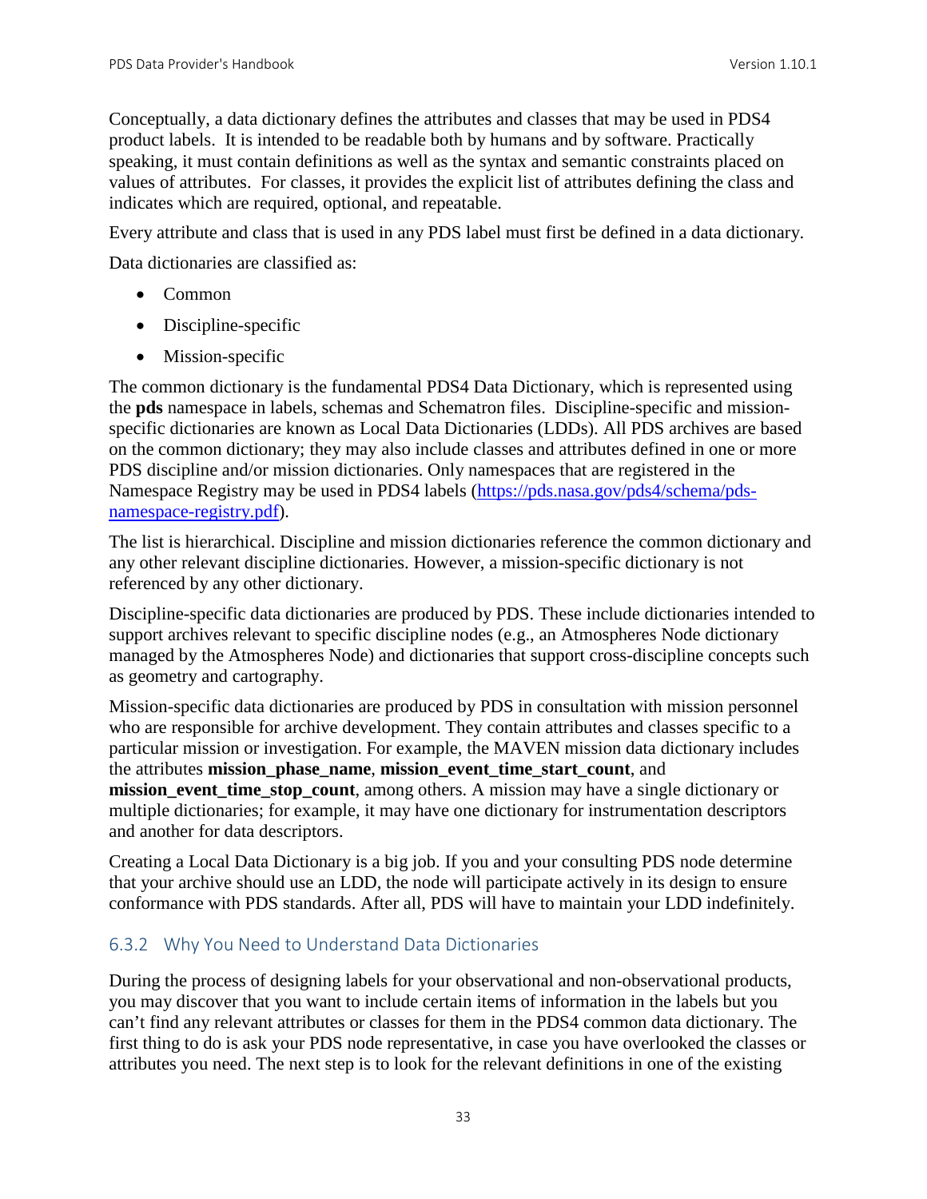Conceptually, a data dictionary defines the attributes and classes that may be used in PDS4 product labels. It is intended to be readable both by humans and by software. Practically speaking, it must contain definitions as well as the syntax and semantic constraints placed on values of attributes. For classes, it provides the explicit list of attributes defining the class and indicates which are required, optional, and repeatable.

Every attribute and class that is used in any PDS label must first be defined in a data dictionary.

Data dictionaries are classified as:

- Common
- Discipline-specific
- Mission-specific

The common dictionary is the fundamental PDS4 Data Dictionary, which is represented using the **pds** namespace in labels, schemas and Schematron files. Discipline-specific and mission-specific dictionaries are known as Local Data Dictionaries (LDDs). All PDS archives are based on the common dictionary; they may also include classes and attributes defined in one or more PDS discipline and/or mission dictionaries. Only namespaces that are registered in the Namespace Registry may be used in PDS4 labels ([https://pds.nasa.gov/pds4/schema/pds-namespace-registry.pdf](https://pds.nasa.gov/pds4/schema/pds-namespace-registry.pdf)).

The list is hierarchical. Discipline and mission dictionaries reference the common dictionary and any other relevant discipline dictionaries. However, a mission-specific dictionary is not referenced by any other dictionary.

Discipline-specific data dictionaries are produced by PDS. These include dictionaries intended to support archives relevant to specific discipline nodes (e.g., an Atmospheres Node dictionary managed by the Atmospheres Node) and dictionaries that support cross-discipline concepts such as geometry and cartography.

Mission-specific data dictionaries are produced by PDS in consultation with mission personnel who are responsible for archive development. They contain attributes and classes specific to a particular mission or investigation. For example, the MAVEN mission data dictionary includes the attributes **mission_phase_name**, **mission_event_time_start_count**, and **mission_event_time_stop_count**, among others. A mission may have a single dictionary or multiple dictionaries; for example, it may have one dictionary for instrumentation descriptors and another for data descriptors.

Creating a Local Data Dictionary is a big job. If you and your consulting PDS node determine that your archive should use an LDD, the node will participate actively in its design to ensure conformance with PDS standards. After all, PDS will have to maintain your LDD indefinitely.

### 6.3.2 Why You Need to Understand Data Dictionaries

During the process of designing labels for your observational and non-observational products, you may discover that you want to include certain items of information in the labels but you can't find any relevant attributes or classes for them in the PDS4 common data dictionary. The first thing to do is ask your PDS node representative, in case you have overlooked the classes or attributes you need. The next step is to look for the relevant definitions in one of the existing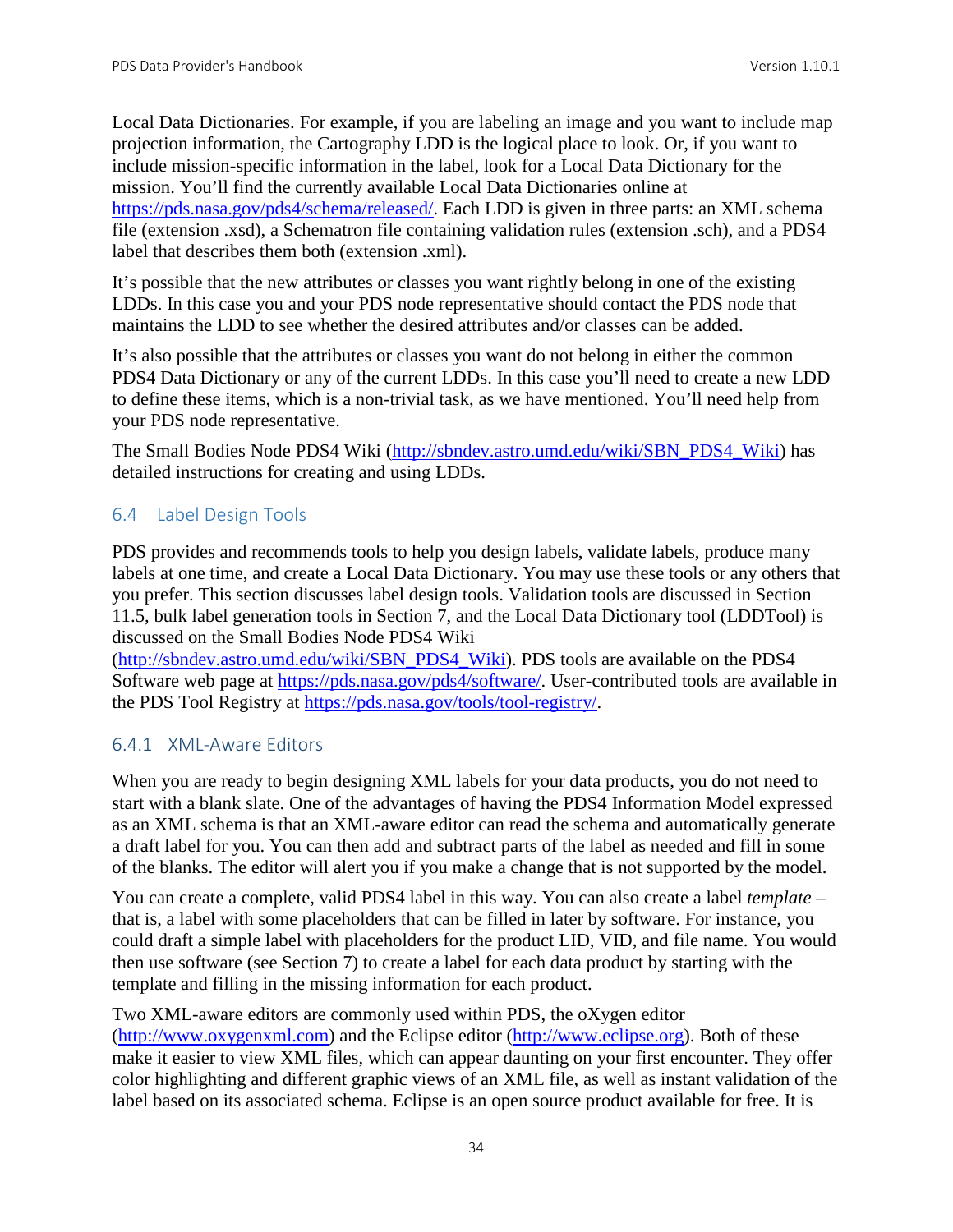Local Data Dictionaries. For example, if you are labeling an image and you want to include map projection information, the Cartography LDD is the logical place to look. Or, if you want to include mission-specific information in the label, look for a Local Data Dictionary for the mission. You'll find the currently available Local Data Dictionaries online at https://pds.nasa.gov/pds4/schema/released/. Each LDD is given in three parts: an XML schema file (extension .xsd), a Schematron file containing validation rules (extension .sch), and a PDS4 label that describes them both (extension .xml).

It's possible that the new attributes or classes you want rightly belong in one of the existing LDDs. In this case you and your PDS node representative should contact the PDS node that maintains the LDD to see whether the desired attributes and/or classes can be added.

It's also possible that the attributes or classes you want do not belong in either the common PDS4 Data Dictionary or any of the current LDDs. In this case you'll need to create a new LDD to define these items, which is a non-trivial task, as we have mentioned. You'll need help from your PDS node representative.

The Small Bodies Node PDS4 Wiki (http://sbndev.astro.umd.edu/wiki/SBN_PDS4_Wiki) has detailed instructions for creating and using LDDs.

## 6.4 Label Design Tools

PDS provides and recommends tools to help you design labels, validate labels, produce many labels at one time, and create a Local Data Dictionary. You may use these tools or any others that you prefer. This section discusses label design tools. Validation tools are discussed in Section 11.5, bulk label generation tools in Section 7, and the Local Data Dictionary tool (LDDTool) is discussed on the Small Bodies Node PDS4 Wiki (http://sbndev.astro.umd.edu/wiki/SBN_PDS4_Wiki). PDS tools are available on the PDS4 Software web page at https://pds.nasa.gov/pds4/software/. User-contributed tools are available in the PDS Tool Registry at https://pds.nasa.gov/tools/tool-registry/.

### 6.4.1 XML-Aware Editors

When you are ready to begin designing XML labels for your data products, you do not need to start with a blank slate. One of the advantages of having the PDS4 Information Model expressed as an XML schema is that an XML-aware editor can read the schema and automatically generate a draft label for you. You can then add and subtract parts of the label as needed and fill in some of the blanks. The editor will alert you if you make a change that is not supported by the model.

You can create a complete, valid PDS4 label in this way. You can also create a label *template* – that is, a label with some placeholders that can be filled in later by software. For instance, you could draft a simple label with placeholders for the product LID, VID, and file name. You would then use software (see Section 7) to create a label for each data product by starting with the template and filling in the missing information for each product.

Two XML-aware editors are commonly used within PDS, the oXygen editor (http://www.oxygenxml.com) and the Eclipse editor (http://www.eclipse.org). Both of these make it easier to view XML files, which can appear daunting on your first encounter. They offer color highlighting and different graphic views of an XML file, as well as instant validation of the label based on its associated schema. Eclipse is an open source product available for free. It is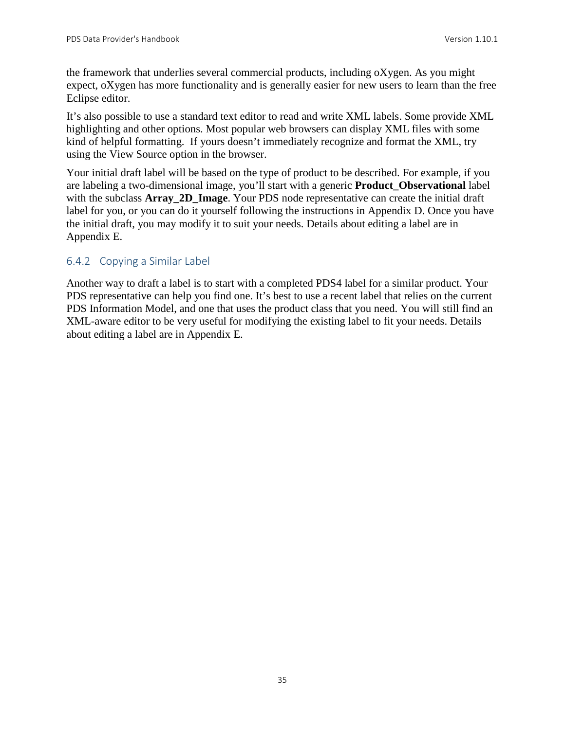the framework that underlies several commercial products, including oXygen. As you might expect, oXygen has more functionality and is generally easier for new users to learn than the free Eclipse editor.

It’s also possible to use a standard text editor to read and write XML labels. Some provide XML highlighting and other options. Most popular web browsers can display XML files with some kind of helpful formatting. If yours doesn’t immediately recognize and format the XML, try using the View Source option in the browser.

Your initial draft label will be based on the type of product to be described. For example, if you are labeling a two-dimensional image, you’ll start with a generic **Product_Observational** label with the subclass **Array_2D_Image**. Your PDS node representative can create the initial draft label for you, or you can do it yourself following the instructions in Appendix D. Once you have the initial draft, you may modify it to suit your needs. Details about editing a label are in Appendix E.

### 6.4.2 Copying a Similar Label

Another way to draft a label is to start with a completed PDS4 label for a similar product. Your PDS representative can help you find one. It’s best to use a recent label that relies on the current PDS Information Model, and one that uses the product class that you need. You will still find an XML-aware editor to be very useful for modifying the existing label to fit your needs. Details about editing a label are in Appendix E.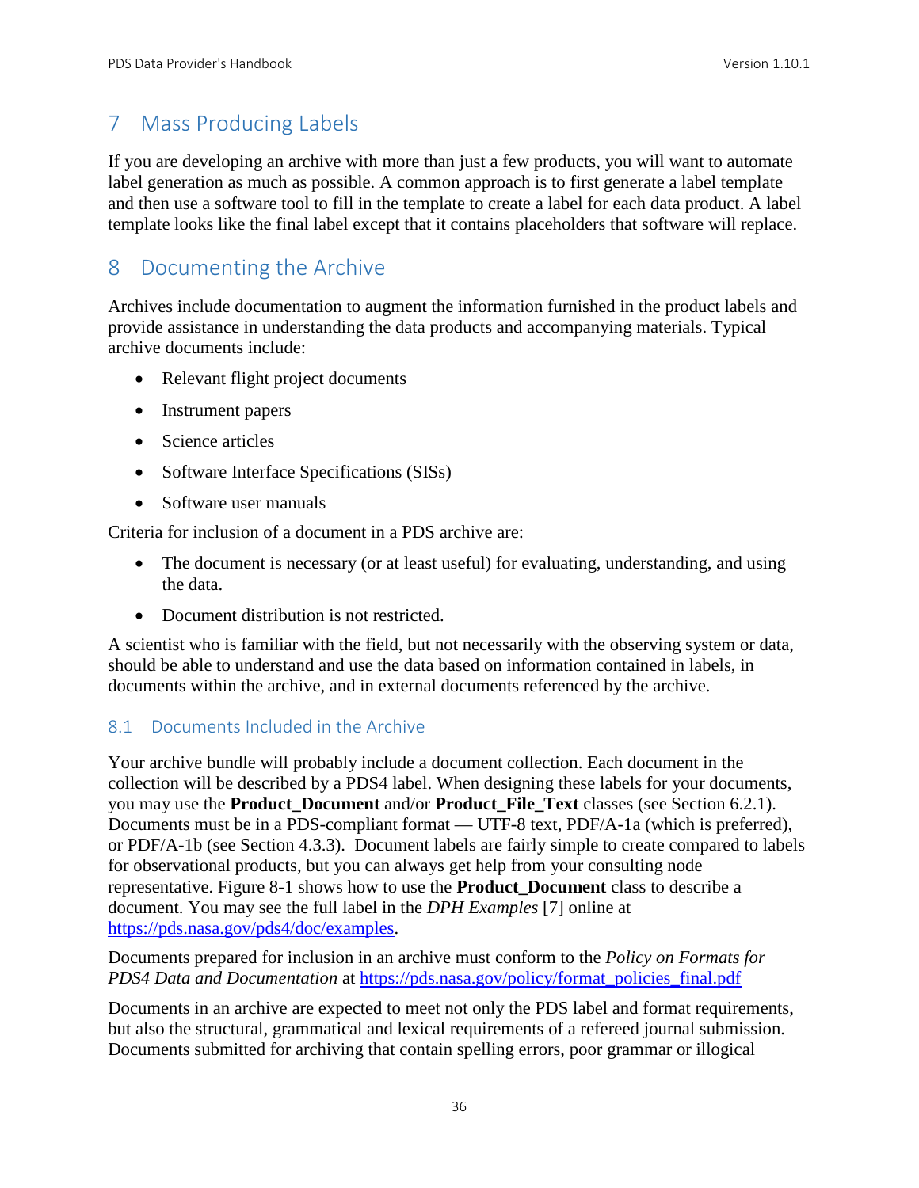# 7 Mass Producing Labels

If you are developing an archive with more than just a few products, you will want to automate label generation as much as possible. A common approach is to first generate a label template and then use a software tool to fill in the template to create a label for each data product. A label template looks like the final label except that it contains placeholders that software will replace.

# 8 Documenting the Archive

Archives include documentation to augment the information furnished in the product labels and provide assistance in understanding the data products and accompanying materials. Typical archive documents include:

- Relevant flight project documents
- Instrument papers
- Science articles
- Software Interface Specifications (SISs)
- Software user manuals

Criteria for inclusion of a document in a PDS archive are:

- The document is necessary (or at least useful) for evaluating, understanding, and using the data.
- Document distribution is not restricted.

A scientist who is familiar with the field, but not necessarily with the observing system or data, should be able to understand and use the data based on information contained in labels, in documents within the archive, and in external documents referenced by the archive.

## 8.1 Documents Included in the Archive

Your archive bundle will probably include a document collection. Each document in the collection will be described by a PDS4 label. When designing these labels for your documents, you may use the **Product_Document** and/or **Product_File_Text** classes (see Section 6.2.1). Documents must be in a PDS-compliant format — UTF-8 text, PDF/A-1a (which is preferred), or PDF/A-1b (see Section 4.3.3). Document labels are fairly simple to create compared to labels for observational products, but you can always get help from your consulting node representative. Figure 8-1 shows how to use the **Product_Document** class to describe a document. You may see the full label in the *DPH Examples* [7] online at https://pds.nasa.gov/pds4/doc/examples.

Documents prepared for inclusion in an archive must conform to the *Policy on Formats for PDS4 Data and Documentation* at https://pds.nasa.gov/policy/format_policies_final.pdf

Documents in an archive are expected to meet not only the PDS label and format requirements, but also the structural, grammatical and lexical requirements of a refereed journal submission. Documents submitted for archiving that contain spelling errors, poor grammar or illogical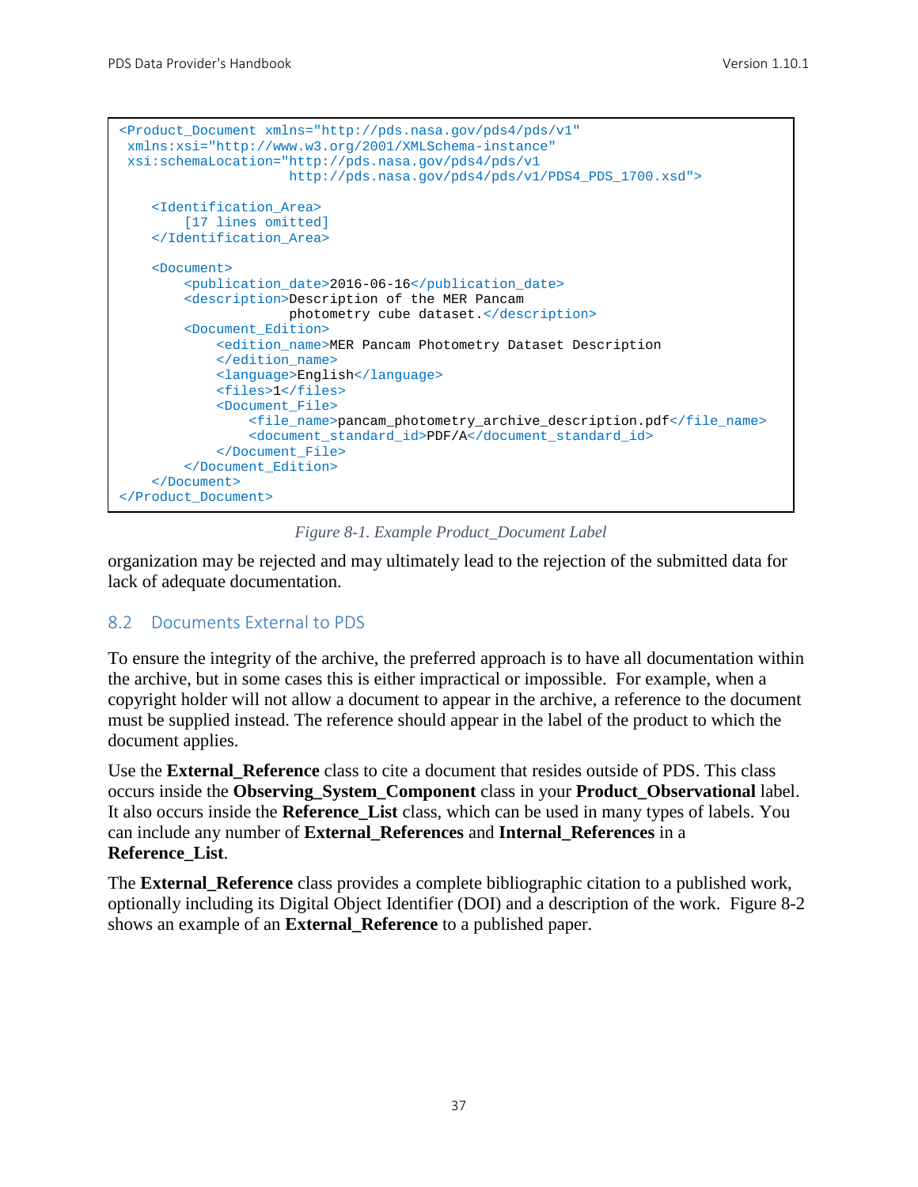```
<Product_Document xmlns="http://pds.nasa.gov/pds4/pds/v1"
 xmlns:xsi="http://www.w3.org/2001/XMLSchema-instance"
 xsi:schemaLocation="http://pds.nasa.gov/pds4/pds/v1
                     http://pds.nasa.gov/pds4/pds/v1/PDS4_PDS_1700.xsd">

    <Identification_Area>
        [17 lines omitted]
    </Identification_Area>

    <Document>
        <publication_date>2016-06-16</publication_date>
        <description>Description of the MER Pancam
                     photometry cube dataset.</description>
        <Document_Edition>
            <edition_name>MER Pancam Photometry Dataset Description
            </edition_name>
            <language>English</language>
            <files>1</files>
            <Document_File>
                <file_name>pancam_photometry_archive_description.pdf</file_name>
                <document_standard_id>PDF/A</document_standard_id>
            </Document_File>
        </Document_Edition>
    </Document>
</Product_Document>
```

*Figure 8-1. Example Product_Document Label*

organization may be rejected and may ultimately lead to the rejection of the submitted data for lack of adequate documentation.

## 8.2 Documents External to PDS

To ensure the integrity of the archive, the preferred approach is to have all documentation within the archive, but in some cases this is either impractical or impossible. For example, when a copyright holder will not allow a document to appear in the archive, a reference to the document must be supplied instead. The reference should appear in the label of the product to which the document applies.

Use the **External_Reference** class to cite a document that resides outside of PDS. This class occurs inside the **Observing_System_Component** class in your **Product_Observational** label. It also occurs inside the **Reference_List** class, which can be used in many types of labels. You can include any number of **External_References** and **Internal_References** in a **Reference_List**.

The **External_Reference** class provides a complete bibliographic citation to a published work, optionally including its Digital Object Identifier (DOI) and a description of the work. Figure 8-2 shows an example of an **External_Reference** to a published paper.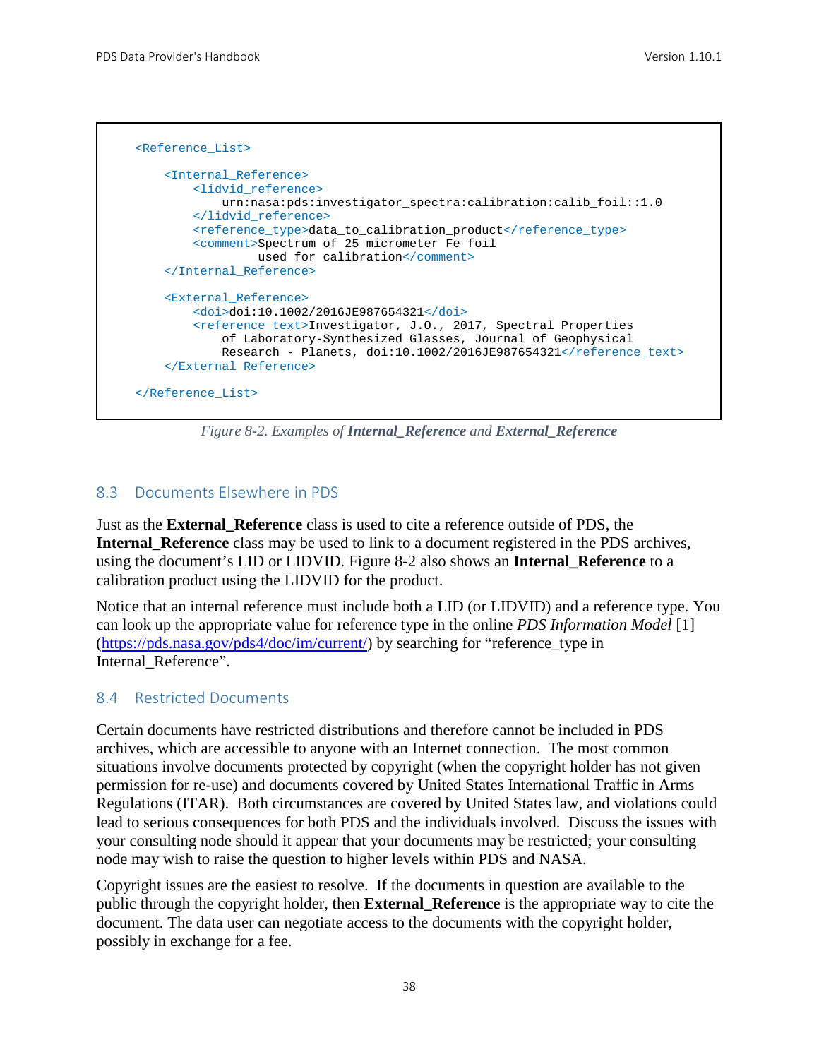```
<Reference_List>

    <Internal_Reference>
        <lidvid_reference>
            urn:nasa:pds:investigator_spectra:calibration:calib_foil::1.0
        </lidvid_reference>
        <reference_type>data_to_calibration_product</reference_type>
        <comment>Spectrum of 25 micrometer Fe foil
                 used for calibration</comment>
    </Internal_Reference>

    <External_Reference>
        <doi>doi:10.1002/2016JE987654321</doi>
        <reference_text>Investigator, J.O., 2017, Spectral Properties
            of Laboratory-Synthesized Glasses, Journal of Geophysical
            Research - Planets, doi:10.1002/2016JE987654321</reference_text>
    </External_Reference>

</Reference_List>
```

*Figure 8-2. Examples of **Internal_Reference** and **External_Reference***

## 8.3 Documents Elsewhere in PDS

Just as the **External_Reference** class is used to cite a reference outside of PDS, the **Internal_Reference** class may be used to link to a document registered in the PDS archives, using the document's LID or LIDVID. Figure 8-2 also shows an **Internal_Reference** to a calibration product using the LIDVID for the product.

Notice that an internal reference must include both a LID (or LIDVID) and a reference type. You can look up the appropriate value for reference type in the online *PDS Information Model* [1] (https://pds.nasa.gov/pds4/doc/im/current/) by searching for "reference_type in Internal_Reference".

## 8.4 Restricted Documents

Certain documents have restricted distributions and therefore cannot be included in PDS archives, which are accessible to anyone with an Internet connection. The most common situations involve documents protected by copyright (when the copyright holder has not given permission for re-use) and documents covered by United States International Traffic in Arms Regulations (ITAR). Both circumstances are covered by United States law, and violations could lead to serious consequences for both PDS and the individuals involved. Discuss the issues with your consulting node should it appear that your documents may be restricted; your consulting node may wish to raise the question to higher levels within PDS and NASA.

Copyright issues are the easiest to resolve. If the documents in question are available to the public through the copyright holder, then **External_Reference** is the appropriate way to cite the document. The data user can negotiate access to the documents with the copyright holder, possibly in exchange for a fee.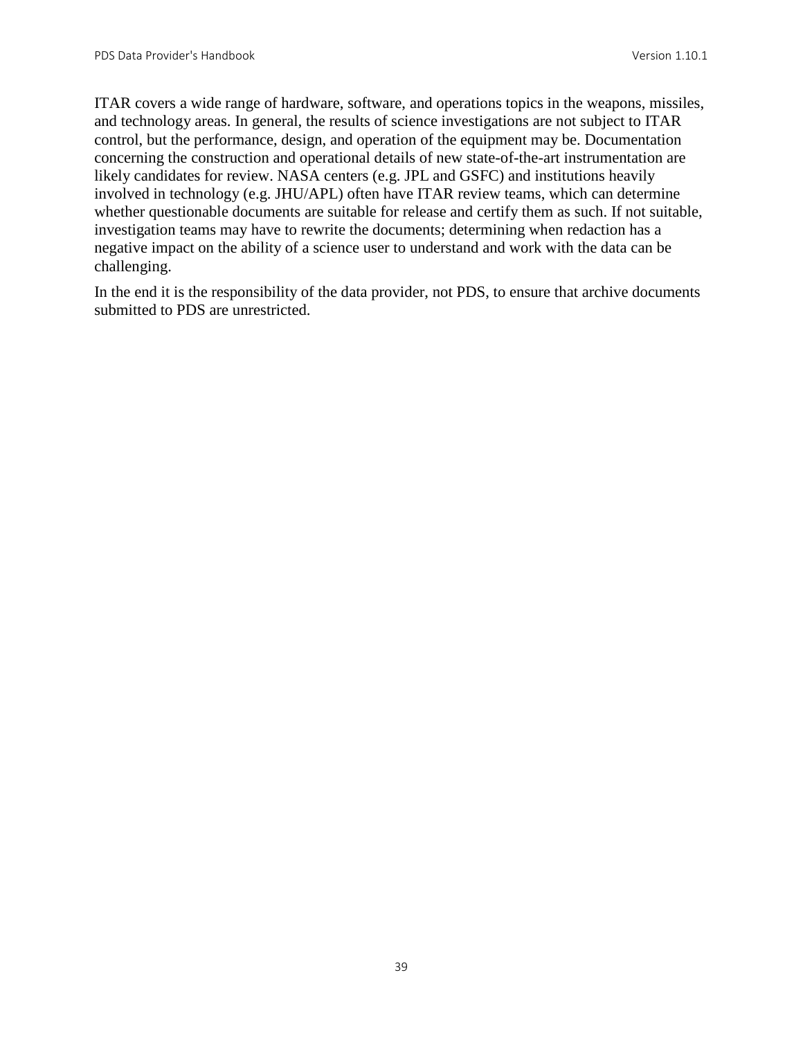ITAR covers a wide range of hardware, software, and operations topics in the weapons, missiles, and technology areas. In general, the results of science investigations are not subject to ITAR control, but the performance, design, and operation of the equipment may be. Documentation concerning the construction and operational details of new state-of-the-art instrumentation are likely candidates for review. NASA centers (e.g. JPL and GSFC) and institutions heavily involved in technology (e.g. JHU/APL) often have ITAR review teams, which can determine whether questionable documents are suitable for release and certify them as such. If not suitable, investigation teams may have to rewrite the documents; determining when redaction has a negative impact on the ability of a science user to understand and work with the data can be challenging.

In the end it is the responsibility of the data provider, not PDS, to ensure that archive documents submitted to PDS are unrestricted.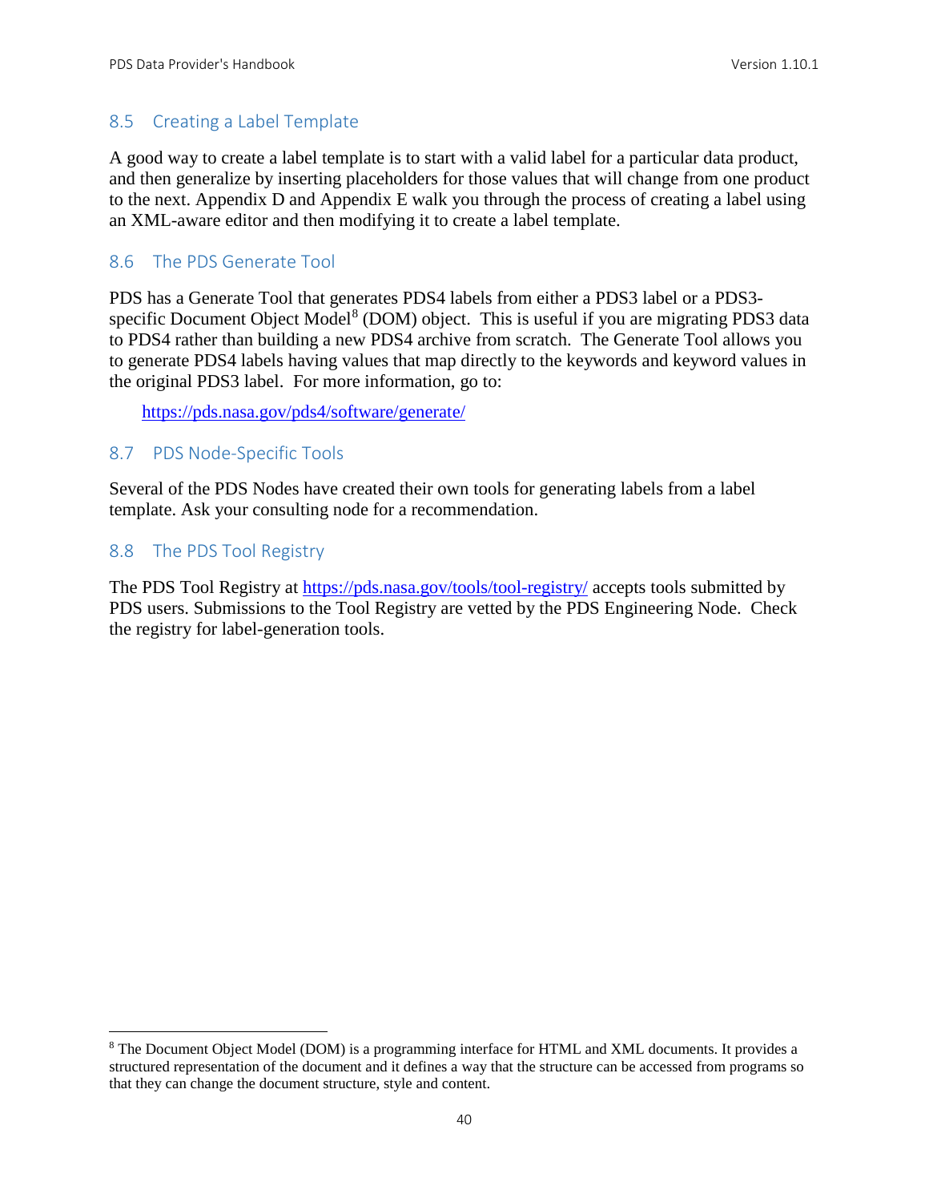## 8.5 Creating a Label Template

A good way to create a label template is to start with a valid label for a particular data product, and then generalize by inserting placeholders for those values that will change from one product to the next. Appendix D and Appendix E walk you through the process of creating a label using an XML-aware editor and then modifying it to create a label template.

## 8.6 The PDS Generate Tool

PDS has a Generate Tool that generates PDS4 labels from either a PDS3 label or a PDS3-specific Document Object Model[8] (DOM) object. This is useful if you are migrating PDS3 data to PDS4 rather than building a new PDS4 archive from scratch. The Generate Tool allows you to generate PDS4 labels having values that map directly to the keywords and keyword values in the original PDS3 label. For more information, go to:

https://pds.nasa.gov/pds4/software/generate/

## 8.7 PDS Node-Specific Tools

Several of the PDS Nodes have created their own tools for generating labels from a label template. Ask your consulting node for a recommendation.

## 8.8 The PDS Tool Registry

The PDS Tool Registry at https://pds.nasa.gov/tools/tool-registry/ accepts tools submitted by PDS users. Submissions to the Tool Registry are vetted by the PDS Engineering Node. Check the registry for label-generation tools.

---

[8] The Document Object Model (DOM) is a programming interface for HTML and XML documents. It provides a structured representation of the document and it defines a way that the structure can be accessed from programs so that they can change the document structure, style and content.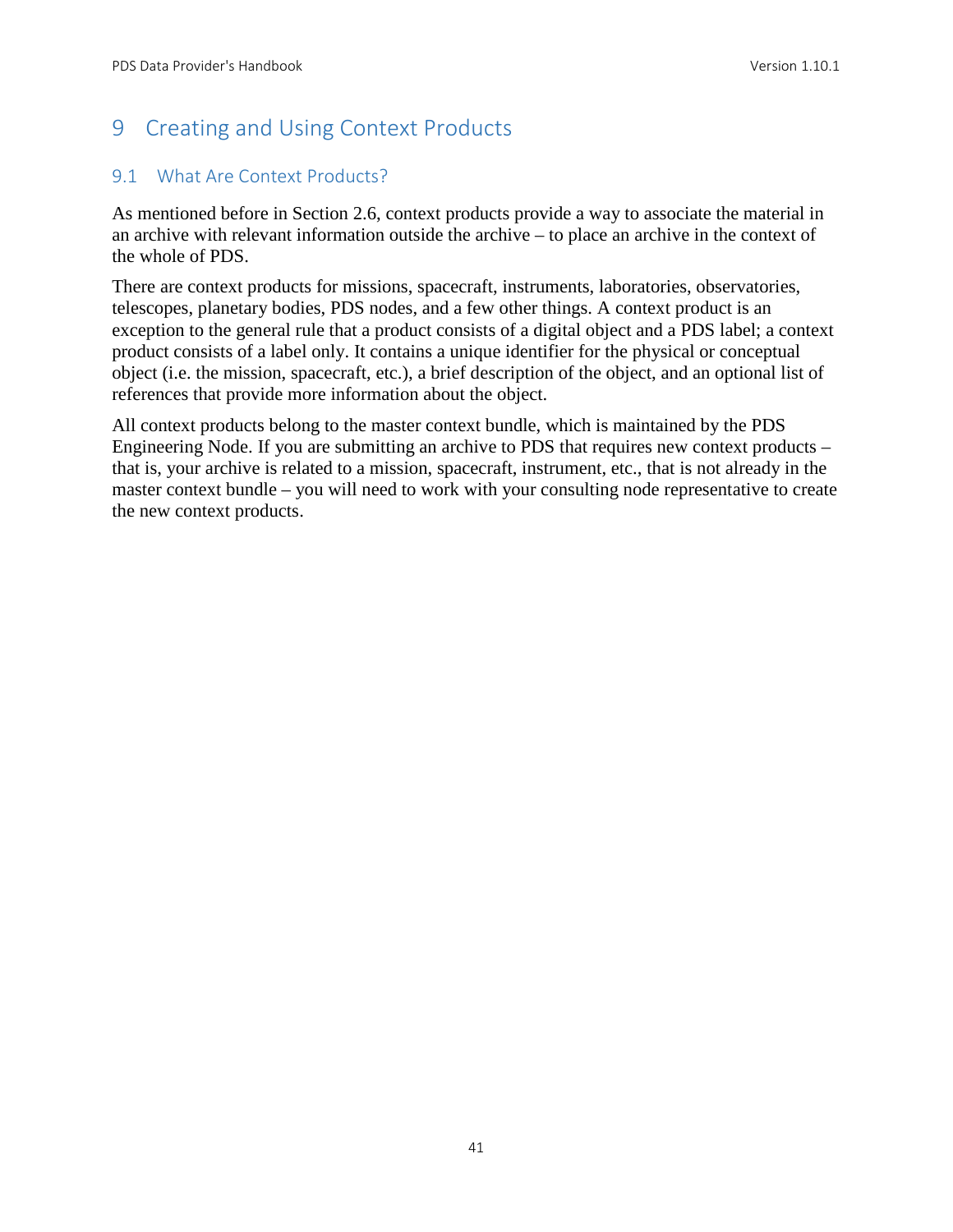# 9 Creating and Using Context Products

## 9.1 What Are Context Products?

As mentioned before in Section 2.6, context products provide a way to associate the material in an archive with relevant information outside the archive – to place an archive in the context of the whole of PDS.

There are context products for missions, spacecraft, instruments, laboratories, observatories, telescopes, planetary bodies, PDS nodes, and a few other things. A context product is an exception to the general rule that a product consists of a digital object and a PDS label; a context product consists of a label only. It contains a unique identifier for the physical or conceptual object (i.e. the mission, spacecraft, etc.), a brief description of the object, and an optional list of references that provide more information about the object.

All context products belong to the master context bundle, which is maintained by the PDS Engineering Node. If you are submitting an archive to PDS that requires new context products – that is, your archive is related to a mission, spacecraft, instrument, etc., that is not already in the master context bundle – you will need to work with your consulting node representative to create the new context products.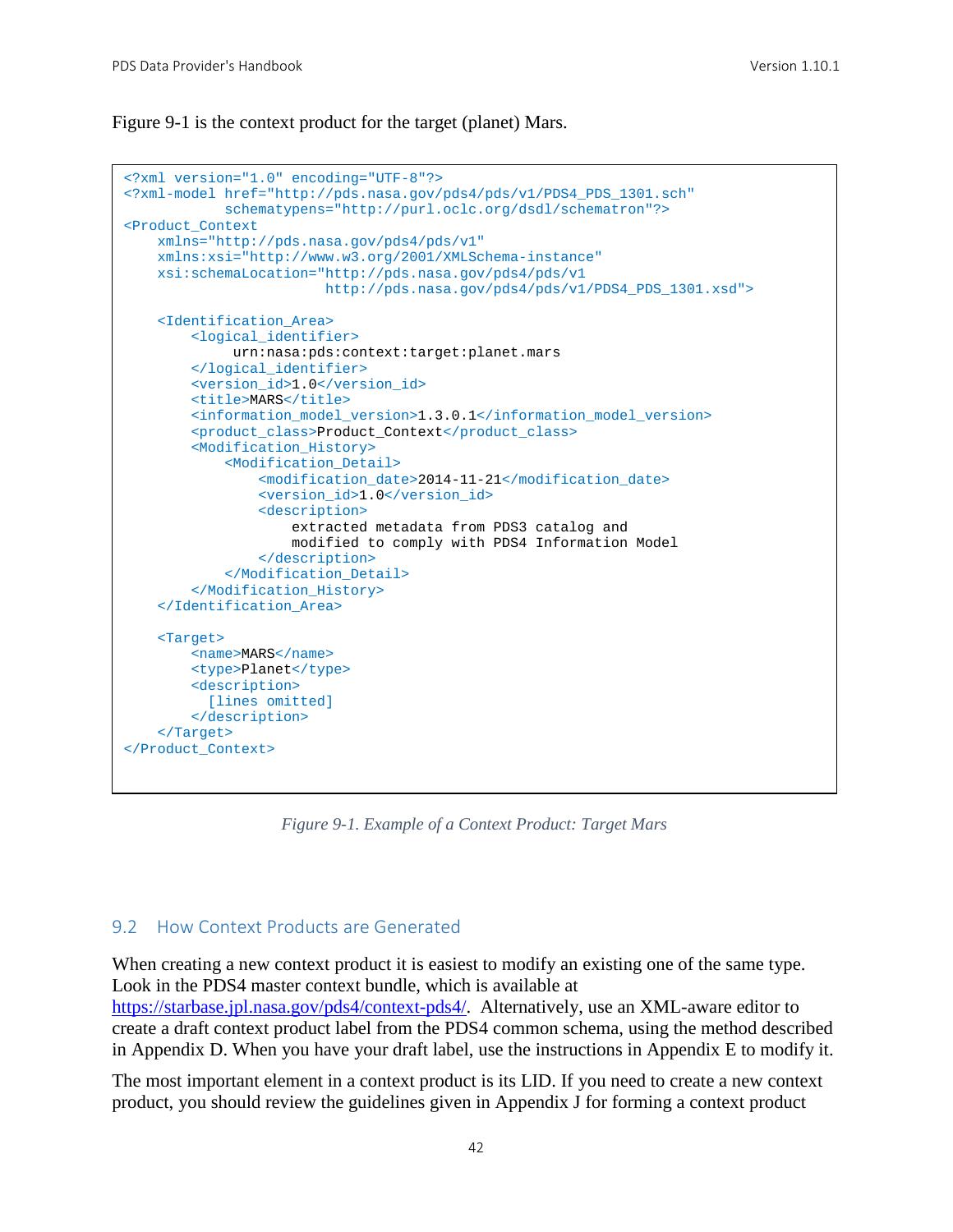Figure 9-1 is the context product for the target (planet) Mars.

```
<?xml version="1.0" encoding="UTF-8"?>
<?xml-model href="http://pds.nasa.gov/pds4/pds/v1/PDS4_PDS_1301.sch"
            schematypens="http://purl.oclc.org/dsdl/schematron"?>
<Product_Context
    xmlns="http://pds.nasa.gov/pds4/pds/v1"
    xmlns:xsi="http://www.w3.org/2001/XMLSchema-instance"
    xsi:schemaLocation="http://pds.nasa.gov/pds4/pds/v1
                        http://pds.nasa.gov/pds4/pds/v1/PDS4_PDS_1301.xsd">

    <Identification_Area>
        <logical_identifier>
             urn:nasa:pds:context:target:planet.mars
        </logical_identifier>
        <version_id>1.0</version_id>
        <title>MARS</title>
        <information_model_version>1.3.0.1</information_model_version>
        <product_class>Product_Context</product_class>
        <Modification_History>
            <Modification_Detail>
                <modification_date>2014-11-21</modification_date>
                <version_id>1.0</version_id>
                <description>
                    extracted metadata from PDS3 catalog and
                    modified to comply with PDS4 Information Model
                </description>
            </Modification_Detail>
        </Modification_History>
    </Identification_Area>

    <Target>
        <name>MARS</name>
        <type>Planet</type>
        <description>
          [lines omitted]
        </description>
    </Target>
</Product_Context>
```

*Figure 9-1. Example of a Context Product: Target Mars*

## 9.2 How Context Products are Generated

When creating a new context product it is easiest to modify an existing one of the same type. Look in the PDS4 master context bundle, which is available at https://starbase.jpl.nasa.gov/pds4/context-pds4/. Alternatively, use an XML-aware editor to create a draft context product label from the PDS4 common schema, using the method described in Appendix D. When you have your draft label, use the instructions in Appendix E to modify it.

The most important element in a context product is its LID. If you need to create a new context product, you should review the guidelines given in Appendix J for forming a context product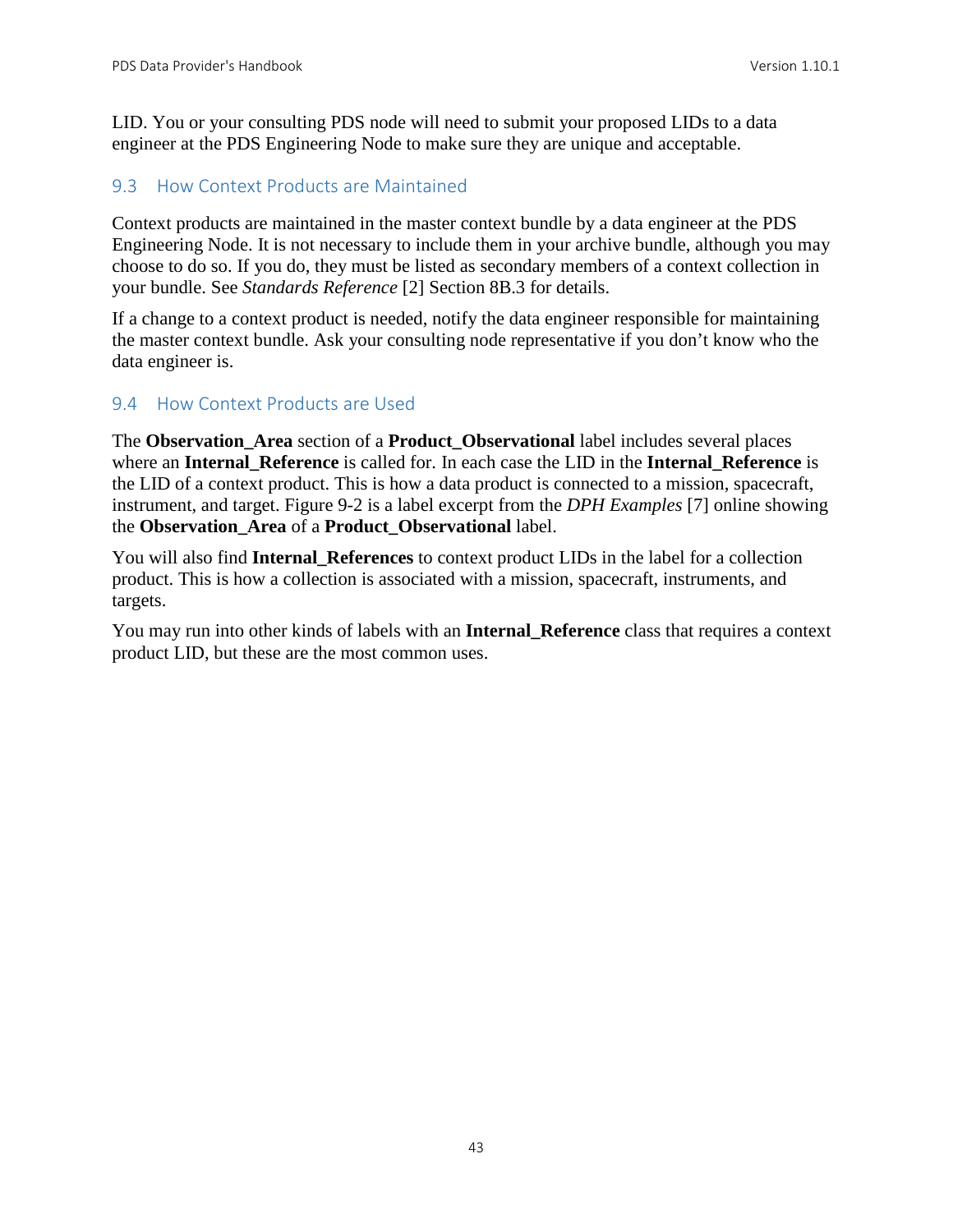LID. You or your consulting PDS node will need to submit your proposed LIDs to a data engineer at the PDS Engineering Node to make sure they are unique and acceptable.

## 9.3 How Context Products are Maintained

Context products are maintained in the master context bundle by a data engineer at the PDS Engineering Node. It is not necessary to include them in your archive bundle, although you may choose to do so. If you do, they must be listed as secondary members of a context collection in your bundle. See *Standards Reference* [2] Section 8B.3 for details.

If a change to a context product is needed, notify the data engineer responsible for maintaining the master context bundle. Ask your consulting node representative if you don't know who the data engineer is.

## 9.4 How Context Products are Used

The **Observation_Area** section of a **Product_Observational** label includes several places where an **Internal_Reference** is called for. In each case the LID in the **Internal_Reference** is the LID of a context product. This is how a data product is connected to a mission, spacecraft, instrument, and target. Figure 9-2 is a label excerpt from the *DPH Examples* [7] online showing the **Observation_Area** of a **Product_Observational** label.

You will also find **Internal_References** to context product LIDs in the label for a collection product. This is how a collection is associated with a mission, spacecraft, instruments, and targets.

You may run into other kinds of labels with an **Internal_Reference** class that requires a context product LID, but these are the most common uses.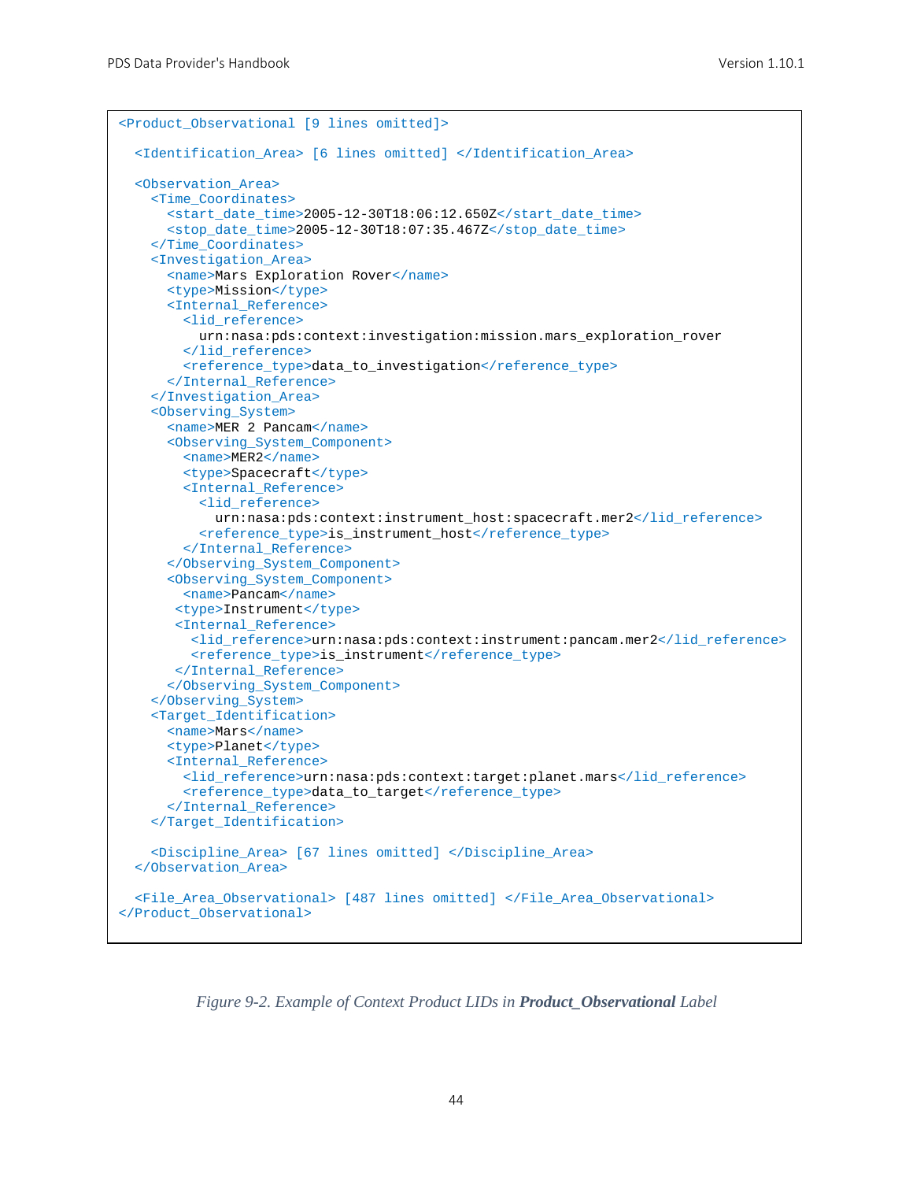```xml
<Product_Observational [9 lines omitted]>

  <Identification_Area> [6 lines omitted] </Identification_Area>

  <Observation_Area>
    <Time_Coordinates>
      <start_date_time>2005-12-30T18:06:12.650Z</start_date_time>
      <stop_date_time>2005-12-30T18:07:35.467Z</stop_date_time>
    </Time_Coordinates>
    <Investigation_Area>
      <name>Mars Exploration Rover</name>
      <type>Mission</type>
      <Internal_Reference>
        <lid_reference>
          urn:nasa:pds:context:investigation:mission.mars_exploration_rover
        </lid_reference>
        <reference_type>data_to_investigation</reference_type>
      </Internal_Reference>
    </Investigation_Area>
    <Observing_System>
      <name>MER 2 Pancam</name>
      <Observing_System_Component>
        <name>MER2</name>
        <type>Spacecraft</type>
        <Internal_Reference>
          <lid_reference>
            urn:nasa:pds:context:instrument_host:spacecraft.mer2</lid_reference>
          <reference_type>is_instrument_host</reference_type>
        </Internal_Reference>
      </Observing_System_Component>
      <Observing_System_Component>
        <name>Pancam</name>
       <type>Instrument</type>
       <Internal_Reference>
         <lid_reference>urn:nasa:pds:context:instrument:pancam.mer2</lid_reference>
         <reference_type>is_instrument</reference_type>
       </Internal_Reference>
      </Observing_System_Component>
    </Observing_System>
    <Target_Identification>
      <name>Mars</name>
      <type>Planet</type>
      <Internal_Reference>
        <lid_reference>urn:nasa:pds:context:target:planet.mars</lid_reference>
        <reference_type>data_to_target</reference_type>
      </Internal_Reference>
    </Target_Identification>

    <Discipline_Area> [67 lines omitted] </Discipline_Area>
  </Observation_Area>

  <File_Area_Observational> [487 lines omitted] </File_Area_Observational>
</Product_Observational>
```

*Figure 9-2. Example of Context Product LIDs in **Product_Observational** Label*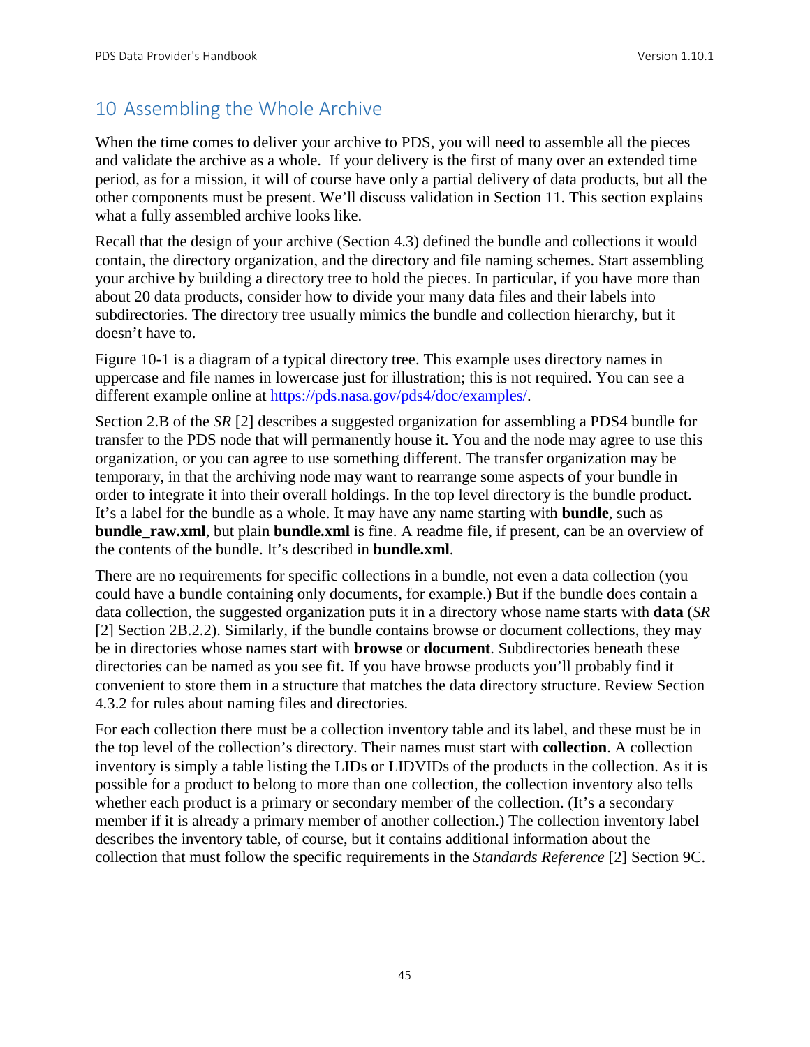# 10 Assembling the Whole Archive

When the time comes to deliver your archive to PDS, you will need to assemble all the pieces and validate the archive as a whole. If your delivery is the first of many over an extended time period, as for a mission, it will of course have only a partial delivery of data products, but all the other components must be present. We'll discuss validation in Section 11. This section explains what a fully assembled archive looks like.

Recall that the design of your archive (Section 4.3) defined the bundle and collections it would contain, the directory organization, and the directory and file naming schemes. Start assembling your archive by building a directory tree to hold the pieces. In particular, if you have more than about 20 data products, consider how to divide your many data files and their labels into subdirectories. The directory tree usually mimics the bundle and collection hierarchy, but it doesn't have to.

Figure 10-1 is a diagram of a typical directory tree. This example uses directory names in uppercase and file names in lowercase just for illustration; this is not required. You can see a different example online at https://pds.nasa.gov/pds4/doc/examples/.

Section 2.B of the *SR* [2] describes a suggested organization for assembling a PDS4 bundle for transfer to the PDS node that will permanently house it. You and the node may agree to use this organization, or you can agree to use something different. The transfer organization may be temporary, in that the archiving node may want to rearrange some aspects of your bundle in order to integrate it into their overall holdings. In the top level directory is the bundle product. It's a label for the bundle as a whole. It may have any name starting with **bundle**, such as **bundle_raw.xml**, but plain **bundle.xml** is fine. A readme file, if present, can be an overview of the contents of the bundle. It's described in **bundle.xml**.

There are no requirements for specific collections in a bundle, not even a data collection (you could have a bundle containing only documents, for example.) But if the bundle does contain a data collection, the suggested organization puts it in a directory whose name starts with **data** (*SR* [2] Section 2B.2.2). Similarly, if the bundle contains browse or document collections, they may be in directories whose names start with **browse** or **document**. Subdirectories beneath these directories can be named as you see fit. If you have browse products you'll probably find it convenient to store them in a structure that matches the data directory structure. Review Section 4.3.2 for rules about naming files and directories.

For each collection there must be a collection inventory table and its label, and these must be in the top level of the collection's directory. Their names must start with **collection**. A collection inventory is simply a table listing the LIDs or LIDVIDs of the products in the collection. As it is possible for a product to belong to more than one collection, the collection inventory also tells whether each product is a primary or secondary member of the collection. (It's a secondary member if it is already a primary member of another collection.) The collection inventory label describes the inventory table, of course, but it contains additional information about the collection that must follow the specific requirements in the *Standards Reference* [2] Section 9C.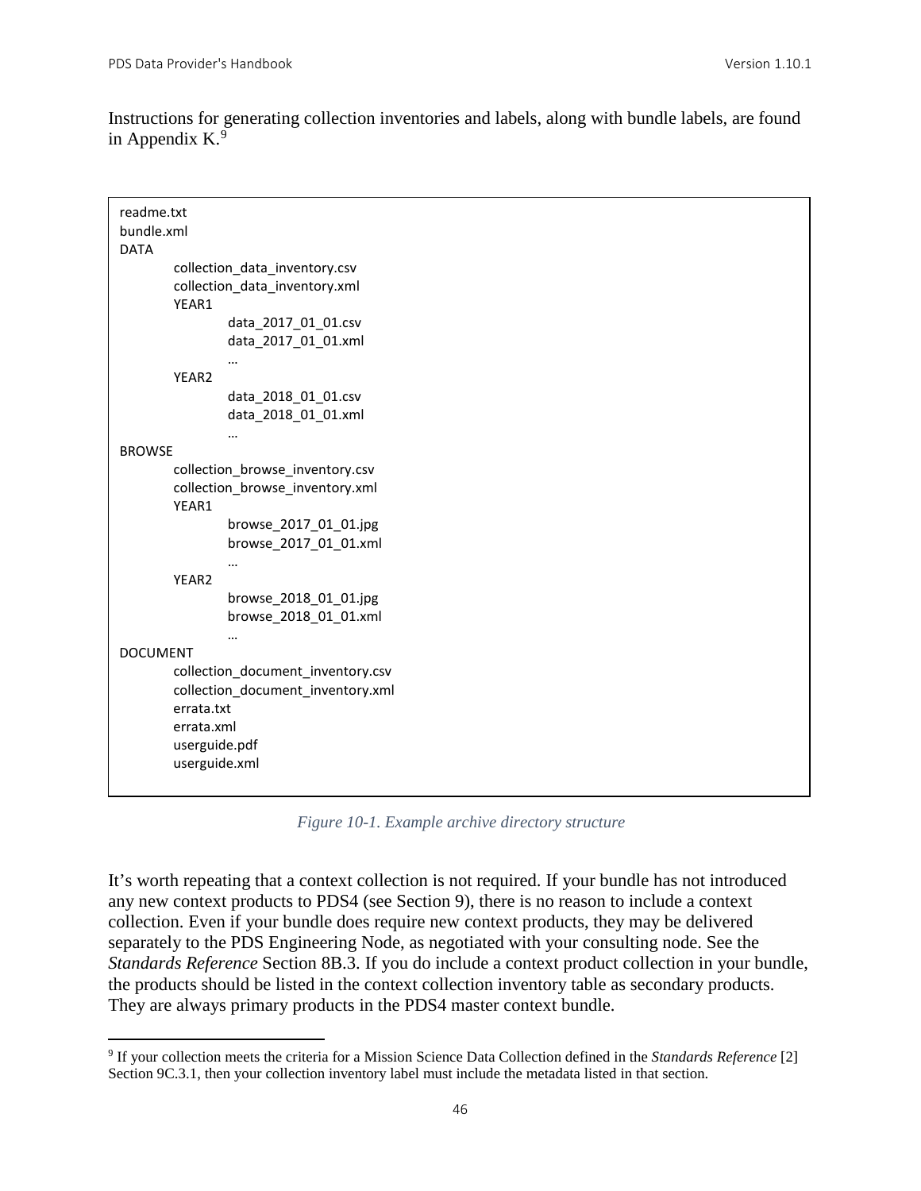Instructions for generating collection inventories and labels, along with bundle labels, are found in Appendix K.[9]

```
readme.txt
bundle.xml
DATA
        collection_data_inventory.csv
        collection_data_inventory.xml
        YEAR1
                data_2017_01_01.csv
                data_2017_01_01.xml
                …
        YEAR2
                data_2018_01_01.csv
                data_2018_01_01.xml
                …
BROWSE
        collection_browse_inventory.csv
        collection_browse_inventory.xml
        YEAR1
                browse_2017_01_01.jpg
                browse_2017_01_01.xml
                …
        YEAR2
                browse_2018_01_01.jpg
                browse_2018_01_01.xml
                …
DOCUMENT
        collection_document_inventory.csv
        collection_document_inventory.xml
        errata.txt
        errata.xml
        userguide.pdf
        userguide.xml
```

*Figure 10-1. Example archive directory structure*

It's worth repeating that a context collection is not required. If your bundle has not introduced any new context products to PDS4 (see Section 9), there is no reason to include a context collection. Even if your bundle does require new context products, they may be delivered separately to the PDS Engineering Node, as negotiated with your consulting node. See the *Standards Reference* Section 8B.3. If you do include a context product collection in your bundle, the products should be listed in the context collection inventory table as secondary products. They are always primary products in the PDS4 master context bundle.

[9] If your collection meets the criteria for a Mission Science Data Collection defined in the *Standards Reference* [2] Section 9C.3.1, then your collection inventory label must include the metadata listed in that section.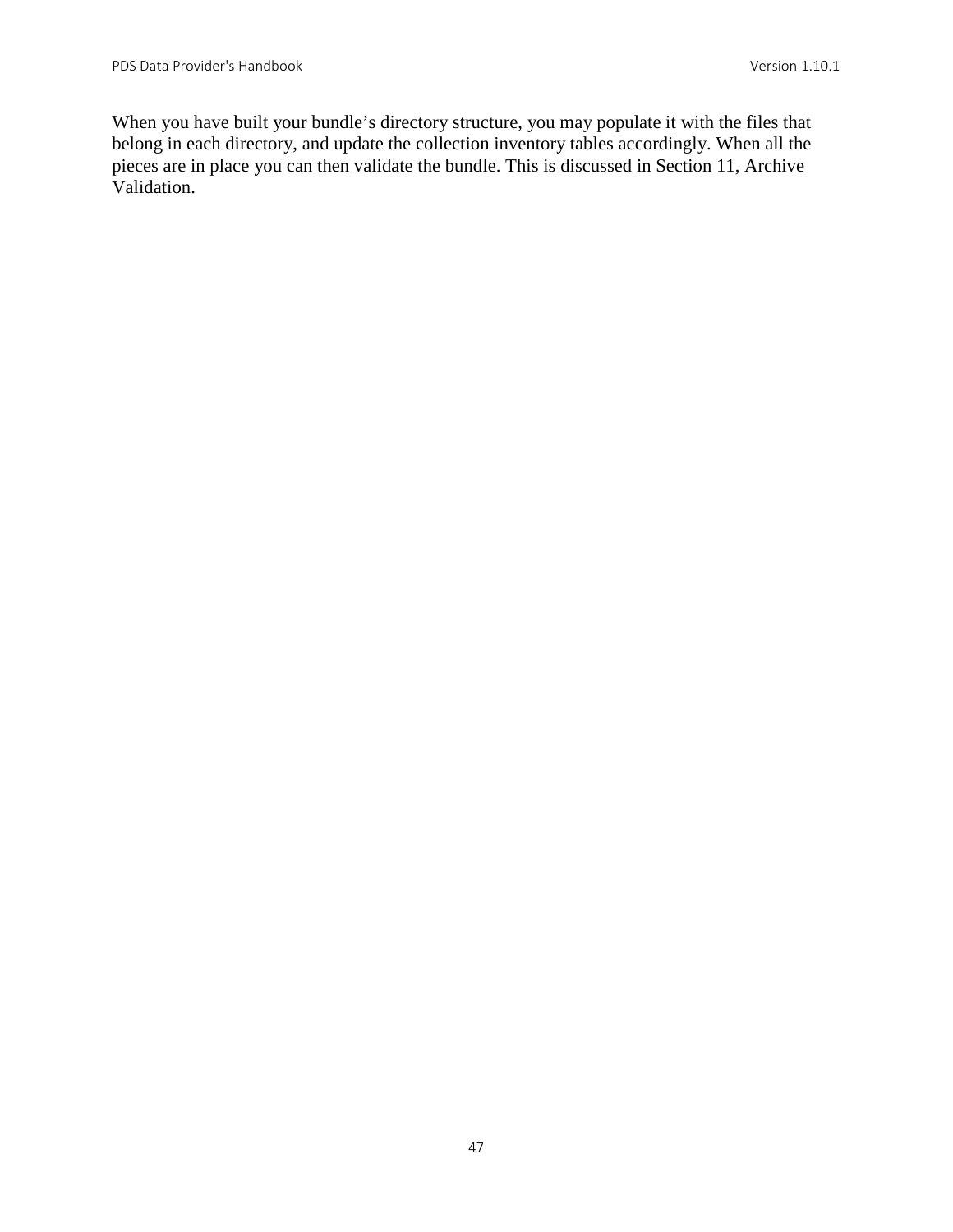When you have built your bundle’s directory structure, you may populate it with the files that belong in each directory, and update the collection inventory tables accordingly. When all the pieces are in place you can then validate the bundle. This is discussed in Section 11, Archive Validation.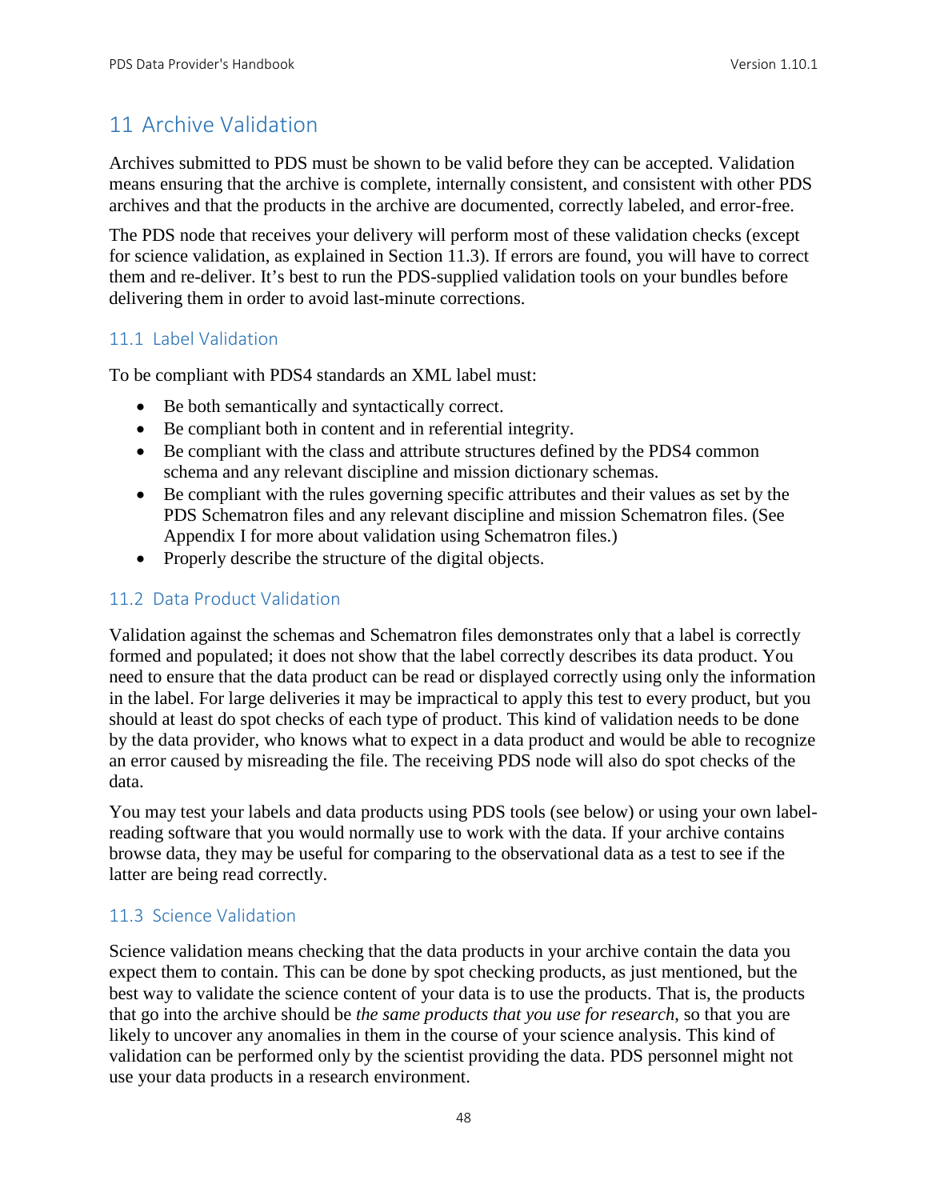# 11 Archive Validation

Archives submitted to PDS must be shown to be valid before they can be accepted. Validation means ensuring that the archive is complete, internally consistent, and consistent with other PDS archives and that the products in the archive are documented, correctly labeled, and error-free.

The PDS node that receives your delivery will perform most of these validation checks (except for science validation, as explained in Section 11.3). If errors are found, you will have to correct them and re-deliver. It's best to run the PDS-supplied validation tools on your bundles before delivering them in order to avoid last-minute corrections.

## 11.1 Label Validation

To be compliant with PDS4 standards an XML label must:

- Be both semantically and syntactically correct.
- Be compliant both in content and in referential integrity.
- Be compliant with the class and attribute structures defined by the PDS4 common schema and any relevant discipline and mission dictionary schemas.
- Be compliant with the rules governing specific attributes and their values as set by the PDS Schematron files and any relevant discipline and mission Schematron files. (See Appendix I for more about validation using Schematron files.)
- Properly describe the structure of the digital objects.

## 11.2 Data Product Validation

Validation against the schemas and Schematron files demonstrates only that a label is correctly formed and populated; it does not show that the label correctly describes its data product. You need to ensure that the data product can be read or displayed correctly using only the information in the label. For large deliveries it may be impractical to apply this test to every product, but you should at least do spot checks of each type of product. This kind of validation needs to be done by the data provider, who knows what to expect in a data product and would be able to recognize an error caused by misreading the file. The receiving PDS node will also do spot checks of the data.

You may test your labels and data products using PDS tools (see below) or using your own label-reading software that you would normally use to work with the data. If your archive contains browse data, they may be useful for comparing to the observational data as a test to see if the latter are being read correctly.

## 11.3 Science Validation

Science validation means checking that the data products in your archive contain the data you expect them to contain. This can be done by spot checking products, as just mentioned, but the best way to validate the science content of your data is to use the products. That is, the products that go into the archive should be *the same products that you use for research*, so that you are likely to uncover any anomalies in them in the course of your science analysis. This kind of validation can be performed only by the scientist providing the data. PDS personnel might not use your data products in a research environment.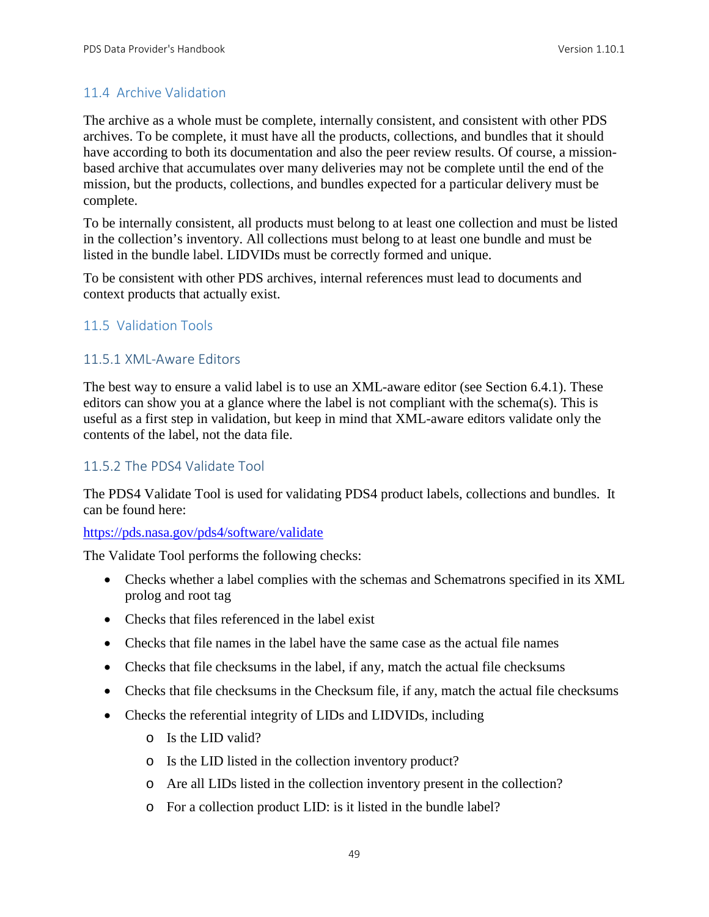## 11.4 Archive Validation

The archive as a whole must be complete, internally consistent, and consistent with other PDS archives. To be complete, it must have all the products, collections, and bundles that it should have according to both its documentation and also the peer review results. Of course, a mission-based archive that accumulates over many deliveries may not be complete until the end of the mission, but the products, collections, and bundles expected for a particular delivery must be complete.

To be internally consistent, all products must belong to at least one collection and must be listed in the collection's inventory. All collections must belong to at least one bundle and must be listed in the bundle label. LIDVIDs must be correctly formed and unique.

To be consistent with other PDS archives, internal references must lead to documents and context products that actually exist.

## 11.5 Validation Tools

### 11.5.1 XML-Aware Editors

The best way to ensure a valid label is to use an XML-aware editor (see Section 6.4.1). These editors can show you at a glance where the label is not compliant with the schema(s). This is useful as a first step in validation, but keep in mind that XML-aware editors validate only the contents of the label, not the data file.

### 11.5.2 The PDS4 Validate Tool

The PDS4 Validate Tool is used for validating PDS4 product labels, collections and bundles. It can be found here:

https://pds.nasa.gov/pds4/software/validate

The Validate Tool performs the following checks:

- Checks whether a label complies with the schemas and Schematrons specified in its XML prolog and root tag
- Checks that files referenced in the label exist
- Checks that file names in the label have the same case as the actual file names
- Checks that file checksums in the label, if any, match the actual file checksums
- Checks that file checksums in the Checksum file, if any, match the actual file checksums
- Checks the referential integrity of LIDs and LIDVIDs, including
  - Is the LID valid?
  - Is the LID listed in the collection inventory product?
  - Are all LIDs listed in the collection inventory present in the collection?
  - For a collection product LID: is it listed in the bundle label?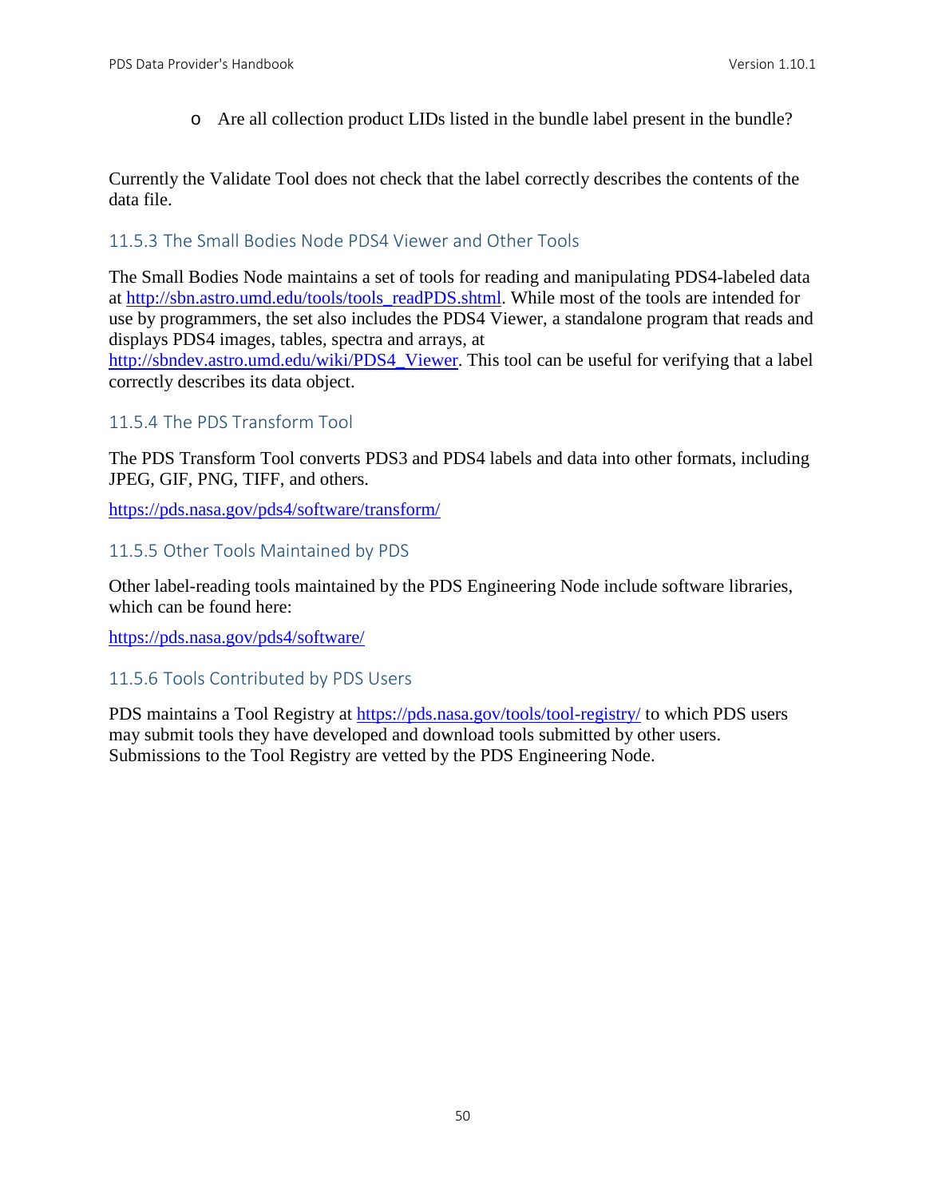- Are all collection product LIDs listed in the bundle label present in the bundle?

Currently the Validate Tool does not check that the label correctly describes the contents of the data file.

### 11.5.3 The Small Bodies Node PDS4 Viewer and Other Tools

The Small Bodies Node maintains a set of tools for reading and manipulating PDS4-labeled data at http://sbn.astro.umd.edu/tools/tools_readPDS.shtml. While most of the tools are intended for use by programmers, the set also includes the PDS4 Viewer, a standalone program that reads and displays PDS4 images, tables, spectra and arrays, at http://sbndev.astro.umd.edu/wiki/PDS4_Viewer. This tool can be useful for verifying that a label correctly describes its data object.

### 11.5.4 The PDS Transform Tool

The PDS Transform Tool converts PDS3 and PDS4 labels and data into other formats, including JPEG, GIF, PNG, TIFF, and others.

https://pds.nasa.gov/pds4/software/transform/

### 11.5.5 Other Tools Maintained by PDS

Other label-reading tools maintained by the PDS Engineering Node include software libraries, which can be found here:

https://pds.nasa.gov/pds4/software/

### 11.5.6 Tools Contributed by PDS Users

PDS maintains a Tool Registry at https://pds.nasa.gov/tools/tool-registry/ to which PDS users may submit tools they have developed and download tools submitted by other users. Submissions to the Tool Registry are vetted by the PDS Engineering Node.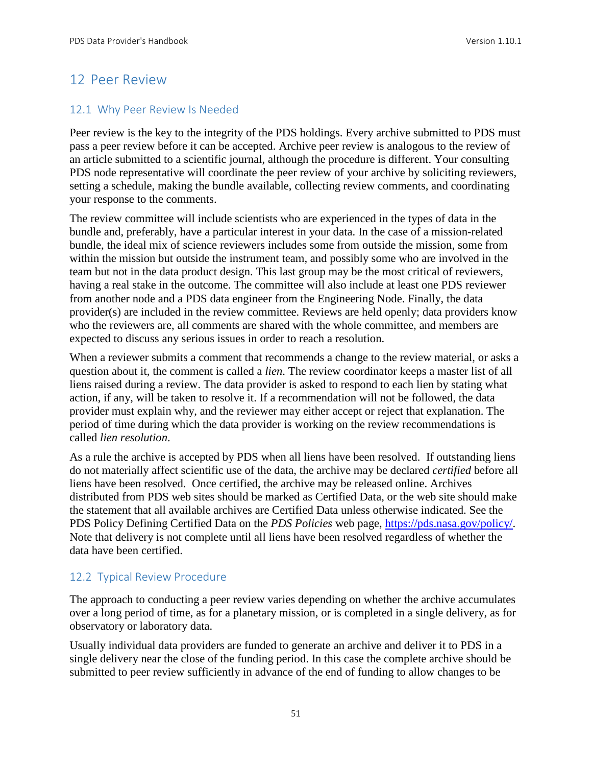# 12 Peer Review

## 12.1 Why Peer Review Is Needed

Peer review is the key to the integrity of the PDS holdings. Every archive submitted to PDS must pass a peer review before it can be accepted. Archive peer review is analogous to the review of an article submitted to a scientific journal, although the procedure is different. Your consulting PDS node representative will coordinate the peer review of your archive by soliciting reviewers, setting a schedule, making the bundle available, collecting review comments, and coordinating your response to the comments.

The review committee will include scientists who are experienced in the types of data in the bundle and, preferably, have a particular interest in your data. In the case of a mission-related bundle, the ideal mix of science reviewers includes some from outside the mission, some from within the mission but outside the instrument team, and possibly some who are involved in the team but not in the data product design. This last group may be the most critical of reviewers, having a real stake in the outcome. The committee will also include at least one PDS reviewer from another node and a PDS data engineer from the Engineering Node. Finally, the data provider(s) are included in the review committee. Reviews are held openly; data providers know who the reviewers are, all comments are shared with the whole committee, and members are expected to discuss any serious issues in order to reach a resolution.

When a reviewer submits a comment that recommends a change to the review material, or asks a question about it, the comment is called a *lien*. The review coordinator keeps a master list of all liens raised during a review. The data provider is asked to respond to each lien by stating what action, if any, will be taken to resolve it. If a recommendation will not be followed, the data provider must explain why, and the reviewer may either accept or reject that explanation. The period of time during which the data provider is working on the review recommendations is called *lien resolution*.

As a rule the archive is accepted by PDS when all liens have been resolved. If outstanding liens do not materially affect scientific use of the data, the archive may be declared *certified* before all liens have been resolved. Once certified, the archive may be released online. Archives distributed from PDS web sites should be marked as Certified Data, or the web site should make the statement that all available archives are Certified Data unless otherwise indicated. See the PDS Policy Defining Certified Data on the *PDS Policies* web page, https://pds.nasa.gov/policy/. Note that delivery is not complete until all liens have been resolved regardless of whether the data have been certified.

## 12.2 Typical Review Procedure

The approach to conducting a peer review varies depending on whether the archive accumulates over a long period of time, as for a planetary mission, or is completed in a single delivery, as for observatory or laboratory data.

Usually individual data providers are funded to generate an archive and deliver it to PDS in a single delivery near the close of the funding period. In this case the complete archive should be submitted to peer review sufficiently in advance of the end of funding to allow changes to be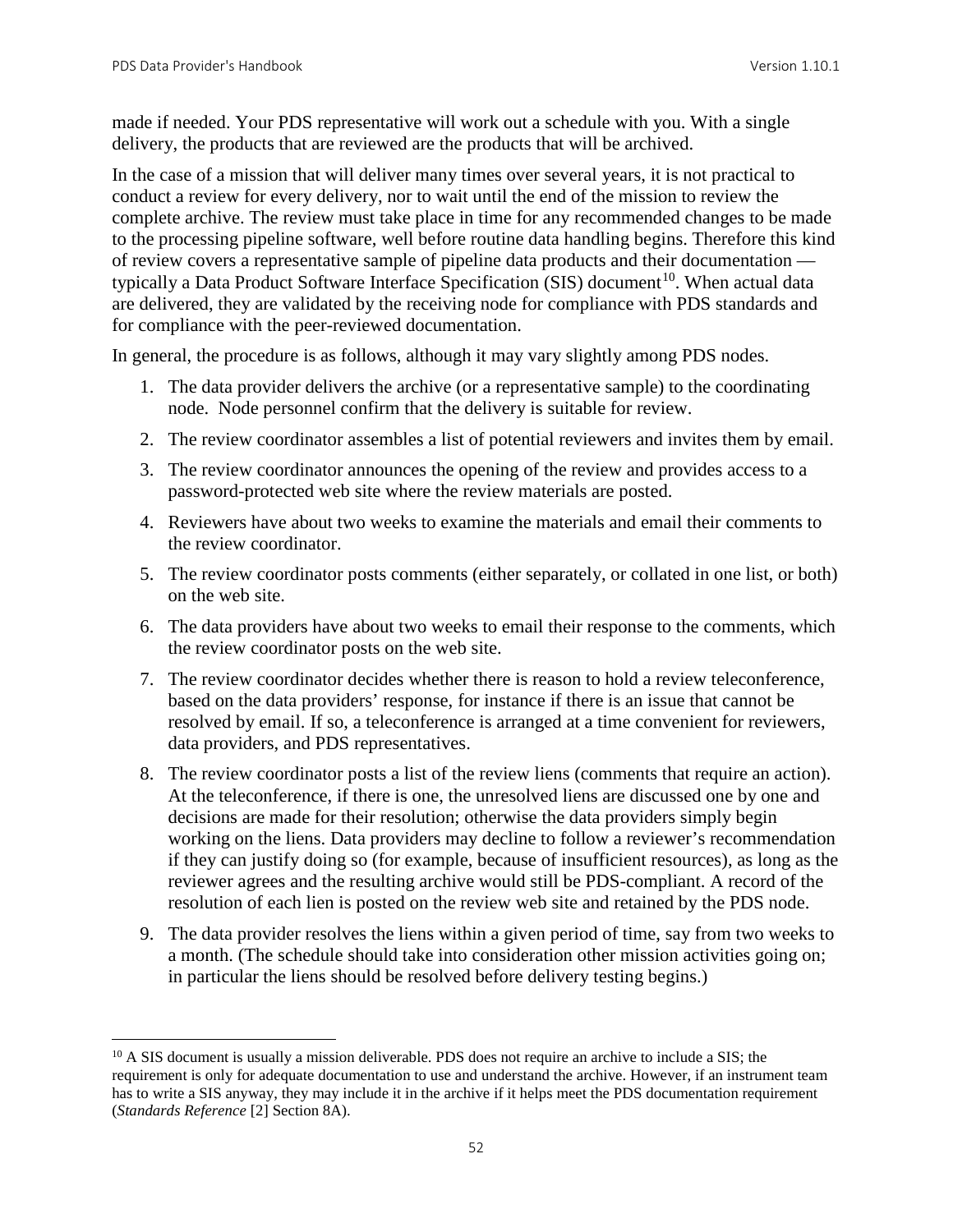made if needed. Your PDS representative will work out a schedule with you. With a single delivery, the products that are reviewed are the products that will be archived.

In the case of a mission that will deliver many times over several years, it is not practical to conduct a review for every delivery, nor to wait until the end of the mission to review the complete archive. The review must take place in time for any recommended changes to be made to the processing pipeline software, well before routine data handling begins. Therefore this kind of review covers a representative sample of pipeline data products and their documentation — typically a Data Product Software Interface Specification (SIS) document[10]. When actual data are delivered, they are validated by the receiving node for compliance with PDS standards and for compliance with the peer-reviewed documentation.

In general, the procedure is as follows, although it may vary slightly among PDS nodes.

1. The data provider delivers the archive (or a representative sample) to the coordinating node. Node personnel confirm that the delivery is suitable for review.
2. The review coordinator assembles a list of potential reviewers and invites them by email.
3. The review coordinator announces the opening of the review and provides access to a password-protected web site where the review materials are posted.
4. Reviewers have about two weeks to examine the materials and email their comments to the review coordinator.
5. The review coordinator posts comments (either separately, or collated in one list, or both) on the web site.
6. The data providers have about two weeks to email their response to the comments, which the review coordinator posts on the web site.
7. The review coordinator decides whether there is reason to hold a review teleconference, based on the data providers' response, for instance if there is an issue that cannot be resolved by email. If so, a teleconference is arranged at a time convenient for reviewers, data providers, and PDS representatives.
8. The review coordinator posts a list of the review liens (comments that require an action). At the teleconference, if there is one, the unresolved liens are discussed one by one and decisions are made for their resolution; otherwise the data providers simply begin working on the liens. Data providers may decline to follow a reviewer's recommendation if they can justify doing so (for example, because of insufficient resources), as long as the reviewer agrees and the resulting archive would still be PDS-compliant. A record of the resolution of each lien is posted on the review web site and retained by the PDS node.
9. The data provider resolves the liens within a given period of time, say from two weeks to a month. (The schedule should take into consideration other mission activities going on; in particular the liens should be resolved before delivery testing begins.)

[10] A SIS document is usually a mission deliverable. PDS does not require an archive to include a SIS; the requirement is only for adequate documentation to use and understand the archive. However, if an instrument team has to write a SIS anyway, they may include it in the archive if it helps meet the PDS documentation requirement (*Standards Reference* [2] Section 8A).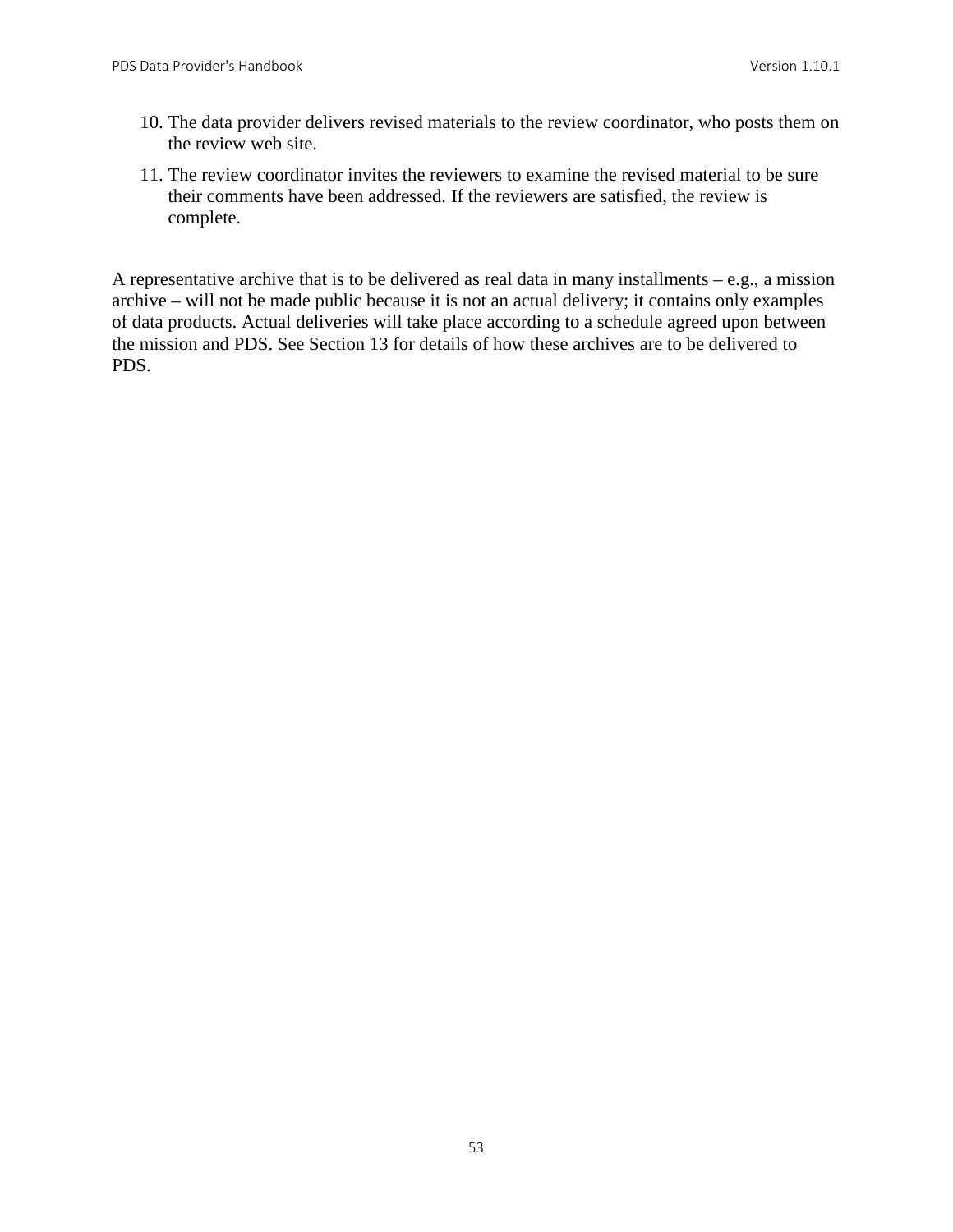10. The data provider delivers revised materials to the review coordinator, who posts them on the review web site.
11. The review coordinator invites the reviewers to examine the revised material to be sure their comments have been addressed. If the reviewers are satisfied, the review is complete.

A representative archive that is to be delivered as real data in many installments – e.g., a mission archive – will not be made public because it is not an actual delivery; it contains only examples of data products. Actual deliveries will take place according to a schedule agreed upon between the mission and PDS. See Section 13 for details of how these archives are to be delivered to PDS.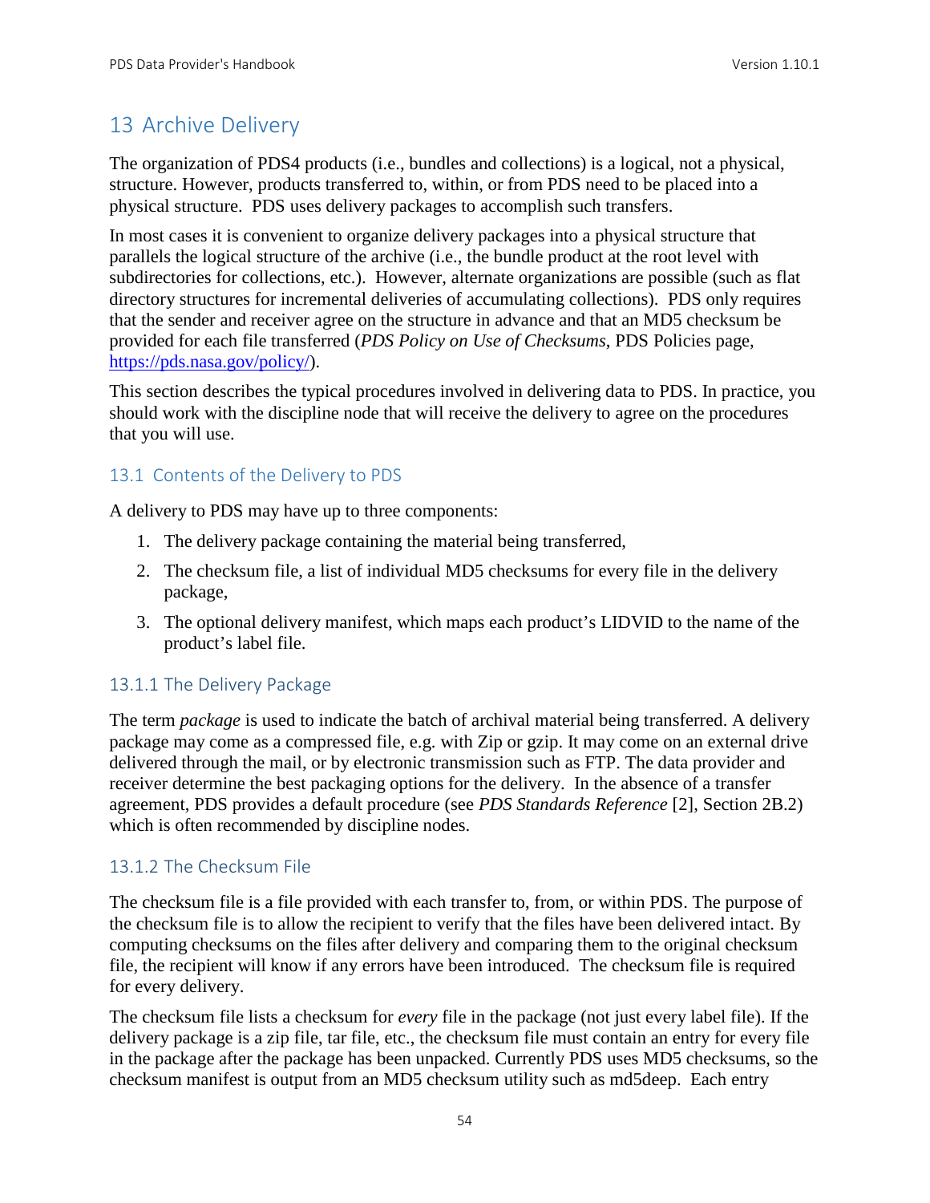# 13 Archive Delivery

The organization of PDS4 products (i.e., bundles and collections) is a logical, not a physical, structure. However, products transferred to, within, or from PDS need to be placed into a physical structure. PDS uses delivery packages to accomplish such transfers.

In most cases it is convenient to organize delivery packages into a physical structure that parallels the logical structure of the archive (i.e., the bundle product at the root level with subdirectories for collections, etc.). However, alternate organizations are possible (such as flat directory structures for incremental deliveries of accumulating collections). PDS only requires that the sender and receiver agree on the structure in advance and that an MD5 checksum be provided for each file transferred (*PDS Policy on Use of Checksums*, PDS Policies page, https://pds.nasa.gov/policy/).

This section describes the typical procedures involved in delivering data to PDS. In practice, you should work with the discipline node that will receive the delivery to agree on the procedures that you will use.

## 13.1 Contents of the Delivery to PDS

A delivery to PDS may have up to three components:

1. The delivery package containing the material being transferred,
2. The checksum file, a list of individual MD5 checksums for every file in the delivery package,
3. The optional delivery manifest, which maps each product's LIDVID to the name of the product's label file.

### 13.1.1 The Delivery Package

The term *package* is used to indicate the batch of archival material being transferred. A delivery package may come as a compressed file, e.g. with Zip or gzip. It may come on an external drive delivered through the mail, or by electronic transmission such as FTP. The data provider and receiver determine the best packaging options for the delivery. In the absence of a transfer agreement, PDS provides a default procedure (see *PDS Standards Reference* [2], Section 2B.2) which is often recommended by discipline nodes.

### 13.1.2 The Checksum File

The checksum file is a file provided with each transfer to, from, or within PDS. The purpose of the checksum file is to allow the recipient to verify that the files have been delivered intact. By computing checksums on the files after delivery and comparing them to the original checksum file, the recipient will know if any errors have been introduced. The checksum file is required for every delivery.

The checksum file lists a checksum for *every* file in the package (not just every label file). If the delivery package is a zip file, tar file, etc., the checksum file must contain an entry for every file in the package after the package has been unpacked. Currently PDS uses MD5 checksums, so the checksum manifest is output from an MD5 checksum utility such as md5deep. Each entry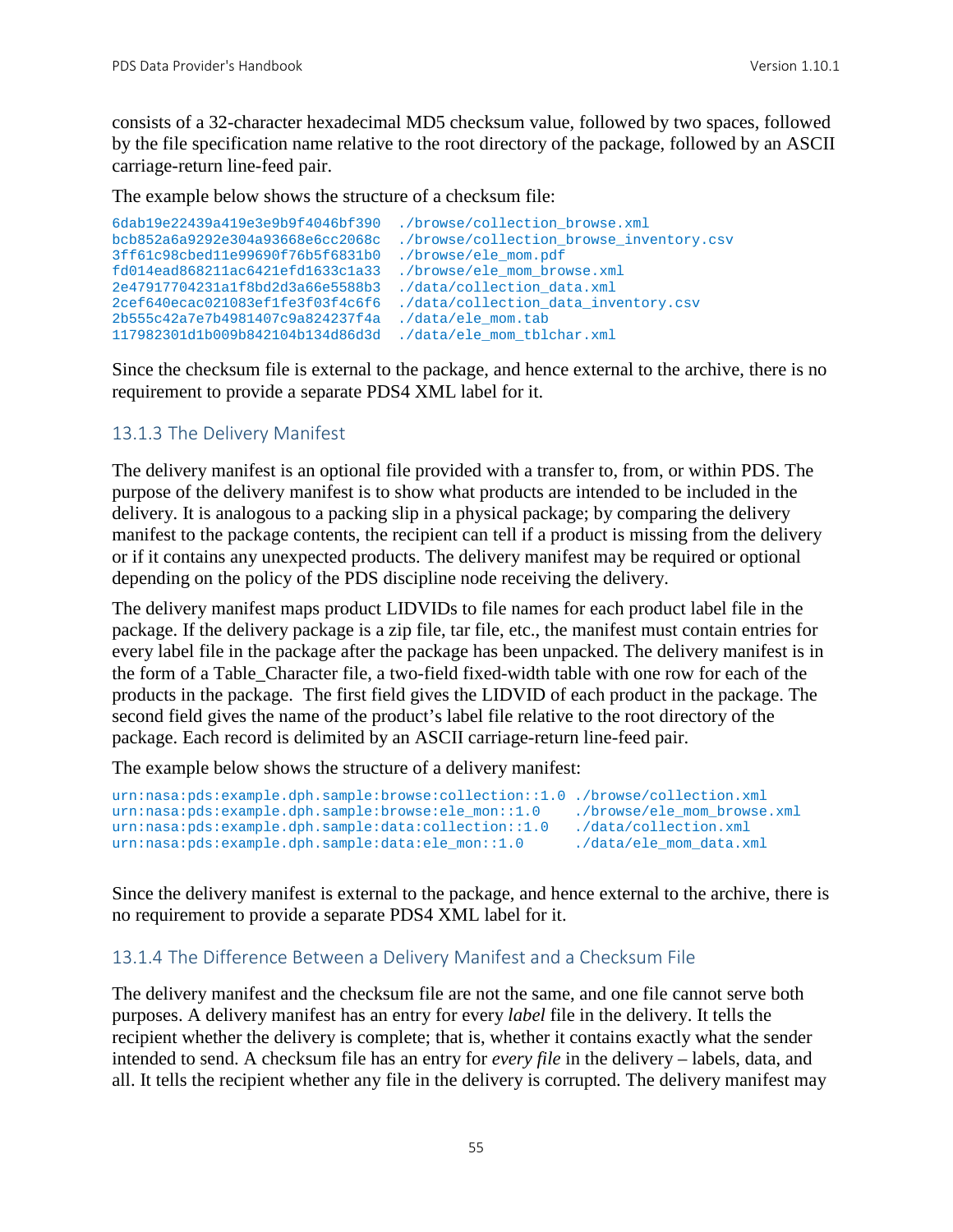consists of a 32-character hexadecimal MD5 checksum value, followed by two spaces, followed by the file specification name relative to the root directory of the package, followed by an ASCII carriage-return line-feed pair.

The example below shows the structure of a checksum file:

```
6dab19e22439a419e3e9b9f4046bf390  ./browse/collection_browse.xml
bcb852a6a9292e304a93668e6cc2068c  ./browse/collection_browse_inventory.csv
3ff61c98cbed11e99690f76b5f6831b0  ./browse/ele_mom.pdf
fd014ead868211ac6421efd1633c1a33  ./browse/ele_mom_browse.xml
2e47917704231a1f8bd2d3a66e5588b3  ./data/collection_data.xml
2cef640ecac021083ef1fe3f03f4c6f6  ./data/collection_data_inventory.csv
2b555c42a7e7b4981407c9a824237f4a  ./data/ele_mom.tab
117982301d1b009b842104b134d86d3d  ./data/ele_mom_tblchar.xml
```

Since the checksum file is external to the package, and hence external to the archive, there is no requirement to provide a separate PDS4 XML label for it.

### 13.1.3 The Delivery Manifest

The delivery manifest is an optional file provided with a transfer to, from, or within PDS. The purpose of the delivery manifest is to show what products are intended to be included in the delivery. It is analogous to a packing slip in a physical package; by comparing the delivery manifest to the package contents, the recipient can tell if a product is missing from the delivery or if it contains any unexpected products. The delivery manifest may be required or optional depending on the policy of the PDS discipline node receiving the delivery.

The delivery manifest maps product LIDVIDs to file names for each product label file in the package. If the delivery package is a zip file, tar file, etc., the manifest must contain entries for every label file in the package after the package has been unpacked. The delivery manifest is in the form of a Table_Character file, a two-field fixed-width table with one row for each of the products in the package. The first field gives the LIDVID of each product in the package. The second field gives the name of the product's label file relative to the root directory of the package. Each record is delimited by an ASCII carriage-return line-feed pair.

The example below shows the structure of a delivery manifest:

```
urn:nasa:pds:example.dph.sample:browse:collection::1.0 ./browse/collection.xml
urn:nasa:pds:example.dph.sample:browse:ele_mon::1.0    ./browse/ele_mom_browse.xml
urn:nasa:pds:example.dph.sample:data:collection::1.0   ./data/collection.xml
urn:nasa:pds:example.dph.sample:data:ele_mon::1.0      ./data/ele_mom_data.xml
```

Since the delivery manifest is external to the package, and hence external to the archive, there is no requirement to provide a separate PDS4 XML label for it.

### 13.1.4 The Difference Between a Delivery Manifest and a Checksum File

The delivery manifest and the checksum file are not the same, and one file cannot serve both purposes. A delivery manifest has an entry for every *label* file in the delivery. It tells the recipient whether the delivery is complete; that is, whether it contains exactly what the sender intended to send. A checksum file has an entry for *every file* in the delivery – labels, data, and all. It tells the recipient whether any file in the delivery is corrupted. The delivery manifest may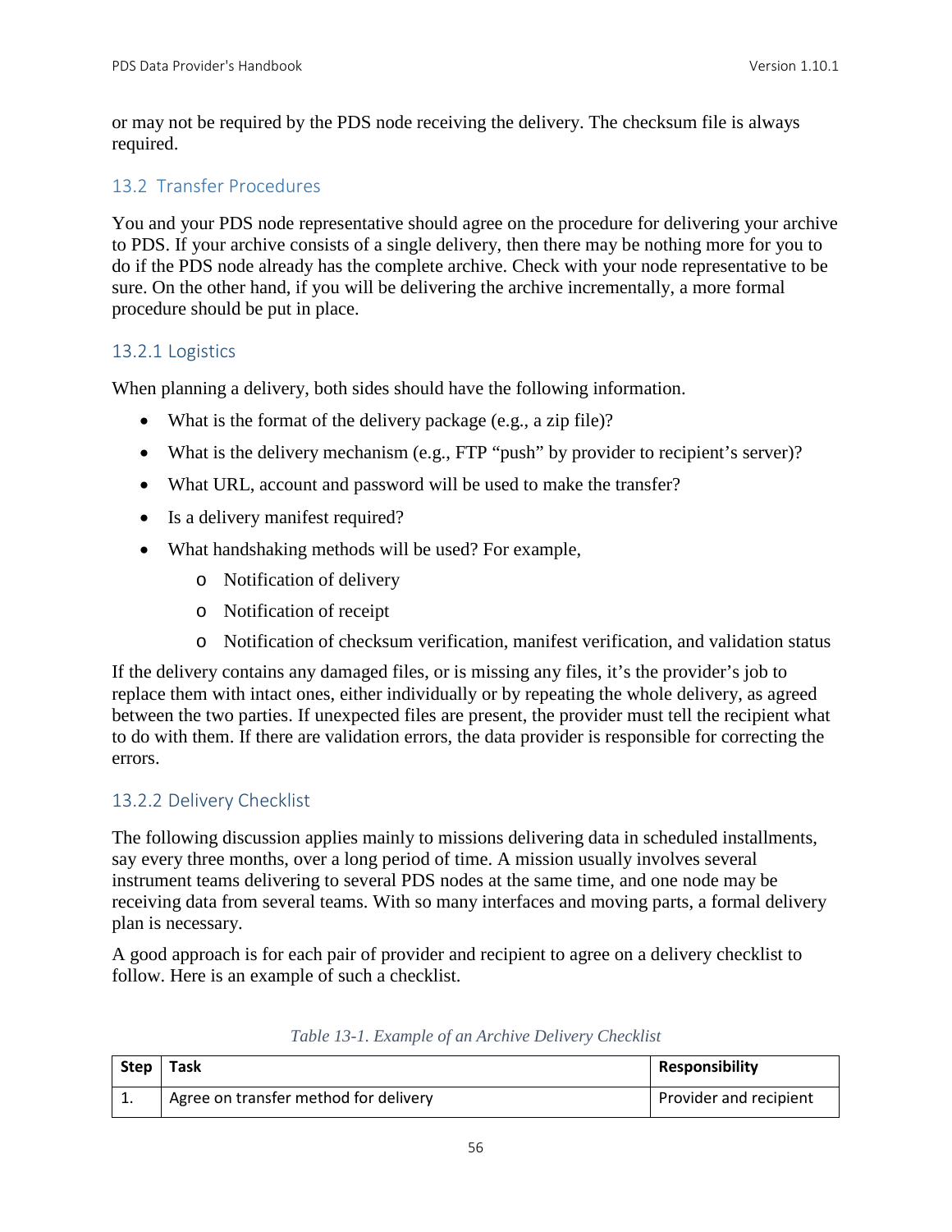or may not be required by the PDS node receiving the delivery. The checksum file is always required.

## 13.2 Transfer Procedures

You and your PDS node representative should agree on the procedure for delivering your archive to PDS. If your archive consists of a single delivery, then there may be nothing more for you to do if the PDS node already has the complete archive. Check with your node representative to be sure. On the other hand, if you will be delivering the archive incrementally, a more formal procedure should be put in place.

### 13.2.1 Logistics

When planning a delivery, both sides should have the following information.

- What is the format of the delivery package (e.g., a zip file)?
- What is the delivery mechanism (e.g., FTP "push" by provider to recipient's server)?
- What URL, account and password will be used to make the transfer?
- Is a delivery manifest required?
- What handshaking methods will be used? For example,
  - Notification of delivery
  - Notification of receipt
  - Notification of checksum verification, manifest verification, and validation status

If the delivery contains any damaged files, or is missing any files, it's the provider's job to replace them with intact ones, either individually or by repeating the whole delivery, as agreed between the two parties. If unexpected files are present, the provider must tell the recipient what to do with them. If there are validation errors, the data provider is responsible for correcting the errors.

### 13.2.2 Delivery Checklist

The following discussion applies mainly to missions delivering data in scheduled installments, say every three months, over a long period of time. A mission usually involves several instrument teams delivering to several PDS nodes at the same time, and one node may be receiving data from several teams. With so many interfaces and moving parts, a formal delivery plan is necessary.

A good approach is for each pair of provider and recipient to agree on a delivery checklist to follow. Here is an example of such a checklist.

*Table 13-1. Example of an Archive Delivery Checklist*

| Step | Task | Responsibility |
|---|---|---|
| 1. | Agree on transfer method for delivery | Provider and recipient |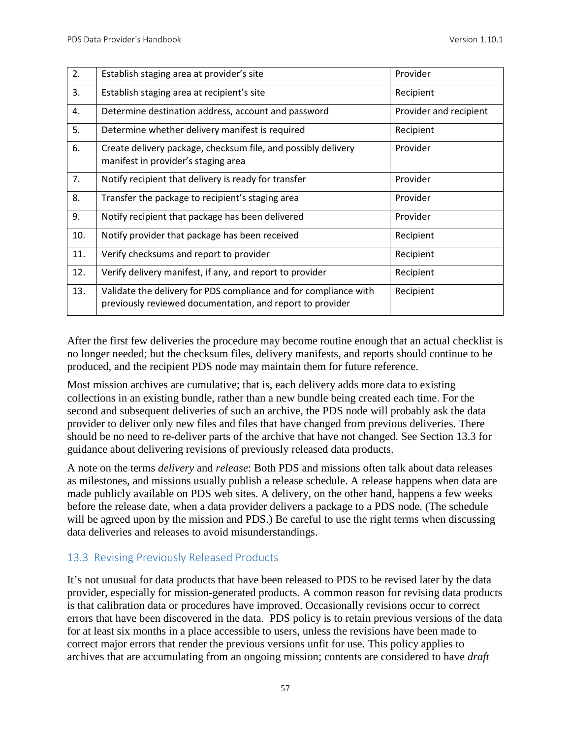| | | |
|---|---|---|
| 2. | Establish staging area at provider's site | Provider |
| 3. | Establish staging area at recipient's site | Recipient |
| 4. | Determine destination address, account and password | Provider and recipient |
| 5. | Determine whether delivery manifest is required | Recipient |
| 6. | Create delivery package, checksum file, and possibly delivery manifest in provider's staging area | Provider |
| 7. | Notify recipient that delivery is ready for transfer | Provider |
| 8. | Transfer the package to recipient's staging area | Provider |
| 9. | Notify recipient that package has been delivered | Provider |
| 10. | Notify provider that package has been received | Recipient |
| 11. | Verify checksums and report to provider | Recipient |
| 12. | Verify delivery manifest, if any, and report to provider | Recipient |
| 13. | Validate the delivery for PDS compliance and for compliance with previously reviewed documentation, and report to provider | Recipient |

After the first few deliveries the procedure may become routine enough that an actual checklist is no longer needed; but the checksum files, delivery manifests, and reports should continue to be produced, and the recipient PDS node may maintain them for future reference.

Most mission archives are cumulative; that is, each delivery adds more data to existing collections in an existing bundle, rather than a new bundle being created each time. For the second and subsequent deliveries of such an archive, the PDS node will probably ask the data provider to deliver only new files and files that have changed from previous deliveries. There should be no need to re-deliver parts of the archive that have not changed. See Section 13.3 for guidance about delivering revisions of previously released data products.

A note on the terms *delivery* and *release*: Both PDS and missions often talk about data releases as milestones, and missions usually publish a release schedule. A release happens when data are made publicly available on PDS web sites. A delivery, on the other hand, happens a few weeks before the release date, when a data provider delivers a package to a PDS node. (The schedule will be agreed upon by the mission and PDS.) Be careful to use the right terms when discussing data deliveries and releases to avoid misunderstandings.

## 13.3 Revising Previously Released Products

It's not unusual for data products that have been released to PDS to be revised later by the data provider, especially for mission-generated products. A common reason for revising data products is that calibration data or procedures have improved. Occasionally revisions occur to correct errors that have been discovered in the data. PDS policy is to retain previous versions of the data for at least six months in a place accessible to users, unless the revisions have been made to correct major errors that render the previous versions unfit for use. This policy applies to archives that are accumulating from an ongoing mission; contents are considered to have *draft*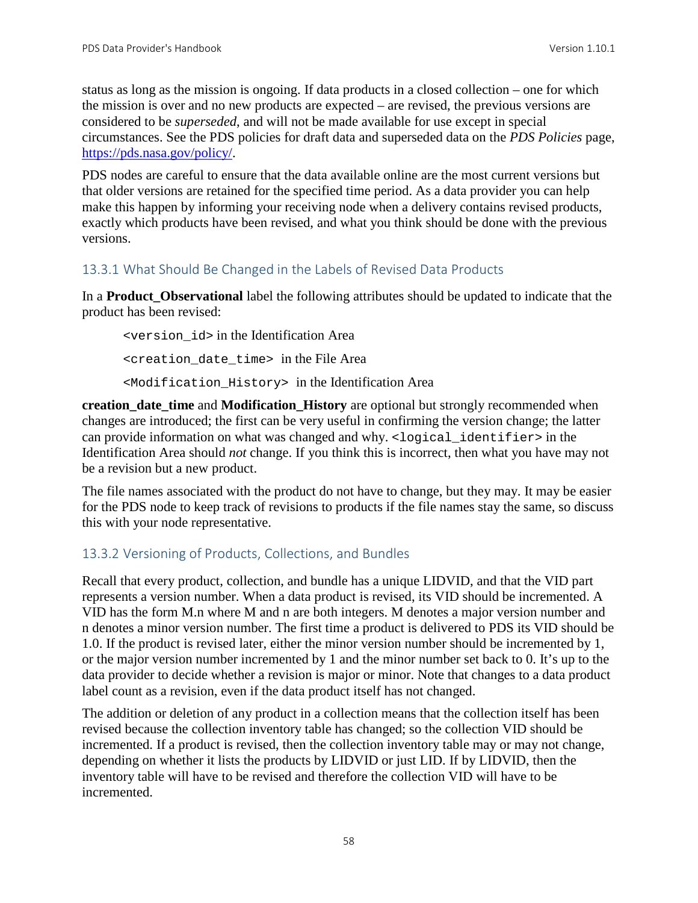status as long as the mission is ongoing. If data products in a closed collection – one for which the mission is over and no new products are expected – are revised, the previous versions are considered to be *superseded*, and will not be made available for use except in special circumstances. See the PDS policies for draft data and superseded data on the *PDS Policies* page, https://pds.nasa.gov/policy/.

PDS nodes are careful to ensure that the data available online are the most current versions but that older versions are retained for the specified time period. As a data provider you can help make this happen by informing your receiving node when a delivery contains revised products, exactly which products have been revised, and what you think should be done with the previous versions.

### 13.3.1 What Should Be Changed in the Labels of Revised Data Products

In a **Product_Observational** label the following attributes should be updated to indicate that the product has been revised:

`<version_id>` in the Identification Area

`<creation_date_time>` in the File Area

`<Modification_History>` in the Identification Area

**creation_date_time** and **Modification_History** are optional but strongly recommended when changes are introduced; the first can be very useful in confirming the version change; the latter can provide information on what was changed and why. `<logical_identifier>` in the Identification Area should *not* change. If you think this is incorrect, then what you have may not be a revision but a new product.

The file names associated with the product do not have to change, but they may. It may be easier for the PDS node to keep track of revisions to products if the file names stay the same, so discuss this with your node representative.

### 13.3.2 Versioning of Products, Collections, and Bundles

Recall that every product, collection, and bundle has a unique LIDVID, and that the VID part represents a version number. When a data product is revised, its VID should be incremented. A VID has the form M.n where M and n are both integers. M denotes a major version number and n denotes a minor version number. The first time a product is delivered to PDS its VID should be 1.0. If the product is revised later, either the minor version number should be incremented by 1, or the major version number incremented by 1 and the minor number set back to 0. It's up to the data provider to decide whether a revision is major or minor. Note that changes to a data product label count as a revision, even if the data product itself has not changed.

The addition or deletion of any product in a collection means that the collection itself has been revised because the collection inventory table has changed; so the collection VID should be incremented. If a product is revised, then the collection inventory table may or may not change, depending on whether it lists the products by LIDVID or just LID. If by LIDVID, then the inventory table will have to be revised and therefore the collection VID will have to be incremented.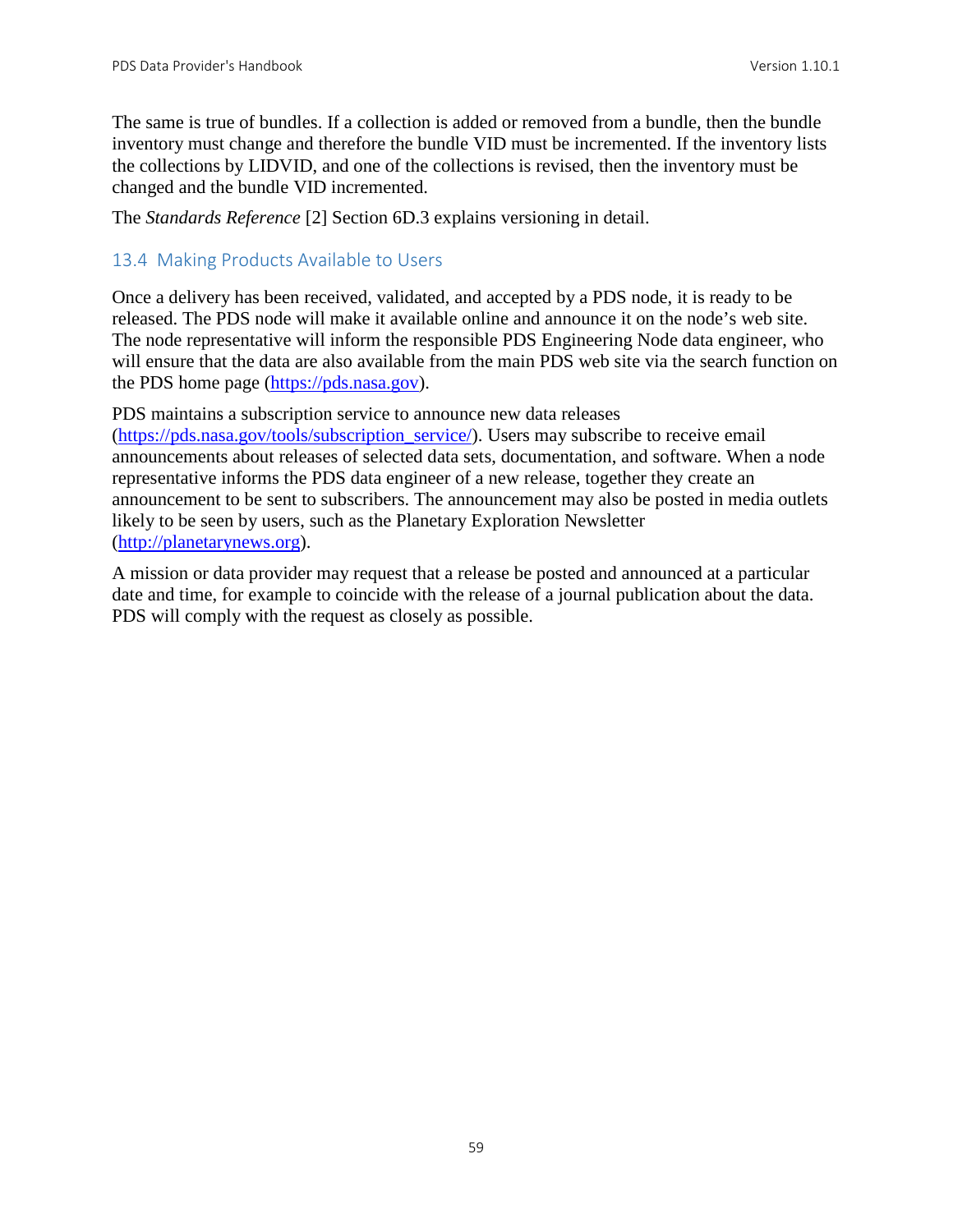The same is true of bundles. If a collection is added or removed from a bundle, then the bundle inventory must change and therefore the bundle VID must be incremented. If the inventory lists the collections by LIDVID, and one of the collections is revised, then the inventory must be changed and the bundle VID incremented.

The *Standards Reference* [2] Section 6D.3 explains versioning in detail.

## 13.4 Making Products Available to Users

Once a delivery has been received, validated, and accepted by a PDS node, it is ready to be released. The PDS node will make it available online and announce it on the node's web site. The node representative will inform the responsible PDS Engineering Node data engineer, who will ensure that the data are also available from the main PDS web site via the search function on the PDS home page (https://pds.nasa.gov).

PDS maintains a subscription service to announce new data releases (https://pds.nasa.gov/tools/subscription_service/). Users may subscribe to receive email announcements about releases of selected data sets, documentation, and software. When a node representative informs the PDS data engineer of a new release, together they create an announcement to be sent to subscribers. The announcement may also be posted in media outlets likely to be seen by users, such as the Planetary Exploration Newsletter (http://planetarynews.org).

A mission or data provider may request that a release be posted and announced at a particular date and time, for example to coincide with the release of a journal publication about the data. PDS will comply with the request as closely as possible.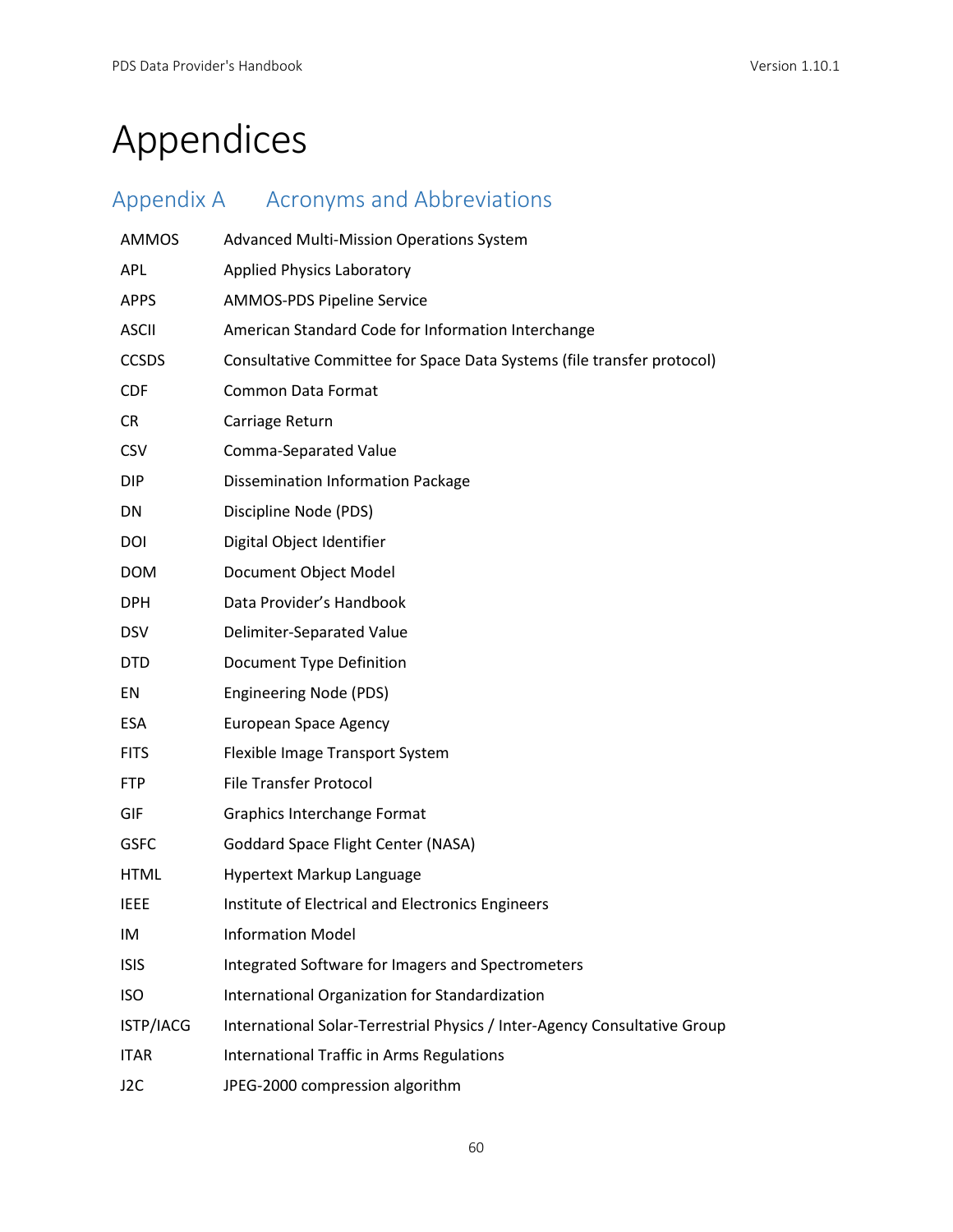# Appendices

## Appendix A Acronyms and Abbreviations

| | |
|---|---|
| AMMOS | Advanced Multi-Mission Operations System |
| APL | Applied Physics Laboratory |
| APPS | AMMOS-PDS Pipeline Service |
| ASCII | American Standard Code for Information Interchange |
| CCSDS | Consultative Committee for Space Data Systems (file transfer protocol) |
| CDF | Common Data Format |
| CR | Carriage Return |
| CSV | Comma-Separated Value |
| DIP | Dissemination Information Package |
| DN | Discipline Node (PDS) |
| DOI | Digital Object Identifier |
| DOM | Document Object Model |
| DPH | Data Provider's Handbook |
| DSV | Delimiter-Separated Value |
| DTD | Document Type Definition |
| EN | Engineering Node (PDS) |
| ESA | European Space Agency |
| FITS | Flexible Image Transport System |
| FTP | File Transfer Protocol |
| GIF | Graphics Interchange Format |
| GSFC | Goddard Space Flight Center (NASA) |
| HTML | Hypertext Markup Language |
| IEEE | Institute of Electrical and Electronics Engineers |
| IM | Information Model |
| ISIS | Integrated Software for Imagers and Spectrometers |
| ISO | International Organization for Standardization |
| ISTP/IACG | International Solar-Terrestrial Physics / Inter-Agency Consultative Group |
| ITAR | International Traffic in Arms Regulations |
| J2C | JPEG-2000 compression algorithm |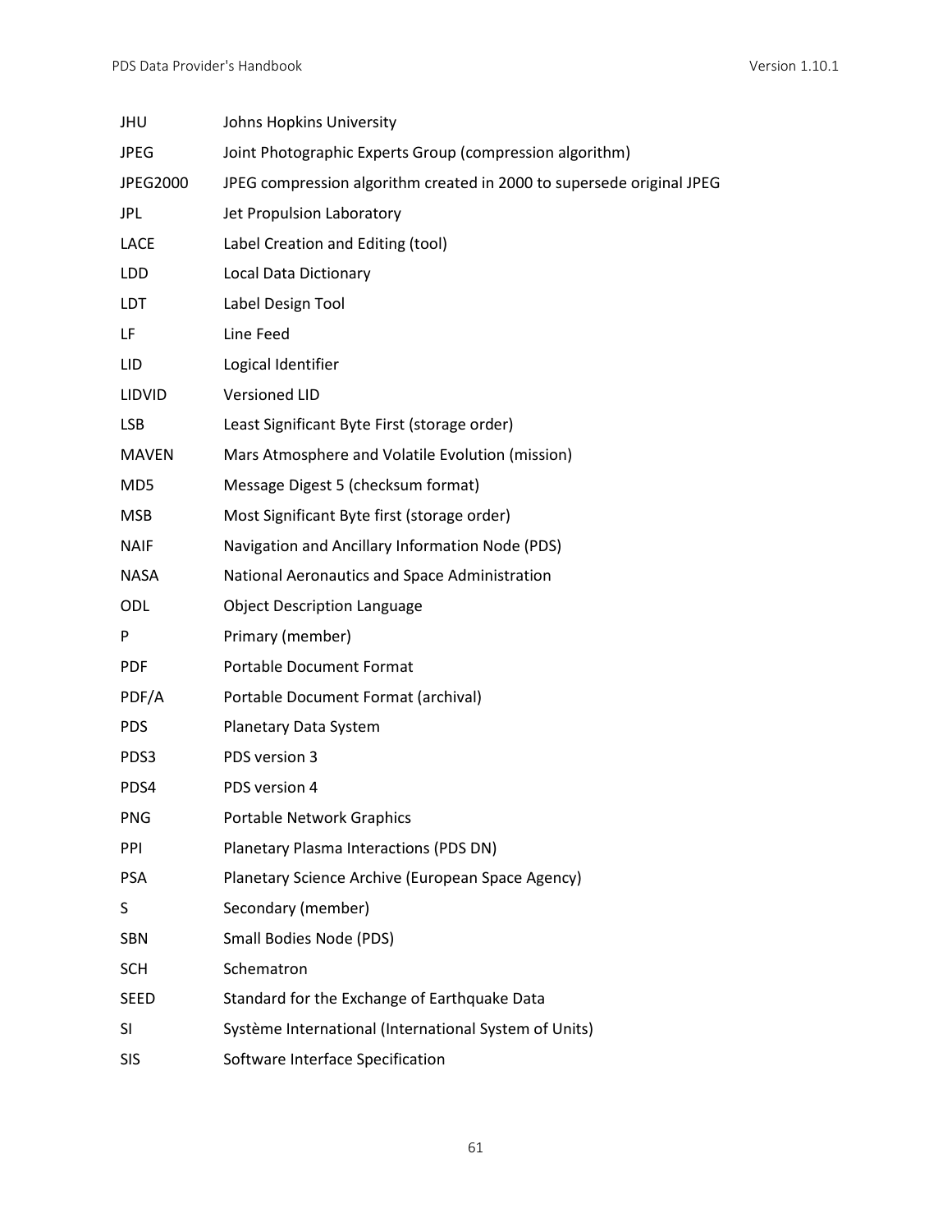| | |
|---|---|
| JHU | Johns Hopkins University |
| JPEG | Joint Photographic Experts Group (compression algorithm) |
| JPEG2000 | JPEG compression algorithm created in 2000 to supersede original JPEG |
| JPL | Jet Propulsion Laboratory |
| LACE | Label Creation and Editing (tool) |
| LDD | Local Data Dictionary |
| LDT | Label Design Tool |
| LF | Line Feed |
| LID | Logical Identifier |
| LIDVID | Versioned LID |
| LSB | Least Significant Byte First (storage order) |
| MAVEN | Mars Atmosphere and Volatile Evolution (mission) |
| MD5 | Message Digest 5 (checksum format) |
| MSB | Most Significant Byte first (storage order) |
| NAIF | Navigation and Ancillary Information Node (PDS) |
| NASA | National Aeronautics and Space Administration |
| ODL | Object Description Language |
| P | Primary (member) |
| PDF | Portable Document Format |
| PDF/A | Portable Document Format (archival) |
| PDS | Planetary Data System |
| PDS3 | PDS version 3 |
| PDS4 | PDS version 4 |
| PNG | Portable Network Graphics |
| PPI | Planetary Plasma Interactions (PDS DN) |
| PSA | Planetary Science Archive (European Space Agency) |
| S | Secondary (member) |
| SBN | Small Bodies Node (PDS) |
| SCH | Schematron |
| SEED | Standard for the Exchange of Earthquake Data |
| SI | Système International (International System of Units) |
| SIS | Software Interface Specification |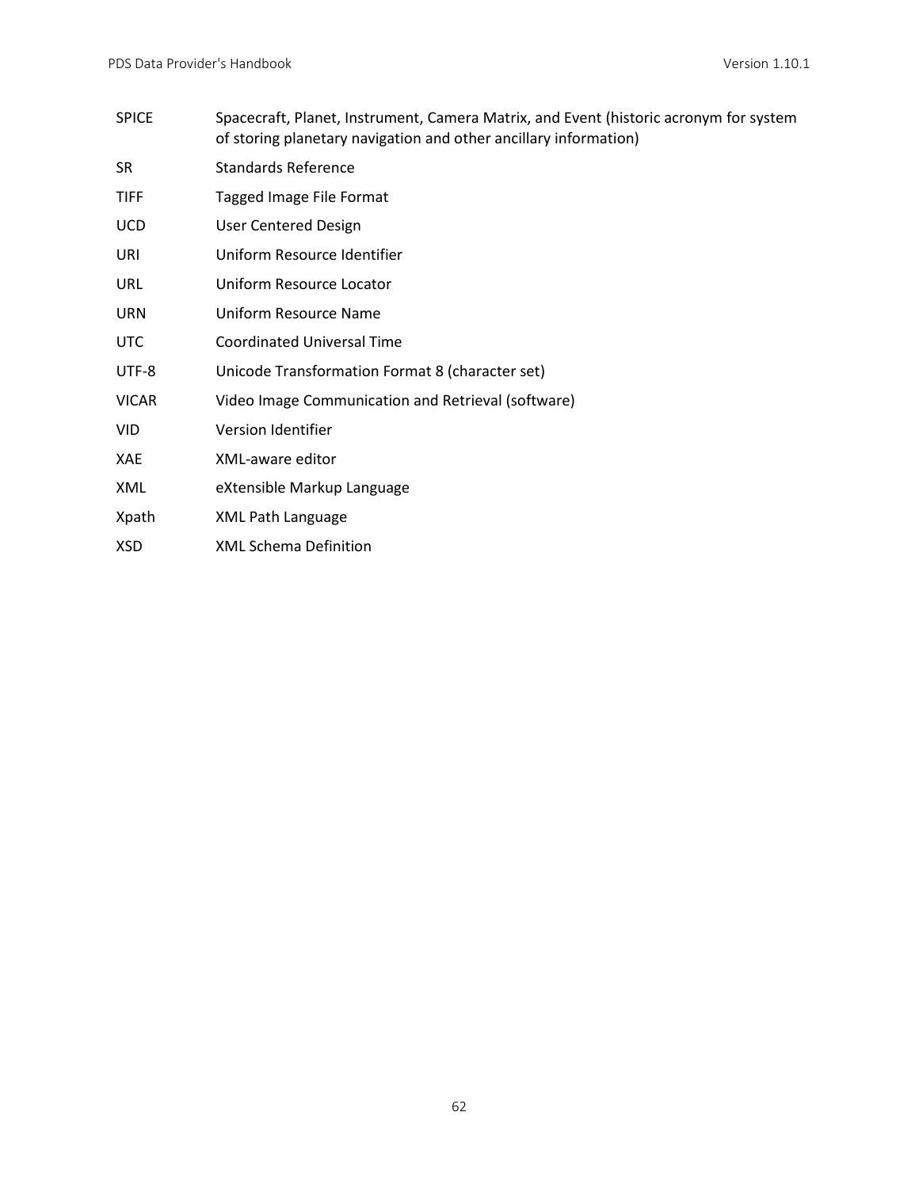| | |
|---|---|
| SPICE | Spacecraft, Planet, Instrument, Camera Matrix, and Event (historic acronym for system of storing planetary navigation and other ancillary information) |
| SR | Standards Reference |
| TIFF | Tagged Image File Format |
| UCD | User Centered Design |
| URI | Uniform Resource Identifier |
| URL | Uniform Resource Locator |
| URN | Uniform Resource Name |
| UTC | Coordinated Universal Time |
| UTF-8 | Unicode Transformation Format 8 (character set) |
| VICAR | Video Image Communication and Retrieval (software) |
| VID | Version Identifier |
| XAE | XML-aware editor |
| XML | eXtensible Markup Language |
| Xpath | XML Path Language |
| XSD | XML Schema Definition |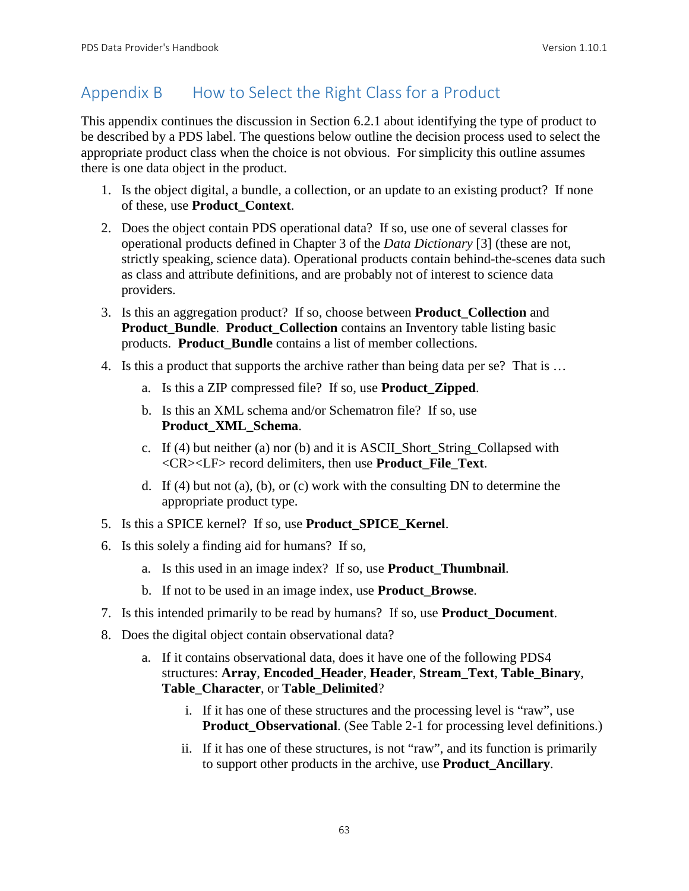# Appendix B How to Select the Right Class for a Product

This appendix continues the discussion in Section 6.2.1 about identifying the type of product to be described by a PDS label. The questions below outline the decision process used to select the appropriate product class when the choice is not obvious. For simplicity this outline assumes there is one data object in the product.

1. Is the object digital, a bundle, a collection, or an update to an existing product? If none of these, use **Product_Context**.
2. Does the object contain PDS operational data? If so, use one of several classes for operational products defined in Chapter 3 of the *Data Dictionary* [3] (these are not, strictly speaking, science data). Operational products contain behind-the-scenes data such as class and attribute definitions, and are probably not of interest to science data providers.
3. Is this an aggregation product? If so, choose between **Product_Collection** and **Product_Bundle**. **Product_Collection** contains an Inventory table listing basic products. **Product_Bundle** contains a list of member collections.
4. Is this a product that supports the archive rather than being data per se? That is …
    a. Is this a ZIP compressed file? If so, use **Product_Zipped**.
    b. Is this an XML schema and/or Schematron file? If so, use **Product_XML_Schema**.
    c. If (4) but neither (a) nor (b) and it is ASCII_Short_String_Collapsed with <CR><LF> record delimiters, then use **Product_File_Text**.
    d. If (4) but not (a), (b), or (c) work with the consulting DN to determine the appropriate product type.
5. Is this a SPICE kernel? If so, use **Product_SPICE_Kernel**.
6. Is this solely a finding aid for humans? If so,
    a. Is this used in an image index? If so, use **Product_Thumbnail**.
    b. If not to be used in an image index, use **Product_Browse**.
7. Is this intended primarily to be read by humans? If so, use **Product_Document**.
8. Does the digital object contain observational data?
    a. If it contains observational data, does it have one of the following PDS4 structures: **Array**, **Encoded_Header**, **Header**, **Stream_Text**, **Table_Binary**, **Table_Character**, or **Table_Delimited**?
        i. If it has one of these structures and the processing level is "raw", use **Product_Observational**. (See Table 2-1 for processing level definitions.)
        ii. If it has one of these structures, is not "raw", and its function is primarily to support other products in the archive, use **Product_Ancillary**.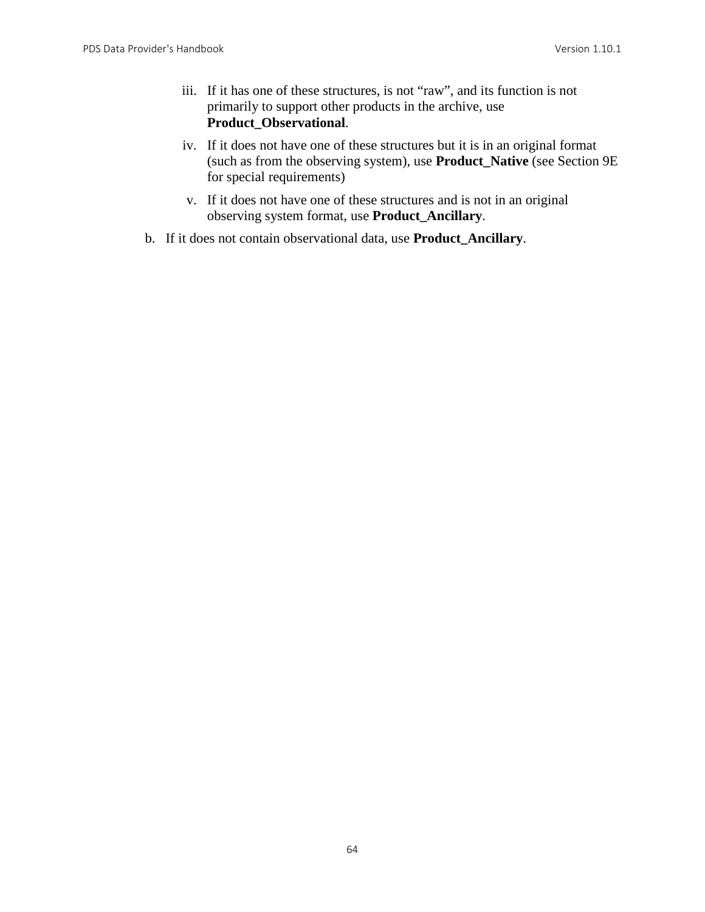iii. If it has one of these structures, is not “raw”, and its function is not primarily to support other products in the archive, use **Product_Observational**.

iv. If it does not have one of these structures but it is in an original format (such as from the observing system), use **Product_Native** (see Section 9E for special requirements)

v. If it does not have one of these structures and is not in an original observing system format, use **Product_Ancillary**.

b. If it does not contain observational data, use **Product_Ancillary**.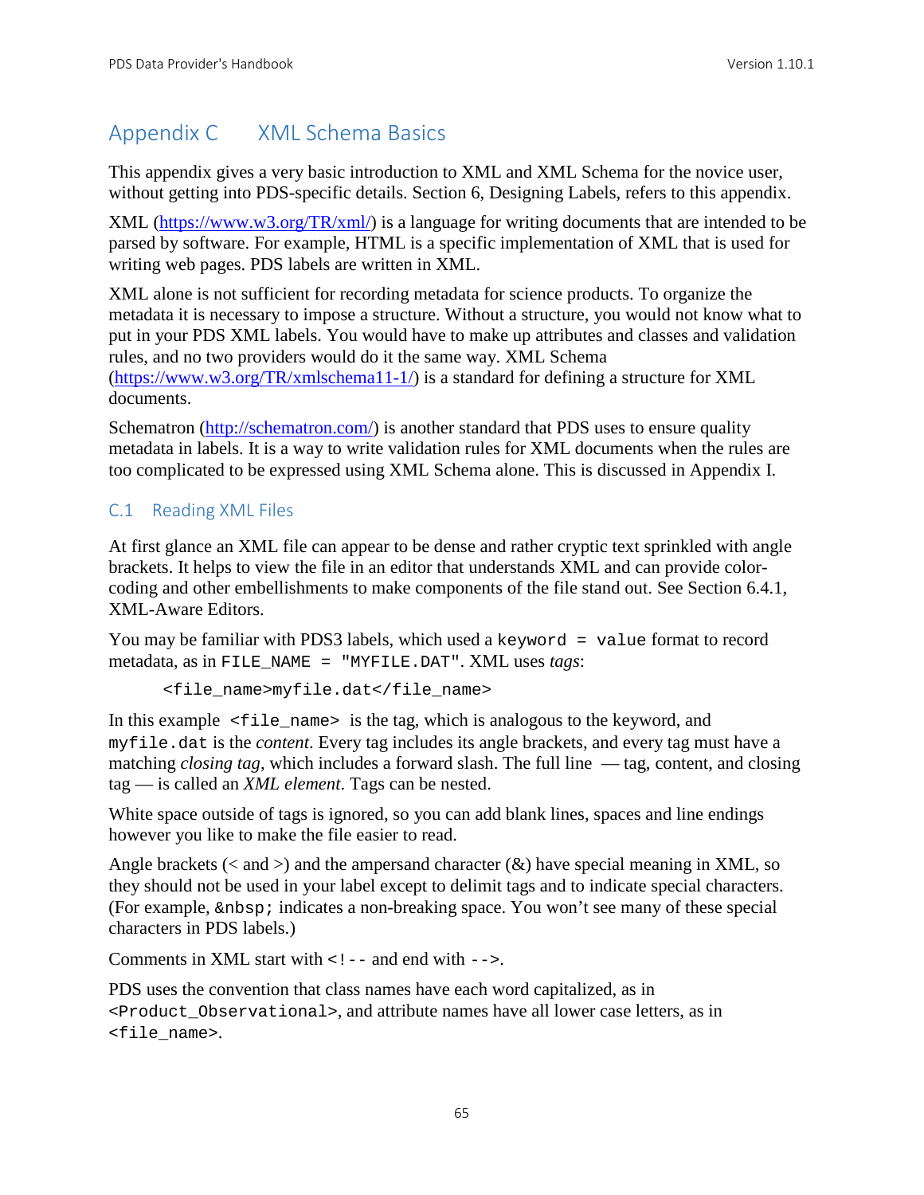# Appendix C XML Schema Basics

This appendix gives a very basic introduction to XML and XML Schema for the novice user, without getting into PDS-specific details. Section 6, Designing Labels, refers to this appendix.

XML ([https://www.w3.org/TR/xml/](https://www.w3.org/TR/xml/)) is a language for writing documents that are intended to be parsed by software. For example, HTML is a specific implementation of XML that is used for writing web pages. PDS labels are written in XML.

XML alone is not sufficient for recording metadata for science products. To organize the metadata it is necessary to impose a structure. Without a structure, you would not know what to put in your PDS XML labels. You would have to make up attributes and classes and validation rules, and no two providers would do it the same way. XML Schema ([https://www.w3.org/TR/xmlschema11-1/](https://www.w3.org/TR/xmlschema11-1/)) is a standard for defining a structure for XML documents.

Schematron ([http://schematron.com/](http://schematron.com/)) is another standard that PDS uses to ensure quality metadata in labels. It is a way to write validation rules for XML documents when the rules are too complicated to be expressed using XML Schema alone. This is discussed in Appendix I.

## C.1 Reading XML Files

At first glance an XML file can appear to be dense and rather cryptic text sprinkled with angle brackets. It helps to view the file in an editor that understands XML and can provide color-coding and other embellishments to make components of the file stand out. See Section 6.4.1, XML-Aware Editors.

You may be familiar with PDS3 labels, which used a `keyword = value` format to record metadata, as in `FILE_NAME = "MYFILE.DAT"`. XML uses *tags*:

```
<file_name>myfile.dat</file_name>
```

In this example `<file_name>` is the tag, which is analogous to the keyword, and `myfile.dat` is the *content*. Every tag includes its angle brackets, and every tag must have a matching *closing tag*, which includes a forward slash. The full line — tag, content, and closing tag — is called an *XML element*. Tags can be nested.

White space outside of tags is ignored, so you can add blank lines, spaces and line endings however you like to make the file easier to read.

Angle brackets (< and >) and the ampersand character (&) have special meaning in XML, so they should not be used in your label except to delimit tags and to indicate special characters. (For example, `&nbsp;` indicates a non-breaking space. You won't see many of these special characters in PDS labels.)

Comments in XML start with `<!--` and end with `-->`.

PDS uses the convention that class names have each word capitalized, as in `<Product_Observational>`, and attribute names have all lower case letters, as in `<file_name>`.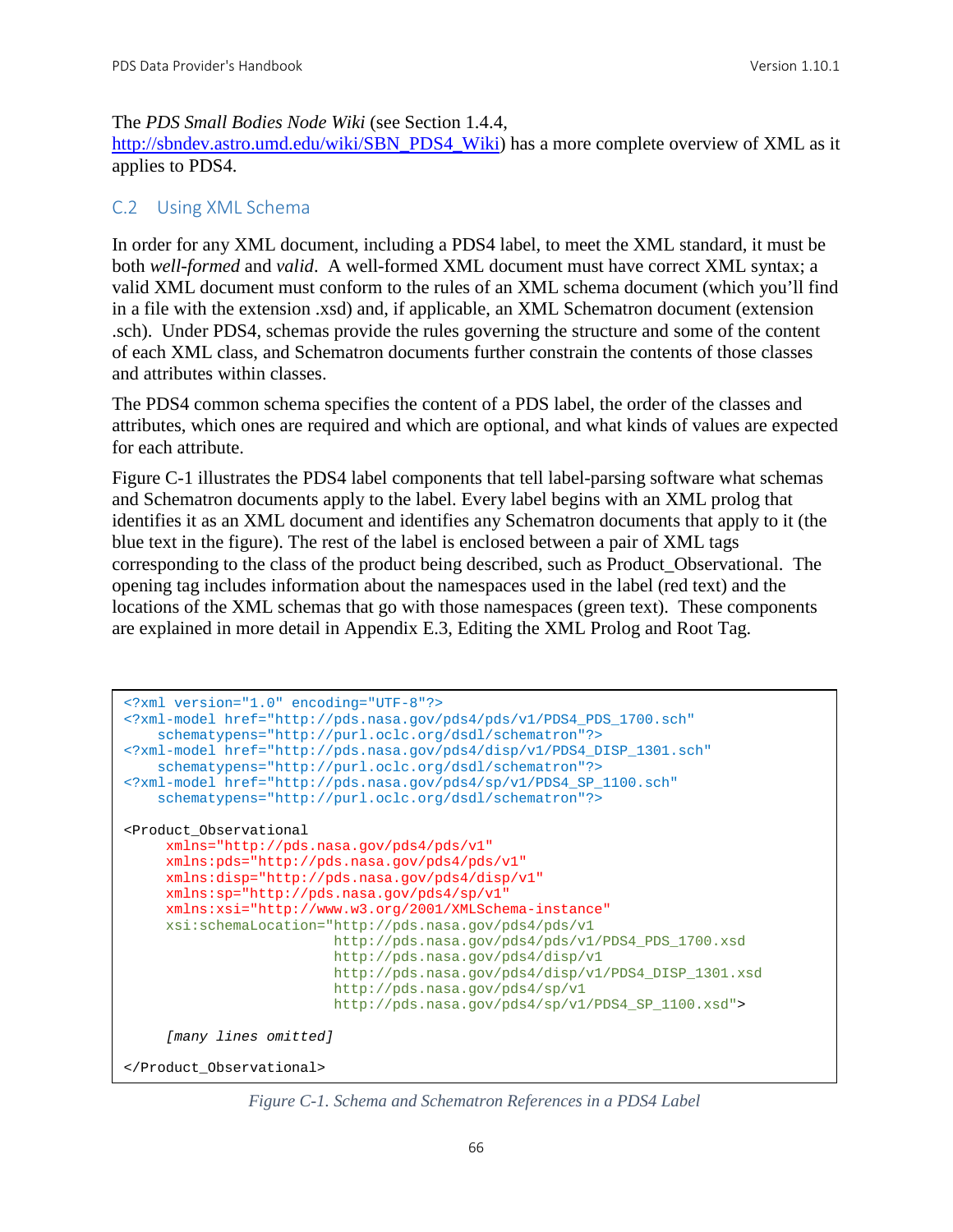The *PDS Small Bodies Node Wiki* (see Section 1.4.4, http://sbndev.astro.umd.edu/wiki/SBN_PDS4_Wiki) has a more complete overview of XML as it applies to PDS4.

## C.2 Using XML Schema

In order for any XML document, including a PDS4 label, to meet the XML standard, it must be both *well-formed* and *valid*. A well-formed XML document must have correct XML syntax; a valid XML document must conform to the rules of an XML schema document (which you'll find in a file with the extension .xsd) and, if applicable, an XML Schematron document (extension .sch). Under PDS4, schemas provide the rules governing the structure and some of the content of each XML class, and Schematron documents further constrain the contents of those classes and attributes within classes.

The PDS4 common schema specifies the content of a PDS label, the order of the classes and attributes, which ones are required and which are optional, and what kinds of values are expected for each attribute.

Figure C-1 illustrates the PDS4 label components that tell label-parsing software what schemas and Schematron documents apply to the label. Every label begins with an XML prolog that identifies it as an XML document and identifies any Schematron documents that apply to it (the blue text in the figure). The rest of the label is enclosed between a pair of XML tags corresponding to the class of the product being described, such as Product_Observational. The opening tag includes information about the namespaces used in the label (red text) and the locations of the XML schemas that go with those namespaces (green text). These components are explained in more detail in Appendix E.3, Editing the XML Prolog and Root Tag.

```
<?xml version="1.0" encoding="UTF-8"?>
<?xml-model href="http://pds.nasa.gov/pds4/pds/v1/PDS4_PDS_1700.sch"
    schematypens="http://purl.oclc.org/dsdl/schematron"?>
<?xml-model href="http://pds.nasa.gov/pds4/disp/v1/PDS4_DISP_1301.sch"
    schematypens="http://purl.oclc.org/dsdl/schematron"?>
<?xml-model href="http://pds.nasa.gov/pds4/sp/v1/PDS4_SP_1100.sch"
    schematypens="http://purl.oclc.org/dsdl/schematron"?>

<Product_Observational
     xmlns="http://pds.nasa.gov/pds4/pds/v1"
     xmlns:pds="http://pds.nasa.gov/pds4/pds/v1"
     xmlns:disp="http://pds.nasa.gov/pds4/disp/v1"
     xmlns:sp="http://pds.nasa.gov/pds4/sp/v1"
     xmlns:xsi="http://www.w3.org/2001/XMLSchema-instance"
     xsi:schemaLocation="http://pds.nasa.gov/pds4/pds/v1
                         http://pds.nasa.gov/pds4/pds/v1/PDS4_PDS_1700.xsd
                         http://pds.nasa.gov/pds4/disp/v1
                         http://pds.nasa.gov/pds4/disp/v1/PDS4_DISP_1301.xsd
                         http://pds.nasa.gov/pds4/sp/v1
                         http://pds.nasa.gov/pds4/sp/v1/PDS4_SP_1100.xsd">

     [many lines omitted]

</Product_Observational>
```

*Figure C-1. Schema and Schematron References in a PDS4 Label*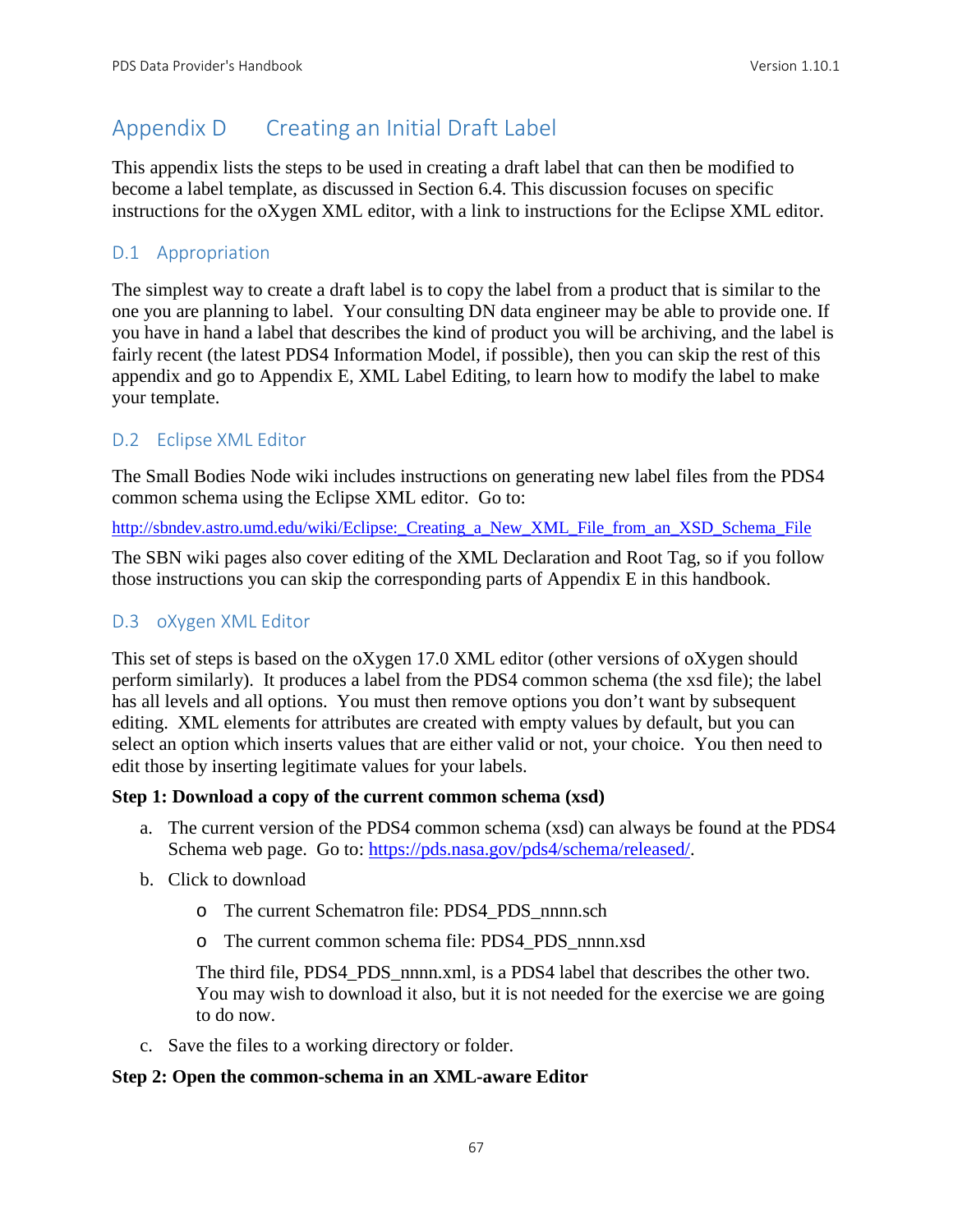# Appendix D Creating an Initial Draft Label

This appendix lists the steps to be used in creating a draft label that can then be modified to become a label template, as discussed in Section 6.4. This discussion focuses on specific instructions for the oXygen XML editor, with a link to instructions for the Eclipse XML editor.

## D.1 Appropriation

The simplest way to create a draft label is to copy the label from a product that is similar to the one you are planning to label. Your consulting DN data engineer may be able to provide one. If you have in hand a label that describes the kind of product you will be archiving, and the label is fairly recent (the latest PDS4 Information Model, if possible), then you can skip the rest of this appendix and go to Appendix E, XML Label Editing, to learn how to modify the label to make your template.

## D.2 Eclipse XML Editor

The Small Bodies Node wiki includes instructions on generating new label files from the PDS4 common schema using the Eclipse XML editor. Go to:

http://sbndev.astro.umd.edu/wiki/Eclipse:_Creating_a_New_XML_File_from_an_XSD_Schema_File

The SBN wiki pages also cover editing of the XML Declaration and Root Tag, so if you follow those instructions you can skip the corresponding parts of Appendix E in this handbook.

## D.3 oXygen XML Editor

This set of steps is based on the oXygen 17.0 XML editor (other versions of oXygen should perform similarly). It produces a label from the PDS4 common schema (the xsd file); the label has all levels and all options. You must then remove options you don't want by subsequent editing. XML elements for attributes are created with empty values by default, but you can select an option which inserts values that are either valid or not, your choice. You then need to edit those by inserting legitimate values for your labels.

**Step 1: Download a copy of the current common schema (xsd)**

a. The current version of the PDS4 common schema (xsd) can always be found at the PDS4 Schema web page. Go to: https://pds.nasa.gov/pds4/schema/released/.

b. Click to download

   - The current Schematron file: PDS4_PDS_nnnn.sch
   - The current common schema file: PDS4_PDS_nnnn.xsd

   The third file, PDS4_PDS_nnnn.xml, is a PDS4 label that describes the other two. You may wish to download it also, but it is not needed for the exercise we are going to do now.

c. Save the files to a working directory or folder.

**Step 2: Open the common-schema in an XML-aware Editor**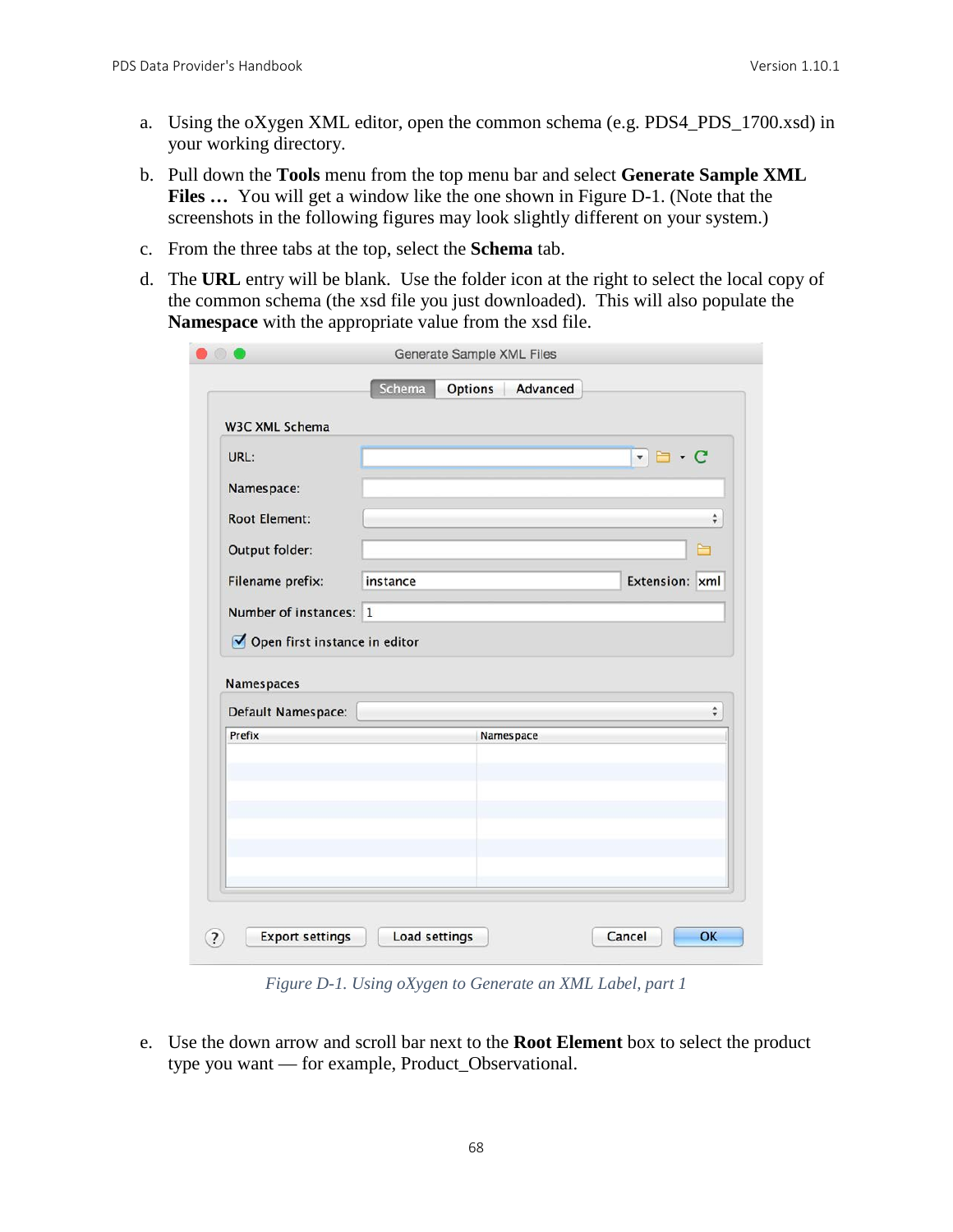a. Using the oXygen XML editor, open the common schema (e.g. PDS4_PDS_1700.xsd) in your working directory.

b. Pull down the **Tools** menu from the top menu bar and select **Generate Sample XML Files …** You will get a window like the one shown in Figure D-1. (Note that the screenshots in the following figures may look slightly different on your system.)

c. From the three tabs at the top, select the **Schema** tab.

d. The **URL** entry will be blank. Use the folder icon at the right to select the local copy of the common schema (the xsd file you just downloaded). This will also populate the **Namespace** with the appropriate value from the xsd file.

*Figure D-1. Using oXygen to Generate an XML Label, part 1*

e. Use the down arrow and scroll bar next to the **Root Element** box to select the product type you want — for example, Product_Observational.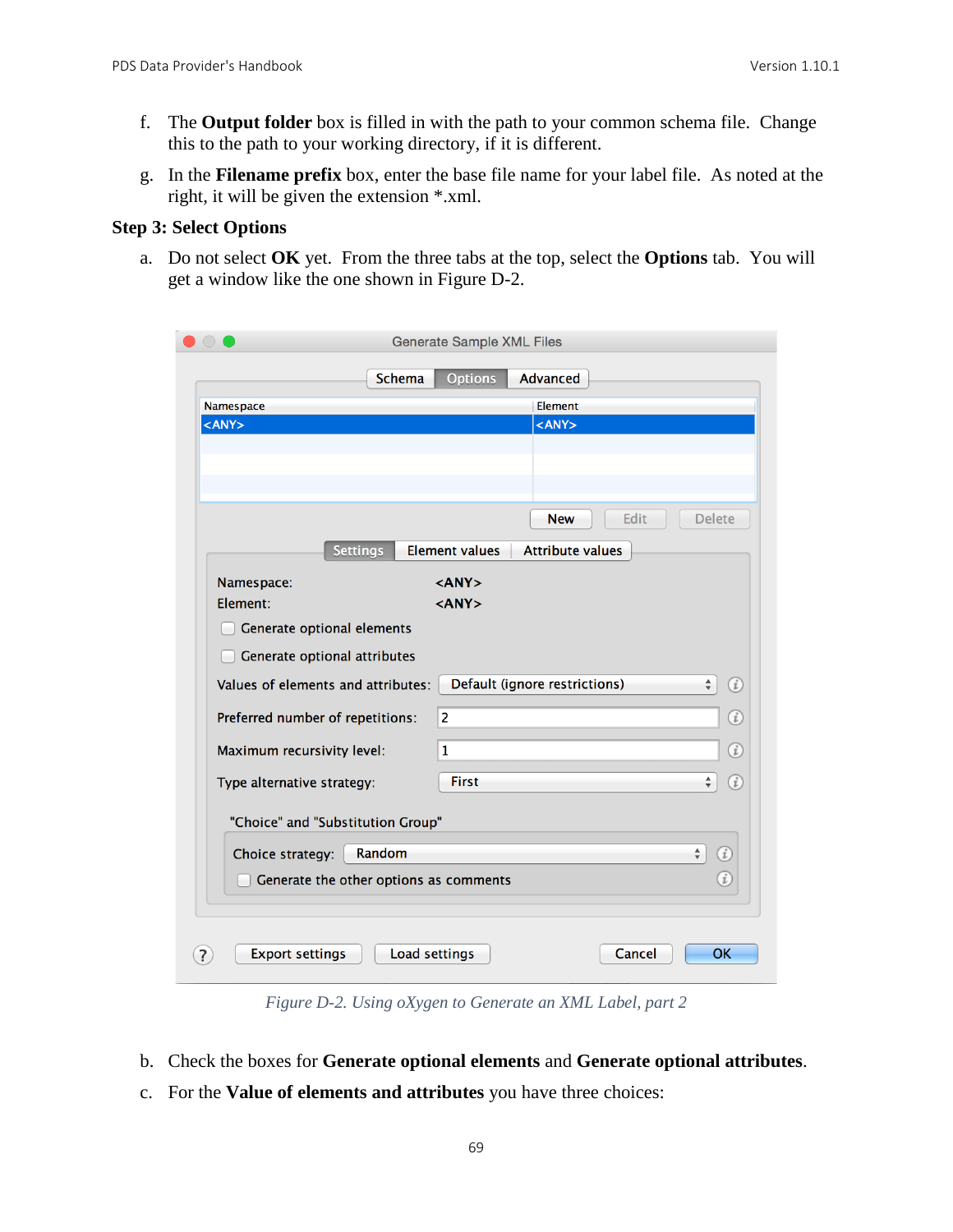f. The **Output folder** box is filled in with the path to your common schema file. Change this to the path to your working directory, if it is different.

g. In the **Filename prefix** box, enter the base file name for your label file. As noted at the right, it will be given the extension *.xml.

**Step 3: Select Options**

a. Do not select **OK** yet. From the three tabs at the top, select the **Options** tab. You will get a window like the one shown in Figure D-2.

*Figure D-2. Using oXygen to Generate an XML Label, part 2*

b. Check the boxes for **Generate optional elements** and **Generate optional attributes**.

c. For the **Value of elements and attributes** you have three choices: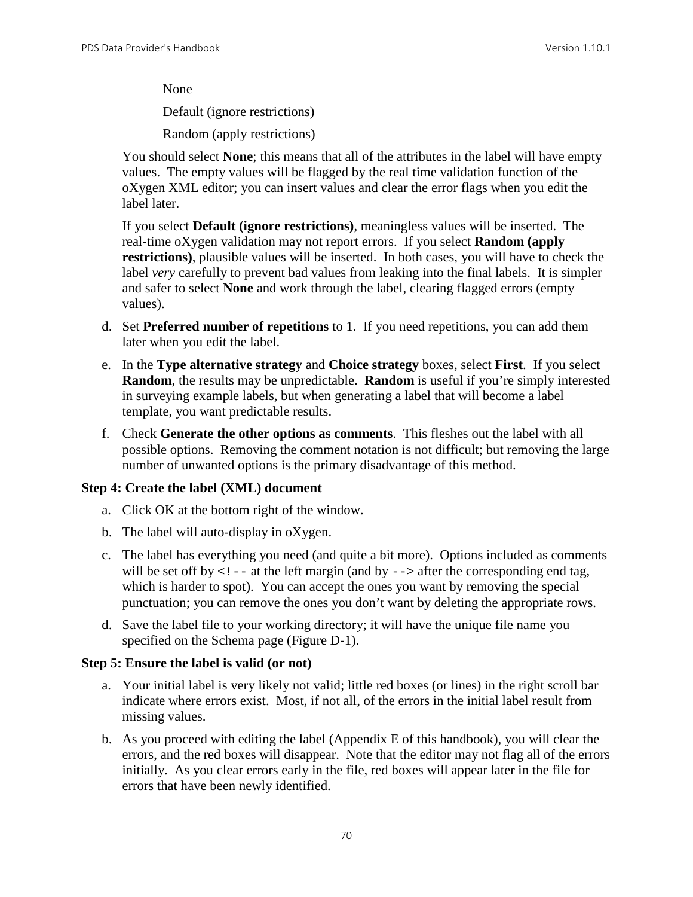None

Default (ignore restrictions)

Random (apply restrictions)

You should select **None**; this means that all of the attributes in the label will have empty values. The empty values will be flagged by the real time validation function of the oXygen XML editor; you can insert values and clear the error flags when you edit the label later.

If you select **Default (ignore restrictions)**, meaningless values will be inserted. The real-time oXygen validation may not report errors. If you select **Random (apply restrictions)**, plausible values will be inserted. In both cases, you will have to check the label *very* carefully to prevent bad values from leaking into the final labels. It is simpler and safer to select **None** and work through the label, clearing flagged errors (empty values).

d. Set **Preferred number of repetitions** to 1. If you need repetitions, you can add them later when you edit the label.

e. In the **Type alternative strategy** and **Choice strategy** boxes, select **First**. If you select **Random**, the results may be unpredictable. **Random** is useful if you're simply interested in surveying example labels, but when generating a label that will become a label template, you want predictable results.

f. Check **Generate the other options as comments**. This fleshes out the label with all possible options. Removing the comment notation is not difficult; but removing the large number of unwanted options is the primary disadvantage of this method.

**Step 4: Create the label (XML) document**

a. Click OK at the bottom right of the window.

b. The label will auto-display in oXygen.

c. The label has everything you need (and quite a bit more). Options included as comments will be set off by `<!--` at the left margin (and by `-->` after the corresponding end tag, which is harder to spot). You can accept the ones you want by removing the special punctuation; you can remove the ones you don't want by deleting the appropriate rows.

d. Save the label file to your working directory; it will have the unique file name you specified on the Schema page (Figure D-1).

**Step 5: Ensure the label is valid (or not)**

a. Your initial label is very likely not valid; little red boxes (or lines) in the right scroll bar indicate where errors exist. Most, if not all, of the errors in the initial label result from missing values.

b. As you proceed with editing the label (Appendix E of this handbook), you will clear the errors, and the red boxes will disappear. Note that the editor may not flag all of the errors initially. As you clear errors early in the file, red boxes will appear later in the file for errors that have been newly identified.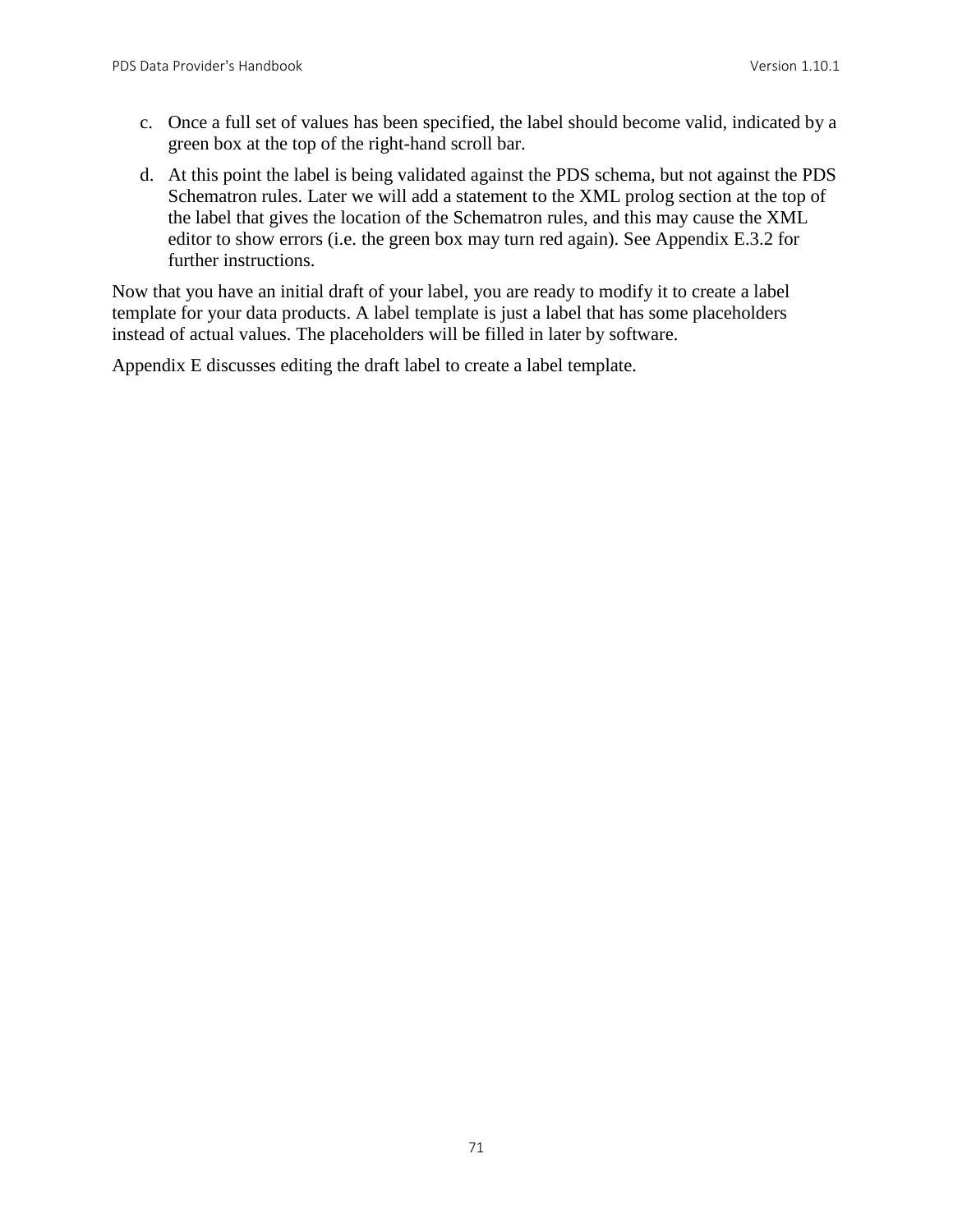c. Once a full set of values has been specified, the label should become valid, indicated by a green box at the top of the right-hand scroll bar.
d. At this point the label is being validated against the PDS schema, but not against the PDS Schematron rules. Later we will add a statement to the XML prolog section at the top of the label that gives the location of the Schematron rules, and this may cause the XML editor to show errors (i.e. the green box may turn red again). See Appendix E.3.2 for further instructions.

Now that you have an initial draft of your label, you are ready to modify it to create a label template for your data products. A label template is just a label that has some placeholders instead of actual values. The placeholders will be filled in later by software.

Appendix E discusses editing the draft label to create a label template.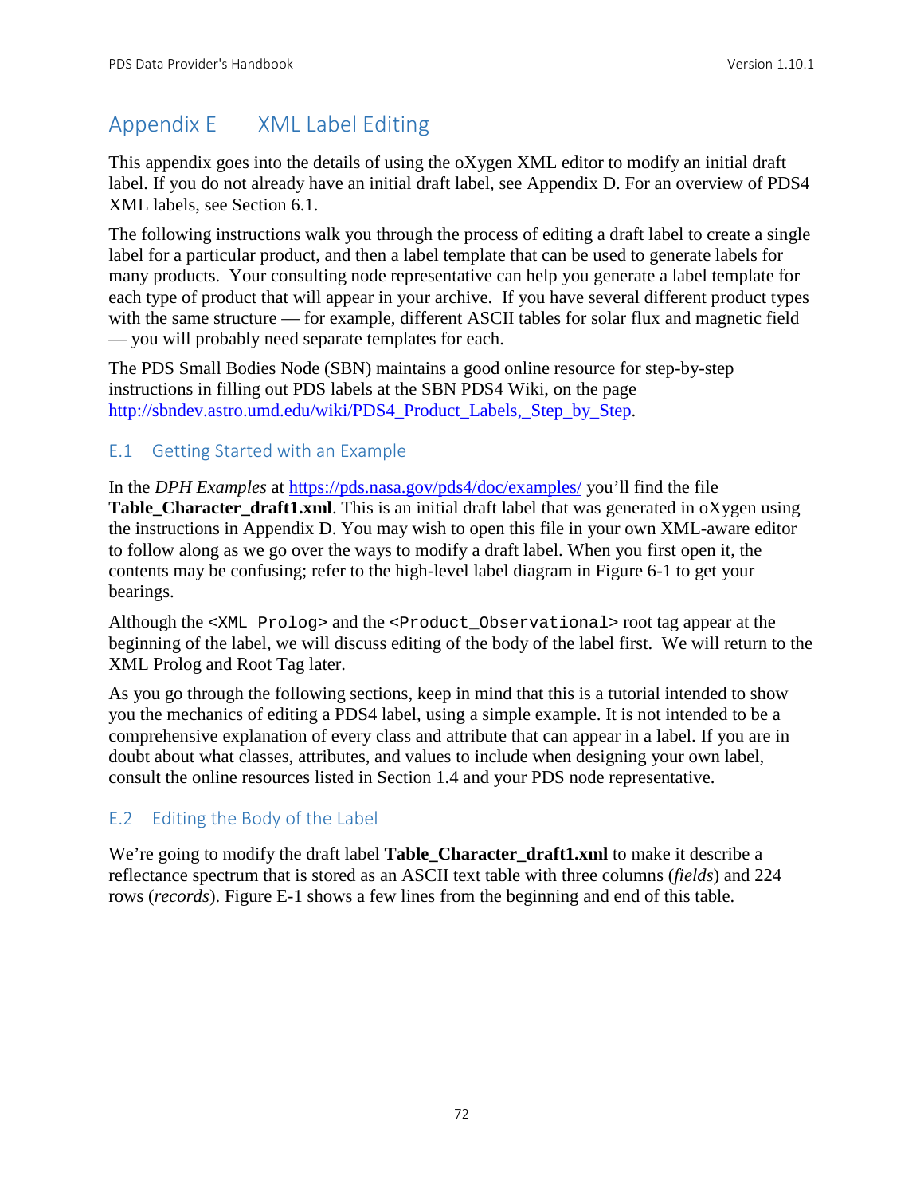# Appendix E XML Label Editing

This appendix goes into the details of using the oXygen XML editor to modify an initial draft label. If you do not already have an initial draft label, see Appendix D. For an overview of PDS4 XML labels, see Section 6.1.

The following instructions walk you through the process of editing a draft label to create a single label for a particular product, and then a label template that can be used to generate labels for many products. Your consulting node representative can help you generate a label template for each type of product that will appear in your archive. If you have several different product types with the same structure — for example, different ASCII tables for solar flux and magnetic field — you will probably need separate templates for each.

The PDS Small Bodies Node (SBN) maintains a good online resource for step-by-step instructions in filling out PDS labels at the SBN PDS4 Wiki, on the page [http://sbndev.astro.umd.edu/wiki/PDS4_Product_Labels,_Step_by_Step](http://sbndev.astro.umd.edu/wiki/PDS4_Product_Labels,_Step_by_Step).

## E.1 Getting Started with an Example

In the *DPH Examples* at [https://pds.nasa.gov/pds4/doc/examples/](https://pds.nasa.gov/pds4/doc/examples/) you'll find the file **Table_Character_draft1.xml**. This is an initial draft label that was generated in oXygen using the instructions in Appendix D. You may wish to open this file in your own XML-aware editor to follow along as we go over the ways to modify a draft label. When you first open it, the contents may be confusing; refer to the high-level label diagram in Figure 6-1 to get your bearings.

Although the `<XML Prolog>` and the `<Product_Observational>` root tag appear at the beginning of the label, we will discuss editing of the body of the label first. We will return to the XML Prolog and Root Tag later.

As you go through the following sections, keep in mind that this is a tutorial intended to show you the mechanics of editing a PDS4 label, using a simple example. It is not intended to be a comprehensive explanation of every class and attribute that can appear in a label. If you are in doubt about what classes, attributes, and values to include when designing your own label, consult the online resources listed in Section 1.4 and your PDS node representative.

## E.2 Editing the Body of the Label

We're going to modify the draft label **Table_Character_draft1.xml** to make it describe a reflectance spectrum that is stored as an ASCII text table with three columns (*fields*) and 224 rows (*records*). Figure E-1 shows a few lines from the beginning and end of this table.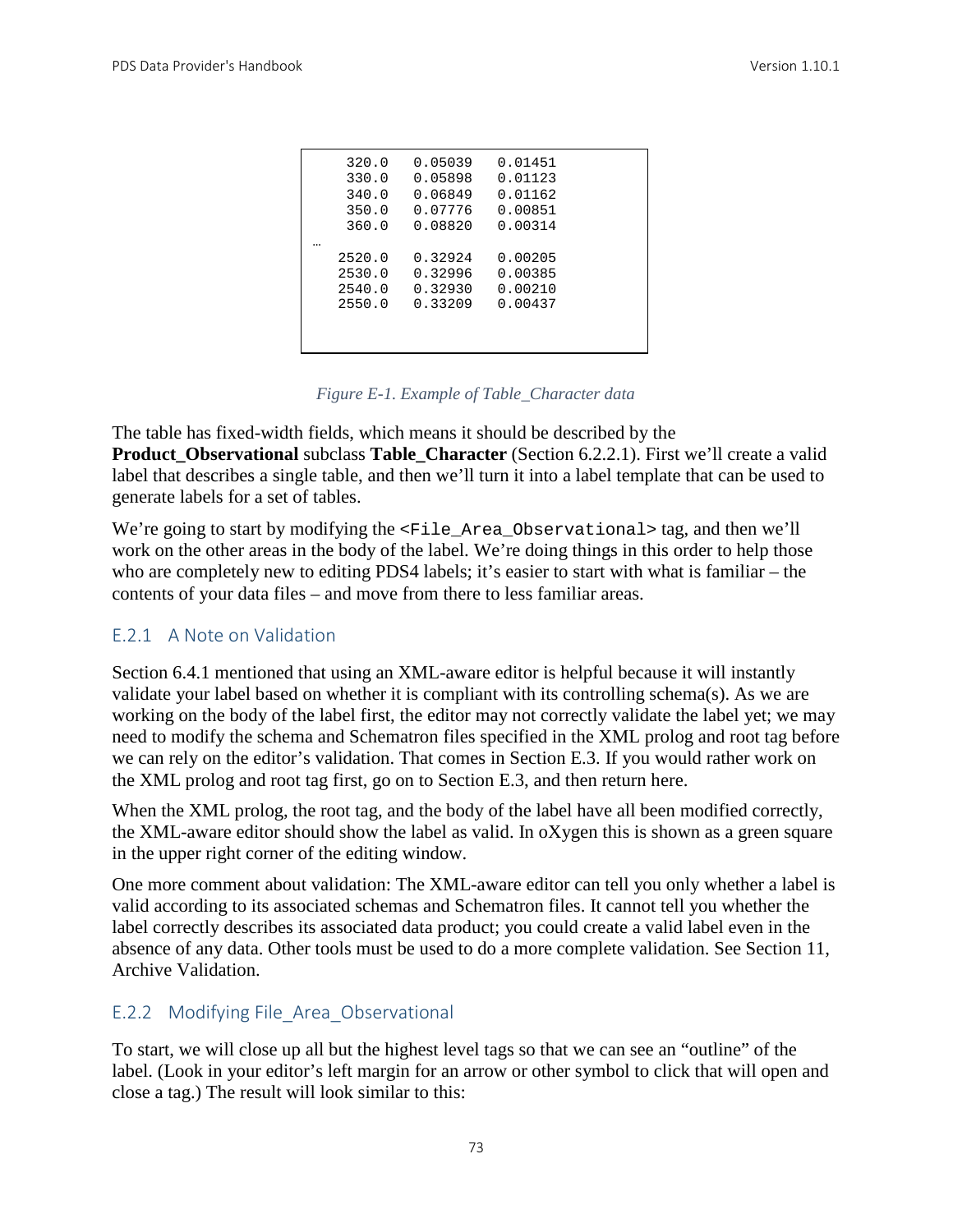```
     320.0   0.05039   0.01451
     330.0   0.05898   0.01123
     340.0   0.06849   0.01162
     350.0   0.07776   0.00851
     360.0   0.08820   0.00314
…
    2520.0   0.32924   0.00205
    2530.0   0.32996   0.00385
    2540.0   0.32930   0.00210
    2550.0   0.33209   0.00437
```

*Figure E-1. Example of Table_Character data*

The table has fixed-width fields, which means it should be described by the **Product_Observational** subclass **Table_Character** (Section 6.2.2.1). First we'll create a valid label that describes a single table, and then we'll turn it into a label template that can be used to generate labels for a set of tables.

We're going to start by modifying the `<File_Area_Observational>` tag, and then we'll work on the other areas in the body of the label. We're doing things in this order to help those who are completely new to editing PDS4 labels; it's easier to start with what is familiar – the contents of your data files – and move from there to less familiar areas.

### E.2.1 A Note on Validation

Section 6.4.1 mentioned that using an XML-aware editor is helpful because it will instantly validate your label based on whether it is compliant with its controlling schema(s). As we are working on the body of the label first, the editor may not correctly validate the label yet; we may need to modify the schema and Schematron files specified in the XML prolog and root tag before we can rely on the editor's validation. That comes in Section E.3. If you would rather work on the XML prolog and root tag first, go on to Section E.3, and then return here.

When the XML prolog, the root tag, and the body of the label have all been modified correctly, the XML-aware editor should show the label as valid. In oXygen this is shown as a green square in the upper right corner of the editing window.

One more comment about validation: The XML-aware editor can tell you only whether a label is valid according to its associated schemas and Schematron files. It cannot tell you whether the label correctly describes its associated data product; you could create a valid label even in the absence of any data. Other tools must be used to do a more complete validation. See Section 11, Archive Validation.

### E.2.2 Modifying File_Area_Observational

To start, we will close up all but the highest level tags so that we can see an "outline" of the label. (Look in your editor's left margin for an arrow or other symbol to click that will open and close a tag.) The result will look similar to this: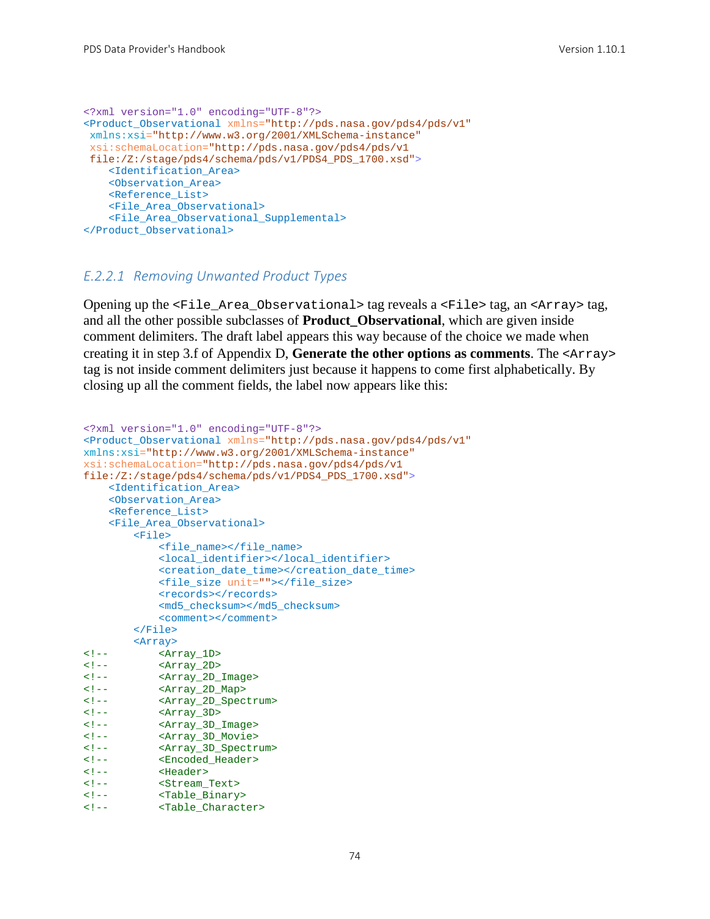```xml
<?xml version="1.0" encoding="UTF-8"?>
<Product_Observational xmlns="http://pds.nasa.gov/pds4/pds/v1"
 xmlns:xsi="http://www.w3.org/2001/XMLSchema-instance"
 xsi:schemaLocation="http://pds.nasa.gov/pds4/pds/v1
 file:/Z:/stage/pds4/schema/pds/v1/PDS4_PDS_1700.xsd">
    <Identification_Area>
    <Observation_Area>
    <Reference_List>
    <File_Area_Observational>
    <File_Area_Observational_Supplemental>
</Product_Observational>
```

### E.2.2.1 Removing Unwanted Product Types

Opening up the `<File_Area_Observational>` tag reveals a `<File>` tag, an `<Array>` tag, and all the other possible subclasses of **Product_Observational**, which are given inside comment delimiters. The draft label appears this way because of the choice we made when creating it in step 3.f of Appendix D, **Generate the other options as comments**. The `<Array>` tag is not inside comment delimiters just because it happens to come first alphabetically. By closing up all the comment fields, the label now appears like this:

```xml
<?xml version="1.0" encoding="UTF-8"?>
<Product_Observational xmlns="http://pds.nasa.gov/pds4/pds/v1"
xmlns:xsi="http://www.w3.org/2001/XMLSchema-instance"
xsi:schemaLocation="http://pds.nasa.gov/pds4/pds/v1
file:/Z:/stage/pds4/schema/pds/v1/PDS4_PDS_1700.xsd">
    <Identification_Area>
    <Observation_Area>
    <Reference_List>
    <File_Area_Observational>
        <File>
            <file_name></file_name>
            <local_identifier></local_identifier>
            <creation_date_time></creation_date_time>
            <file_size unit=""></file_size>
            <records></records>
            <md5_checksum></md5_checksum>
            <comment></comment>
        </File>
        <Array>
<!--        <Array_1D>
<!--        <Array_2D>
<!--        <Array_2D_Image>
<!--        <Array_2D_Map>
<!--        <Array_2D_Spectrum>
<!--        <Array_3D>
<!--        <Array_3D_Image>
<!--        <Array_3D_Movie>
<!--        <Array_3D_Spectrum>
<!--        <Encoded_Header>
<!--        <Header>
<!--        <Stream_Text>
<!--        <Table_Binary>
<!--        <Table_Character>
```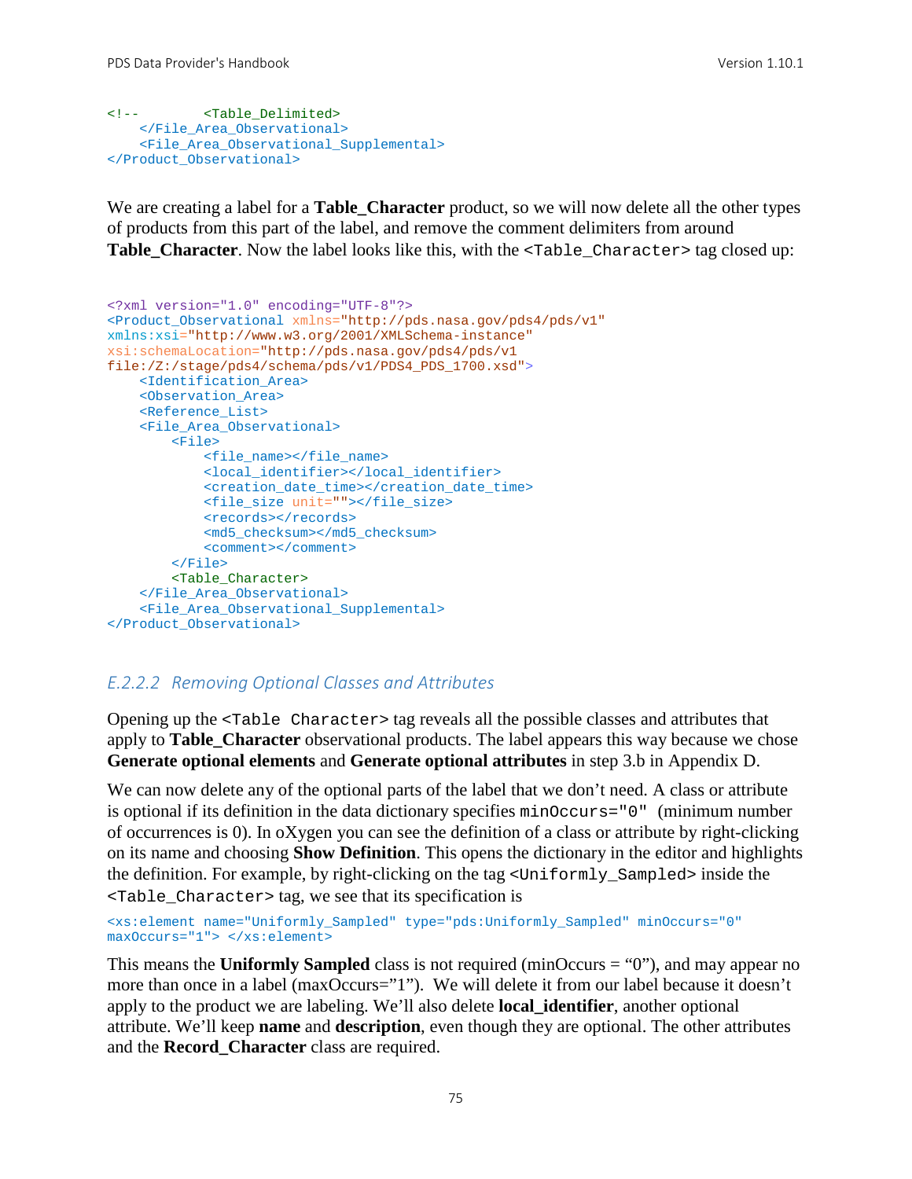```
<!--        <Table_Delimited>
    </File_Area_Observational>
    <File_Area_Observational_Supplemental>
</Product_Observational>
```

We are creating a label for a **Table_Character** product, so we will now delete all the other types of products from this part of the label, and remove the comment delimiters from around **Table_Character**. Now the label looks like this, with the `<Table_Character>` tag closed up:

```
<?xml version="1.0" encoding="UTF-8"?>
<Product_Observational xmlns="http://pds.nasa.gov/pds4/pds/v1"
xmlns:xsi="http://www.w3.org/2001/XMLSchema-instance"
xsi:schemaLocation="http://pds.nasa.gov/pds4/pds/v1
file:/Z:/stage/pds4/schema/pds/v1/PDS4_PDS_1700.xsd">
    <Identification_Area>
    <Observation_Area>
    <Reference_List>
    <File_Area_Observational>
        <File>
            <file_name></file_name>
            <local_identifier></local_identifier>
            <creation_date_time></creation_date_time>
            <file_size unit=""></file_size>
            <records></records>
            <md5_checksum></md5_checksum>
            <comment></comment>
        </File>
        <Table_Character>
    </File_Area_Observational>
    <File_Area_Observational_Supplemental>
</Product_Observational>
```

### *E.2.2.2 Removing Optional Classes and Attributes*

Opening up the `<Table Character>` tag reveals all the possible classes and attributes that apply to **Table_Character** observational products. The label appears this way because we chose **Generate optional elements** and **Generate optional attributes** in step 3.b in Appendix D.

We can now delete any of the optional parts of the label that we don't need. A class or attribute is optional if its definition in the data dictionary specifies `minOccurs="0"` (minimum number of occurrences is 0). In oXygen you can see the definition of a class or attribute by right-clicking on its name and choosing **Show Definition**. This opens the dictionary in the editor and highlights the definition. For example, by right-clicking on the tag `<Uniformly_Sampled>` inside the `<Table_Character>` tag, we see that its specification is

```
<xs:element name="Uniformly_Sampled" type="pds:Uniformly_Sampled" minOccurs="0"
maxOccurs="1"> </xs:element>
```

This means the **Uniformly Sampled** class is not required (minOccurs = "0"), and may appear no more than once in a label (maxOccurs="1"). We will delete it from our label because it doesn't apply to the product we are labeling. We'll also delete **local_identifier**, another optional attribute. We'll keep **name** and **description**, even though they are optional. The other attributes and the **Record_Character** class are required.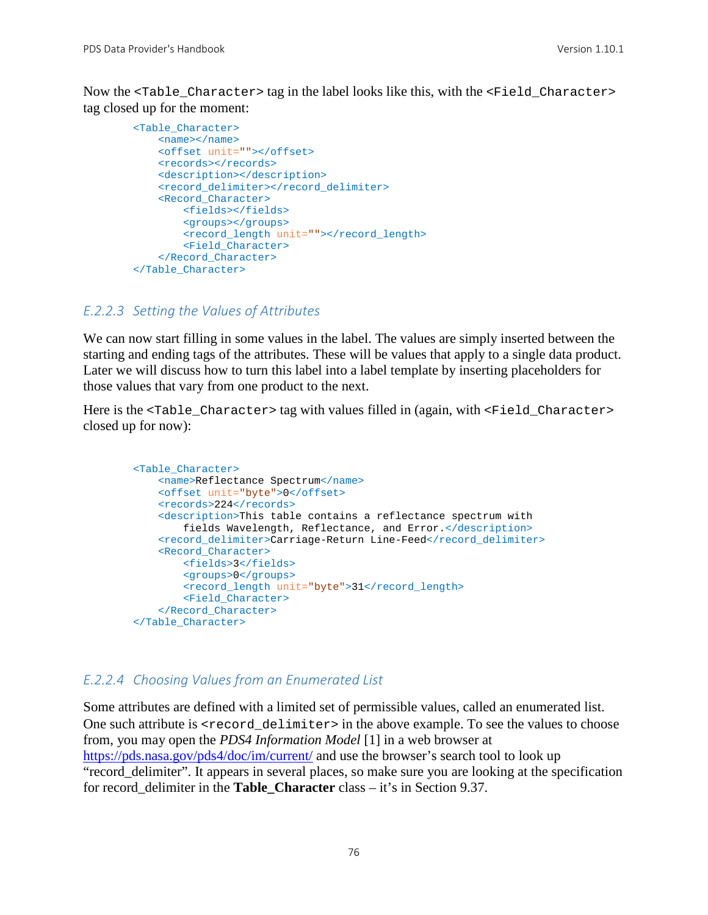Now the `<Table_Character>` tag in the label looks like this, with the `<Field_Character>` tag closed up for the moment:

```
<Table_Character>
    <name></name>
    <offset unit=""></offset>
    <records></records>
    <description></description>
    <record_delimiter></record_delimiter>
    <Record_Character>
        <fields></fields>
        <groups></groups>
        <record_length unit=""></record_length>
        <Field_Character>
    </Record_Character>
</Table_Character>
```

### E.2.2.3 Setting the Values of Attributes

We can now start filling in some values in the label. The values are simply inserted between the starting and ending tags of the attributes. These will be values that apply to a single data product. Later we will discuss how to turn this label into a label template by inserting placeholders for those values that vary from one product to the next.

Here is the `<Table_Character>` tag with values filled in (again, with `<Field_Character>` closed up for now):

```
<Table_Character>
    <name>Reflectance Spectrum</name>
    <offset unit="byte">0</offset>
    <records>224</records>
    <description>This table contains a reflectance spectrum with
        fields Wavelength, Reflectance, and Error.</description>
    <record_delimiter>Carriage-Return Line-Feed</record_delimiter>
    <Record_Character>
        <fields>3</fields>
        <groups>0</groups>
        <record_length unit="byte">31</record_length>
        <Field_Character>
    </Record_Character>
</Table_Character>
```

### E.2.2.4 Choosing Values from an Enumerated List

Some attributes are defined with a limited set of permissible values, called an enumerated list. One such attribute is `<record_delimiter>` in the above example. To see the values to choose from, you may open the *PDS4 Information Model* [1] in a web browser at https://pds.nasa.gov/pds4/doc/im/current/ and use the browser's search tool to look up "record_delimiter". It appears in several places, so make sure you are looking at the specification for record_delimiter in the **Table_Character** class – it's in Section 9.37.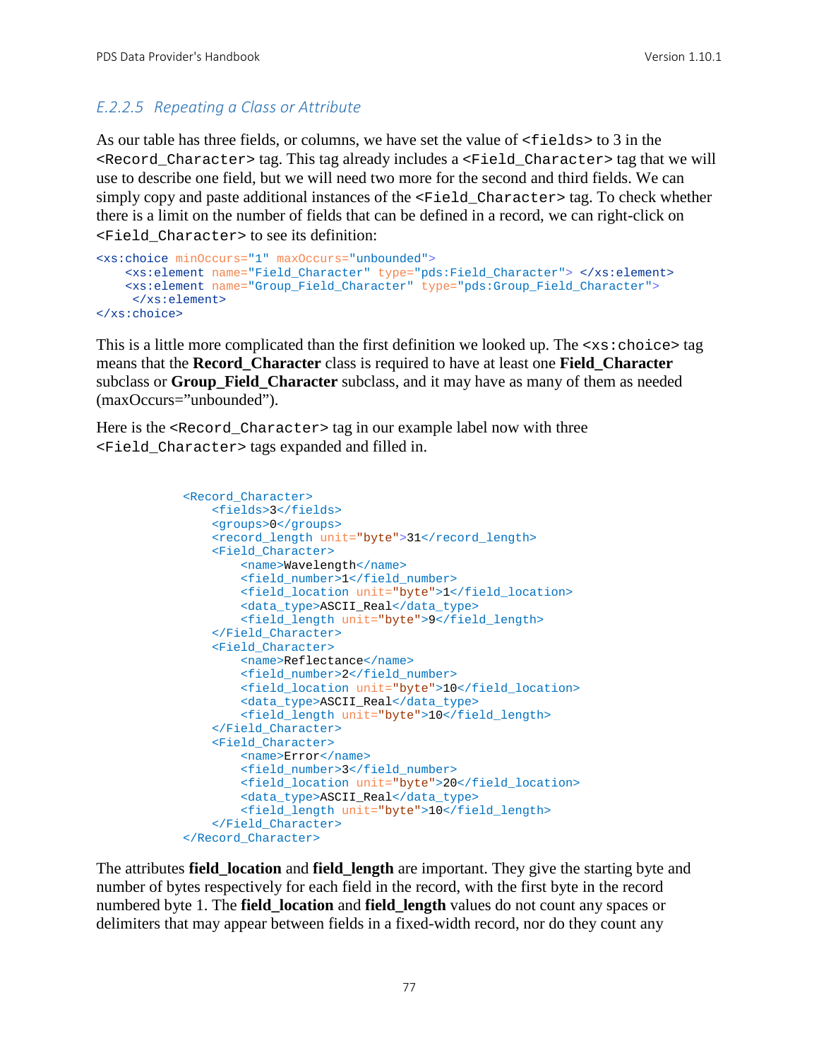### E.2.2.5 Repeating a Class or Attribute

As our table has three fields, or columns, we have set the value of `<fields>` to 3 in the `<Record_Character>` tag. This tag already includes a `<Field_Character>` tag that we will use to describe one field, but we will need two more for the second and third fields. We can simply copy and paste additional instances of the `<Field_Character>` tag. To check whether there is a limit on the number of fields that can be defined in a record, we can right-click on `<Field_Character>` to see its definition:

```
<xs:choice minOccurs="1" maxOccurs="unbounded">
    <xs:element name="Field_Character" type="pds:Field_Character"> </xs:element>
    <xs:element name="Group_Field_Character" type="pds:Group_Field_Character">
     </xs:element>
</xs:choice>
```

This is a little more complicated than the first definition we looked up. The `<xs:choice>` tag means that the **Record_Character** class is required to have at least one **Field_Character** subclass or **Group_Field_Character** subclass, and it may have as many of them as needed (maxOccurs="unbounded").

Here is the `<Record_Character>` tag in our example label now with three `<Field_Character>` tags expanded and filled in.

```
<Record_Character>
    <fields>3</fields>
    <groups>0</groups>
    <record_length unit="byte">31</record_length>
    <Field_Character>
        <name>Wavelength</name>
        <field_number>1</field_number>
        <field_location unit="byte">1</field_location>
        <data_type>ASCII_Real</data_type>
        <field_length unit="byte">9</field_length>
    </Field_Character>
    <Field_Character>
        <name>Reflectance</name>
        <field_number>2</field_number>
        <field_location unit="byte">10</field_location>
        <data_type>ASCII_Real</data_type>
        <field_length unit="byte">10</field_length>
    </Field_Character>
    <Field_Character>
        <name>Error</name>
        <field_number>3</field_number>
        <field_location unit="byte">20</field_location>
        <data_type>ASCII_Real</data_type>
        <field_length unit="byte">10</field_length>
    </Field_Character>
</Record_Character>
```

The attributes **field_location** and **field_length** are important. They give the starting byte and number of bytes respectively for each field in the record, with the first byte in the record numbered byte 1. The **field_location** and **field_length** values do not count any spaces or delimiters that may appear between fields in a fixed-width record, nor do they count any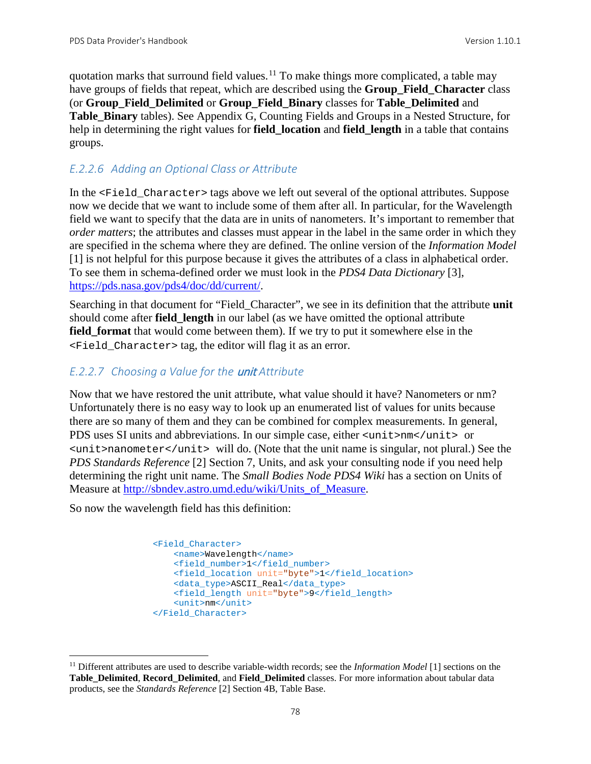quotation marks that surround field values.[11] To make things more complicated, a table may have groups of fields that repeat, which are described using the **Group_Field_Character** class (or **Group_Field_Delimited** or **Group_Field_Binary** classes for **Table_Delimited** and **Table_Binary** tables). See Appendix G, Counting Fields and Groups in a Nested Structure, for help in determining the right values for **field_location** and **field_length** in a table that contains groups.

### *E.2.2.6 Adding an Optional Class or Attribute*

In the `<Field_Character>` tags above we left out several of the optional attributes. Suppose now we decide that we want to include some of them after all. In particular, for the Wavelength field we want to specify that the data are in units of nanometers. It's important to remember that *order matters*; the attributes and classes must appear in the label in the same order in which they are specified in the schema where they are defined. The online version of the *Information Model* [1] is not helpful for this purpose because it gives the attributes of a class in alphabetical order. To see them in schema-defined order we must look in the *PDS4 Data Dictionary* [3], https://pds.nasa.gov/pds4/doc/dd/current/.

Searching in that document for "Field_Character", we see in its definition that the attribute **unit** should come after **field_length** in our label (as we have omitted the optional attribute **field_format** that would come between them). If we try to put it somewhere else in the `<Field_Character>` tag, the editor will flag it as an error.

### *E.2.2.7 Choosing a Value for the **unit** Attribute*

Now that we have restored the unit attribute, what value should it have? Nanometers or nm? Unfortunately there is no easy way to look up an enumerated list of values for units because there are so many of them and they can be combined for complex measurements. In general, PDS uses SI units and abbreviations. In our simple case, either `<unit>nm</unit>` or `<unit>nanometer</unit>` will do. (Note that the unit name is singular, not plural.) See the *PDS Standards Reference* [2] Section 7, Units, and ask your consulting node if you need help determining the right unit name. The *Small Bodies Node PDS4 Wiki* has a section on Units of Measure at http://sbndev.astro.umd.edu/wiki/Units_of_Measure.

So now the wavelength field has this definition:

```
<Field_Character>
    <name>Wavelength</name>
    <field_number>1</field_number>
    <field_location unit="byte">1</field_location>
    <data_type>ASCII_Real</data_type>
    <field_length unit="byte">9</field_length>
    <unit>nm</unit>
</Field_Character>
```

---

[11] Different attributes are used to describe variable-width records; see the *Information Model* [1] sections on the **Table_Delimited**, **Record_Delimited**, and **Field_Delimited** classes. For more information about tabular data products, see the *Standards Reference* [2] Section 4B, Table Base.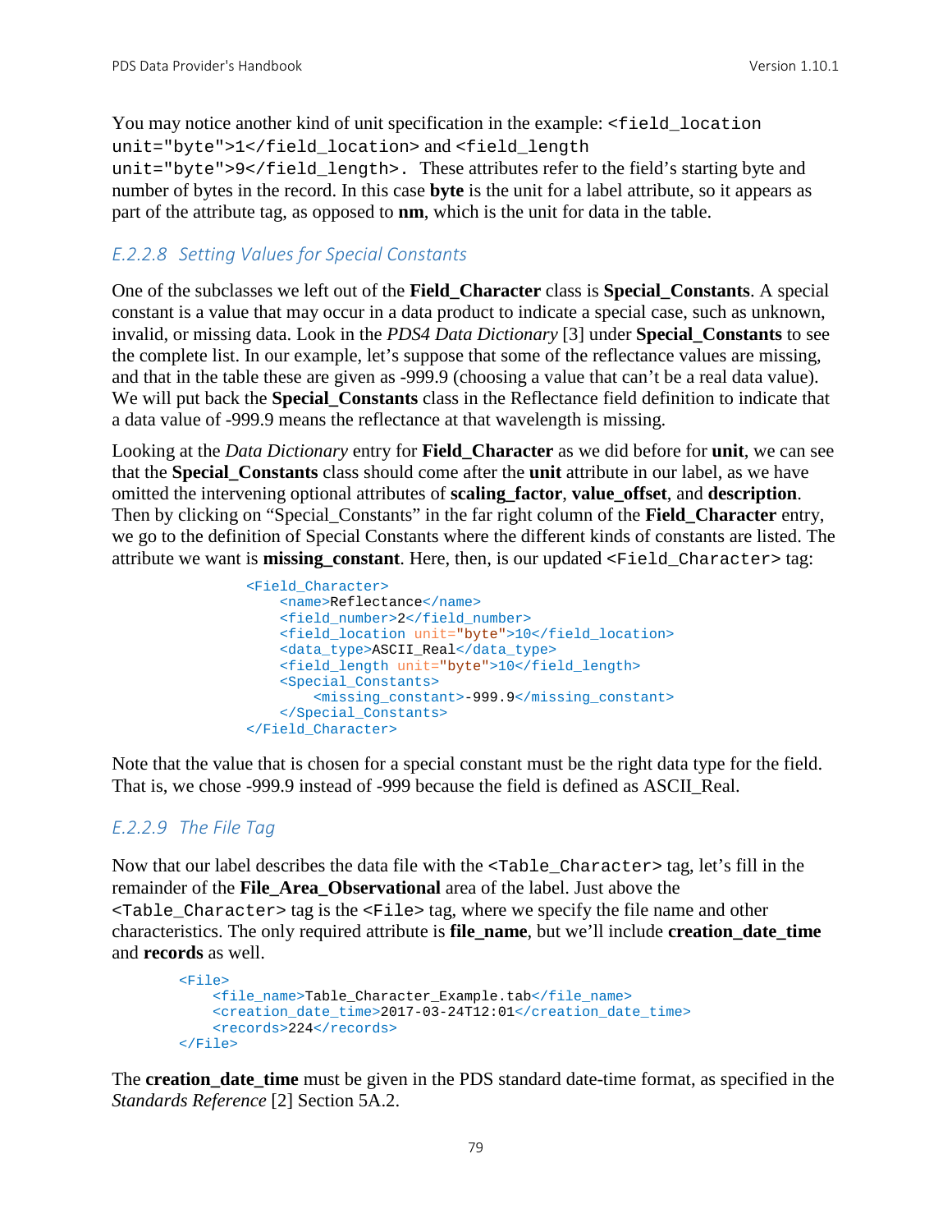You may notice another kind of unit specification in the example: `<field_location unit="byte">1</field_location>` and `<field_length unit="byte">9</field_length>`. These attributes refer to the field's starting byte and number of bytes in the record. In this case **byte** is the unit for a label attribute, so it appears as part of the attribute tag, as opposed to **nm**, which is the unit for data in the table.

### *E.2.2.8 Setting Values for Special Constants*

One of the subclasses we left out of the **Field_Character** class is **Special_Constants**. A special constant is a value that may occur in a data product to indicate a special case, such as unknown, invalid, or missing data. Look in the *PDS4 Data Dictionary* [3] under **Special_Constants** to see the complete list. In our example, let's suppose that some of the reflectance values are missing, and that in the table these are given as -999.9 (choosing a value that can't be a real data value). We will put back the **Special_Constants** class in the Reflectance field definition to indicate that a data value of -999.9 means the reflectance at that wavelength is missing.

Looking at the *Data Dictionary* entry for **Field_Character** as we did before for **unit**, we can see that the **Special_Constants** class should come after the **unit** attribute in our label, as we have omitted the intervening optional attributes of **scaling_factor**, **value_offset**, and **description**. Then by clicking on "Special_Constants" in the far right column of the **Field_Character** entry, we go to the definition of Special Constants where the different kinds of constants are listed. The attribute we want is **missing_constant**. Here, then, is our updated `<Field_Character>` tag:

```
<Field_Character>
    <name>Reflectance</name>
    <field_number>2</field_number>
    <field_location unit="byte">10</field_location>
    <data_type>ASCII_Real</data_type>
    <field_length unit="byte">10</field_length>
    <Special_Constants>
        <missing_constant>-999.9</missing_constant>
    </Special_Constants>
</Field_Character>
```

Note that the value that is chosen for a special constant must be the right data type for the field. That is, we chose -999.9 instead of -999 because the field is defined as ASCII_Real.

### *E.2.2.9 The File Tag*

Now that our label describes the data file with the `<Table_Character>` tag, let's fill in the remainder of the **File_Area_Observational** area of the label. Just above the `<Table_Character>` tag is the `<File>` tag, where we specify the file name and other characteristics. The only required attribute is **file_name**, but we'll include **creation_date_time** and **records** as well.

```
<File>
    <file_name>Table_Character_Example.tab</file_name>
    <creation_date_time>2017-03-24T12:01</creation_date_time>
    <records>224</records>
</File>
```

The **creation_date_time** must be given in the PDS standard date-time format, as specified in the *Standards Reference* [2] Section 5A.2.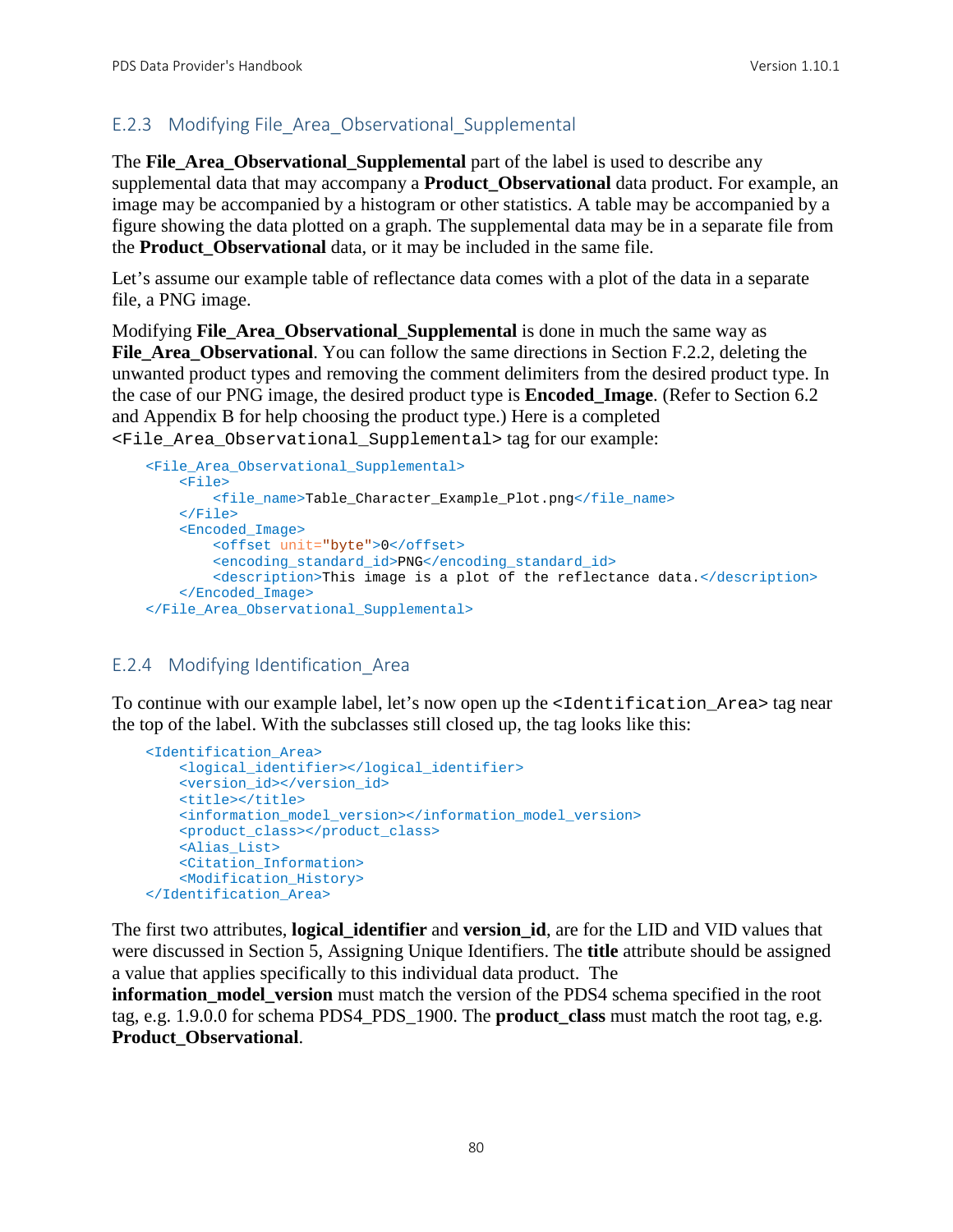### E.2.3 Modifying File_Area_Observational_Supplemental

The **File_Area_Observational_Supplemental** part of the label is used to describe any supplemental data that may accompany a **Product_Observational** data product. For example, an image may be accompanied by a histogram or other statistics. A table may be accompanied by a figure showing the data plotted on a graph. The supplemental data may be in a separate file from the **Product_Observational** data, or it may be included in the same file.

Let's assume our example table of reflectance data comes with a plot of the data in a separate file, a PNG image.

Modifying **File_Area_Observational_Supplemental** is done in much the same way as **File_Area_Observational**. You can follow the same directions in Section F.2.2, deleting the unwanted product types and removing the comment delimiters from the desired product type. In the case of our PNG image, the desired product type is **Encoded_Image**. (Refer to Section 6.2 and Appendix B for help choosing the product type.) Here is a completed `<File_Area_Observational_Supplemental>` tag for our example:

```
<File_Area_Observational_Supplemental>
    <File>
        <file_name>Table_Character_Example_Plot.png</file_name>
    </File>
    <Encoded_Image>
        <offset unit="byte">0</offset>
        <encoding_standard_id>PNG</encoding_standard_id>
        <description>This image is a plot of the reflectance data.</description>
    </Encoded_Image>
</File_Area_Observational_Supplemental>
```

### E.2.4 Modifying Identification_Area

To continue with our example label, let's now open up the `<Identification_Area>` tag near the top of the label. With the subclasses still closed up, the tag looks like this:

```
<Identification_Area>
    <logical_identifier></logical_identifier>
    <version_id></version_id>
    <title></title>
    <information_model_version></information_model_version>
    <product_class></product_class>
    <Alias_List>
    <Citation_Information>
    <Modification_History>
</Identification_Area>
```

The first two attributes, **logical_identifier** and **version_id**, are for the LID and VID values that were discussed in Section 5, Assigning Unique Identifiers. The **title** attribute should be assigned a value that applies specifically to this individual data product. The **information_model_version** must match the version of the PDS4 schema specified in the root tag, e.g. 1.9.0.0 for schema PDS4_PDS_1900. The **product_class** must match the root tag, e.g. **Product_Observational**.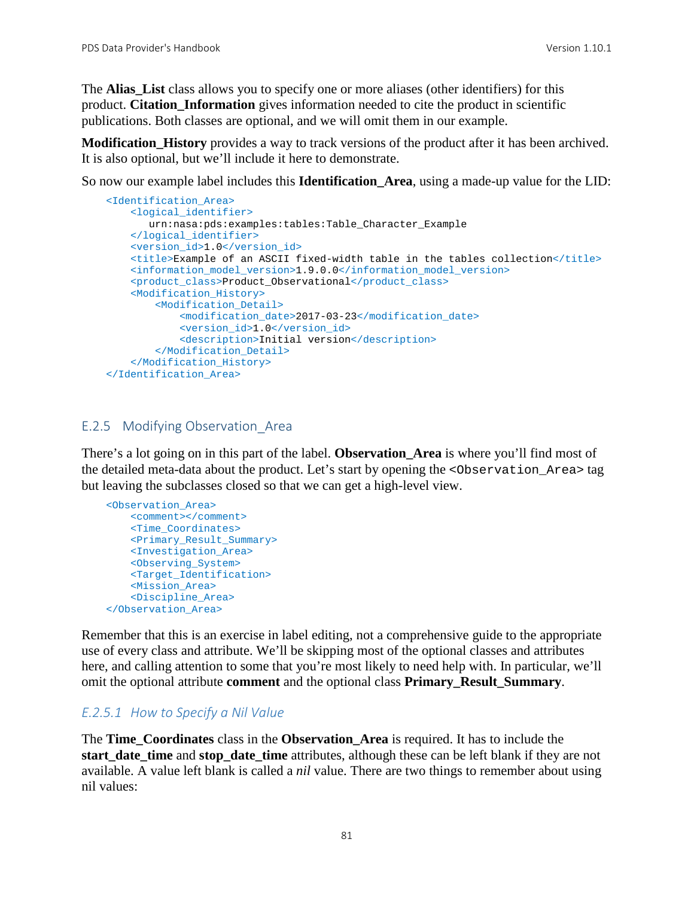The **Alias_List** class allows you to specify one or more aliases (other identifiers) for this product. **Citation_Information** gives information needed to cite the product in scientific publications. Both classes are optional, and we will omit them in our example.

**Modification_History** provides a way to track versions of the product after it has been archived. It is also optional, but we'll include it here to demonstrate.

So now our example label includes this **Identification_Area**, using a made-up value for the LID:

```
<Identification_Area>
    <logical_identifier>
       urn:nasa:pds:examples:tables:Table_Character_Example
    </logical_identifier>
    <version_id>1.0</version_id>
    <title>Example of an ASCII fixed-width table in the tables collection</title>
    <information_model_version>1.9.0.0</information_model_version>
    <product_class>Product_Observational</product_class>
    <Modification_History>
        <Modification_Detail>
            <modification_date>2017-03-23</modification_date>
            <version_id>1.0</version_id>
            <description>Initial version</description>
        </Modification_Detail>
    </Modification_History>
</Identification_Area>
```

## E.2.5 Modifying Observation_Area

There's a lot going on in this part of the label. **Observation_Area** is where you'll find most of the detailed meta-data about the product. Let's start by opening the `<Observation_Area>` tag but leaving the subclasses closed so that we can get a high-level view.

```
<Observation_Area>
    <comment></comment>
    <Time_Coordinates>
    <Primary_Result_Summary>
    <Investigation_Area>
    <Observing_System>
    <Target_Identification>
    <Mission_Area>
    <Discipline_Area>
</Observation_Area>
```

Remember that this is an exercise in label editing, not a comprehensive guide to the appropriate use of every class and attribute. We'll be skipping most of the optional classes and attributes here, and calling attention to some that you're most likely to need help with. In particular, we'll omit the optional attribute **comment** and the optional class **Primary_Result_Summary**.

### *E.2.5.1 How to Specify a Nil Value*

The **Time_Coordinates** class in the **Observation_Area** is required. It has to include the **start_date_time** and **stop_date_time** attributes, although these can be left blank if they are not available. A value left blank is called a *nil* value. There are two things to remember about using nil values: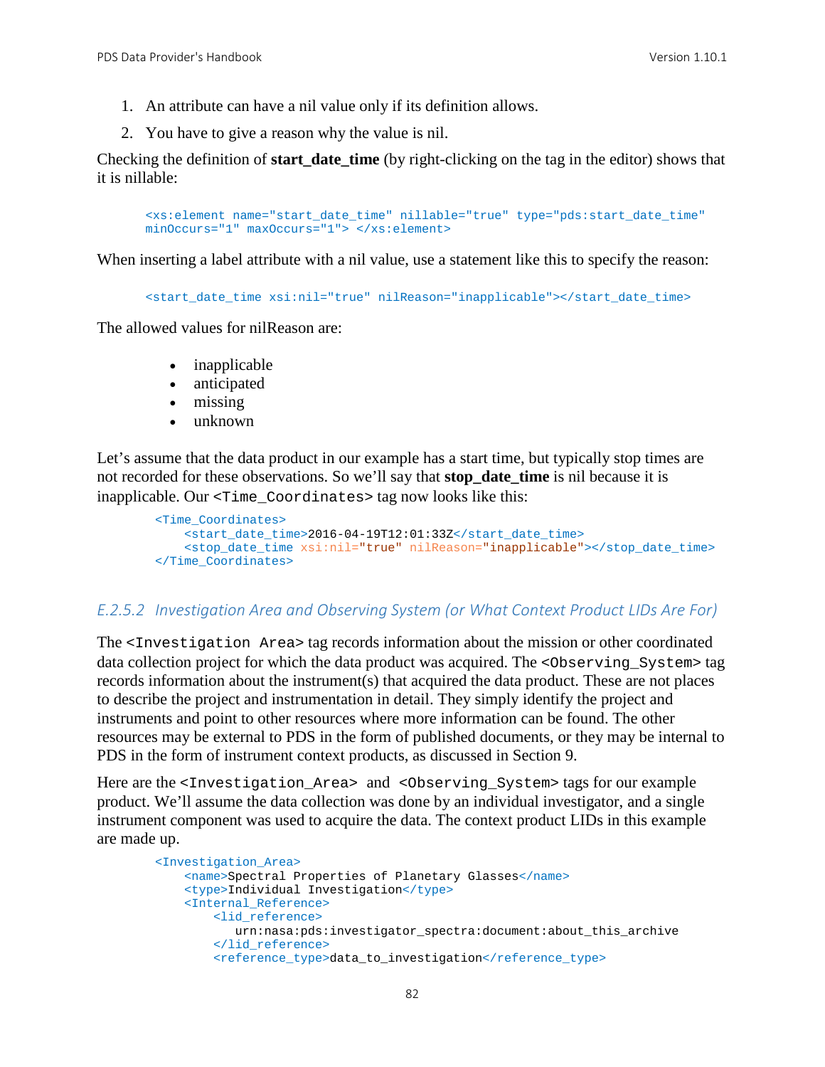1. An attribute can have a nil value only if its definition allows.
2. You have to give a reason why the value is nil.

Checking the definition of **start_date_time** (by right-clicking on the tag in the editor) shows that it is nillable:

```
<xs:element name="start_date_time" nillable="true" type="pds:start_date_time"
minOccurs="1" maxOccurs="1"> </xs:element>
```

When inserting a label attribute with a nil value, use a statement like this to specify the reason:

```
<start_date_time xsi:nil="true" nilReason="inapplicable"></start_date_time>
```

The allowed values for nilReason are:

- inapplicable
- anticipated
- missing
- unknown

Let's assume that the data product in our example has a start time, but typically stop times are not recorded for these observations. So we'll say that **stop_date_time** is nil because it is inapplicable. Our `<Time_Coordinates>` tag now looks like this:

```
<Time_Coordinates>
    <start_date_time>2016-04-19T12:01:33Z</start_date_time>
    <stop_date_time xsi:nil="true" nilReason="inapplicable"></stop_date_time>
</Time_Coordinates>
```

### *E.2.5.2 Investigation Area and Observing System (or What Context Product LIDs Are For)*

The `<Investigation Area>` tag records information about the mission or other coordinated data collection project for which the data product was acquired. The `<Observing_System>` tag records information about the instrument(s) that acquired the data product. These are not places to describe the project and instrumentation in detail. They simply identify the project and instruments and point to other resources where more information can be found. The other resources may be external to PDS in the form of published documents, or they may be internal to PDS in the form of instrument context products, as discussed in Section 9.

Here are the `<Investigation_Area>` and `<Observing_System>` tags for our example product. We'll assume the data collection was done by an individual investigator, and a single instrument component was used to acquire the data. The context product LIDs in this example are made up.

```
<Investigation_Area>
    <name>Spectral Properties of Planetary Glasses</name>
    <type>Individual Investigation</type>
    <Internal_Reference>
        <lid_reference>
           urn:nasa:pds:investigator_spectra:document:about_this_archive
        </lid_reference>
        <reference_type>data_to_investigation</reference_type>
```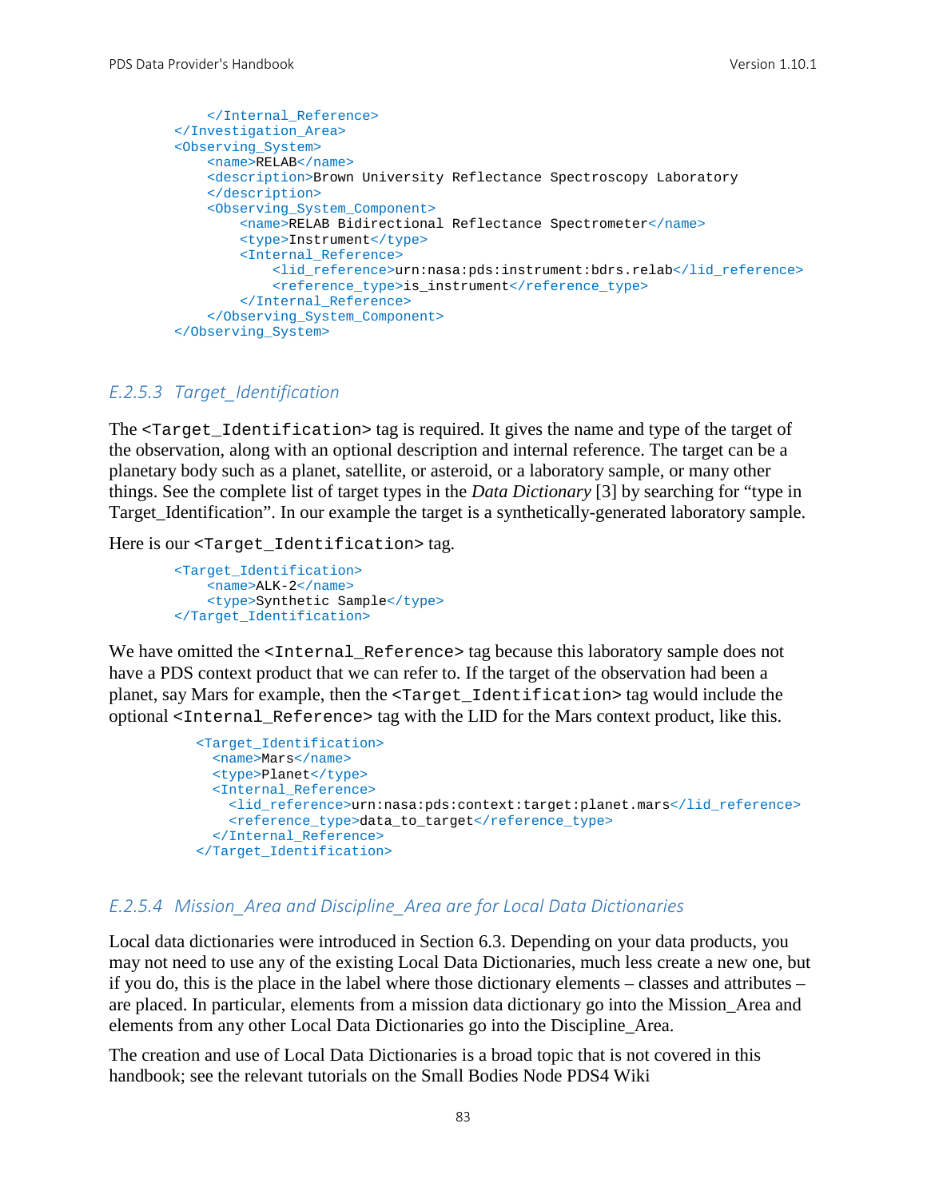```
    </Internal_Reference>
</Investigation_Area>
<Observing_System>
    <name>RELAB</name>
    <description>Brown University Reflectance Spectroscopy Laboratory
    </description>
    <Observing_System_Component>
        <name>RELAB Bidirectional Reflectance Spectrometer</name>
        <type>Instrument</type>
        <Internal_Reference>
            <lid_reference>urn:nasa:pds:instrument:bdrs.relab</lid_reference>
            <reference_type>is_instrument</reference_type>
        </Internal_Reference>
    </Observing_System_Component>
</Observing_System>
```

### *E.2.5.3 Target_Identification*

The `<Target_Identification>` tag is required. It gives the name and type of the target of the observation, along with an optional description and internal reference. The target can be a planetary body such as a planet, satellite, or asteroid, or a laboratory sample, or many other things. See the complete list of target types in the *Data Dictionary* [3] by searching for “type in Target_Identification”. In our example the target is a synthetically-generated laboratory sample.

Here is our `<Target_Identification>` tag.

```
<Target_Identification>
    <name>ALK-2</name>
    <type>Synthetic Sample</type>
</Target_Identification>
```

We have omitted the `<Internal_Reference>` tag because this laboratory sample does not have a PDS context product that we can refer to. If the target of the observation had been a planet, say Mars for example, then the `<Target_Identification>` tag would include the optional `<Internal_Reference>` tag with the LID for the Mars context product, like this.

```
<Target_Identification>
  <name>Mars</name>
  <type>Planet</type>
  <Internal_Reference>
    <lid_reference>urn:nasa:pds:context:target:planet.mars</lid_reference>
    <reference_type>data_to_target</reference_type>
  </Internal_Reference>
</Target_Identification>
```

### *E.2.5.4 Mission_Area and Discipline_Area are for Local Data Dictionaries*

Local data dictionaries were introduced in Section 6.3. Depending on your data products, you may not need to use any of the existing Local Data Dictionaries, much less create a new one, but if you do, this is the place in the label where those dictionary elements – classes and attributes – are placed. In particular, elements from a mission data dictionary go into the Mission_Area and elements from any other Local Data Dictionaries go into the Discipline_Area.

The creation and use of Local Data Dictionaries is a broad topic that is not covered in this handbook; see the relevant tutorials on the Small Bodies Node PDS4 Wiki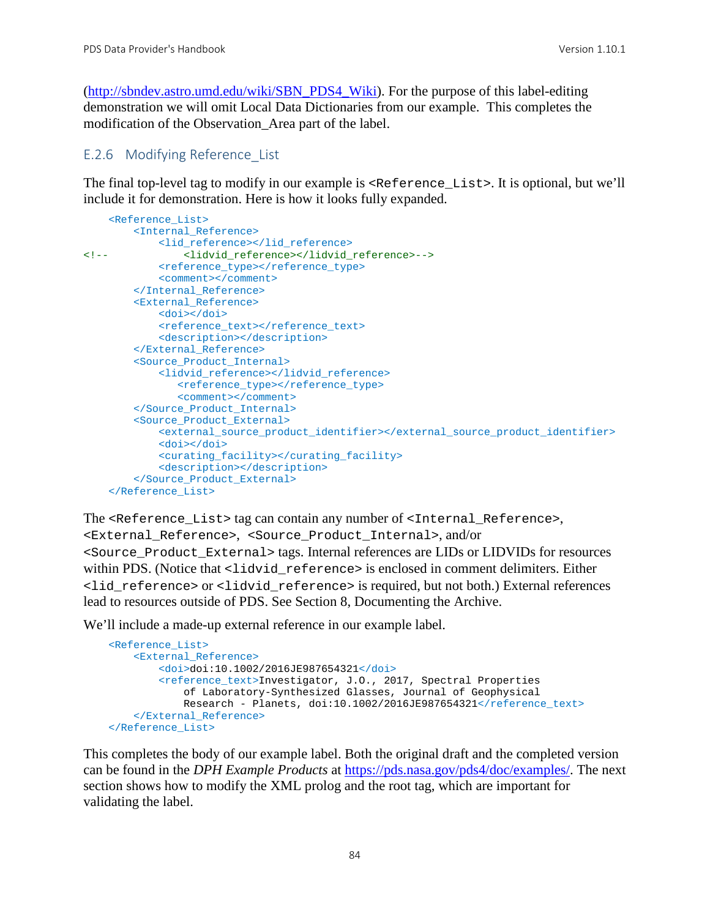(http://sbndev.astro.umd.edu/wiki/SBN_PDS4_Wiki). For the purpose of this label-editing demonstration we will omit Local Data Dictionaries from our example. This completes the modification of the Observation_Area part of the label.

### E.2.6 Modifying Reference_List

The final top-level tag to modify in our example is `<Reference_List>`. It is optional, but we'll include it for demonstration. Here is how it looks fully expanded.

```
    <Reference_List>
        <Internal_Reference>
            <lid_reference></lid_reference>
<!--            <lidvid_reference></lidvid_reference>-->
            <reference_type></reference_type>
            <comment></comment>
        </Internal_Reference>
        <External_Reference>
            <doi></doi>
            <reference_text></reference_text>
            <description></description>
        </External_Reference>
        <Source_Product_Internal>
            <lidvid_reference></lidvid_reference>
               <reference_type></reference_type>
               <comment></comment>
        </Source_Product_Internal>
        <Source_Product_External>
            <external_source_product_identifier></external_source_product_identifier>
            <doi></doi>
            <curating_facility></curating_facility>
            <description></description>
        </Source_Product_External>
    </Reference_List>
```

The `<Reference_List>` tag can contain any number of `<Internal_Reference>`, `<External_Reference>`, `<Source_Product_Internal>`, and/or `<Source_Product_External>` tags. Internal references are LIDs or LIDVIDs for resources within PDS. (Notice that `<lidvid_reference>` is enclosed in comment delimiters. Either `<lid_reference>` or `<lidvid_reference>` is required, but not both.) External references lead to resources outside of PDS. See Section 8, Documenting the Archive.

We'll include a made-up external reference in our example label.

```
    <Reference_List>
        <External_Reference>
            <doi>doi:10.1002/2016JE987654321</doi>
            <reference_text>Investigator, J.O., 2017, Spectral Properties
                of Laboratory-Synthesized Glasses, Journal of Geophysical
                Research - Planets, doi:10.1002/2016JE987654321</reference_text>
        </External_Reference>
    </Reference_List>
```

This completes the body of our example label. Both the original draft and the completed version can be found in the *DPH Example Products* at https://pds.nasa.gov/pds4/doc/examples/. The next section shows how to modify the XML prolog and the root tag, which are important for validating the label.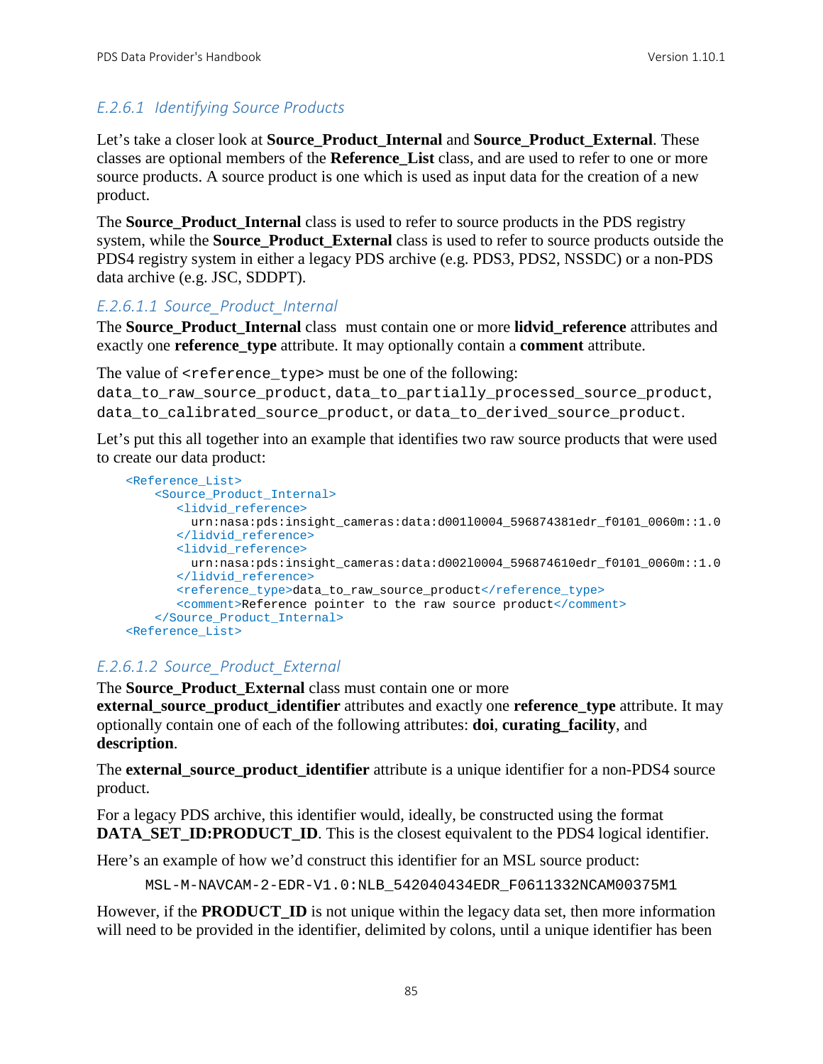### *E.2.6.1 Identifying Source Products*

Let's take a closer look at **Source_Product_Internal** and **Source_Product_External**. These classes are optional members of the **Reference_List** class, and are used to refer to one or more source products. A source product is one which is used as input data for the creation of a new product.

The **Source_Product_Internal** class is used to refer to source products in the PDS registry system, while the **Source_Product_External** class is used to refer to source products outside the PDS4 registry system in either a legacy PDS archive (e.g. PDS3, PDS2, NSSDC) or a non-PDS data archive (e.g. JSC, SDDPT).

#### *E.2.6.1.1 Source_Product_Internal*

The **Source_Product_Internal** class must contain one or more **lidvid_reference** attributes and exactly one **reference_type** attribute. It may optionally contain a **comment** attribute.

The value of `<reference_type>` must be one of the following: `data_to_raw_source_product`, `data_to_partially_processed_source_product`, `data_to_calibrated_source_product`, or `data_to_derived_source_product`.

Let's put this all together into an example that identifies two raw source products that were used to create our data product:

```
<Reference_List>
    <Source_Product_Internal>
       <lidvid_reference>
         urn:nasa:pds:insight_cameras:data:d001l0004_596874381edr_f0101_0060m::1.0
       </lidvid_reference>
       <lidvid_reference>
         urn:nasa:pds:insight_cameras:data:d002l0004_596874610edr_f0101_0060m::1.0
       </lidvid_reference>
       <reference_type>data_to_raw_source_product</reference_type>
       <comment>Reference pointer to the raw source product</comment>
    </Source_Product_Internal>
<Reference_List>
```

#### *E.2.6.1.2 Source_Product_External*

The **Source_Product_External** class must contain one or more **external_source_product_identifier** attributes and exactly one **reference_type** attribute. It may optionally contain one of each of the following attributes: **doi**, **curating_facility**, and **description**.

The **external_source_product_identifier** attribute is a unique identifier for a non-PDS4 source product.

For a legacy PDS archive, this identifier would, ideally, be constructed using the format **DATA_SET_ID:PRODUCT_ID**. This is the closest equivalent to the PDS4 logical identifier.

Here's an example of how we'd construct this identifier for an MSL source product:

```
MSL-M-NAVCAM-2-EDR-V1.0:NLB_542040434EDR_F0611332NCAM00375M1
```

However, if the **PRODUCT_ID** is not unique within the legacy data set, then more information will need to be provided in the identifier, delimited by colons, until a unique identifier has been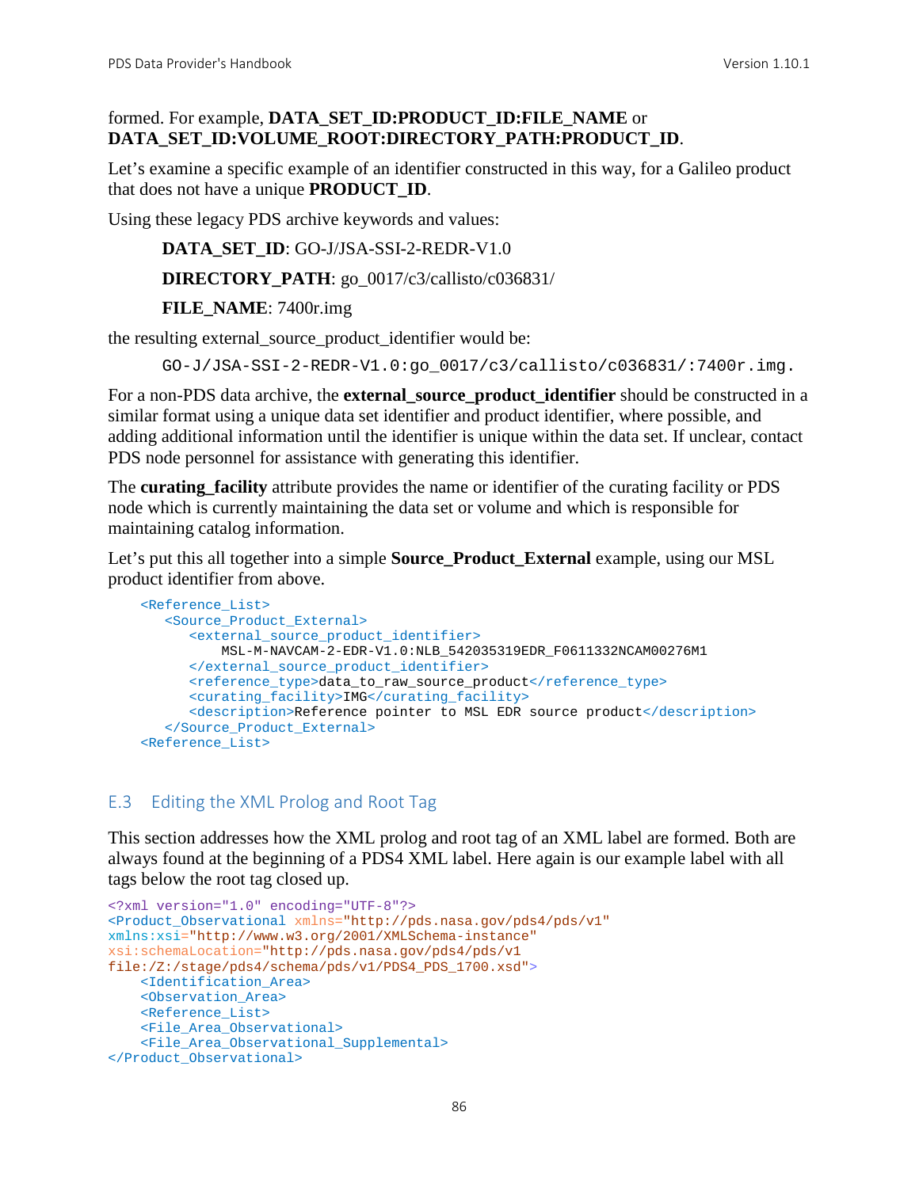formed. For example, **DATA_SET_ID:PRODUCT_ID:FILE_NAME** or **DATA_SET_ID:VOLUME_ROOT:DIRECTORY_PATH:PRODUCT_ID**.

Let's examine a specific example of an identifier constructed in this way, for a Galileo product that does not have a unique **PRODUCT_ID**.

Using these legacy PDS archive keywords and values:

> **DATA_SET_ID**: GO-J/JSA-SSI-2-REDR-V1.0
>
> **DIRECTORY_PATH**: go_0017/c3/callisto/c036831/
>
> **FILE_NAME**: 7400r.img

the resulting external_source_product_identifier would be:

```
GO-J/JSA-SSI-2-REDR-V1.0:go_0017/c3/callisto/c036831/:7400r.img.
```

For a non-PDS data archive, the **external_source_product_identifier** should be constructed in a similar format using a unique data set identifier and product identifier, where possible, and adding additional information until the identifier is unique within the data set. If unclear, contact PDS node personnel for assistance with generating this identifier.

The **curating_facility** attribute provides the name or identifier of the curating facility or PDS node which is currently maintaining the data set or volume and which is responsible for maintaining catalog information.

Let's put this all together into a simple **Source_Product_External** example, using our MSL product identifier from above.

```
<Reference_List>
   <Source_Product_External>
      <external_source_product_identifier>
          MSL-M-NAVCAM-2-EDR-V1.0:NLB_542035319EDR_F0611332NCAM00276M1
      </external_source_product_identifier>
      <reference_type>data_to_raw_source_product</reference_type>
      <curating_facility>IMG</curating_facility>
      <description>Reference pointer to MSL EDR source product</description>
   </Source_Product_External>
<Reference_List>
```

## E.3 Editing the XML Prolog and Root Tag

This section addresses how the XML prolog and root tag of an XML label are formed. Both are always found at the beginning of a PDS4 XML label. Here again is our example label with all tags below the root tag closed up.

```
<?xml version="1.0" encoding="UTF-8"?>
<Product_Observational xmlns="http://pds.nasa.gov/pds4/pds/v1"
xmlns:xsi="http://www.w3.org/2001/XMLSchema-instance"
xsi:schemaLocation="http://pds.nasa.gov/pds4/pds/v1
file:/Z:/stage/pds4/schema/pds/v1/PDS4_PDS_1700.xsd">
    <Identification_Area>
    <Observation_Area>
    <Reference_List>
    <File_Area_Observational>
    <File_Area_Observational_Supplemental>
</Product_Observational>
```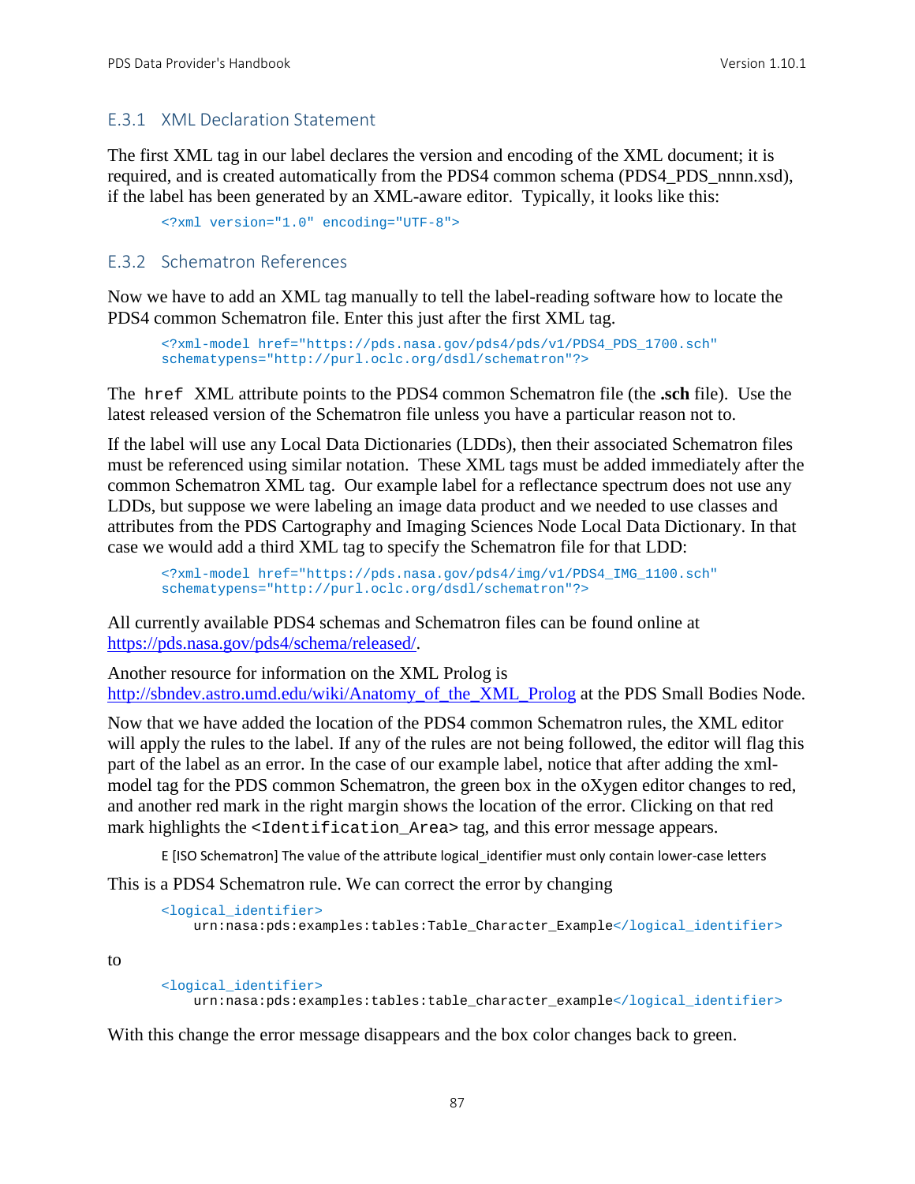### E.3.1 XML Declaration Statement

The first XML tag in our label declares the version and encoding of the XML document; it is required, and is created automatically from the PDS4 common schema (PDS4_PDS_nnnn.xsd), if the label has been generated by an XML-aware editor. Typically, it looks like this:

```
<?xml version="1.0" encoding="UTF-8">
```

### E.3.2 Schematron References

Now we have to add an XML tag manually to tell the label-reading software how to locate the PDS4 common Schematron file. Enter this just after the first XML tag.

```
<?xml-model href="https://pds.nasa.gov/pds4/pds/v1/PDS4_PDS_1700.sch"
schematypens="http://purl.oclc.org/dsdl/schematron"?>
```

The `href` XML attribute points to the PDS4 common Schematron file (the **.sch** file). Use the latest released version of the Schematron file unless you have a particular reason not to.

If the label will use any Local Data Dictionaries (LDDs), then their associated Schematron files must be referenced using similar notation. These XML tags must be added immediately after the common Schematron XML tag. Our example label for a reflectance spectrum does not use any LDDs, but suppose we were labeling an image data product and we needed to use classes and attributes from the PDS Cartography and Imaging Sciences Node Local Data Dictionary. In that case we would add a third XML tag to specify the Schematron file for that LDD:

```
<?xml-model href="https://pds.nasa.gov/pds4/img/v1/PDS4_IMG_1100.sch"
schematypens="http://purl.oclc.org/dsdl/schematron"?>
```

All currently available PDS4 schemas and Schematron files can be found online at [https://pds.nasa.gov/pds4/schema/released/](https://pds.nasa.gov/pds4/schema/released/).

Another resource for information on the XML Prolog is [http://sbndev.astro.umd.edu/wiki/Anatomy_of_the_XML_Prolog](http://sbndev.astro.umd.edu/wiki/Anatomy_of_the_XML_Prolog) at the PDS Small Bodies Node.

Now that we have added the location of the PDS4 common Schematron rules, the XML editor will apply the rules to the label. If any of the rules are not being followed, the editor will flag this part of the label as an error. In the case of our example label, notice that after adding the xml-model tag for the PDS common Schematron, the green box in the oXygen editor changes to red, and another red mark in the right margin shows the location of the error. Clicking on that red mark highlights the `<Identification_Area>` tag, and this error message appears.

E [ISO Schematron] The value of the attribute logical_identifier must only contain lower-case letters

This is a PDS4 Schematron rule. We can correct the error by changing

```
<logical_identifier>
    urn:nasa:pds:examples:tables:Table_Character_Example</logical_identifier>
```

to

```
<logical_identifier>
    urn:nasa:pds:examples:tables:table_character_example</logical_identifier>
```

With this change the error message disappears and the box color changes back to green.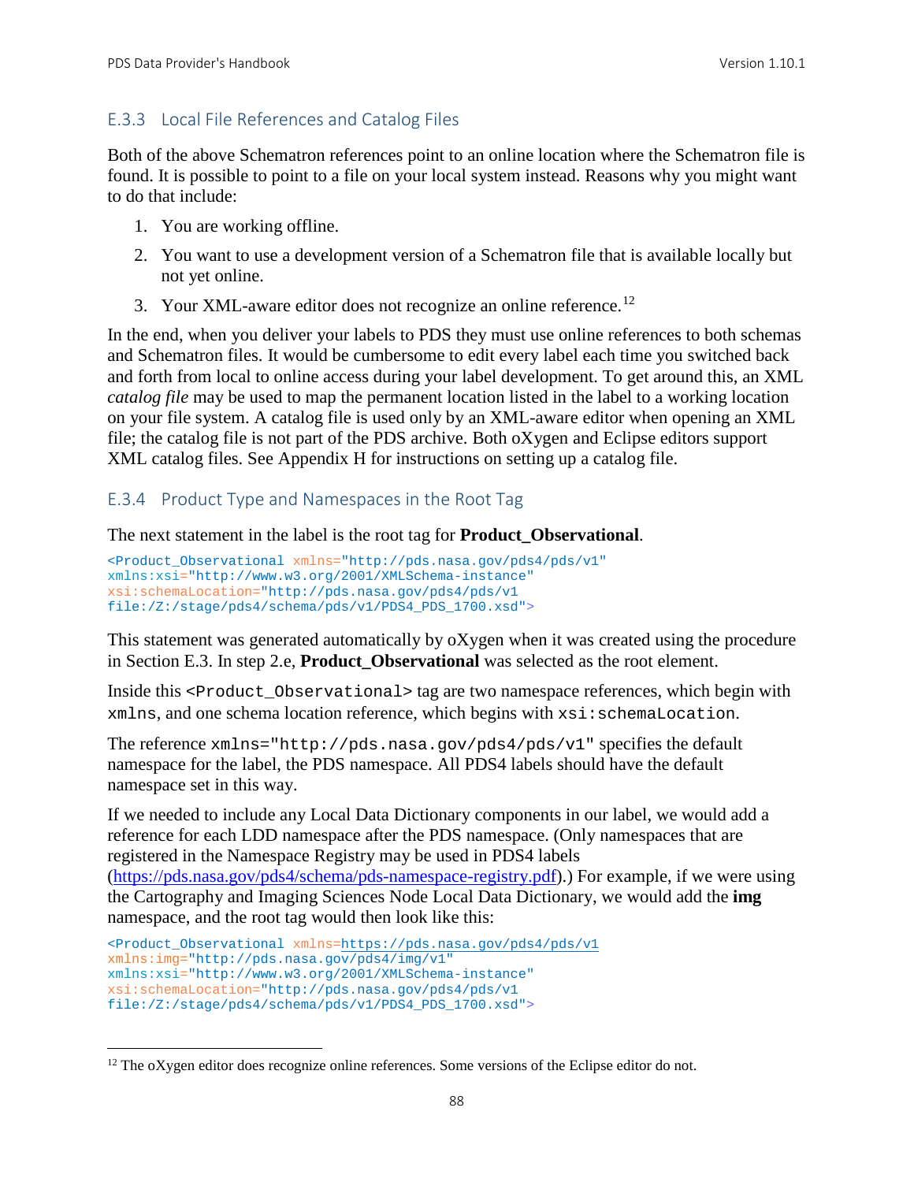### E.3.3 Local File References and Catalog Files

Both of the above Schematron references point to an online location where the Schematron file is found. It is possible to point to a file on your local system instead. Reasons why you might want to do that include:

1. You are working offline.
2. You want to use a development version of a Schematron file that is available locally but not yet online.
3. Your XML-aware editor does not recognize an online reference.[12]

In the end, when you deliver your labels to PDS they must use online references to both schemas and Schematron files. It would be cumbersome to edit every label each time you switched back and forth from local to online access during your label development. To get around this, an XML *catalog file* may be used to map the permanent location listed in the label to a working location on your file system. A catalog file is used only by an XML-aware editor when opening an XML file; the catalog file is not part of the PDS archive. Both oXygen and Eclipse editors support XML catalog files. See Appendix H for instructions on setting up a catalog file.

### E.3.4 Product Type and Namespaces in the Root Tag

The next statement in the label is the root tag for **Product_Observational**.

```
<Product_Observational xmlns="http://pds.nasa.gov/pds4/pds/v1"
xmlns:xsi="http://www.w3.org/2001/XMLSchema-instance"
xsi:schemaLocation="http://pds.nasa.gov/pds4/pds/v1
file:/Z:/stage/pds4/schema/pds/v1/PDS4_PDS_1700.xsd">
```

This statement was generated automatically by oXygen when it was created using the procedure in Section E.3. In step 2.e, **Product_Observational** was selected as the root element.

Inside this `<Product_Observational>` tag are two namespace references, which begin with `xmlns`, and one schema location reference, which begins with `xsi:schemaLocation`.

The reference `xmlns="http://pds.nasa.gov/pds4/pds/v1"` specifies the default namespace for the label, the PDS namespace. All PDS4 labels should have the default namespace set in this way.

If we needed to include any Local Data Dictionary components in our label, we would add a reference for each LDD namespace after the PDS namespace. (Only namespaces that are registered in the Namespace Registry may be used in PDS4 labels (https://pds.nasa.gov/pds4/schema/pds-namespace-registry.pdf).) For example, if we were using the Cartography and Imaging Sciences Node Local Data Dictionary, we would add the **img** namespace, and the root tag would then look like this:

```
<Product_Observational xmlns=https://pds.nasa.gov/pds4/pds/v1
xmlns:img="http://pds.nasa.gov/pds4/img/v1"
xmlns:xsi="http://www.w3.org/2001/XMLSchema-instance"
xsi:schemaLocation="http://pds.nasa.gov/pds4/pds/v1
file:/Z:/stage/pds4/schema/pds/v1/PDS4_PDS_1700.xsd">
```

[12] The oXygen editor does recognize online references. Some versions of the Eclipse editor do not.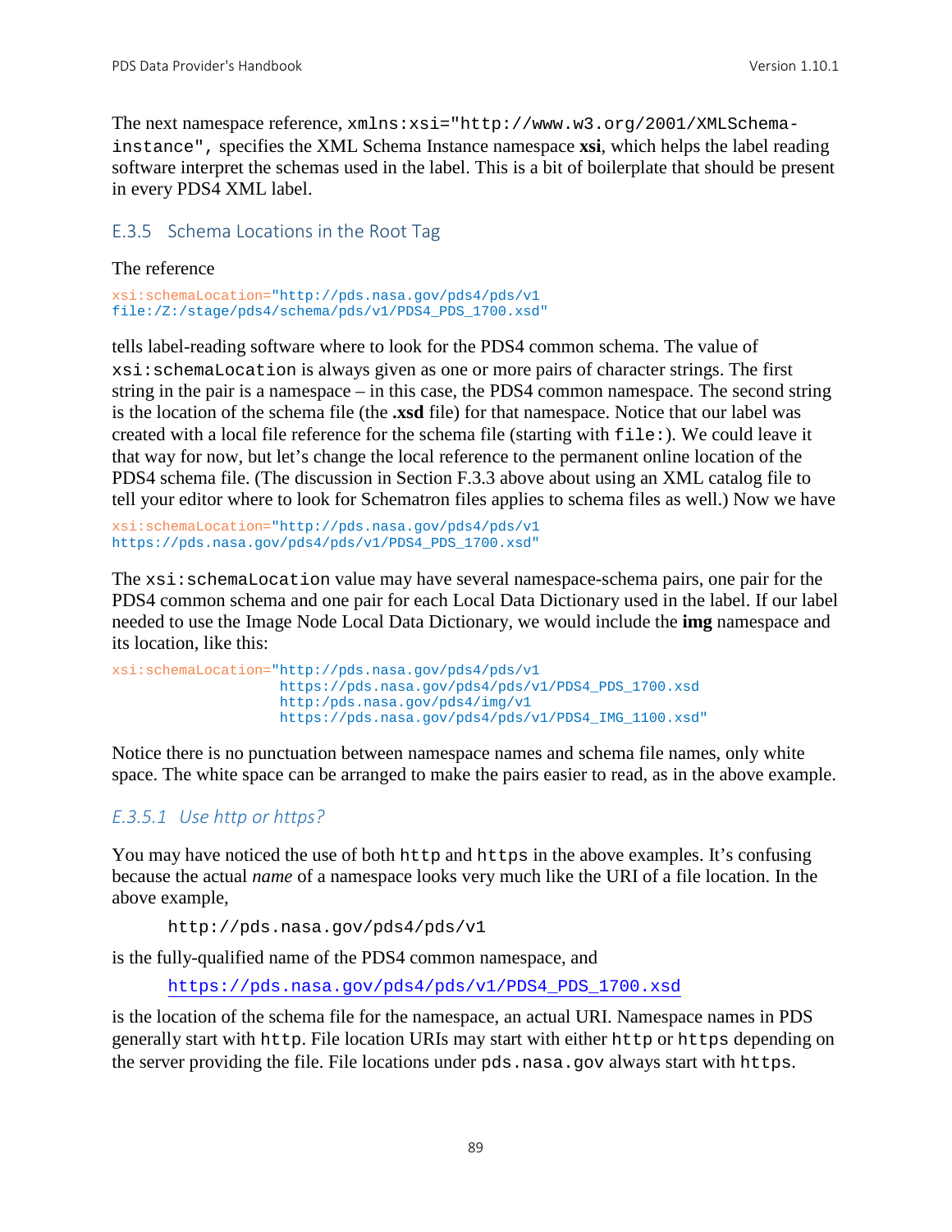The next namespace reference, `xmlns:xsi="http://www.w3.org/2001/XMLSchema-instance",` specifies the XML Schema Instance namespace **xsi**, which helps the label reading software interpret the schemas used in the label. This is a bit of boilerplate that should be present in every PDS4 XML label.

## E.3.5 Schema Locations in the Root Tag

The reference

```
xsi:schemaLocation="http://pds.nasa.gov/pds4/pds/v1
file:/Z:/stage/pds4/schema/pds/v1/PDS4_PDS_1700.xsd"
```

tells label-reading software where to look for the PDS4 common schema. The value of `xsi:schemaLocation` is always given as one or more pairs of character strings. The first string in the pair is a namespace – in this case, the PDS4 common namespace. The second string is the location of the schema file (the **.xsd** file) for that namespace. Notice that our label was created with a local file reference for the schema file (starting with `file:`). We could leave it that way for now, but let's change the local reference to the permanent online location of the PDS4 schema file. (The discussion in Section F.3.3 above about using an XML catalog file to tell your editor where to look for Schematron files applies to schema files as well.) Now we have

```
xsi:schemaLocation="http://pds.nasa.gov/pds4/pds/v1
https://pds.nasa.gov/pds4/pds/v1/PDS4_PDS_1700.xsd"
```

The `xsi:schemaLocation` value may have several namespace-schema pairs, one pair for the PDS4 common schema and one pair for each Local Data Dictionary used in the label. If our label needed to use the Image Node Local Data Dictionary, we would include the **img** namespace and its location, like this:

```
xsi:schemaLocation="http://pds.nasa.gov/pds4/pds/v1
                    https://pds.nasa.gov/pds4/pds/v1/PDS4_PDS_1700.xsd
                    http:/pds.nasa.gov/pds4/img/v1
                    https://pds.nasa.gov/pds4/pds/v1/PDS4_IMG_1100.xsd"
```

Notice there is no punctuation between namespace names and schema file names, only white space. The white space can be arranged to make the pairs easier to read, as in the above example.

### *E.3.5.1 Use http or https?*

You may have noticed the use of both `http` and `https` in the above examples. It's confusing because the actual *name* of a namespace looks very much like the URI of a file location. In the above example,

`http://pds.nasa.gov/pds4/pds/v1`

is the fully-qualified name of the PDS4 common namespace, and

`https://pds.nasa.gov/pds4/pds/v1/PDS4_PDS_1700.xsd`

is the location of the schema file for the namespace, an actual URI. Namespace names in PDS generally start with `http`. File location URIs may start with either `http` or `https` depending on the server providing the file. File locations under `pds.nasa.gov` always start with `https`.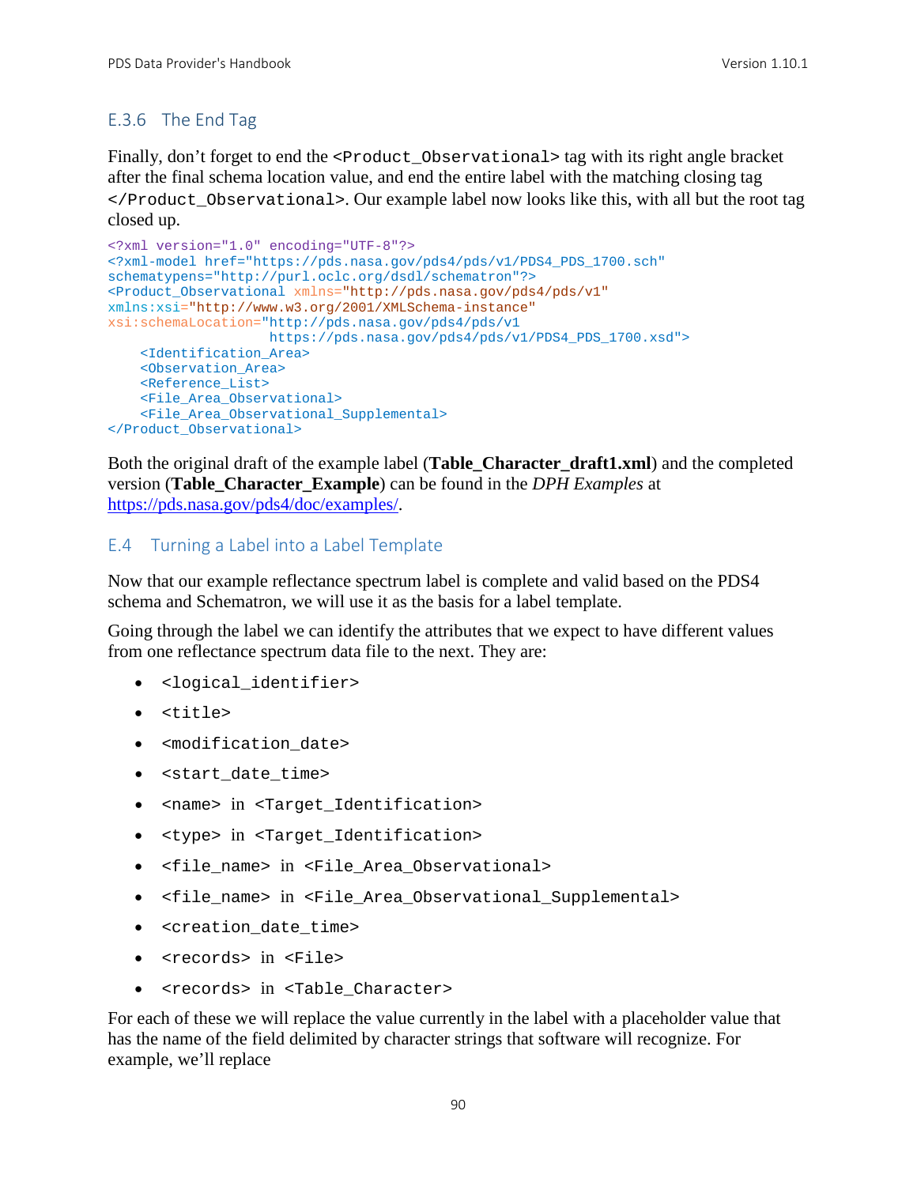### E.3.6 The End Tag

Finally, don't forget to end the `<Product_Observational>` tag with its right angle bracket after the final schema location value, and end the entire label with the matching closing tag `</Product_Observational>`. Our example label now looks like this, with all but the root tag closed up.

```
<?xml version="1.0" encoding="UTF-8"?>
<?xml-model href="https://pds.nasa.gov/pds4/pds/v1/PDS4_PDS_1700.sch"
schematypens="http://purl.oclc.org/dsdl/schematron"?>
<Product_Observational xmlns="http://pds.nasa.gov/pds4/pds/v1"
xmlns:xsi="http://www.w3.org/2001/XMLSchema-instance"
xsi:schemaLocation="http://pds.nasa.gov/pds4/pds/v1
                    https://pds.nasa.gov/pds4/pds/v1/PDS4_PDS_1700.xsd">
    <Identification_Area>
    <Observation_Area>
    <Reference_List>
    <File_Area_Observational>
    <File_Area_Observational_Supplemental>
</Product_Observational>
```

Both the original draft of the example label (**Table_Character_draft1.xml**) and the completed version (**Table_Character_Example**) can be found in the *DPH Examples* at https://pds.nasa.gov/pds4/doc/examples/.

## E.4 Turning a Label into a Label Template

Now that our example reflectance spectrum label is complete and valid based on the PDS4 schema and Schematron, we will use it as the basis for a label template.

Going through the label we can identify the attributes that we expect to have different values from one reflectance spectrum data file to the next. They are:

- `<logical_identifier>`
- `<title>`
- `<modification_date>`
- `<start_date_time>`
- `<name>` in `<Target_Identification>`
- `<type>` in `<Target_Identification>`
- `<file_name>` in `<File_Area_Observational>`
- `<file_name>` in `<File_Area_Observational_Supplemental>`
- `<creation_date_time>`
- `<records>` in `<File>`
- `<records>` in `<Table_Character>`

For each of these we will replace the value currently in the label with a placeholder value that has the name of the field delimited by character strings that software will recognize. For example, we'll replace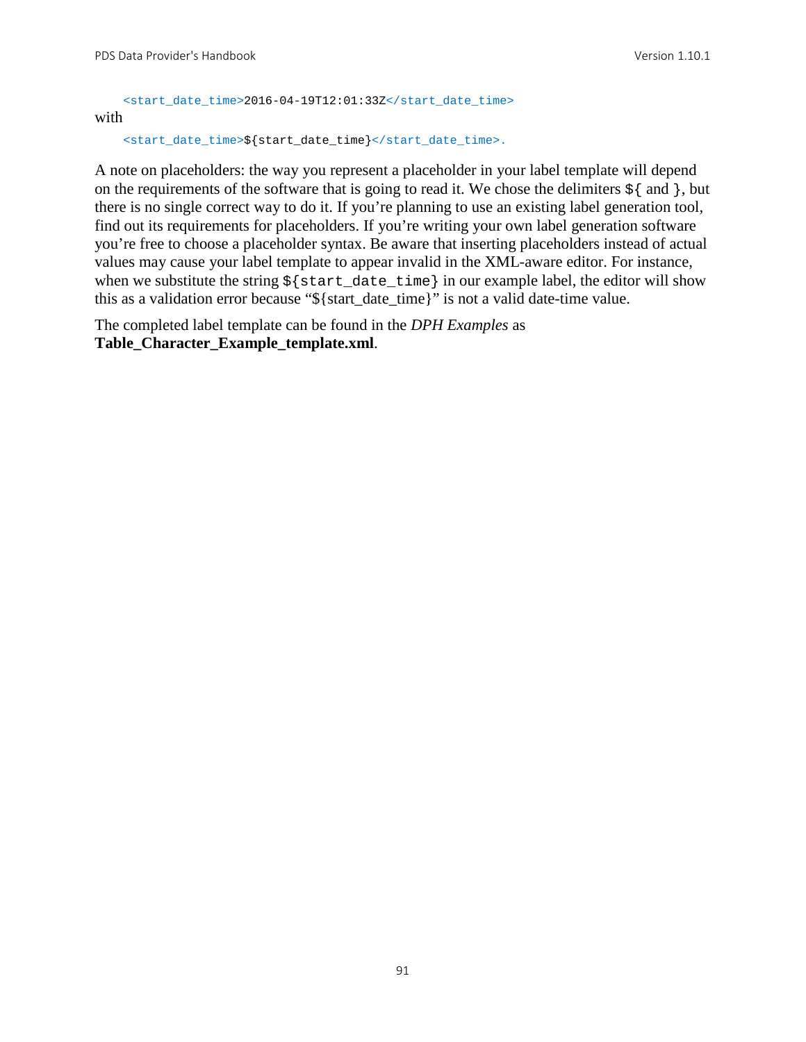```
<start_date_time>2016-04-19T12:01:33Z</start_date_time>
```

with

```
<start_date_time>${start_date_time}</start_date_time>.
```

A note on placeholders: the way you represent a placeholder in your label template will depend on the requirements of the software that is going to read it. We chose the delimiters `${` and `}`, but there is no single correct way to do it. If you're planning to use an existing label generation tool, find out its requirements for placeholders. If you're writing your own label generation software you're free to choose a placeholder syntax. Be aware that inserting placeholders instead of actual values may cause your label template to appear invalid in the XML-aware editor. For instance, when we substitute the string `${start_date_time}` in our example label, the editor will show this as a validation error because "${start_date_time}" is not a valid date-time value.

The completed label template can be found in the *DPH Examples* as **Table_Character_Example_template.xml**.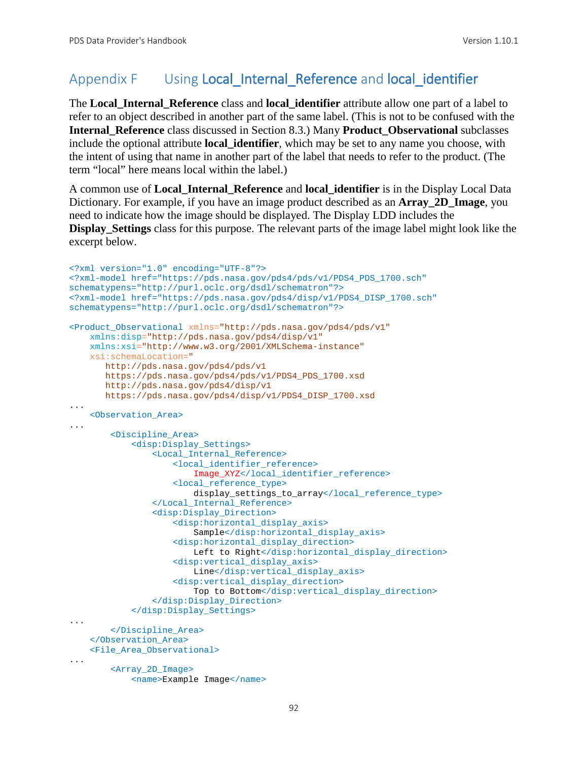# Appendix F    Using Local_Internal_Reference and local_identifier

The **Local_Internal_Reference** class and **local_identifier** attribute allow one part of a label to refer to an object described in another part of the same label. (This is not to be confused with the **Internal_Reference** class discussed in Section 8.3.) Many **Product_Observational** subclasses include the optional attribute **local_identifier**, which may be set to any name you choose, with the intent of using that name in another part of the label that needs to refer to the product. (The term "local" here means local within the label.)

A common use of **Local_Internal_Reference** and **local_identifier** is in the Display Local Data Dictionary. For example, if you have an image product described as an **Array_2D_Image**, you need to indicate how the image should be displayed. The Display LDD includes the **Display_Settings** class for this purpose. The relevant parts of the image label might look like the excerpt below.

```
<?xml version="1.0" encoding="UTF-8"?>
<?xml-model href="https://pds.nasa.gov/pds4/pds/v1/PDS4_PDS_1700.sch"
schematypens="http://purl.oclc.org/dsdl/schematron"?>
<?xml-model href="https://pds.nasa.gov/pds4/disp/v1/PDS4_DISP_1700.sch"
schematypens="http://purl.oclc.org/dsdl/schematron"?>

<Product_Observational xmlns="http://pds.nasa.gov/pds4/pds/v1"
    xmlns:disp="http://pds.nasa.gov/pds4/disp/v1"
    xmlns:xsi="http://www.w3.org/2001/XMLSchema-instance"
    xsi:schemaLocation="
       http://pds.nasa.gov/pds4/pds/v1
       https://pds.nasa.gov/pds4/pds/v1/PDS4_PDS_1700.xsd
       http://pds.nasa.gov/pds4/disp/v1
       https://pds.nasa.gov/pds4/disp/v1/PDS4_DISP_1700.xsd
...
    <Observation_Area>
...
        <Discipline_Area>
            <disp:Display_Settings>
                <Local_Internal_Reference>
                    <local_identifier_reference>
                        Image_XYZ</local_identifier_reference>
                    <local_reference_type>
                        display_settings_to_array</local_reference_type>
                </Local_Internal_Reference>
                <disp:Display_Direction>
                    <disp:horizontal_display_axis>
                        Sample</disp:horizontal_display_axis>
                    <disp:horizontal_display_direction>
                        Left to Right</disp:horizontal_display_direction>
                    <disp:vertical_display_axis>
                        Line</disp:vertical_display_axis>
                    <disp:vertical_display_direction>
                        Top to Bottom</disp:vertical_display_direction>
                </disp:Display_Direction>
            </disp:Display_Settings>
...
        </Discipline_Area>
    </Observation_Area>
    <File_Area_Observational>
...
        <Array_2D_Image>
            <name>Example Image</name>
```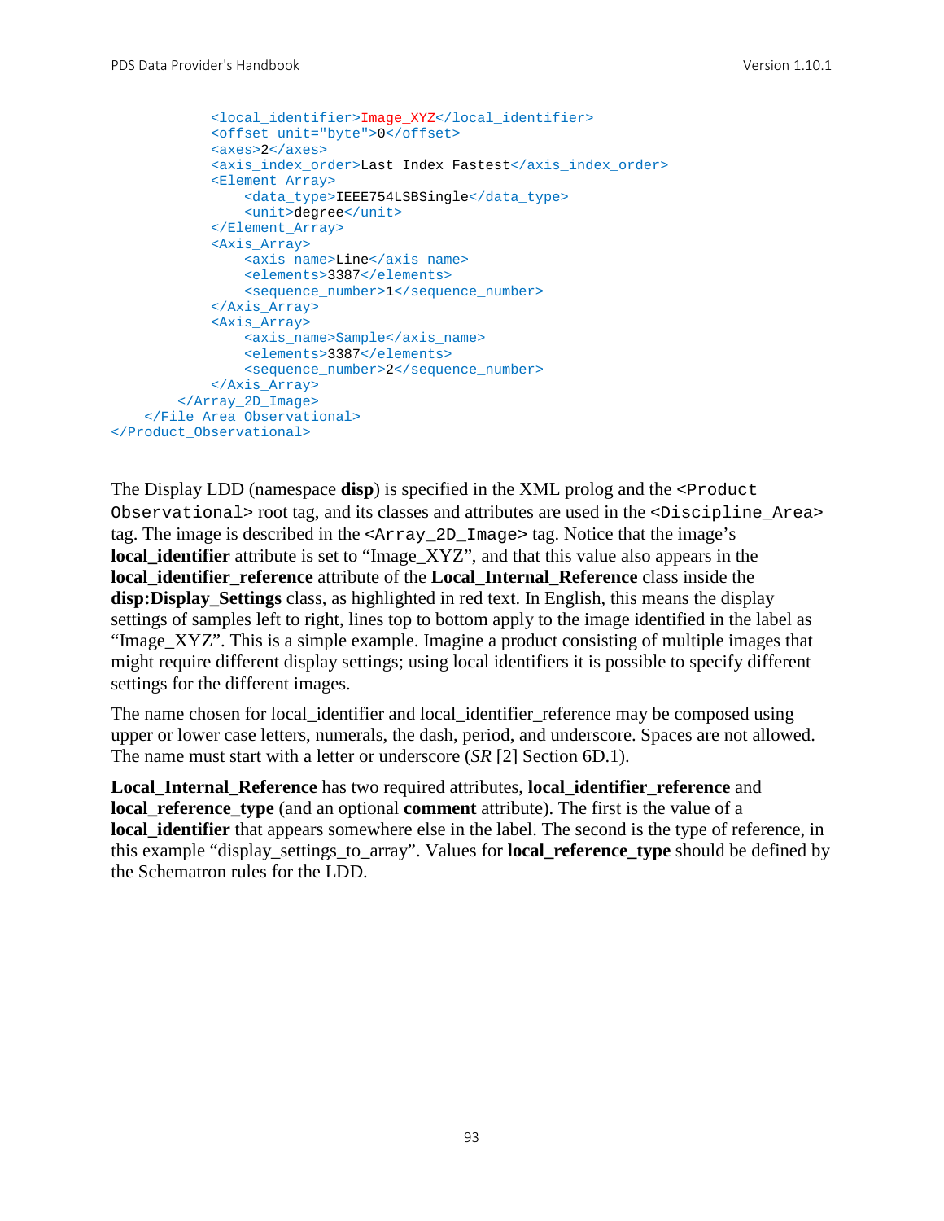```
            <local_identifier>Image_XYZ</local_identifier>
            <offset unit="byte">0</offset>
            <axes>2</axes>
            <axis_index_order>Last Index Fastest</axis_index_order>
            <Element_Array>
                <data_type>IEEE754LSBSingle</data_type>
                <unit>degree</unit>
            </Element_Array>
            <Axis_Array>
                <axis_name>Line</axis_name>
                <elements>3387</elements>
                <sequence_number>1</sequence_number>
            </Axis_Array>
            <Axis_Array>
                <axis_name>Sample</axis_name>
                <elements>3387</elements>
                <sequence_number>2</sequence_number>
            </Axis_Array>
        </Array_2D_Image>
    </File_Area_Observational>
</Product_Observational>
```

The Display LDD (namespace **disp**) is specified in the XML prolog and the `<Product Observational>` root tag, and its classes and attributes are used in the `<Discipline_Area>` tag. The image is described in the `<Array_2D_Image>` tag. Notice that the image's **local_identifier** attribute is set to "Image_XYZ", and that this value also appears in the **local_identifier_reference** attribute of the **Local_Internal_Reference** class inside the **disp:Display_Settings** class, as highlighted in red text. In English, this means the display settings of samples left to right, lines top to bottom apply to the image identified in the label as "Image_XYZ". This is a simple example. Imagine a product consisting of multiple images that might require different display settings; using local identifiers it is possible to specify different settings for the different images.

The name chosen for local_identifier and local_identifier_reference may be composed using upper or lower case letters, numerals, the dash, period, and underscore. Spaces are not allowed. The name must start with a letter or underscore (*SR* [2] Section 6D.1).

**Local_Internal_Reference** has two required attributes, **local_identifier_reference** and **local_reference_type** (and an optional **comment** attribute). The first is the value of a **local_identifier** that appears somewhere else in the label. The second is the type of reference, in this example "display_settings_to_array". Values for **local_reference_type** should be defined by the Schematron rules for the LDD.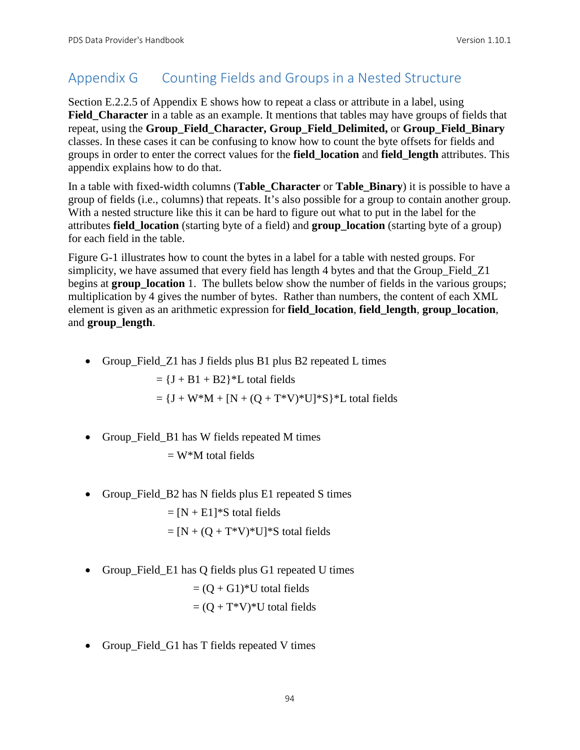# Appendix G Counting Fields and Groups in a Nested Structure

Section E.2.2.5 of Appendix E shows how to repeat a class or attribute in a label, using **Field_Character** in a table as an example. It mentions that tables may have groups of fields that repeat, using the **Group_Field_Character, Group_Field_Delimited,** or **Group_Field_Binary** classes. In these cases it can be confusing to know how to count the byte offsets for fields and groups in order to enter the correct values for the **field_location** and **field_length** attributes. This appendix explains how to do that.

In a table with fixed-width columns (**Table_Character** or **Table_Binary**) it is possible to have a group of fields (i.e., columns) that repeats. It's also possible for a group to contain another group. With a nested structure like this it can be hard to figure out what to put in the label for the attributes **field_location** (starting byte of a field) and **group_location** (starting byte of a group) for each field in the table.

Figure G-1 illustrates how to count the bytes in a label for a table with nested groups. For simplicity, we have assumed that every field has length 4 bytes and that the Group_Field_Z1 begins at **group_location** 1. The bullets below show the number of fields in the various groups; multiplication by 4 gives the number of bytes. Rather than numbers, the content of each XML element is given as an arithmetic expression for **field_location**, **field_length**, **group_location**, and **group_length**.

- Group_Field_Z1 has J fields plus B1 plus B2 repeated L times

  = {J + B1 + B2}*L total fields

  = {J + W*M + [N + (Q + T*V)*U]*S}*L total fields

- Group_Field_B1 has W fields repeated M times

  = W*M total fields

- Group_Field_B2 has N fields plus E1 repeated S times

  = [N + E1]*S total fields

  = [N + (Q + T*V)*U]*S total fields

- Group_Field_E1 has Q fields plus G1 repeated U times

  = (Q + G1)*U total fields

  = (Q + T*V)*U total fields

- Group_Field_G1 has T fields repeated V times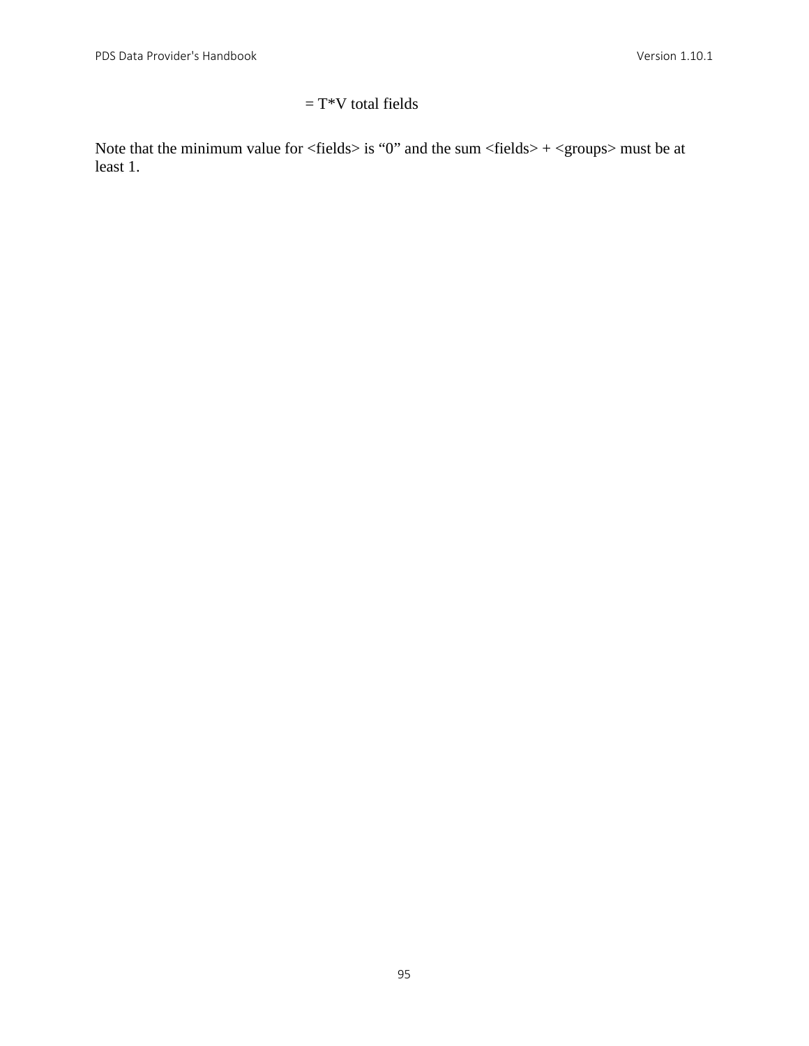= T*V total fields

Note that the minimum value for <fields> is “0” and the sum <fields> + <groups> must be at least 1.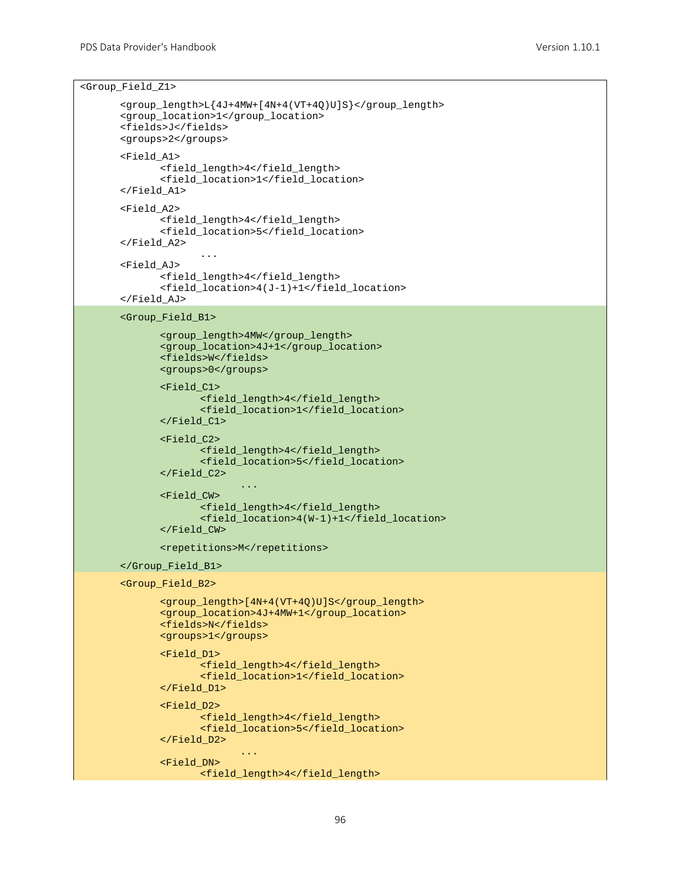```
<Group_Field_Z1>

      <group_length>L{4J+4MW+[4N+4(VT+4Q)U]S}</group_length>
      <group_location>1</group_location>
      <fields>J</fields>
      <groups>2</groups>

      <Field_A1>
            <field_length>4</field_length>
            <field_location>1</field_location>
      </Field_A1>

      <Field_A2>
            <field_length>4</field_length>
            <field_location>5</field_location>
      </Field_A2>
                  ...
      <Field_AJ>
            <field_length>4</field_length>
            <field_location>4(J-1)+1</field_location>
      </Field_AJ>

      <Group_Field_B1>

            <group_length>4MW</group_length>
            <group_location>4J+1</group_location>
            <fields>W</fields>
            <groups>0</groups>

            <Field_C1>
                  <field_length>4</field_length>
                  <field_location>1</field_location>
            </Field_C1>

            <Field_C2>
                  <field_length>4</field_length>
                  <field_location>5</field_location>
            </Field_C2>
                        ...
            <Field_CW>
                  <field_length>4</field_length>
                  <field_location>4(W-1)+1</field_location>
            </Field_CW>

            <repetitions>M</repetitions>

      </Group_Field_B1>

      <Group_Field_B2>

            <group_length>[4N+4(VT+4Q)U]S</group_length>
            <group_location>4J+4MW+1</group_location>
            <fields>N</fields>
            <groups>1</groups>

            <Field_D1>
                  <field_length>4</field_length>
                  <field_location>1</field_location>
            </Field_D1>

            <Field_D2>
                  <field_length>4</field_length>
                  <field_location>5</field_location>
            </Field_D2>
                        ...
            <Field_DN>
                  <field_length>4</field_length>
```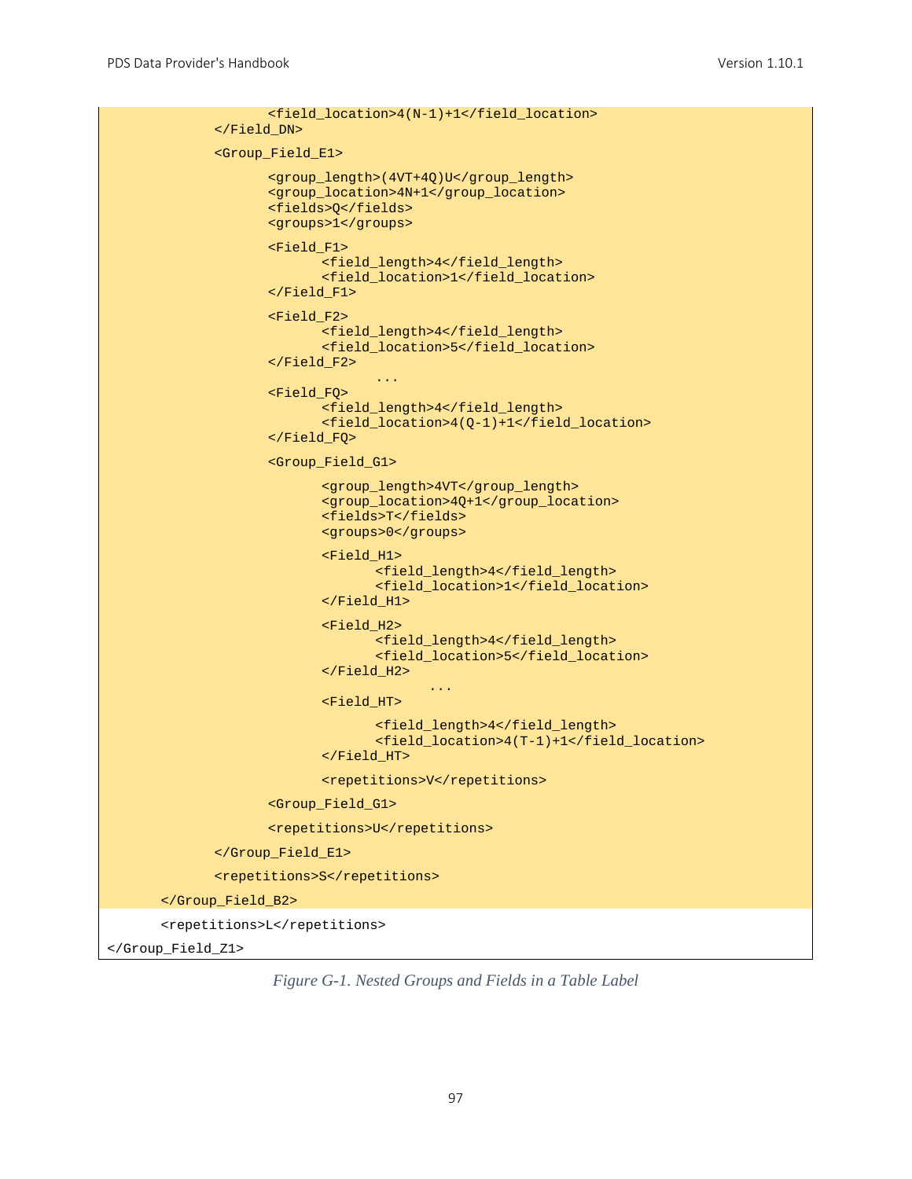```
                    <field_location>4(N-1)+1</field_location>
            </Field_DN>

            <Group_Field_E1>

                    <group_length>(4VT+4Q)U</group_length>
                    <group_location>4N+1</group_location>
                    <fields>Q</fields>
                    <groups>1</groups>

                    <Field_F1>
                            <field_length>4</field_length>
                            <field_location>1</field_location>
                    </Field_F1>

                    <Field_F2>
                            <field_length>4</field_length>
                            <field_location>5</field_location>
                    </Field_F2>
                                    ...
                    <Field_FQ>
                            <field_length>4</field_length>
                            <field_location>4(Q-1)+1</field_location>
                    </Field_FQ>

                    <Group_Field_G1>

                            <group_length>4VT</group_length>
                            <group_location>4Q+1</group_location>
                            <fields>T</fields>
                            <groups>0</groups>

                            <Field_H1>
                                    <field_length>4</field_length>
                                    <field_location>1</field_location>
                            </Field_H1>

                            <Field_H2>
                                    <field_length>4</field_length>
                                    <field_location>5</field_location>
                            </Field_H2>
                                            ...
                            <Field_HT>

                                    <field_length>4</field_length>
                                    <field_location>4(T-1)+1</field_location>
                            </Field_HT>

                            <repetitions>V</repetitions>

                    <Group_Field_G1>

                    <repetitions>U</repetitions>

            </Group_Field_E1>

            <repetitions>S</repetitions>

        </Group_Field_B2>

        <repetitions>L</repetitions>

</Group_Field_Z1>
```

*Figure G-1. Nested Groups and Fields in a Table Label*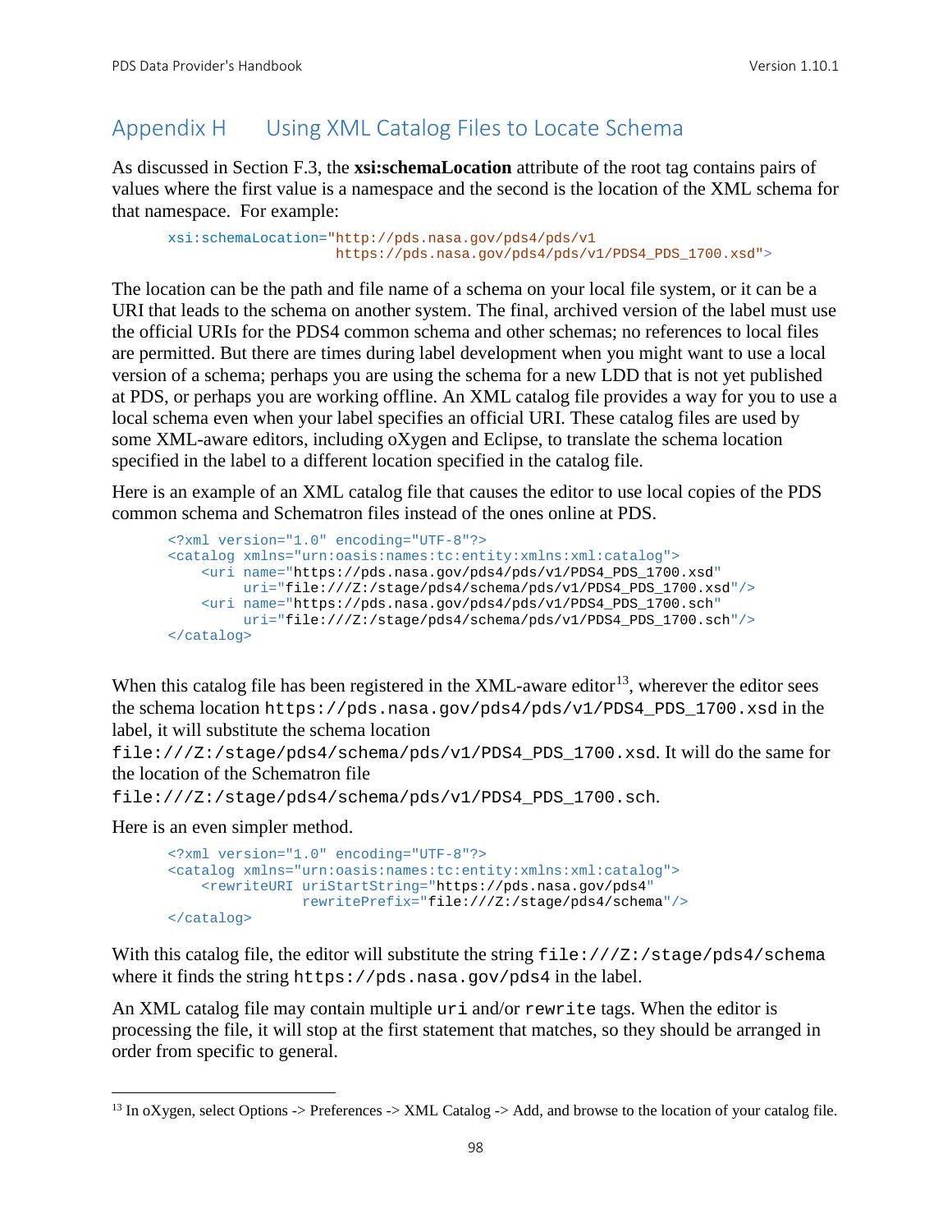# Appendix H Using XML Catalog Files to Locate Schema

As discussed in Section F.3, the **xsi:schemaLocation** attribute of the root tag contains pairs of values where the first value is a namespace and the second is the location of the XML schema for that namespace. For example:

```
xsi:schemaLocation="http://pds.nasa.gov/pds4/pds/v1
                    https://pds.nasa.gov/pds4/pds/v1/PDS4_PDS_1700.xsd">
```

The location can be the path and file name of a schema on your local file system, or it can be a URI that leads to the schema on another system. The final, archived version of the label must use the official URIs for the PDS4 common schema and other schemas; no references to local files are permitted. But there are times during label development when you might want to use a local version of a schema; perhaps you are using the schema for a new LDD that is not yet published at PDS, or perhaps you are working offline. An XML catalog file provides a way for you to use a local schema even when your label specifies an official URI. These catalog files are used by some XML-aware editors, including oXygen and Eclipse, to translate the schema location specified in the label to a different location specified in the catalog file.

Here is an example of an XML catalog file that causes the editor to use local copies of the PDS common schema and Schematron files instead of the ones online at PDS.

```
<?xml version="1.0" encoding="UTF-8"?>
<catalog xmlns="urn:oasis:names:tc:entity:xmlns:xml:catalog">
    <uri name="https://pds.nasa.gov/pds4/pds/v1/PDS4_PDS_1700.xsd"
         uri="file:///Z:/stage/pds4/schema/pds/v1/PDS4_PDS_1700.xsd"/>
    <uri name="https://pds.nasa.gov/pds4/pds/v1/PDS4_PDS_1700.sch"
         uri="file:///Z:/stage/pds4/schema/pds/v1/PDS4_PDS_1700.sch"/>
</catalog>
```

When this catalog file has been registered in the XML-aware editor[13], wherever the editor sees the schema location `https://pds.nasa.gov/pds4/pds/v1/PDS4_PDS_1700.xsd` in the label, it will substitute the schema location `file:///Z:/stage/pds4/schema/pds/v1/PDS4_PDS_1700.xsd`. It will do the same for the location of the Schematron file `file:///Z:/stage/pds4/schema/pds/v1/PDS4_PDS_1700.sch`.

Here is an even simpler method.

```
<?xml version="1.0" encoding="UTF-8"?>
<catalog xmlns="urn:oasis:names:tc:entity:xmlns:xml:catalog">
    <rewriteURI uriStartString="https://pds.nasa.gov/pds4"
                rewritePrefix="file:///Z:/stage/pds4/schema"/>
</catalog>
```

With this catalog file, the editor will substitute the string `file:///Z:/stage/pds4/schema` where it finds the string `https://pds.nasa.gov/pds4` in the label.

An XML catalog file may contain multiple `uri` and/or `rewrite` tags. When the editor is processing the file, it will stop at the first statement that matches, so they should be arranged in order from specific to general.

[13] In oXygen, select Options -> Preferences -> XML Catalog -> Add, and browse to the location of your catalog file.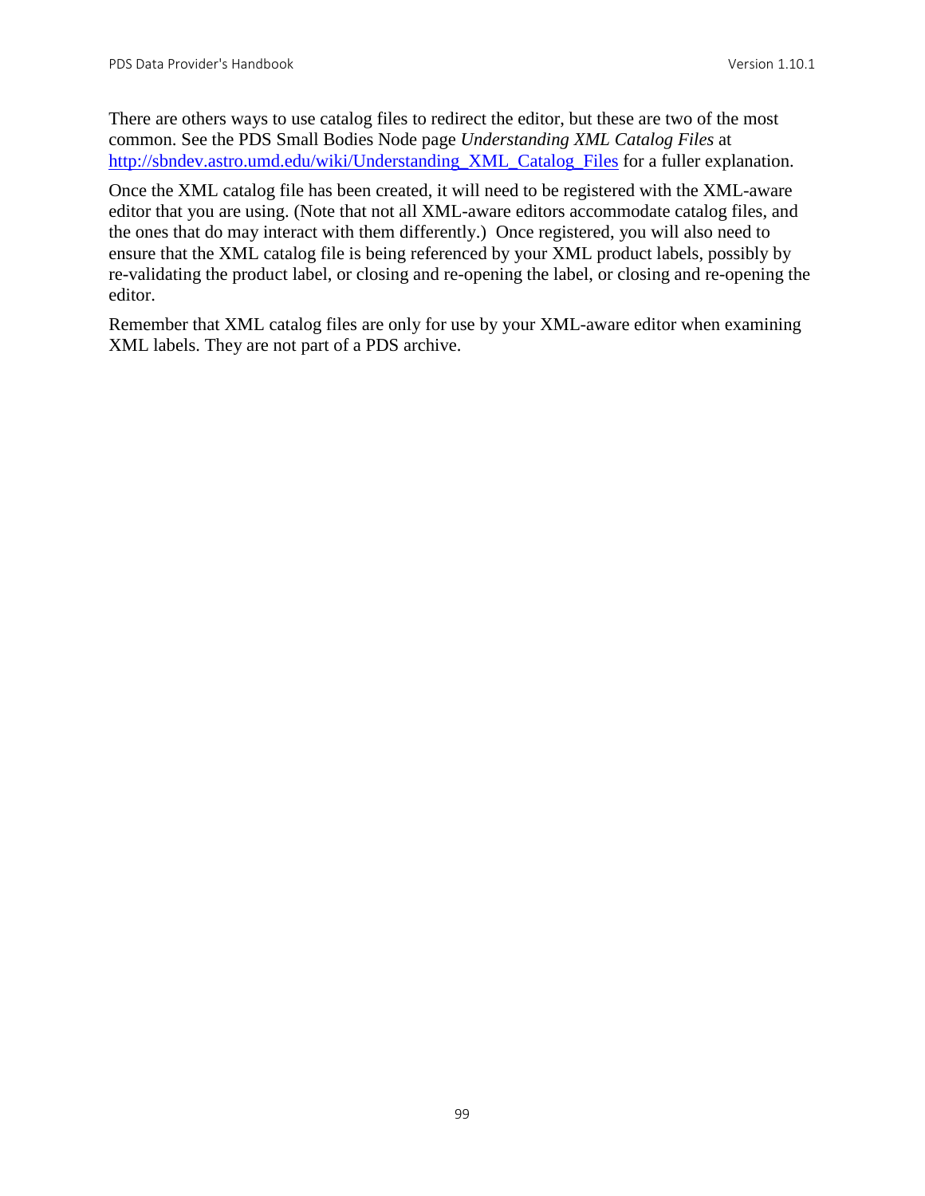There are others ways to use catalog files to redirect the editor, but these are two of the most common. See the PDS Small Bodies Node page *Understanding XML Catalog Files* at [http://sbndev.astro.umd.edu/wiki/Understanding_XML_Catalog_Files](http://sbndev.astro.umd.edu/wiki/Understanding_XML_Catalog_Files) for a fuller explanation.

Once the XML catalog file has been created, it will need to be registered with the XML-aware editor that you are using. (Note that not all XML-aware editors accommodate catalog files, and the ones that do may interact with them differently.) Once registered, you will also need to ensure that the XML catalog file is being referenced by your XML product labels, possibly by re-validating the product label, or closing and re-opening the label, or closing and re-opening the editor.

Remember that XML catalog files are only for use by your XML-aware editor when examining XML labels. They are not part of a PDS archive.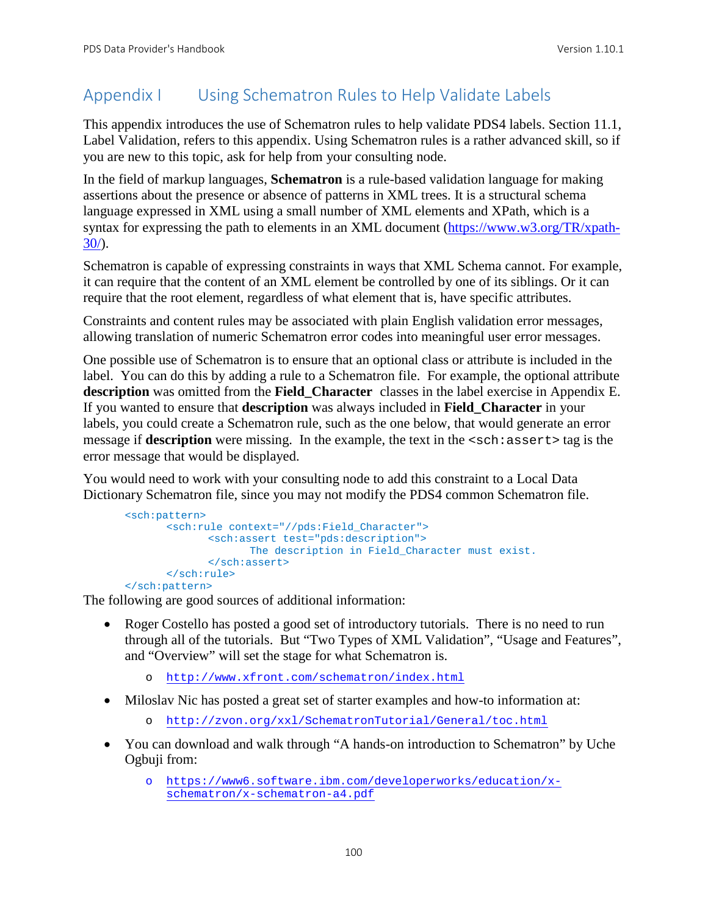# Appendix I Using Schematron Rules to Help Validate Labels

This appendix introduces the use of Schematron rules to help validate PDS4 labels. Section 11.1, Label Validation, refers to this appendix. Using Schematron rules is a rather advanced skill, so if you are new to this topic, ask for help from your consulting node.

In the field of markup languages, **Schematron** is a rule-based validation language for making assertions about the presence or absence of patterns in XML trees. It is a structural schema language expressed in XML using a small number of XML elements and XPath, which is a syntax for expressing the path to elements in an XML document (https://www.w3.org/TR/xpath-30/).

Schematron is capable of expressing constraints in ways that XML Schema cannot. For example, it can require that the content of an XML element be controlled by one of its siblings. Or it can require that the root element, regardless of what element that is, have specific attributes.

Constraints and content rules may be associated with plain English validation error messages, allowing translation of numeric Schematron error codes into meaningful user error messages.

One possible use of Schematron is to ensure that an optional class or attribute is included in the label. You can do this by adding a rule to a Schematron file. For example, the optional attribute **description** was omitted from the **Field_Character** classes in the label exercise in Appendix E. If you wanted to ensure that **description** was always included in **Field_Character** in your labels, you could create a Schematron rule, such as the one below, that would generate an error message if **description** were missing. In the example, the text in the `<sch:assert>` tag is the error message that would be displayed.

You would need to work with your consulting node to add this constraint to a Local Data Dictionary Schematron file, since you may not modify the PDS4 common Schematron file.

```
<sch:pattern>
      <sch:rule context="//pds:Field_Character">
            <sch:assert test="pds:description">
                  The description in Field_Character must exist.
            </sch:assert>
      </sch:rule>
</sch:pattern>
```

The following are good sources of additional information:

- Roger Costello has posted a good set of introductory tutorials. There is no need to run through all of the tutorials. But "Two Types of XML Validation", "Usage and Features", and "Overview" will set the stage for what Schematron is.
  - http://www.xfront.com/schematron/index.html
- Miloslav Nic has posted a great set of starter examples and how-to information at:
  - http://zvon.org/xxl/SchematronTutorial/General/toc.html
- You can download and walk through "A hands-on introduction to Schematron" by Uche Ogbuji from:
  - https://www6.software.ibm.com/developerworks/education/x-schematron/x-schematron-a4.pdf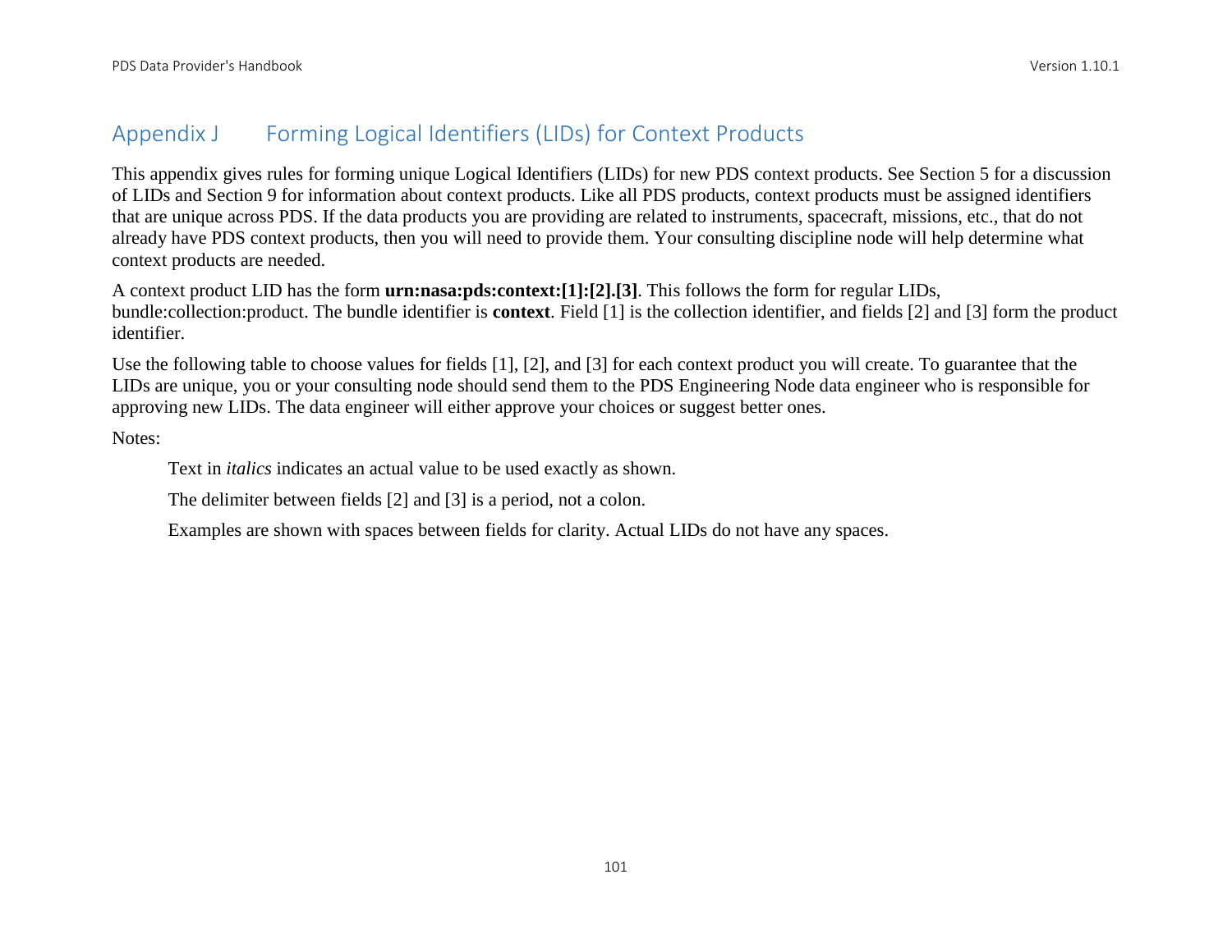# Appendix J Forming Logical Identifiers (LIDs) for Context Products

This appendix gives rules for forming unique Logical Identifiers (LIDs) for new PDS context products. See Section 5 for a discussion of LIDs and Section 9 for information about context products. Like all PDS products, context products must be assigned identifiers that are unique across PDS. If the data products you are providing are related to instruments, spacecraft, missions, etc., that do not already have PDS context products, then you will need to provide them. Your consulting discipline node will help determine what context products are needed.

A context product LID has the form **urn:nasa:pds:context:[1]:[2].[3]**. This follows the form for regular LIDs, bundle:collection:product. The bundle identifier is **context**. Field [1] is the collection identifier, and fields [2] and [3] form the product identifier.

Use the following table to choose values for fields [1], [2], and [3] for each context product you will create. To guarantee that the LIDs are unique, you or your consulting node should send them to the PDS Engineering Node data engineer who is responsible for approving new LIDs. The data engineer will either approve your choices or suggest better ones.

Notes:

> Text in *italics* indicates an actual value to be used exactly as shown.
>
> The delimiter between fields [2] and [3] is a period, not a colon.
>
> Examples are shown with spaces between fields for clarity. Actual LIDs do not have any spaces.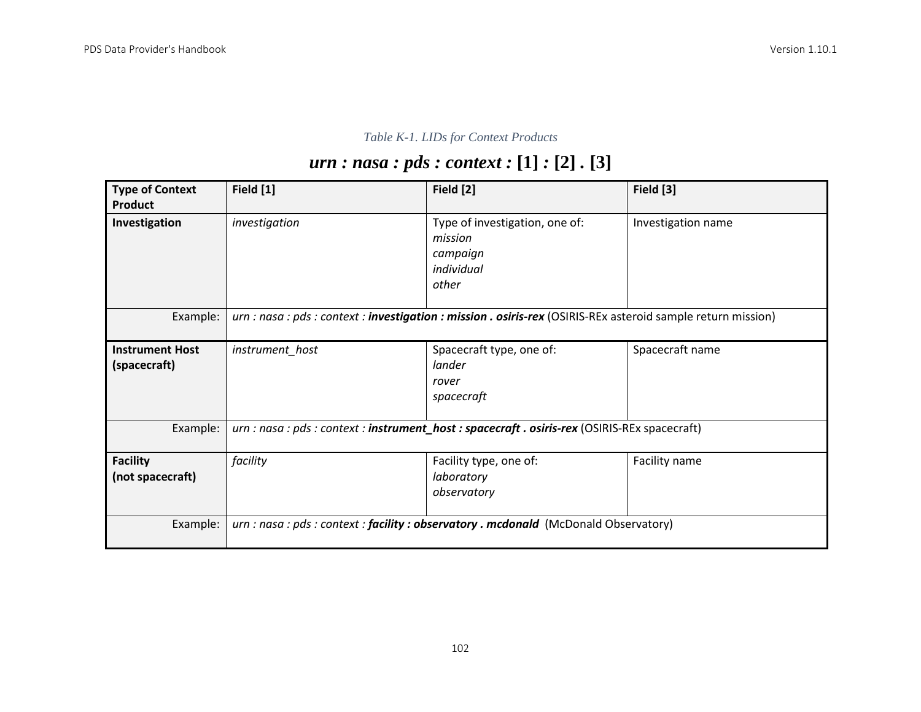*Table K-1. LIDs for Context Products*

***urn : nasa : pds : context :* [1] *:* [2] *.* [3]**

| Type of Context Product | Field [1] | Field [2] | Field [3] |
|---|---|---|---|
| **Investigation** | *investigation* | Type of investigation, one of:<br>*mission*<br>*campaign*<br>*individual*<br>*other* | Investigation name |
| Example: | *urn : nasa : pds : context :* ***investigation : mission . osiris-rex*** (OSIRIS-REx asteroid sample return mission) | | |
| **Instrument Host (spacecraft)** | *instrument_host* | Spacecraft type, one of:<br>*lander*<br>*rover*<br>*spacecraft* | Spacecraft name |
| Example: | *urn : nasa : pds : context :* ***instrument_host : spacecraft . osiris-rex*** (OSIRIS-REx spacecraft) | | |
| **Facility (not spacecraft)** | *facility* | Facility type, one of:<br>*laboratory*<br>*observatory* | Facility name |
| Example: | *urn : nasa : pds : context :* ***facility : observatory . mcdonald*** (McDonald Observatory) | | |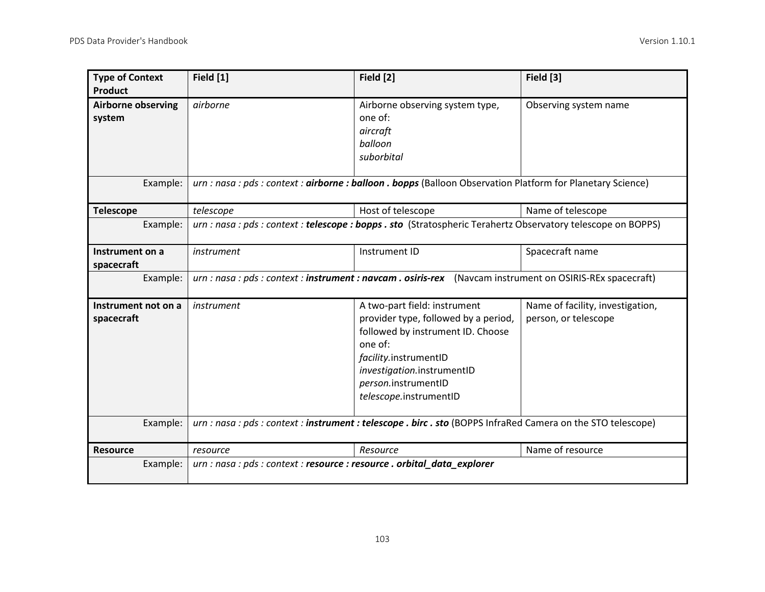| Type of Context Product | Field [1] | Field [2] | Field [3] |
|---|---|---|---|
| **Airborne observing system** | *airborne* | Airborne observing system type, one of:<br>*aircraft*<br>*balloon*<br>*suborbital* | Observing system name |
| Example: | *urn : nasa : pds : context :* ***airborne : balloon . bopps*** (Balloon Observation Platform for Planetary Science) | | |
| **Telescope** | *telescope* | Host of telescope | Name of telescope |
| Example: | *urn : nasa : pds : context :* ***telescope : bopps . sto*** (Stratospheric Terahertz Observatory telescope on BOPPS) | | |
| **Instrument on a spacecraft** | *instrument* | Instrument ID | Spacecraft name |
| Example: | *urn : nasa : pds : context :* ***instrument : navcam . osiris-rex*** (Navcam instrument on OSIRIS-REx spacecraft) | | |
| **Instrument not on a spacecraft** | *instrument* | A two-part field: instrument provider type, followed by a period, followed by instrument ID. Choose one of:<br>*facility*.instrumentID<br>*investigation*.instrumentID<br>*person*.instrumentID<br>*telescope*.instrumentID | Name of facility, investigation, person, or telescope |
| Example: | *urn : nasa : pds : context :* ***instrument : telescope . birc . sto*** (BOPPS InfraRed Camera on the STO telescope) | | |
| **Resource** | *resource* | *Resource* | Name of resource |
| Example: | *urn : nasa : pds : context :* ***resource : resource . orbital_data_explorer*** | | |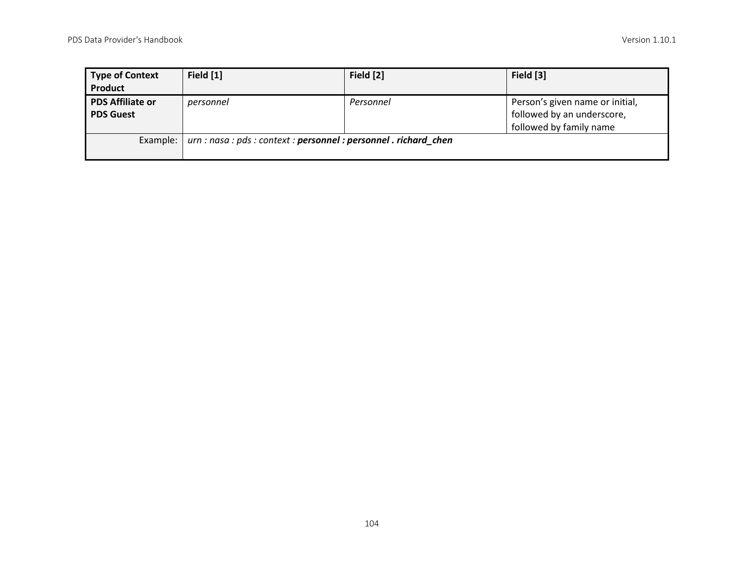| **Type of Context Product** | **Field [1]** | **Field [2]** | **Field [3]** |
|---|---|---|---|
| **PDS Affiliate or PDS Guest** | *personnel* | *Personnel* | Person's given name or initial, followed by an underscore, followed by family name |
| Example: | *urn : nasa : pds : context :* ***personnel : personnel . richard_chen*** | | |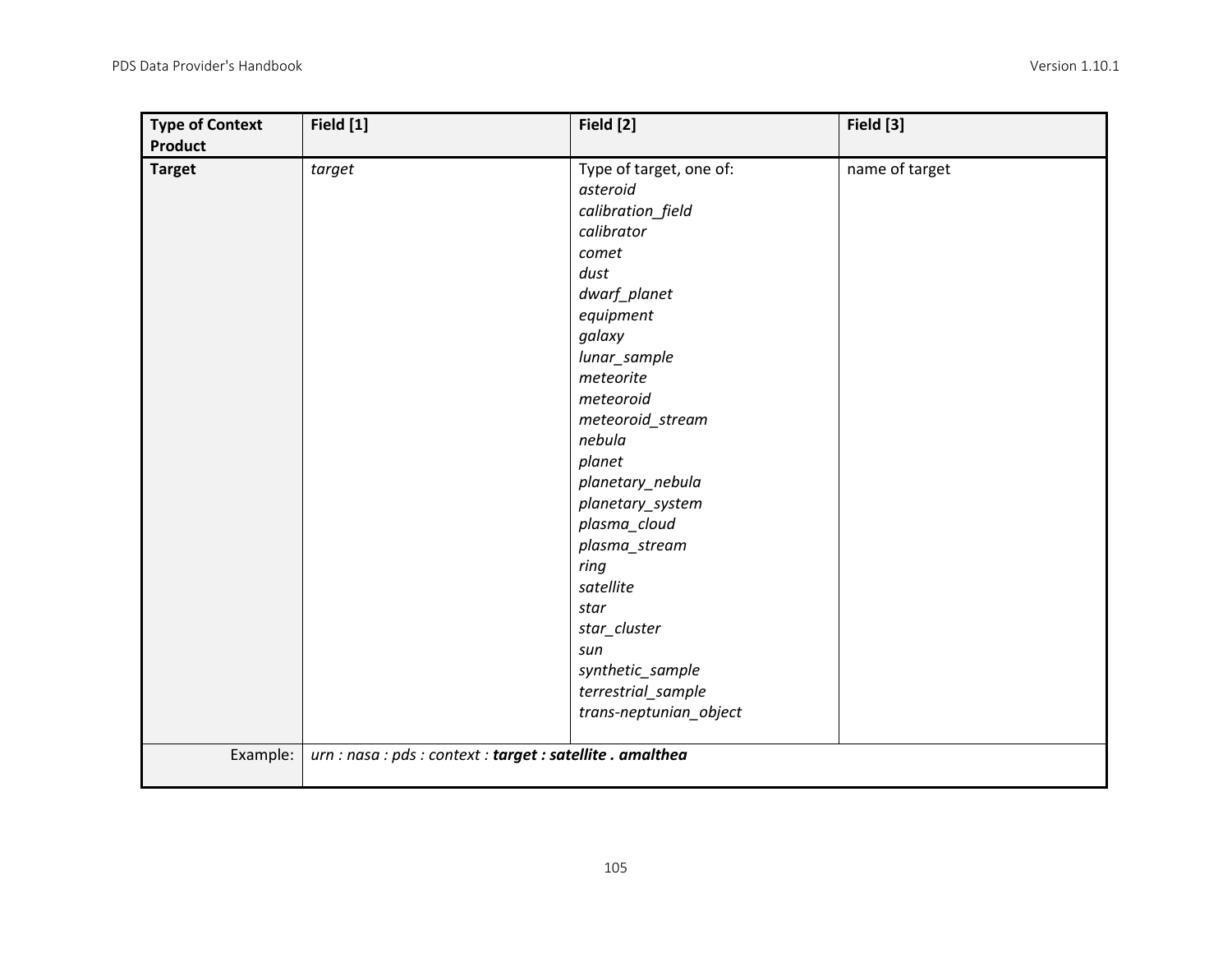| Type of Context Product | Field [1] | Field [2] | Field [3] |
|---|---|---|---|
| **Target** | *target* | Type of target, one of:<br>*asteroid*<br>*calibration_field*<br>*calibrator*<br>*comet*<br>*dust*<br>*dwarf_planet*<br>*equipment*<br>*galaxy*<br>*lunar_sample*<br>*meteorite*<br>*meteoroid*<br>*meteoroid_stream*<br>*nebula*<br>*planet*<br>*planetary_nebula*<br>*planetary_system*<br>*plasma_cloud*<br>*plasma_stream*<br>*ring*<br>*satellite*<br>*star*<br>*star_cluster*<br>*sun*<br>*synthetic_sample*<br>*terrestrial_sample*<br>*trans-neptunian_object* | name of target |
| Example: | *urn : nasa : pds : context :* ***target : satellite . amalthea*** | | |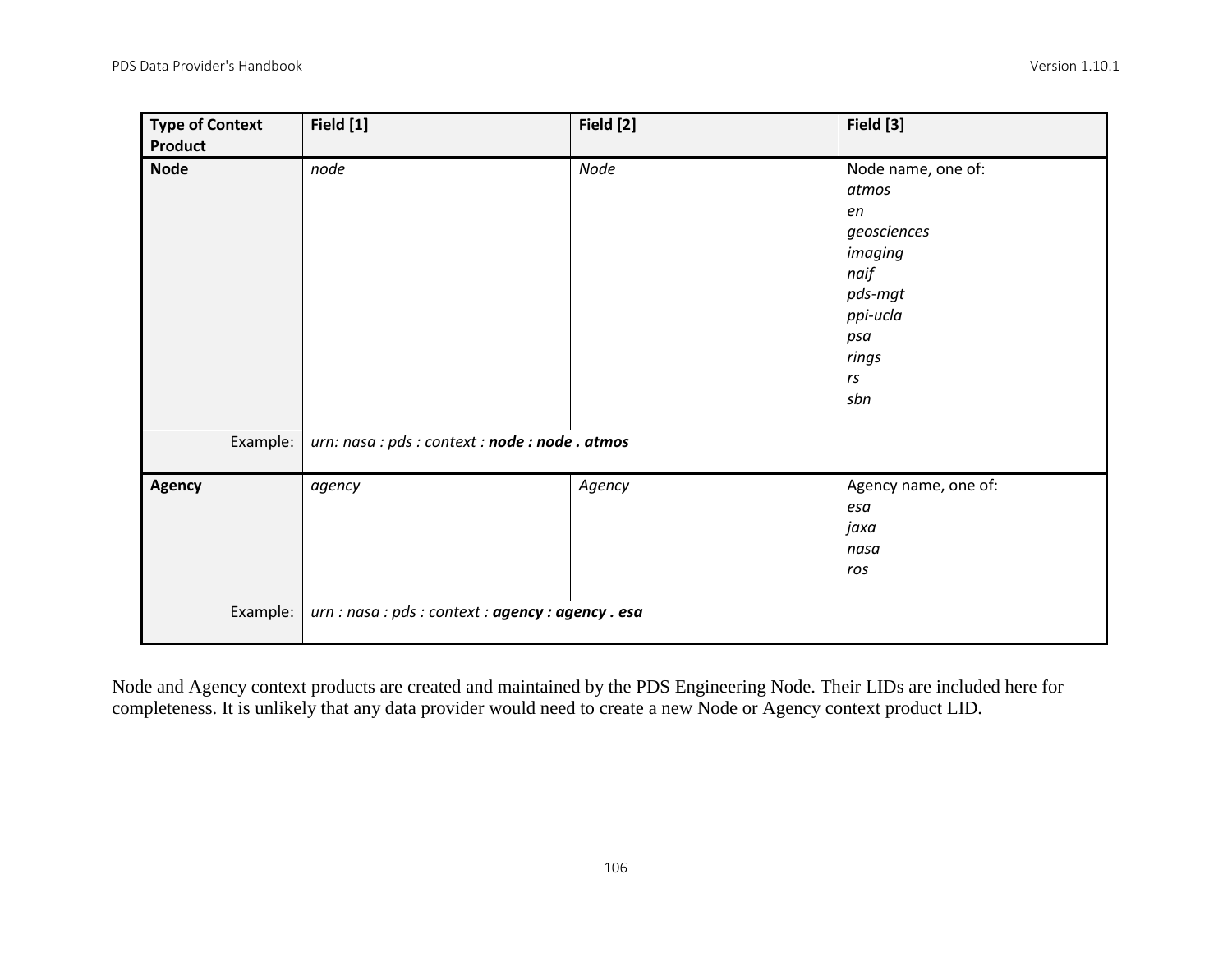| Type of Context Product | Field [1] | Field [2] | Field [3] |
|---|---|---|---|
| **Node** | *node* | *Node* | Node name, one of:<br>*atmos*<br>*en*<br>*geosciences*<br>*imaging*<br>*naif*<br>*pds-mgt*<br>*ppi-ucla*<br>*psa*<br>*rings*<br>*rs*<br>*sbn* |
| Example: | *urn: nasa : pds : context :* ***node : node . atmos*** | | |
| **Agency** | *agency* | *Agency* | Agency name, one of:<br>*esa*<br>*jaxa*<br>*nasa*<br>*ros* |
| Example: | *urn : nasa : pds : context :* ***agency : agency . esa*** | | |

Node and Agency context products are created and maintained by the PDS Engineering Node. Their LIDs are included here for completeness. It is unlikely that any data provider would need to create a new Node or Agency context product LID.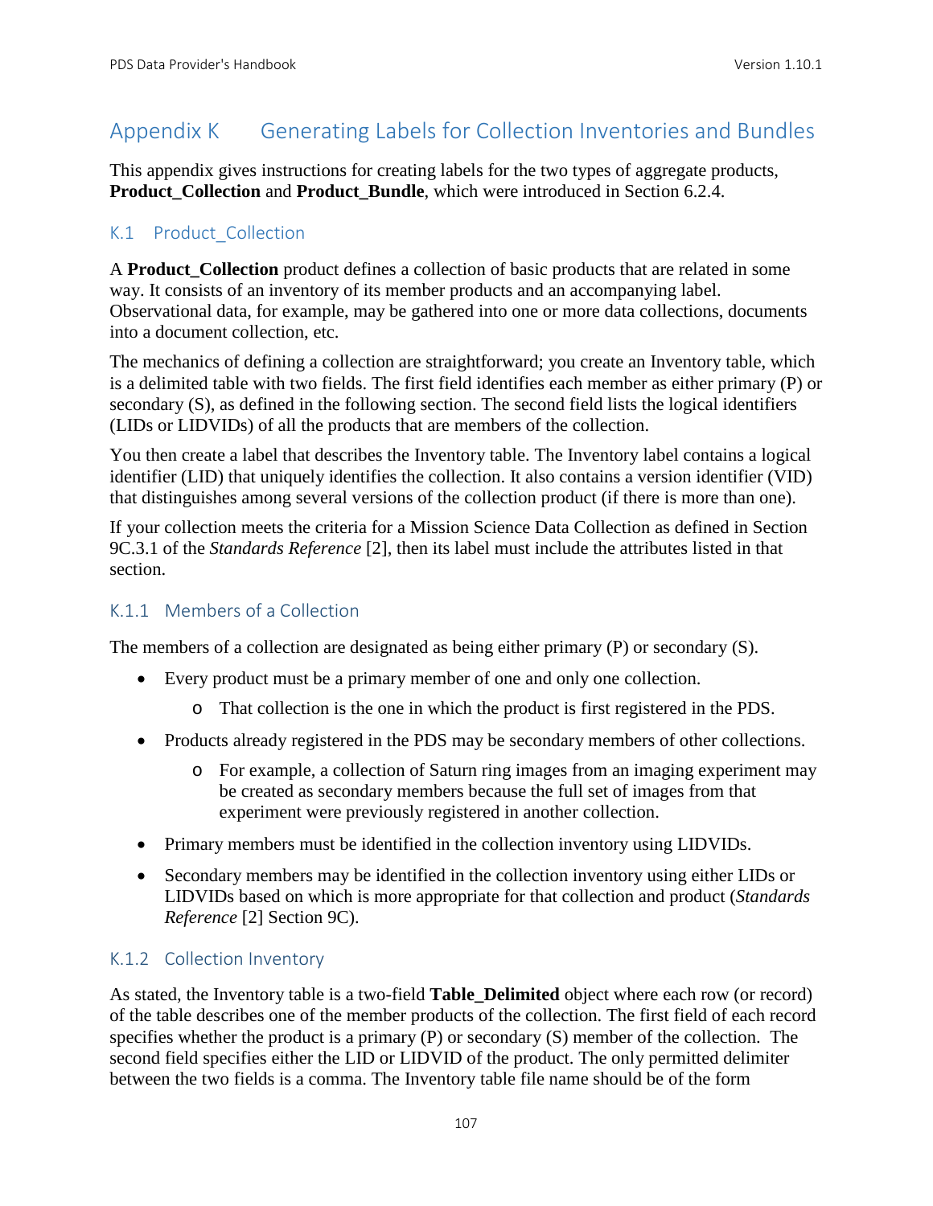# Appendix K Generating Labels for Collection Inventories and Bundles

This appendix gives instructions for creating labels for the two types of aggregate products, **Product_Collection** and **Product_Bundle**, which were introduced in Section 6.2.4.

## K.1 Product_Collection

A **Product_Collection** product defines a collection of basic products that are related in some way. It consists of an inventory of its member products and an accompanying label. Observational data, for example, may be gathered into one or more data collections, documents into a document collection, etc.

The mechanics of defining a collection are straightforward; you create an Inventory table, which is a delimited table with two fields. The first field identifies each member as either primary (P) or secondary (S), as defined in the following section. The second field lists the logical identifiers (LIDs or LIDVIDs) of all the products that are members of the collection.

You then create a label that describes the Inventory table. The Inventory label contains a logical identifier (LID) that uniquely identifies the collection. It also contains a version identifier (VID) that distinguishes among several versions of the collection product (if there is more than one).

If your collection meets the criteria for a Mission Science Data Collection as defined in Section 9C.3.1 of the *Standards Reference* [2], then its label must include the attributes listed in that section.

### K.1.1 Members of a Collection

The members of a collection are designated as being either primary (P) or secondary (S).

- Every product must be a primary member of one and only one collection.
  - That collection is the one in which the product is first registered in the PDS.
- Products already registered in the PDS may be secondary members of other collections.
  - For example, a collection of Saturn ring images from an imaging experiment may be created as secondary members because the full set of images from that experiment were previously registered in another collection.
- Primary members must be identified in the collection inventory using LIDVIDs.
- Secondary members may be identified in the collection inventory using either LIDs or LIDVIDs based on which is more appropriate for that collection and product (*Standards Reference* [2] Section 9C).

### K.1.2 Collection Inventory

As stated, the Inventory table is a two-field **Table_Delimited** object where each row (or record) of the table describes one of the member products of the collection. The first field of each record specifies whether the product is a primary (P) or secondary (S) member of the collection. The second field specifies either the LID or LIDVID of the product. The only permitted delimiter between the two fields is a comma. The Inventory table file name should be of the form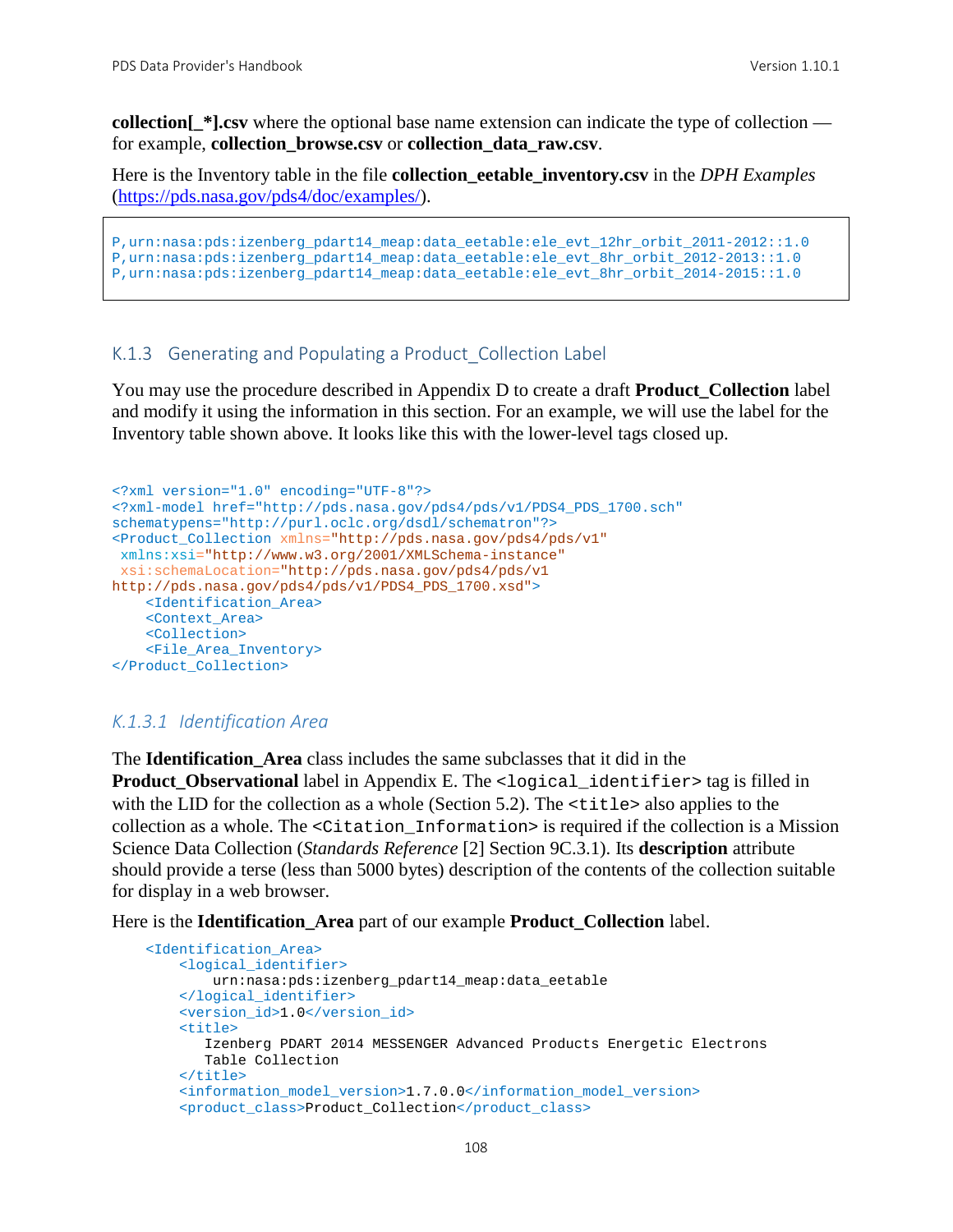**collection[_*].csv** where the optional base name extension can indicate the type of collection — for example, **collection_browse.csv** or **collection_data_raw.csv**.

Here is the Inventory table in the file **collection_eetable_inventory.csv** in the *DPH Examples* (https://pds.nasa.gov/pds4/doc/examples/).

```
P,urn:nasa:pds:izenberg_pdart14_meap:data_eetable:ele_evt_12hr_orbit_2011-2012::1.0
P,urn:nasa:pds:izenberg_pdart14_meap:data_eetable:ele_evt_8hr_orbit_2012-2013::1.0
P,urn:nasa:pds:izenberg_pdart14_meap:data_eetable:ele_evt_8hr_orbit_2014-2015::1.0
```

### K.1.3 Generating and Populating a Product_Collection Label

You may use the procedure described in Appendix D to create a draft **Product_Collection** label and modify it using the information in this section. For an example, we will use the label for the Inventory table shown above. It looks like this with the lower-level tags closed up.

```
<?xml version="1.0" encoding="UTF-8"?>
<?xml-model href="http://pds.nasa.gov/pds4/pds/v1/PDS4_PDS_1700.sch"
schematypens="http://purl.oclc.org/dsdl/schematron"?>
<Product_Collection xmlns="http://pds.nasa.gov/pds4/pds/v1"
 xmlns:xsi="http://www.w3.org/2001/XMLSchema-instance"
 xsi:schemaLocation="http://pds.nasa.gov/pds4/pds/v1
http://pds.nasa.gov/pds4/pds/v1/PDS4_PDS_1700.xsd">
    <Identification_Area>
    <Context_Area>
    <Collection>
    <File_Area_Inventory>
</Product_Collection>
```

#### *K.1.3.1 Identification Area*

The **Identification_Area** class includes the same subclasses that it did in the **Product_Observational** label in Appendix E. The `<logical_identifier>` tag is filled in with the LID for the collection as a whole (Section 5.2). The `<title>` also applies to the collection as a whole. The `<Citation_Information>` is required if the collection is a Mission Science Data Collection (*Standards Reference* [2] Section 9C.3.1). Its **description** attribute should provide a terse (less than 5000 bytes) description of the contents of the collection suitable for display in a web browser.

Here is the **Identification_Area** part of our example **Product_Collection** label.

```
    <Identification_Area>
        <logical_identifier>
            urn:nasa:pds:izenberg_pdart14_meap:data_eetable
        </logical_identifier>
        <version_id>1.0</version_id>
        <title>
           Izenberg PDART 2014 MESSENGER Advanced Products Energetic Electrons
           Table Collection
        </title>
        <information_model_version>1.7.0.0</information_model_version>
        <product_class>Product_Collection</product_class>
```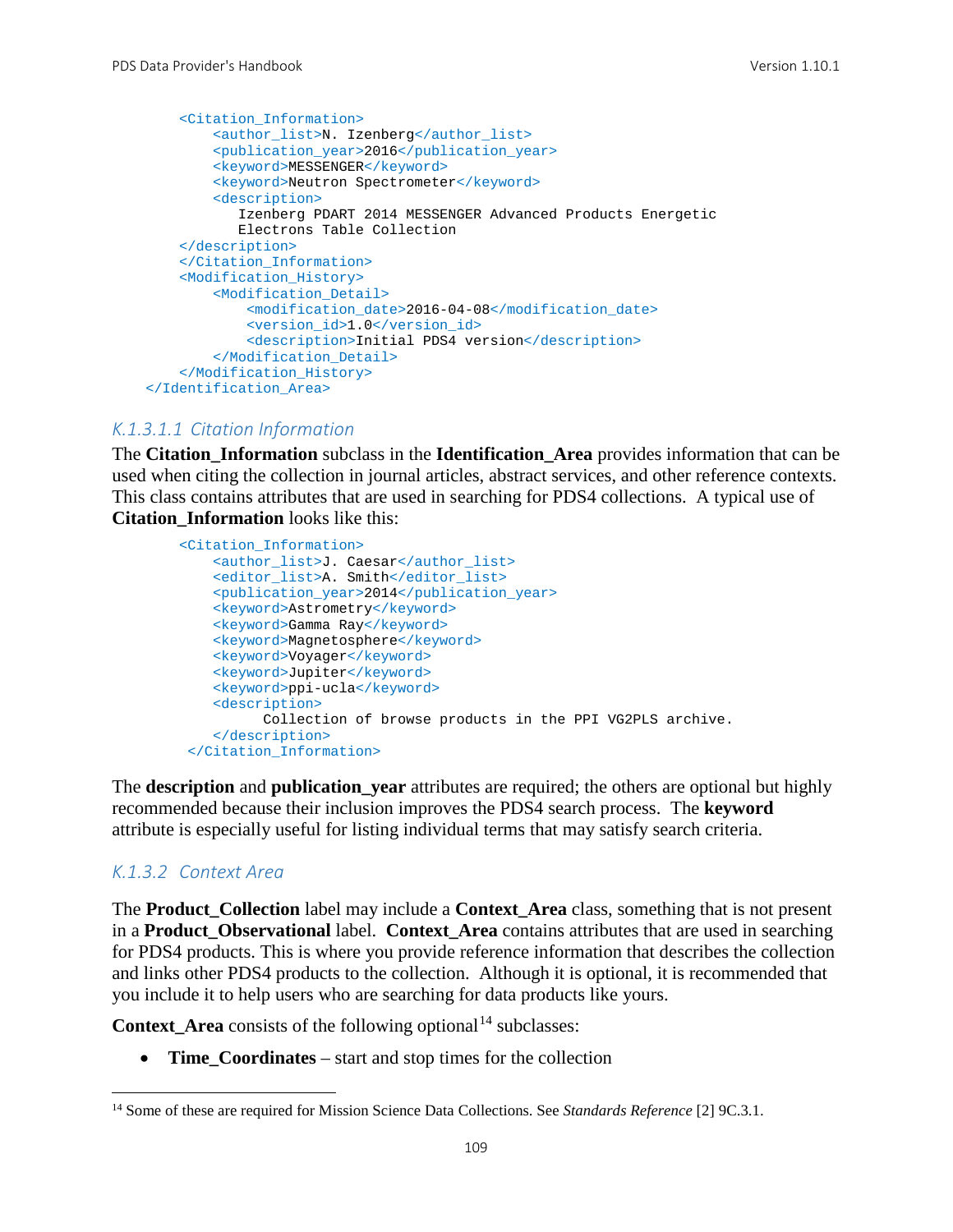```
        <Citation_Information>
            <author_list>N. Izenberg</author_list>
            <publication_year>2016</publication_year>
            <keyword>MESSENGER</keyword>
            <keyword>Neutron Spectrometer</keyword>
            <description>
               Izenberg PDART 2014 MESSENGER Advanced Products Energetic
               Electrons Table Collection
        </description>
        </Citation_Information>
        <Modification_History>
            <Modification_Detail>
                <modification_date>2016-04-08</modification_date>
                <version_id>1.0</version_id>
                <description>Initial PDS4 version</description>
            </Modification_Detail>
        </Modification_History>
    </Identification_Area>
```

#### *K.1.3.1.1 Citation Information*

The **Citation_Information** subclass in the **Identification_Area** provides information that can be used when citing the collection in journal articles, abstract services, and other reference contexts. This class contains attributes that are used in searching for PDS4 collections. A typical use of **Citation_Information** looks like this:

```
        <Citation_Information>
            <author_list>J. Caesar</author_list>
            <editor_list>A. Smith</editor_list>
            <publication_year>2014</publication_year>
            <keyword>Astrometry</keyword>
            <keyword>Gamma Ray</keyword>
            <keyword>Magnetosphere</keyword>
            <keyword>Voyager</keyword>
            <keyword>Jupiter</keyword>
            <keyword>ppi-ucla</keyword>
            <description>
                  Collection of browse products in the PPI VG2PLS archive.
            </description>
         </Citation_Information>
```

The **description** and **publication_year** attributes are required; the others are optional but highly recommended because their inclusion improves the PDS4 search process. The **keyword** attribute is especially useful for listing individual terms that may satisfy search criteria.

### *K.1.3.2 Context Area*

The **Product_Collection** label may include a **Context_Area** class, something that is not present in a **Product_Observational** label. **Context_Area** contains attributes that are used in searching for PDS4 products. This is where you provide reference information that describes the collection and links other PDS4 products to the collection. Although it is optional, it is recommended that you include it to help users who are searching for data products like yours.

**Context_Area** consists of the following optional[14] subclasses:

- **Time_Coordinates** – start and stop times for the collection

[14] Some of these are required for Mission Science Data Collections. See *Standards Reference* [2] 9C.3.1.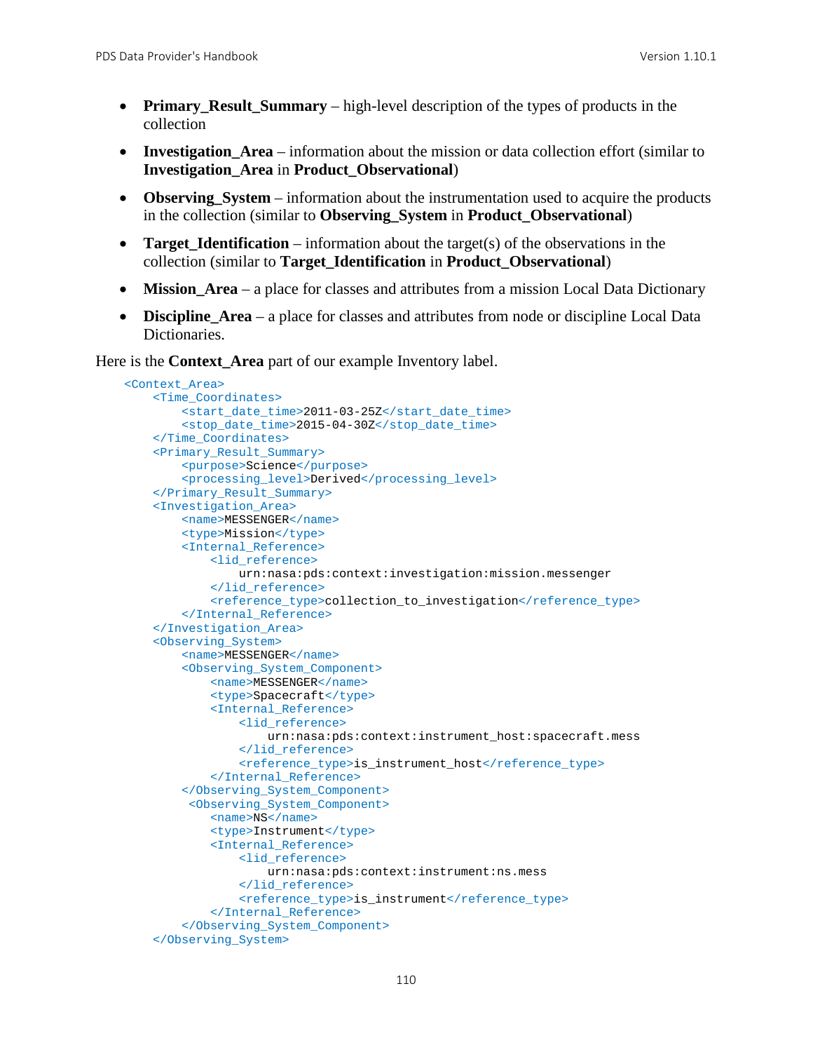- **Primary_Result_Summary** – high-level description of the types of products in the collection
- **Investigation_Area** – information about the mission or data collection effort (similar to **Investigation_Area** in **Product_Observational**)
- **Observing_System** – information about the instrumentation used to acquire the products in the collection (similar to **Observing_System** in **Product_Observational**)
- **Target_Identification** – information about the target(s) of the observations in the collection (similar to **Target_Identification** in **Product_Observational**)
- **Mission_Area** – a place for classes and attributes from a mission Local Data Dictionary
- **Discipline_Area** – a place for classes and attributes from node or discipline Local Data Dictionaries.

Here is the **Context_Area** part of our example Inventory label.

```
<Context_Area>
    <Time_Coordinates>
        <start_date_time>2011-03-25Z</start_date_time>
        <stop_date_time>2015-04-30Z</stop_date_time>
    </Time_Coordinates>
    <Primary_Result_Summary>
        <purpose>Science</purpose>
        <processing_level>Derived</processing_level>
    </Primary_Result_Summary>
    <Investigation_Area>
        <name>MESSENGER</name>
        <type>Mission</type>
        <Internal_Reference>
            <lid_reference>
                urn:nasa:pds:context:investigation:mission.messenger
            </lid_reference>
            <reference_type>collection_to_investigation</reference_type>
        </Internal_Reference>
    </Investigation_Area>
    <Observing_System>
        <name>MESSENGER</name>
        <Observing_System_Component>
            <name>MESSENGER</name>
            <type>Spacecraft</type>
            <Internal_Reference>
                <lid_reference>
                    urn:nasa:pds:context:instrument_host:spacecraft.mess
                </lid_reference>
                <reference_type>is_instrument_host</reference_type>
            </Internal_Reference>
        </Observing_System_Component>
         <Observing_System_Component>
            <name>NS</name>
            <type>Instrument</type>
            <Internal_Reference>
                <lid_reference>
                    urn:nasa:pds:context:instrument:ns.mess
                </lid_reference>
                <reference_type>is_instrument</reference_type>
            </Internal_Reference>
        </Observing_System_Component>
    </Observing_System>
```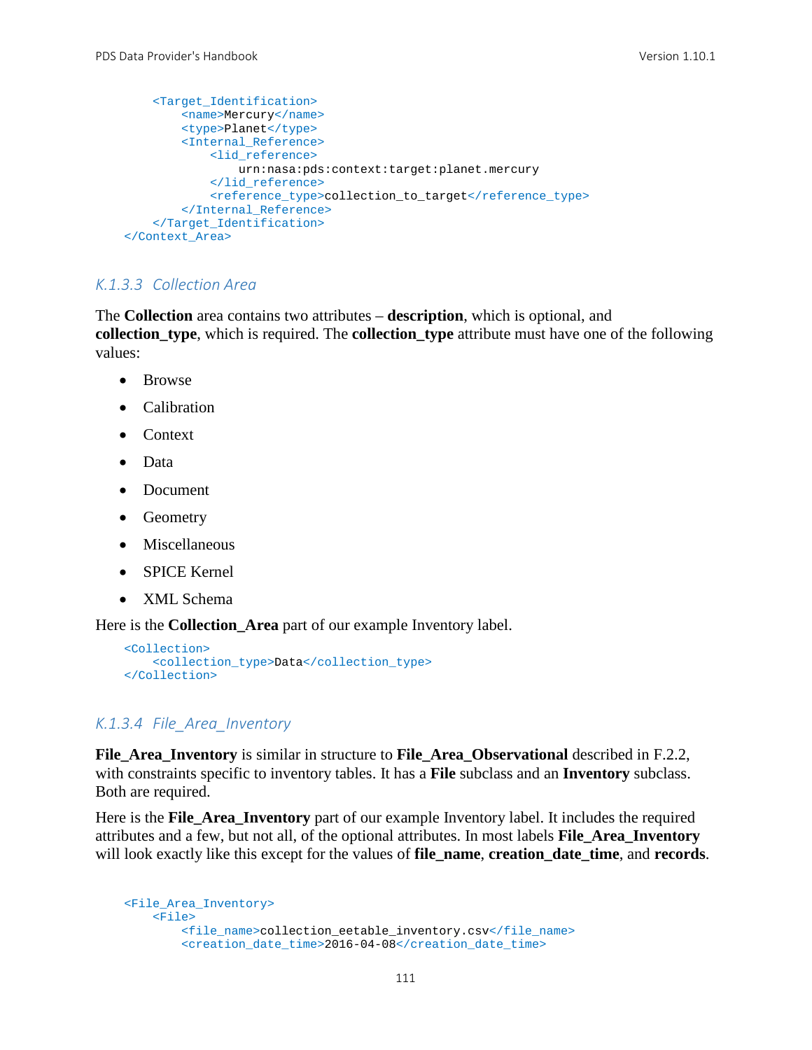```
    <Target_Identification>
        <name>Mercury</name>
        <type>Planet</type>
        <Internal_Reference>
            <lid_reference>
                urn:nasa:pds:context:target:planet.mercury
            </lid_reference>
            <reference_type>collection_to_target</reference_type>
        </Internal_Reference>
    </Target_Identification>
</Context_Area>
```

#### K.1.3.3 Collection Area

The **Collection** area contains two attributes – **description**, which is optional, and **collection_type**, which is required. The **collection_type** attribute must have one of the following values:

- Browse
- Calibration
- Context
- Data
- Document
- Geometry
- Miscellaneous
- SPICE Kernel
- XML Schema

Here is the **Collection_Area** part of our example Inventory label.

```
<Collection>
    <collection_type>Data</collection_type>
</Collection>
```

#### K.1.3.4 File_Area_Inventory

**File_Area_Inventory** is similar in structure to **File_Area_Observational** described in F.2.2, with constraints specific to inventory tables. It has a **File** subclass and an **Inventory** subclass. Both are required.

Here is the **File_Area_Inventory** part of our example Inventory label. It includes the required attributes and a few, but not all, of the optional attributes. In most labels **File_Area_Inventory** will look exactly like this except for the values of **file_name**, **creation_date_time**, and **records**.

```
<File_Area_Inventory>
    <File>
        <file_name>collection_eetable_inventory.csv</file_name>
        <creation_date_time>2016-04-08</creation_date_time>
```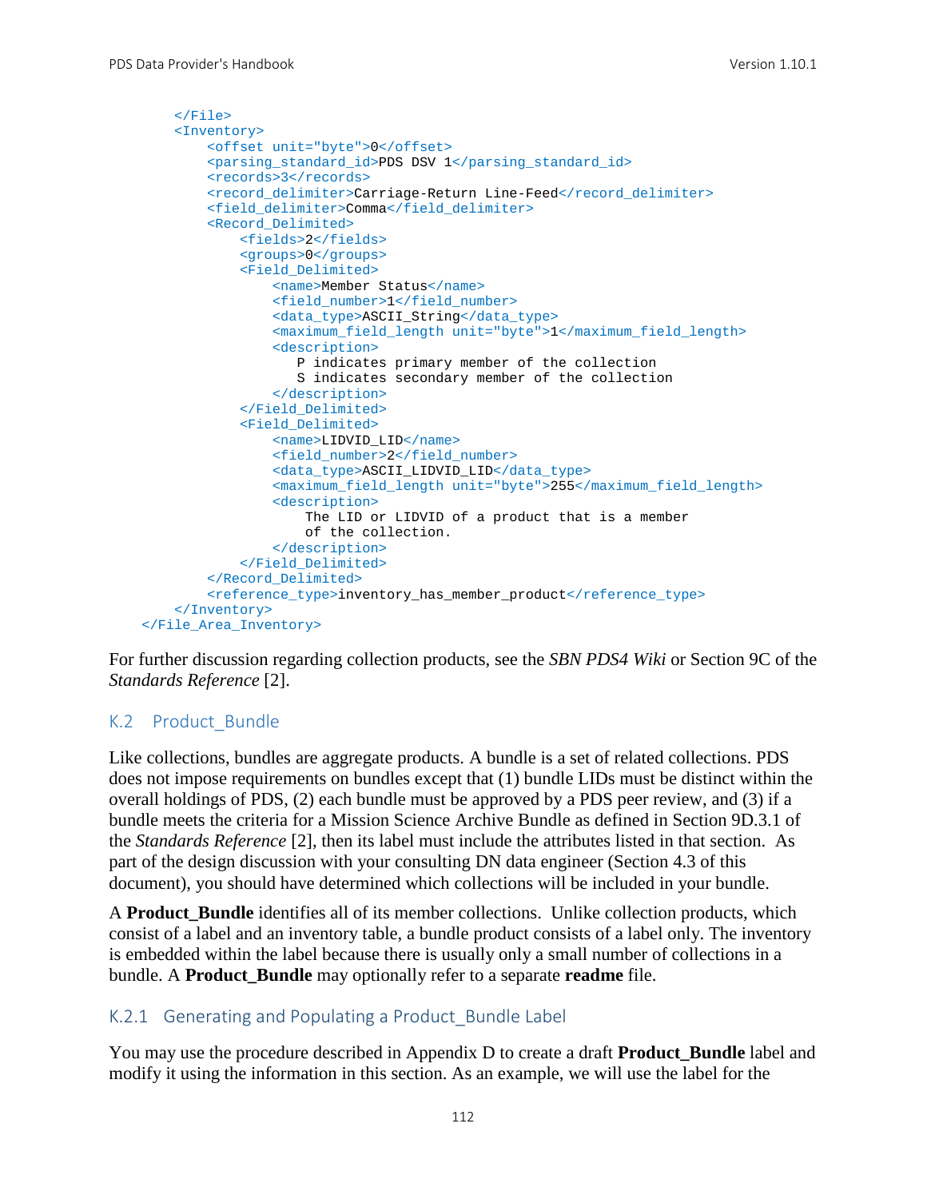```
        </File>
        <Inventory>
            <offset unit="byte">0</offset>
            <parsing_standard_id>PDS DSV 1</parsing_standard_id>
            <records>3</records>
            <record_delimiter>Carriage-Return Line-Feed</record_delimiter>
            <field_delimiter>Comma</field_delimiter>
            <Record_Delimited>
                <fields>2</fields>
                <groups>0</groups>
                <Field_Delimited>
                    <name>Member Status</name>
                    <field_number>1</field_number>
                    <data_type>ASCII_String</data_type>
                    <maximum_field_length unit="byte">1</maximum_field_length>
                    <description>
                       P indicates primary member of the collection
                       S indicates secondary member of the collection
                    </description>
                </Field_Delimited>
                <Field_Delimited>
                    <name>LIDVID_LID</name>
                    <field_number>2</field_number>
                    <data_type>ASCII_LIDVID_LID</data_type>
                    <maximum_field_length unit="byte">255</maximum_field_length>
                    <description>
                        The LID or LIDVID of a product that is a member
                        of the collection.
                    </description>
                </Field_Delimited>
            </Record_Delimited>
            <reference_type>inventory_has_member_product</reference_type>
        </Inventory>
    </File_Area_Inventory>
```

For further discussion regarding collection products, see the *SBN PDS4 Wiki* or Section 9C of the *Standards Reference* [2].

## K.2 Product_Bundle

Like collections, bundles are aggregate products. A bundle is a set of related collections. PDS does not impose requirements on bundles except that (1) bundle LIDs must be distinct within the overall holdings of PDS, (2) each bundle must be approved by a PDS peer review, and (3) if a bundle meets the criteria for a Mission Science Archive Bundle as defined in Section 9D.3.1 of the *Standards Reference* [2], then its label must include the attributes listed in that section. As part of the design discussion with your consulting DN data engineer (Section 4.3 of this document), you should have determined which collections will be included in your bundle.

A **Product_Bundle** identifies all of its member collections. Unlike collection products, which consist of a label and an inventory table, a bundle product consists of a label only. The inventory is embedded within the label because there is usually only a small number of collections in a bundle. A **Product_Bundle** may optionally refer to a separate **readme** file.

### K.2.1 Generating and Populating a Product_Bundle Label

You may use the procedure described in Appendix D to create a draft **Product_Bundle** label and modify it using the information in this section. As an example, we will use the label for the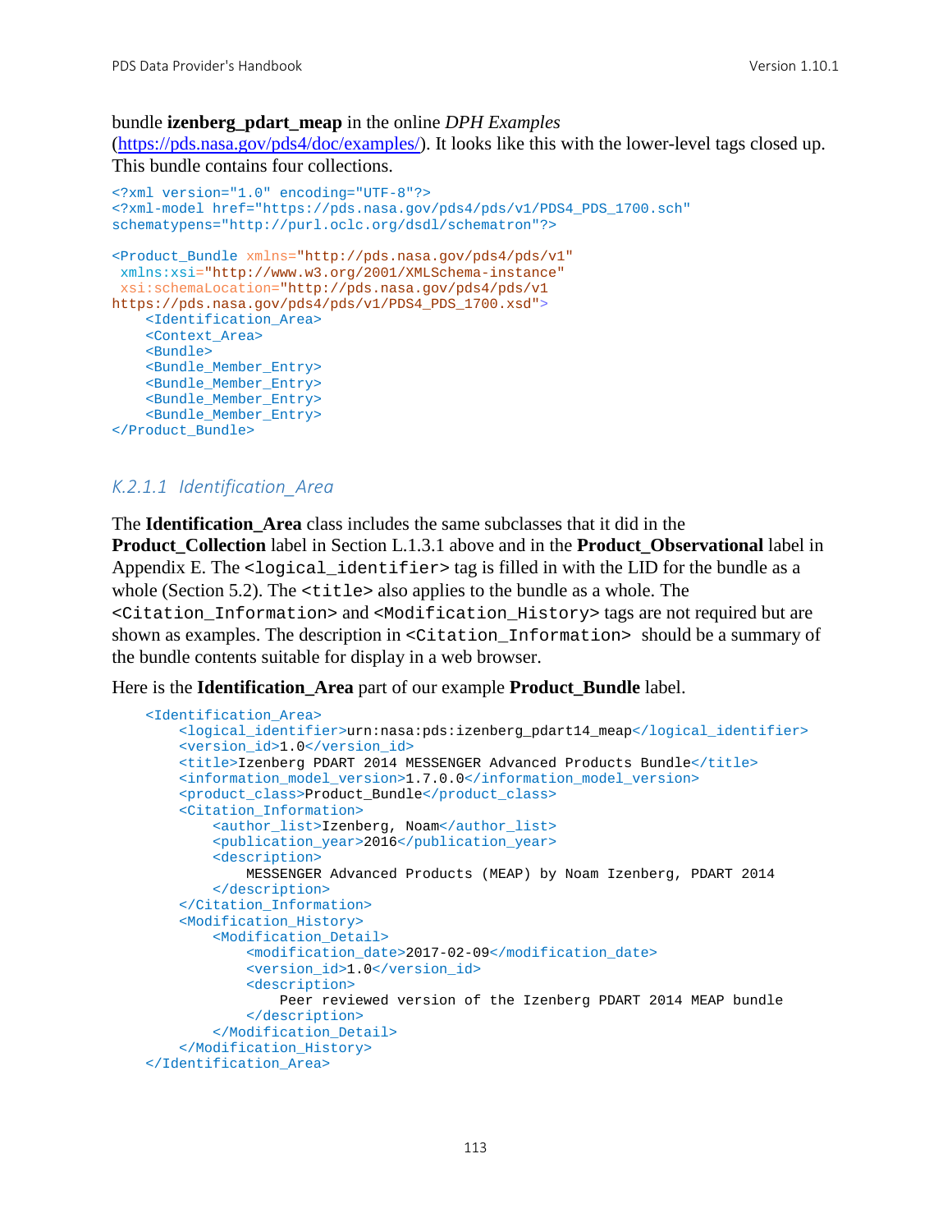bundle **izenberg_pdart_meap** in the online *DPH Examples* ([https://pds.nasa.gov/pds4/doc/examples/](https://pds.nasa.gov/pds4/doc/examples/)). It looks like this with the lower-level tags closed up. This bundle contains four collections.

```
<?xml version="1.0" encoding="UTF-8"?>
<?xml-model href="https://pds.nasa.gov/pds4/pds/v1/PDS4_PDS_1700.sch"
schematypens="http://purl.oclc.org/dsdl/schematron"?>

<Product_Bundle xmlns="http://pds.nasa.gov/pds4/pds/v1"
 xmlns:xsi="http://www.w3.org/2001/XMLSchema-instance"
 xsi:schemaLocation="http://pds.nasa.gov/pds4/pds/v1
https://pds.nasa.gov/pds4/pds/v1/PDS4_PDS_1700.xsd">
    <Identification_Area>
    <Context_Area>
    <Bundle>
    <Bundle_Member_Entry>
    <Bundle_Member_Entry>
    <Bundle_Member_Entry>
    <Bundle_Member_Entry>
</Product_Bundle>
```

#### *K.2.1.1 Identification_Area*

The **Identification_Area** class includes the same subclasses that it did in the **Product_Collection** label in Section L.1.3.1 above and in the **Product_Observational** label in Appendix E. The `<logical_identifier>` tag is filled in with the LID for the bundle as a whole (Section 5.2). The `<title>` also applies to the bundle as a whole. The `<Citation_Information>` and `<Modification_History>` tags are not required but are shown as examples. The description in `<Citation_Information>` should be a summary of the bundle contents suitable for display in a web browser.

Here is the **Identification_Area** part of our example **Product_Bundle** label.

```
    <Identification_Area>
        <logical_identifier>urn:nasa:pds:izenberg_pdart14_meap</logical_identifier>
        <version_id>1.0</version_id>
        <title>Izenberg PDART 2014 MESSENGER Advanced Products Bundle</title>
        <information_model_version>1.7.0.0</information_model_version>
        <product_class>Product_Bundle</product_class>
        <Citation_Information>
            <author_list>Izenberg, Noam</author_list>
            <publication_year>2016</publication_year>
            <description>
                MESSENGER Advanced Products (MEAP) by Noam Izenberg, PDART 2014
            </description>
        </Citation_Information>
        <Modification_History>
            <Modification_Detail>
                <modification_date>2017-02-09</modification_date>
                <version_id>1.0</version_id>
                <description>
                    Peer reviewed version of the Izenberg PDART 2014 MEAP bundle
                </description>
            </Modification_Detail>
        </Modification_History>
    </Identification_Area>
```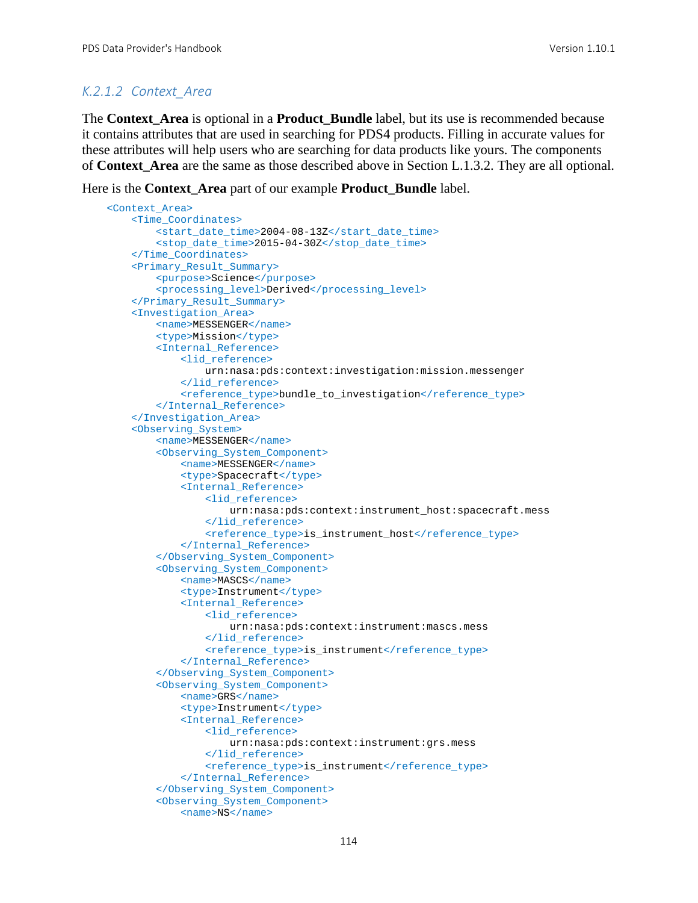#### K.2.1.2 Context_Area

The **Context_Area** is optional in a **Product_Bundle** label, but its use is recommended because it contains attributes that are used in searching for PDS4 products. Filling in accurate values for these attributes will help users who are searching for data products like yours. The components of **Context_Area** are the same as those described above in Section L.1.3.2. They are all optional.

Here is the **Context_Area** part of our example **Product_Bundle** label.

```
<Context_Area>
    <Time_Coordinates>
        <start_date_time>2004-08-13Z</start_date_time>
        <stop_date_time>2015-04-30Z</stop_date_time>
    </Time_Coordinates>
    <Primary_Result_Summary>
        <purpose>Science</purpose>
        <processing_level>Derived</processing_level>
    </Primary_Result_Summary>
    <Investigation_Area>
        <name>MESSENGER</name>
        <type>Mission</type>
        <Internal_Reference>
            <lid_reference>
                urn:nasa:pds:context:investigation:mission.messenger
            </lid_reference>
            <reference_type>bundle_to_investigation</reference_type>
        </Internal_Reference>
    </Investigation_Area>
    <Observing_System>
        <name>MESSENGER</name>
        <Observing_System_Component>
            <name>MESSENGER</name>
            <type>Spacecraft</type>
            <Internal_Reference>
                <lid_reference>
                    urn:nasa:pds:context:instrument_host:spacecraft.mess
                </lid_reference>
                <reference_type>is_instrument_host</reference_type>
            </Internal_Reference>
        </Observing_System_Component>
        <Observing_System_Component>
            <name>MASCS</name>
            <type>Instrument</type>
            <Internal_Reference>
                <lid_reference>
                    urn:nasa:pds:context:instrument:mascs.mess
                </lid_reference>
                <reference_type>is_instrument</reference_type>
            </Internal_Reference>
        </Observing_System_Component>
        <Observing_System_Component>
            <name>GRS</name>
            <type>Instrument</type>
            <Internal_Reference>
                <lid_reference>
                    urn:nasa:pds:context:instrument:grs.mess
                </lid_reference>
                <reference_type>is_instrument</reference_type>
            </Internal_Reference>
        </Observing_System_Component>
        <Observing_System_Component>
            <name>NS</name>
```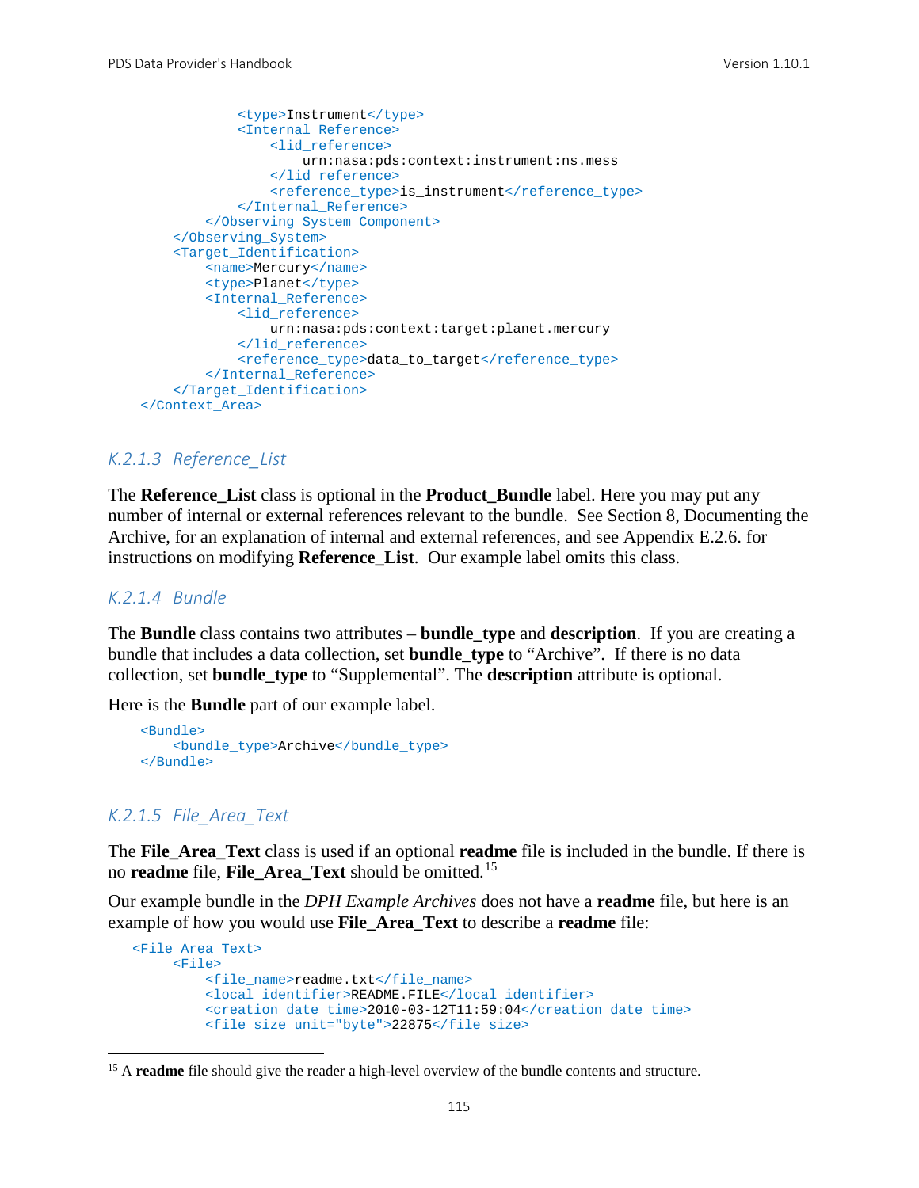```
                <type>Instrument</type>
                <Internal_Reference>
                    <lid_reference>
                        urn:nasa:pds:context:instrument:ns.mess
                    </lid_reference>
                    <reference_type>is_instrument</reference_type>
                </Internal_Reference>
            </Observing_System_Component>
        </Observing_System>
        <Target_Identification>
            <name>Mercury</name>
            <type>Planet</type>
            <Internal_Reference>
                <lid_reference>
                    urn:nasa:pds:context:target:planet.mercury
                </lid_reference>
                <reference_type>data_to_target</reference_type>
            </Internal_Reference>
        </Target_Identification>
    </Context_Area>
```

#### K.2.1.3 Reference_List

The **Reference_List** class is optional in the **Product_Bundle** label. Here you may put any number of internal or external references relevant to the bundle. See Section 8, Documenting the Archive, for an explanation of internal and external references, and see Appendix E.2.6. for instructions on modifying **Reference_List**. Our example label omits this class.

#### K.2.1.4 Bundle

The **Bundle** class contains two attributes – **bundle_type** and **description**. If you are creating a bundle that includes a data collection, set **bundle_type** to “Archive”. If there is no data collection, set **bundle_type** to “Supplemental”. The **description** attribute is optional.

Here is the **Bundle** part of our example label.

```
    <Bundle>
        <bundle_type>Archive</bundle_type>
    </Bundle>
```

#### K.2.1.5 File_Area_Text

The **File_Area_Text** class is used if an optional **readme** file is included in the bundle. If there is no **readme** file, **File_Area_Text** should be omitted.[15]

Our example bundle in the *DPH Example Archives* does not have a **readme** file, but here is an example of how you would use **File_Area_Text** to describe a **readme** file:

```
   <File_Area_Text>
        <File>
            <file_name>readme.txt</file_name>
            <local_identifier>README.FILE</local_identifier>
            <creation_date_time>2010-03-12T11:59:04</creation_date_time>
            <file_size unit="byte">22875</file_size>
```

[15] A **readme** file should give the reader a high-level overview of the bundle contents and structure.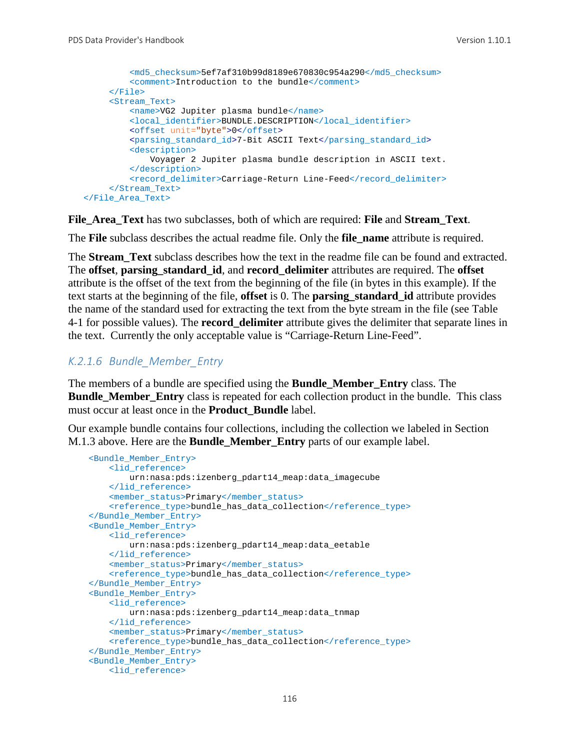```
            <md5_checksum>5ef7af310b99d8189e670830c954a290</md5_checksum>
            <comment>Introduction to the bundle</comment>
        </File>
        <Stream_Text>
            <name>VG2 Jupiter plasma bundle</name>
            <local_identifier>BUNDLE.DESCRIPTION</local_identifier>
            <offset unit="byte">0</offset>
            <parsing_standard_id>7-Bit ASCII Text</parsing_standard_id>
            <description>
                Voyager 2 Jupiter plasma bundle description in ASCII text.
            </description>
            <record_delimiter>Carriage-Return Line-Feed</record_delimiter>
        </Stream_Text>
    </File_Area_Text>
```

**File_Area_Text** has two subclasses, both of which are required: **File** and **Stream_Text**.

The **File** subclass describes the actual readme file. Only the **file_name** attribute is required.

The **Stream_Text** subclass describes how the text in the readme file can be found and extracted. The **offset**, **parsing_standard_id**, and **record_delimiter** attributes are required. The **offset** attribute is the offset of the text from the beginning of the file (in bytes in this example). If the text starts at the beginning of the file, **offset** is 0. The **parsing_standard_id** attribute provides the name of the standard used for extracting the text from the byte stream in the file (see Table 4-1 for possible values). The **record_delimiter** attribute gives the delimiter that separate lines in the text. Currently the only acceptable value is “Carriage-Return Line-Feed”.

### *K.2.1.6 Bundle_Member_Entry*

The members of a bundle are specified using the **Bundle_Member_Entry** class. The **Bundle_Member_Entry** class is repeated for each collection product in the bundle. This class must occur at least once in the **Product_Bundle** label.

Our example bundle contains four collections, including the collection we labeled in Section M.1.3 above. Here are the **Bundle_Member_Entry** parts of our example label.

```
    <Bundle_Member_Entry>
        <lid_reference>
            urn:nasa:pds:izenberg_pdart14_meap:data_imagecube
        </lid_reference>
        <member_status>Primary</member_status>
        <reference_type>bundle_has_data_collection</reference_type>
    </Bundle_Member_Entry>
    <Bundle_Member_Entry>
        <lid_reference>
            urn:nasa:pds:izenberg_pdart14_meap:data_eetable
        </lid_reference>
        <member_status>Primary</member_status>
        <reference_type>bundle_has_data_collection</reference_type>
    </Bundle_Member_Entry>
    <Bundle_Member_Entry>
        <lid_reference>
            urn:nasa:pds:izenberg_pdart14_meap:data_tnmap
        </lid_reference>
        <member_status>Primary</member_status>
        <reference_type>bundle_has_data_collection</reference_type>
    </Bundle_Member_Entry>
    <Bundle_Member_Entry>
        <lid_reference>
```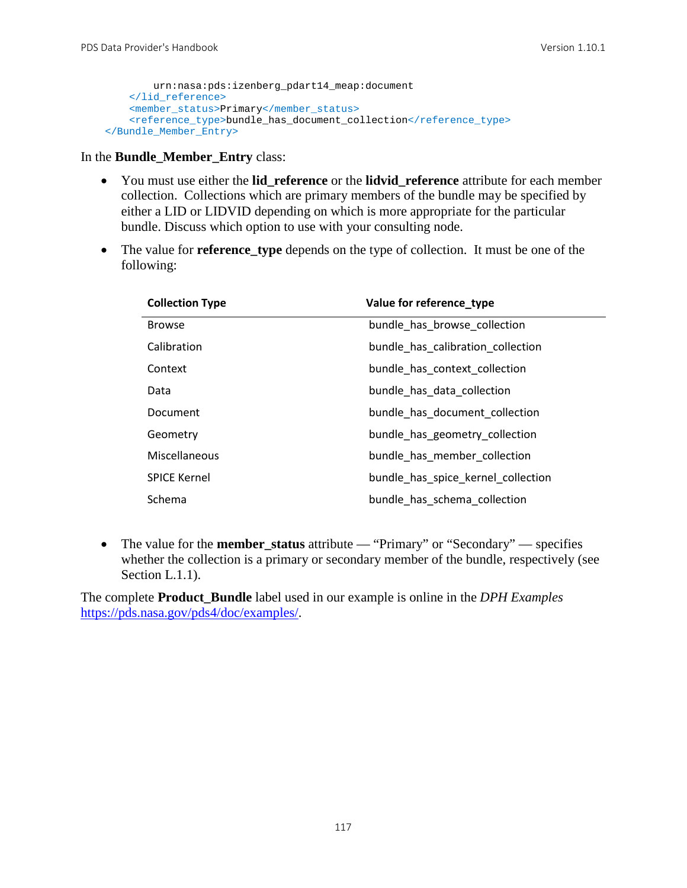```
        urn:nasa:pds:izenberg_pdart14_meap:document
    </lid_reference>
    <member_status>Primary</member_status>
    <reference_type>bundle_has_document_collection</reference_type>
</Bundle_Member_Entry>
```

In the **Bundle_Member_Entry** class:

- You must use either the **lid_reference** or the **lidvid_reference** attribute for each member collection. Collections which are primary members of the bundle may be specified by either a LID or LIDVID depending on which is more appropriate for the particular bundle. Discuss which option to use with your consulting node.
- The value for **reference_type** depends on the type of collection. It must be one of the following:

| Collection Type | Value for reference_type |
|---|---|
| Browse | bundle_has_browse_collection |
| Calibration | bundle_has_calibration_collection |
| Context | bundle_has_context_collection |
| Data | bundle_has_data_collection |
| Document | bundle_has_document_collection |
| Geometry | bundle_has_geometry_collection |
| Miscellaneous | bundle_has_member_collection |
| SPICE Kernel | bundle_has_spice_kernel_collection |
| Schema | bundle_has_schema_collection |

- The value for the **member_status** attribute — "Primary" or "Secondary" — specifies whether the collection is a primary or secondary member of the bundle, respectively (see Section L.1.1).

The complete **Product_Bundle** label used in our example is online in the *DPH Examples* https://pds.nasa.gov/pds4/doc/examples/.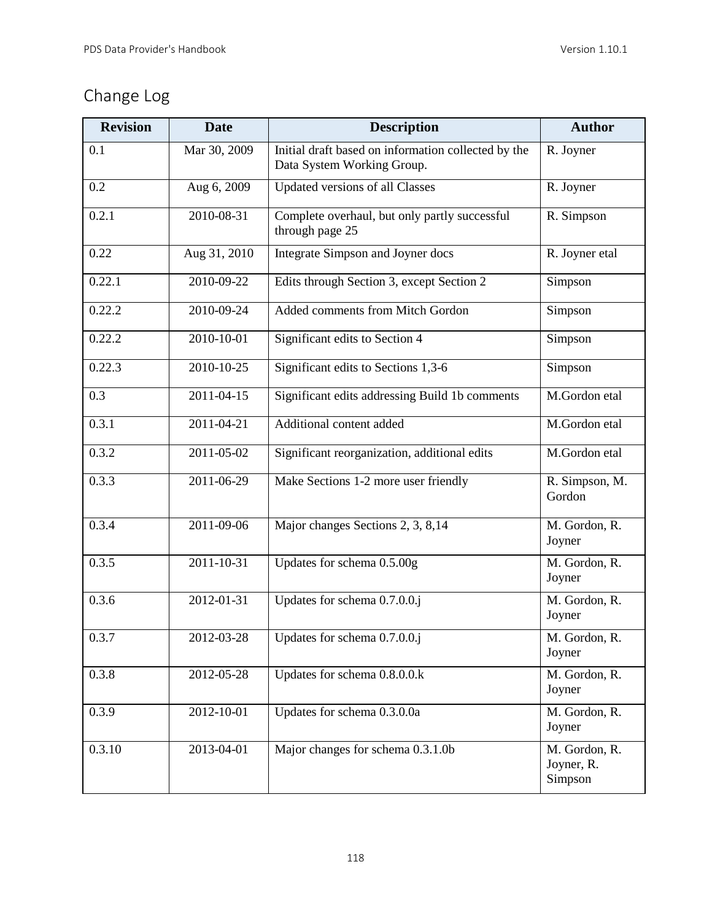## Change Log

| Revision | Date | Description | Author |
|---|---|---|---|
| 0.1 | Mar 30, 2009 | Initial draft based on information collected by the Data System Working Group. | R. Joyner |
| 0.2 | Aug 6, 2009 | Updated versions of all Classes | R. Joyner |
| 0.2.1 | 2010-08-31 | Complete overhaul, but only partly successful through page 25 | R. Simpson |
| 0.22 | Aug 31, 2010 | Integrate Simpson and Joyner docs | R. Joyner etal |
| 0.22.1 | 2010-09-22 | Edits through Section 3, except Section 2 | Simpson |
| 0.22.2 | 2010-09-24 | Added comments from Mitch Gordon | Simpson |
| 0.22.2 | 2010-10-01 | Significant edits to Section 4 | Simpson |
| 0.22.3 | 2010-10-25 | Significant edits to Sections 1,3-6 | Simpson |
| 0.3 | 2011-04-15 | Significant edits addressing Build 1b comments | M.Gordon etal |
| 0.3.1 | 2011-04-21 | Additional content added | M.Gordon etal |
| 0.3.2 | 2011-05-02 | Significant reorganization, additional edits | M.Gordon etal |
| 0.3.3 | 2011-06-29 | Make Sections 1-2 more user friendly | R. Simpson, M. Gordon |
| 0.3.4 | 2011-09-06 | Major changes Sections 2, 3, 8,14 | M. Gordon, R. Joyner |
| 0.3.5 | 2011-10-31 | Updates for schema 0.5.00g | M. Gordon, R. Joyner |
| 0.3.6 | 2012-01-31 | Updates for schema 0.7.0.0.j | M. Gordon, R. Joyner |
| 0.3.7 | 2012-03-28 | Updates for schema 0.7.0.0.j | M. Gordon, R. Joyner |
| 0.3.8 | 2012-05-28 | Updates for schema 0.8.0.0.k | M. Gordon, R. Joyner |
| 0.3.9 | 2012-10-01 | Updates for schema 0.3.0.0a | M. Gordon, R. Joyner |
| 0.3.10 | 2013-04-01 | Major changes for schema 0.3.1.0b | M. Gordon, R. Joyner, R. Simpson |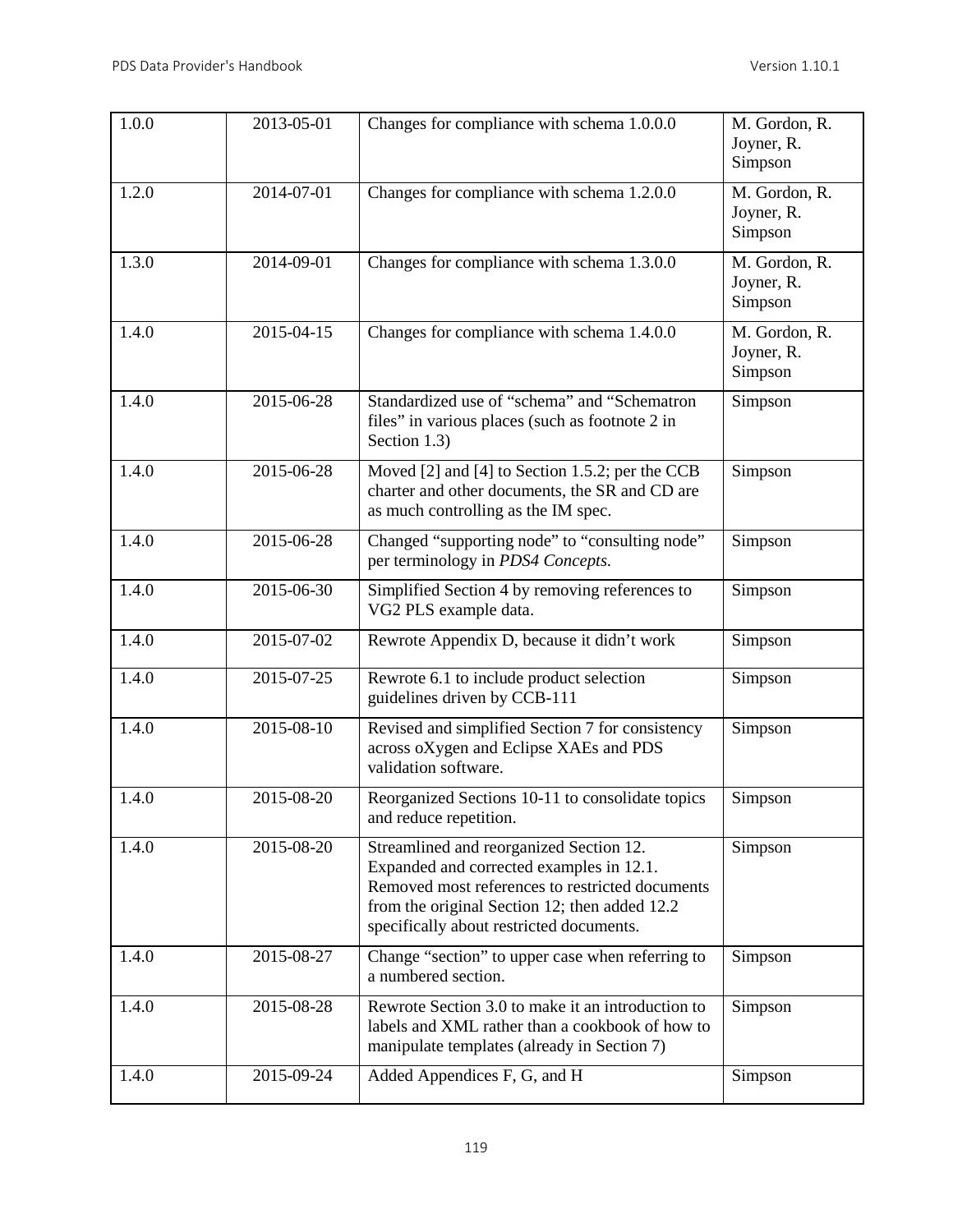| 1.0.0 | 2013-05-01 | Changes for compliance with schema 1.0.0.0 | M. Gordon, R. Joyner, R. Simpson |
|---|---|---|---|
| 1.2.0 | 2014-07-01 | Changes for compliance with schema 1.2.0.0 | M. Gordon, R. Joyner, R. Simpson |
| 1.3.0 | 2014-09-01 | Changes for compliance with schema 1.3.0.0 | M. Gordon, R. Joyner, R. Simpson |
| 1.4.0 | 2015-04-15 | Changes for compliance with schema 1.4.0.0 | M. Gordon, R. Joyner, R. Simpson |
| 1.4.0 | 2015-06-28 | Standardized use of "schema" and "Schematron files" in various places (such as footnote 2 in Section 1.3) | Simpson |
| 1.4.0 | 2015-06-28 | Moved [2] and [4] to Section 1.5.2; per the CCB charter and other documents, the SR and CD are as much controlling as the IM spec. | Simpson |
| 1.4.0 | 2015-06-28 | Changed "supporting node" to "consulting node" per terminology in *PDS4 Concepts.* | Simpson |
| 1.4.0 | 2015-06-30 | Simplified Section 4 by removing references to VG2 PLS example data. | Simpson |
| 1.4.0 | 2015-07-02 | Rewrote Appendix D, because it didn't work | Simpson |
| 1.4.0 | 2015-07-25 | Rewrote 6.1 to include product selection guidelines driven by CCB-111 | Simpson |
| 1.4.0 | 2015-08-10 | Revised and simplified Section 7 for consistency across oXygen and Eclipse XAEs and PDS validation software. | Simpson |
| 1.4.0 | 2015-08-20 | Reorganized Sections 10-11 to consolidate topics and reduce repetition. | Simpson |
| 1.4.0 | 2015-08-20 | Streamlined and reorganized Section 12. Expanded and corrected examples in 12.1. Removed most references to restricted documents from the original Section 12; then added 12.2 specifically about restricted documents. | Simpson |
| 1.4.0 | 2015-08-27 | Change "section" to upper case when referring to a numbered section. | Simpson |
| 1.4.0 | 2015-08-28 | Rewrote Section 3.0 to make it an introduction to labels and XML rather than a cookbook of how to manipulate templates (already in Section 7) | Simpson |
| 1.4.0 | 2015-09-24 | Added Appendices F, G, and H | Simpson |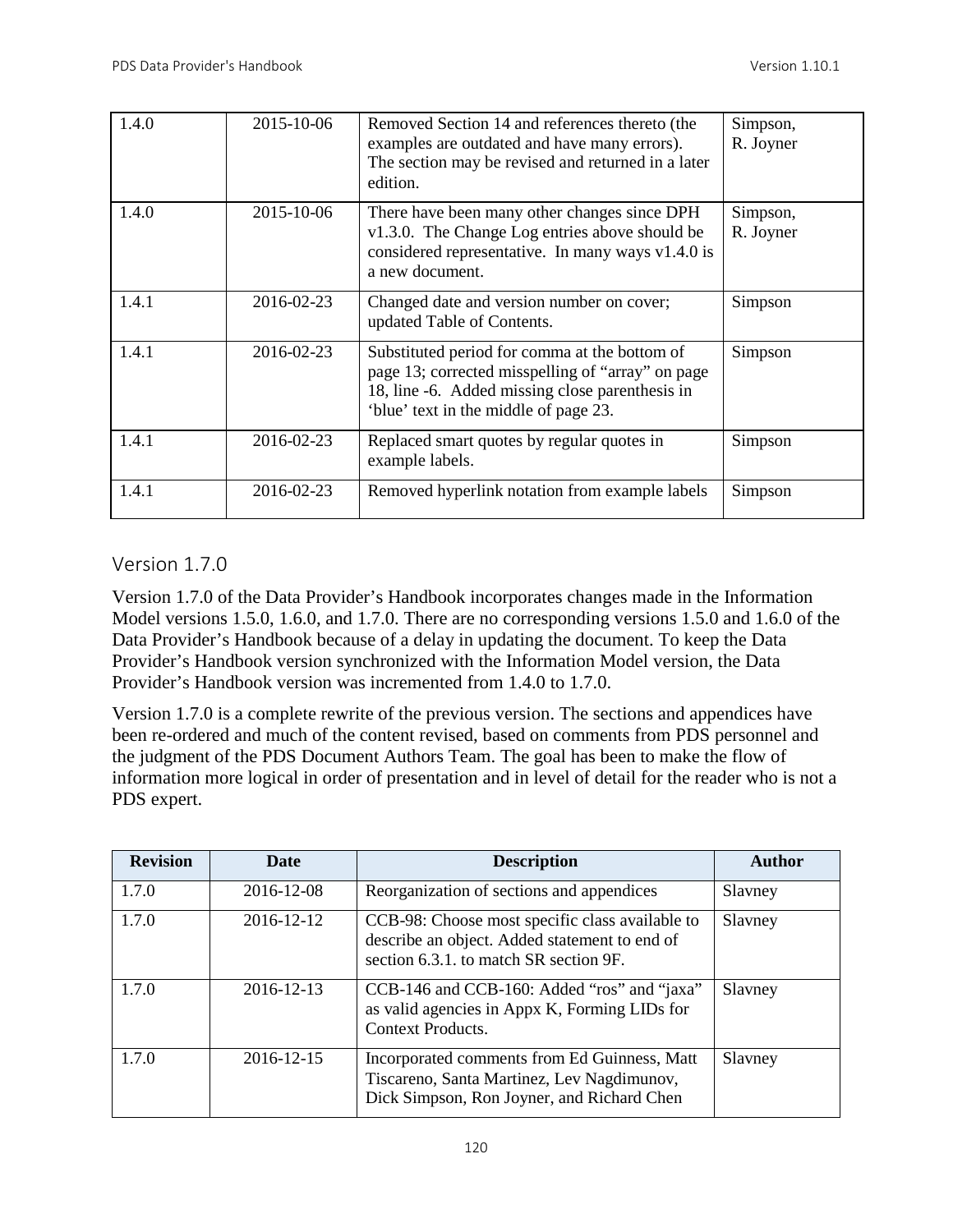| | | | |
|---|---|---|---|
| 1.4.0 | 2015-10-06 | Removed Section 14 and references thereto (the examples are outdated and have many errors). The section may be revised and returned in a later edition. | Simpson, R. Joyner |
| 1.4.0 | 2015-10-06 | There have been many other changes since DPH v1.3.0. The Change Log entries above should be considered representative. In many ways v1.4.0 is a new document. | Simpson, R. Joyner |
| 1.4.1 | 2016-02-23 | Changed date and version number on cover; updated Table of Contents. | Simpson |
| 1.4.1 | 2016-02-23 | Substituted period for comma at the bottom of page 13; corrected misspelling of “array” on page 18, line -6. Added missing close parenthesis in ‘blue’ text in the middle of page 23. | Simpson |
| 1.4.1 | 2016-02-23 | Replaced smart quotes by regular quotes in example labels. | Simpson |
| 1.4.1 | 2016-02-23 | Removed hyperlink notation from example labels | Simpson |

## Version 1.7.0

Version 1.7.0 of the Data Provider’s Handbook incorporates changes made in the Information Model versions 1.5.0, 1.6.0, and 1.7.0. There are no corresponding versions 1.5.0 and 1.6.0 of the Data Provider’s Handbook because of a delay in updating the document. To keep the Data Provider’s Handbook version synchronized with the Information Model version, the Data Provider’s Handbook version was incremented from 1.4.0 to 1.7.0.

Version 1.7.0 is a complete rewrite of the previous version. The sections and appendices have been re-ordered and much of the content revised, based on comments from PDS personnel and the judgment of the PDS Document Authors Team. The goal has been to make the flow of information more logical in order of presentation and in level of detail for the reader who is not a PDS expert.

| Revision | Date | Description | Author |
|---|---|---|---|
| 1.7.0 | 2016-12-08 | Reorganization of sections and appendices | Slavney |
| 1.7.0 | 2016-12-12 | CCB-98: Choose most specific class available to describe an object. Added statement to end of section 6.3.1. to match SR section 9F. | Slavney |
| 1.7.0 | 2016-12-13 | CCB-146 and CCB-160: Added “ros” and “jaxa” as valid agencies in Appx K, Forming LIDs for Context Products. | Slavney |
| 1.7.0 | 2016-12-15 | Incorporated comments from Ed Guinness, Matt Tiscareno, Santa Martinez, Lev Nagdimunov, Dick Simpson, Ron Joyner, and Richard Chen | Slavney |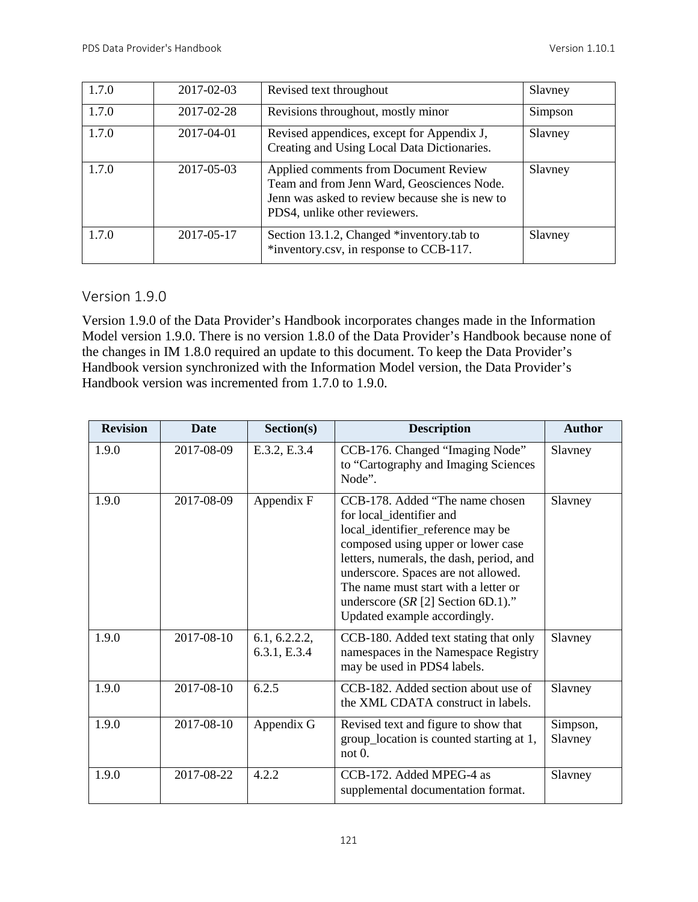| 1.7.0 | 2017-02-03 | Revised text throughout | Slavney |
|---|---|---|---|
| 1.7.0 | 2017-02-28 | Revisions throughout, mostly minor | Simpson |
| 1.7.0 | 2017-04-01 | Revised appendices, except for Appendix J, Creating and Using Local Data Dictionaries. | Slavney |
| 1.7.0 | 2017-05-03 | Applied comments from Document Review Team and from Jenn Ward, Geosciences Node. Jenn was asked to review because she is new to PDS4, unlike other reviewers. | Slavney |
| 1.7.0 | 2017-05-17 | Section 13.1.2, Changed *inventory.tab to *inventory.csv, in response to CCB-117. | Slavney |

## Version 1.9.0

Version 1.9.0 of the Data Provider's Handbook incorporates changes made in the Information Model version 1.9.0. There is no version 1.8.0 of the Data Provider's Handbook because none of the changes in IM 1.8.0 required an update to this document. To keep the Data Provider's Handbook version synchronized with the Information Model version, the Data Provider's Handbook version was incremented from 1.7.0 to 1.9.0.

| Revision | Date | Section(s) | Description | Author |
|---|---|---|---|---|
| 1.9.0 | 2017-08-09 | E.3.2, E.3.4 | CCB-176. Changed "Imaging Node" to "Cartography and Imaging Sciences Node". | Slavney |
| 1.9.0 | 2017-08-09 | Appendix F | CCB-178. Added "The name chosen for local_identifier and local_identifier_reference may be composed using upper or lower case letters, numerals, the dash, period, and underscore. Spaces are not allowed. The name must start with a letter or underscore (*SR* [2] Section 6D.1)." Updated example accordingly. | Slavney |
| 1.9.0 | 2017-08-10 | 6.1, 6.2.2.2, 6.3.1, E.3.4 | CCB-180. Added text stating that only namespaces in the Namespace Registry may be used in PDS4 labels. | Slavney |
| 1.9.0 | 2017-08-10 | 6.2.5 | CCB-182. Added section about use of the XML CDATA construct in labels. | Slavney |
| 1.9.0 | 2017-08-10 | Appendix G | Revised text and figure to show that group_location is counted starting at 1, not 0. | Simpson, Slavney |
| 1.9.0 | 2017-08-22 | 4.2.2 | CCB-172. Added MPEG-4 as supplemental documentation format. | Slavney |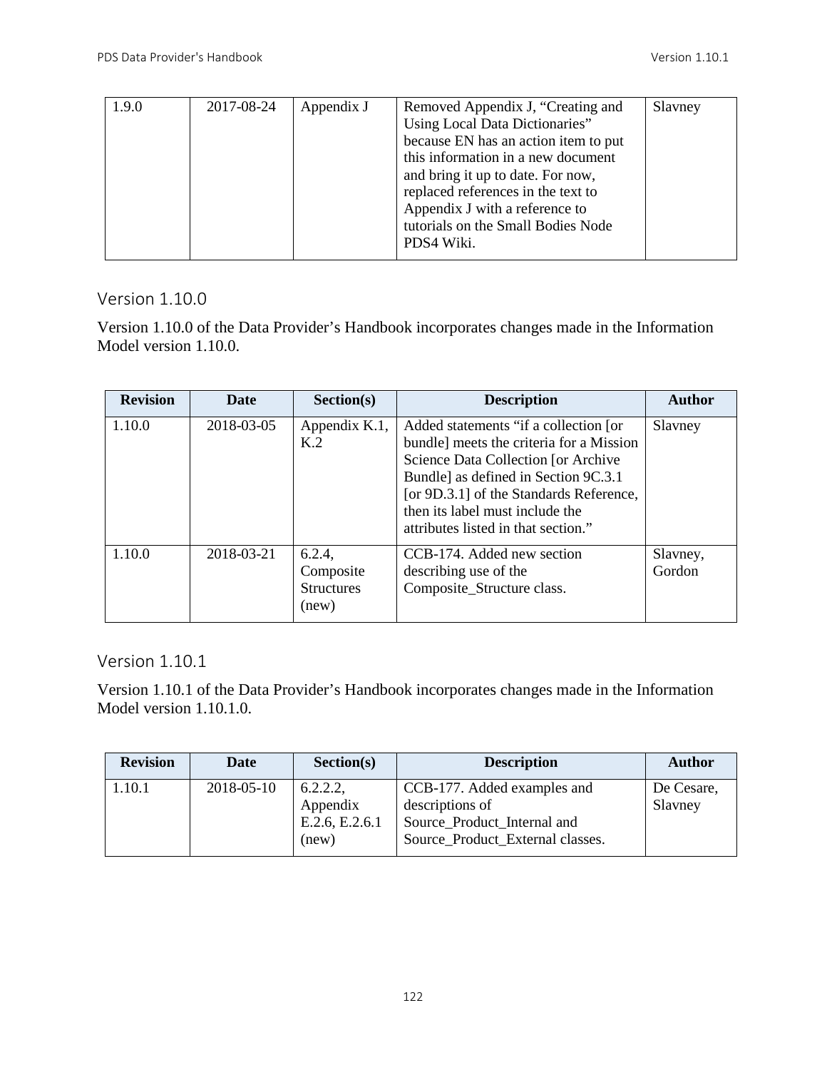| | | | | |
|---|---|---|---|---|
| 1.9.0 | 2017-08-24 | Appendix J | Removed Appendix J, "Creating and Using Local Data Dictionaries" because EN has an action item to put this information in a new document and bring it up to date. For now, replaced references in the text to Appendix J with a reference to tutorials on the Small Bodies Node PDS4 Wiki. | Slavney |

## Version 1.10.0

Version 1.10.0 of the Data Provider's Handbook incorporates changes made in the Information Model version 1.10.0.

| Revision | Date | Section(s) | Description | Author |
|---|---|---|---|---|
| 1.10.0 | 2018-03-05 | Appendix K.1, K.2 | Added statements "if a collection [or bundle] meets the criteria for a Mission Science Data Collection [or Archive Bundle] as defined in Section 9C.3.1 [or 9D.3.1] of the Standards Reference, then its label must include the attributes listed in that section." | Slavney |
| 1.10.0 | 2018-03-21 | 6.2.4, Composite Structures (new) | CCB-174. Added new section describing use of the Composite_Structure class. | Slavney, Gordon |

## Version 1.10.1

Version 1.10.1 of the Data Provider's Handbook incorporates changes made in the Information Model version 1.10.1.0.

| Revision | Date | Section(s) | Description | Author |
|---|---|---|---|---|
| 1.10.1 | 2018-05-10 | 6.2.2.2, Appendix E.2.6, E.2.6.1 (new) | CCB-177. Added examples and descriptions of Source_Product_Internal and Source_Product_External classes. | De Cesare, Slavney |